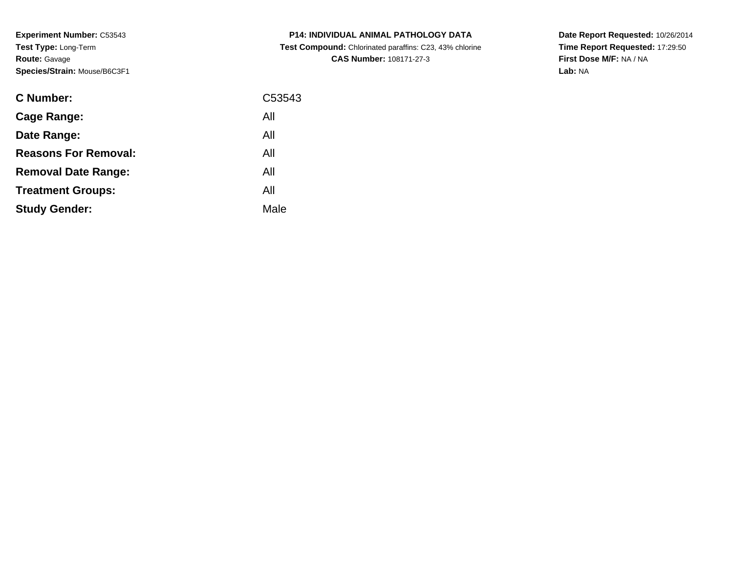**Experiment Number:** C53543
**Test Type:** Long-Term
**Route:** Gavage
**Species/Strain:** Mouse/B6C3F1

**P14: INDIVIDUAL ANIMAL PATHOLOGY DATA**
**Test Compound:** Chlorinated paraffins: C23, 43% chlorine
**CAS Number:** 108171-27-3

**Date Report Requested:** 10/26/2014
**Time Report Requested:** 17:29:50
**First Dose M/F:** NA / NA
**Lab:** NA

| | |
|---|---|
| **C Number:** | C53543 |
| **Cage Range:** | All |
| **Date Range:** | All |
| **Reasons For Removal:** | All |
| **Removal Date Range:** | All |
| **Treatment Groups:** | All |
| **Study Gender:** | Male |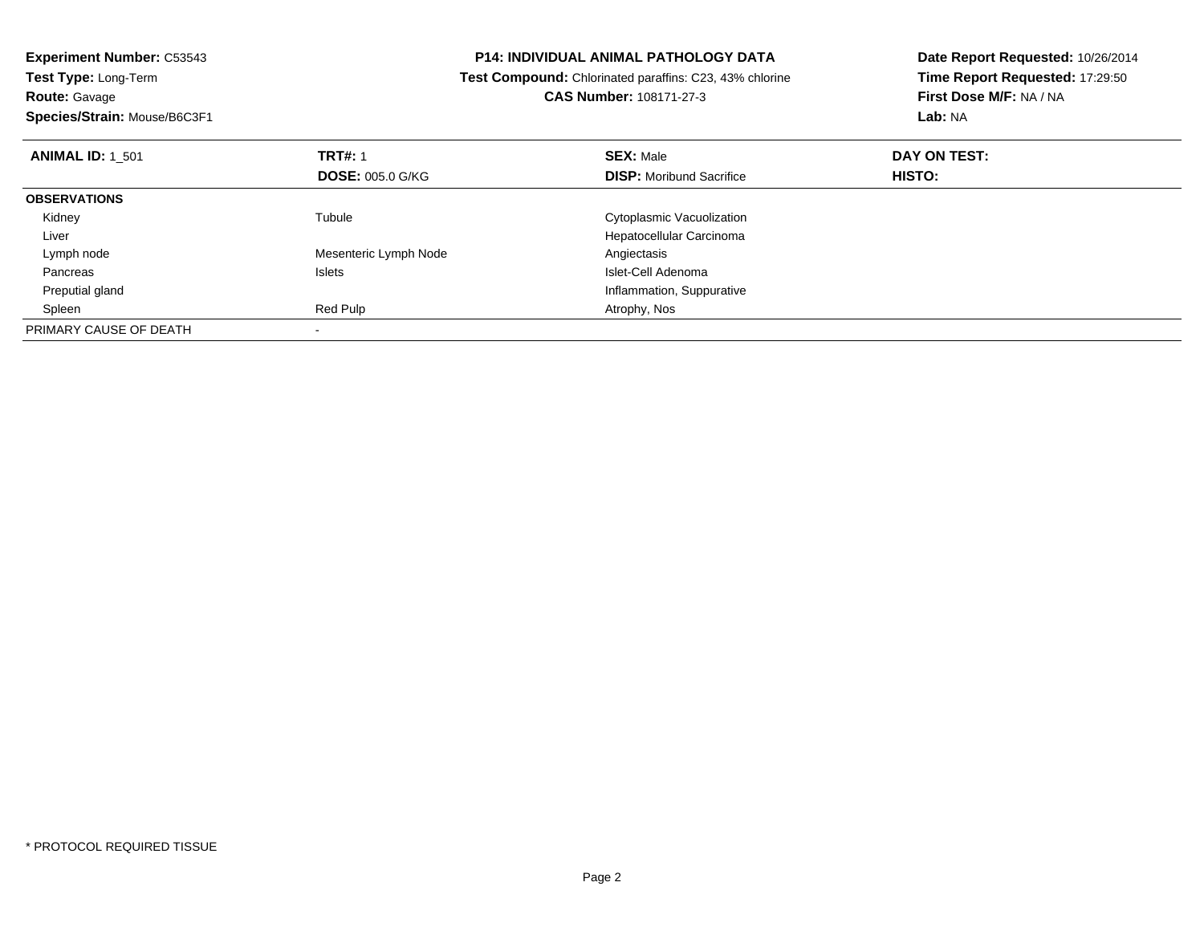**Experiment Number:** C53543
**Test Type:** Long-Term
**Route:** Gavage
**Species/Strain:** Mouse/B6C3F1

**P14: INDIVIDUAL ANIMAL PATHOLOGY DATA**
**Test Compound:** Chlorinated paraffins: C23, 43% chlorine
**CAS Number:** 108171-27-3

**Date Report Requested:** 10/26/2014
**Time Report Requested:** 17:29:50
**First Dose M/F:** NA / NA
**Lab:** NA

| **ANIMAL ID:** 1_501 | **TRT#:** 1 | **SEX:** Male | **DAY ON TEST:** |
|---|---|---|---|
| | **DOSE:** 005.0 G/KG | **DISP:** Moribund Sacrifice | **HISTO:** |
| **OBSERVATIONS** | | | |
| Kidney | Tubule | Cytoplasmic Vacuolization | |
| Liver | | Hepatocellular Carcinoma | |
| Lymph node | Mesenteric Lymph Node | Angiectasis | |
| Pancreas | Islets | Islet-Cell Adenoma | |
| Preputial gland | | Inflammation, Suppurative | |
| Spleen | Red Pulp | Atrophy, Nos | |
| PRIMARY CAUSE OF DEATH | - | | |

* PROTOCOL REQUIRED TISSUE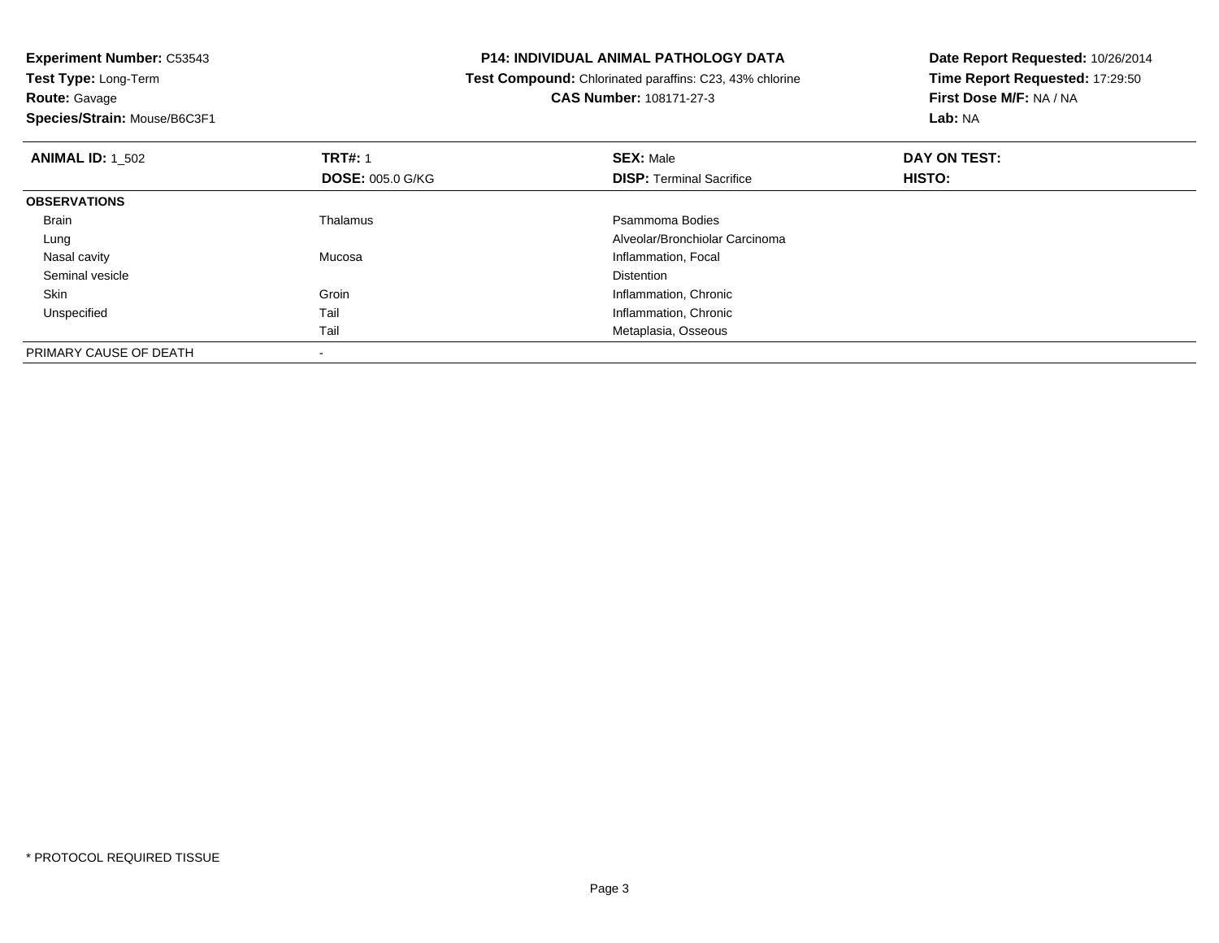**Experiment Number:** C53543
**Test Type:** Long-Term
**Route:** Gavage
**Species/Strain:** Mouse/B6C3F1

**P14: INDIVIDUAL ANIMAL PATHOLOGY DATA**
**Test Compound:** Chlorinated paraffins: C23, 43% chlorine
**CAS Number:** 108171-27-3

**Date Report Requested:** 10/26/2014
**Time Report Requested:** 17:29:50
**First Dose M/F:** NA / NA
**Lab:** NA

| **ANIMAL ID:** 1_502 | **TRT#:** 1 | **SEX:** Male | **DAY ON TEST:** |
|---|---|---|---|
| | **DOSE:** 005.0 G/KG | **DISP:** Terminal Sacrifice | **HISTO:** |
| **OBSERVATIONS** | | | |
| Brain | Thalamus | Psammoma Bodies | |
| Lung | | Alveolar/Bronchiolar Carcinoma | |
| Nasal cavity | Mucosa | Inflammation, Focal | |
| Seminal vesicle | | Distention | |
| Skin | Groin | Inflammation, Chronic | |
| Unspecified | Tail | Inflammation, Chronic | |
| | Tail | Metaplasia, Osseous | |
| PRIMARY CAUSE OF DEATH | - | | |

* PROTOCOL REQUIRED TISSUE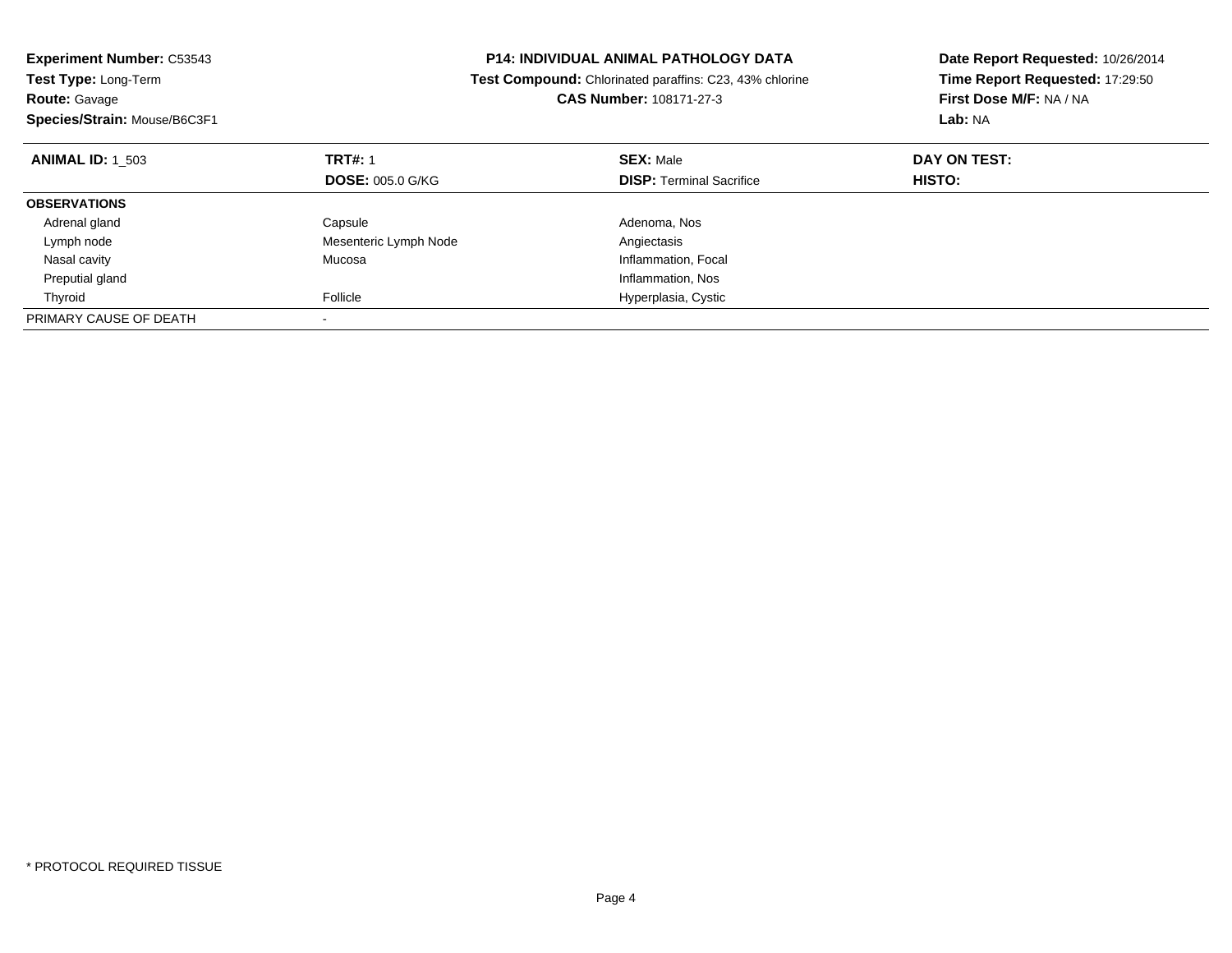**Experiment Number:** C53543
**Test Type:** Long-Term
**Route:** Gavage
**Species/Strain:** Mouse/B6C3F1

**P14: INDIVIDUAL ANIMAL PATHOLOGY DATA**
**Test Compound:** Chlorinated paraffins: C23, 43% chlorine
**CAS Number:** 108171-27-3

**Date Report Requested:** 10/26/2014
**Time Report Requested:** 17:29:50
**First Dose M/F:** NA / NA
**Lab:** NA

| **ANIMAL ID:** 1_503 | **TRT#:** 1 | **SEX:** Male | **DAY ON TEST:** |
|---|---|---|---|
| | **DOSE:** 005.0 G/KG | **DISP:** Terminal Sacrifice | **HISTO:** |
| **OBSERVATIONS** | | | |
| Adrenal gland | Capsule | Adenoma, Nos | |
| Lymph node | Mesenteric Lymph Node | Angiectasis | |
| Nasal cavity | Mucosa | Inflammation, Focal | |
| Preputial gland | | Inflammation, Nos | |
| Thyroid | Follicle | Hyperplasia, Cystic | |
| PRIMARY CAUSE OF DEATH | - | | |

\* PROTOCOL REQUIRED TISSUE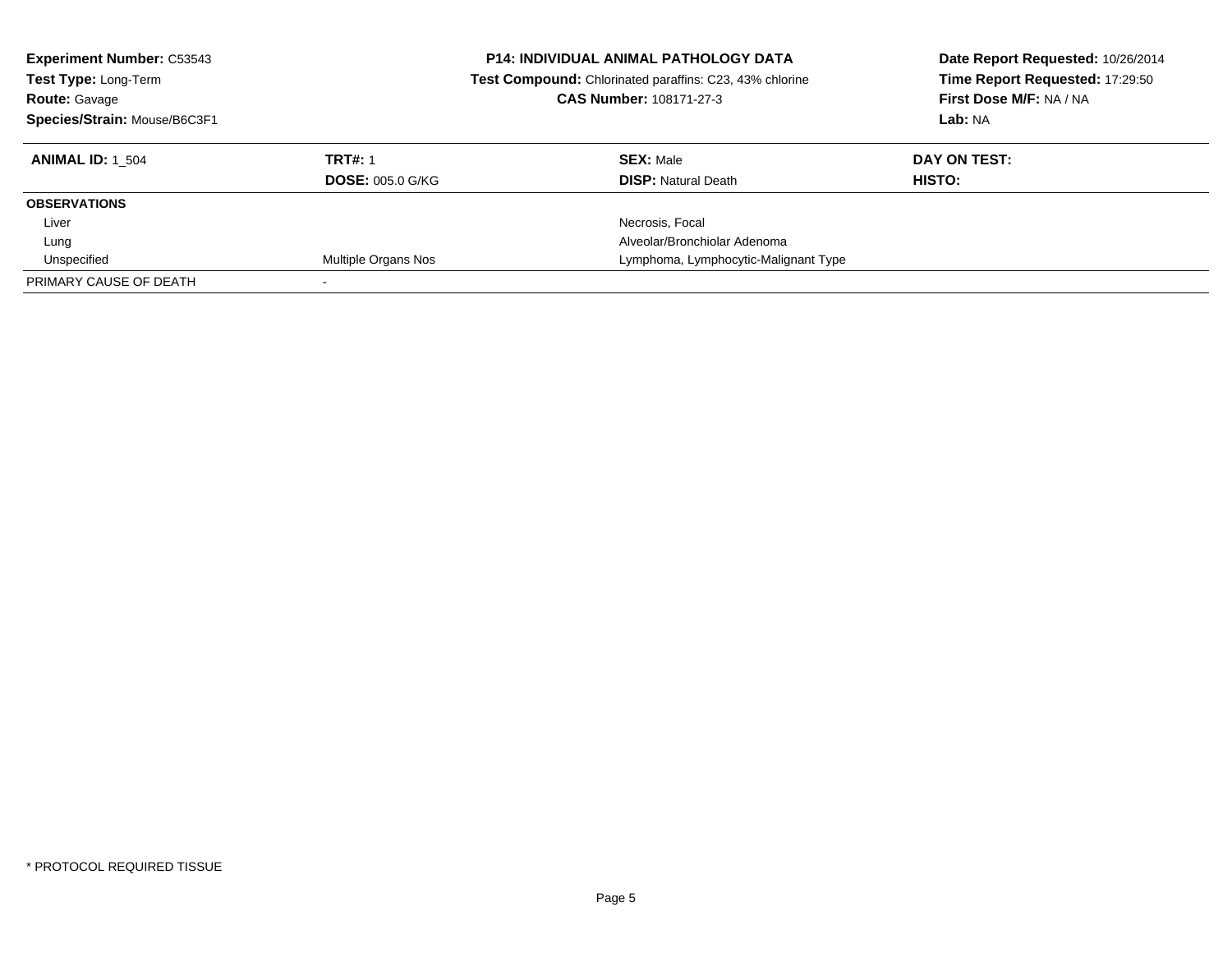**Experiment Number:** C53543
**Test Type:** Long-Term
**Route:** Gavage
**Species/Strain:** Mouse/B6C3F1

**P14: INDIVIDUAL ANIMAL PATHOLOGY DATA**
**Test Compound:** Chlorinated paraffins: C23, 43% chlorine
**CAS Number:** 108171-27-3

**Date Report Requested:** 10/26/2014
**Time Report Requested:** 17:29:50
**First Dose M/F:** NA / NA
**Lab:** NA

| **ANIMAL ID:** 1_504 | **TRT#:** 1 | **SEX:** Male | **DAY ON TEST:** |
|---|---|---|---|
| | **DOSE:** 005.0 G/KG | **DISP:** Natural Death | **HISTO:** |
| **OBSERVATIONS** | | | |
| Liver | | Necrosis, Focal | |
| Lung | | Alveolar/Bronchiolar Adenoma | |
| Unspecified | Multiple Organs Nos | Lymphoma, Lymphocytic-Malignant Type | |
| PRIMARY CAUSE OF DEATH | - | | |

* PROTOCOL REQUIRED TISSUE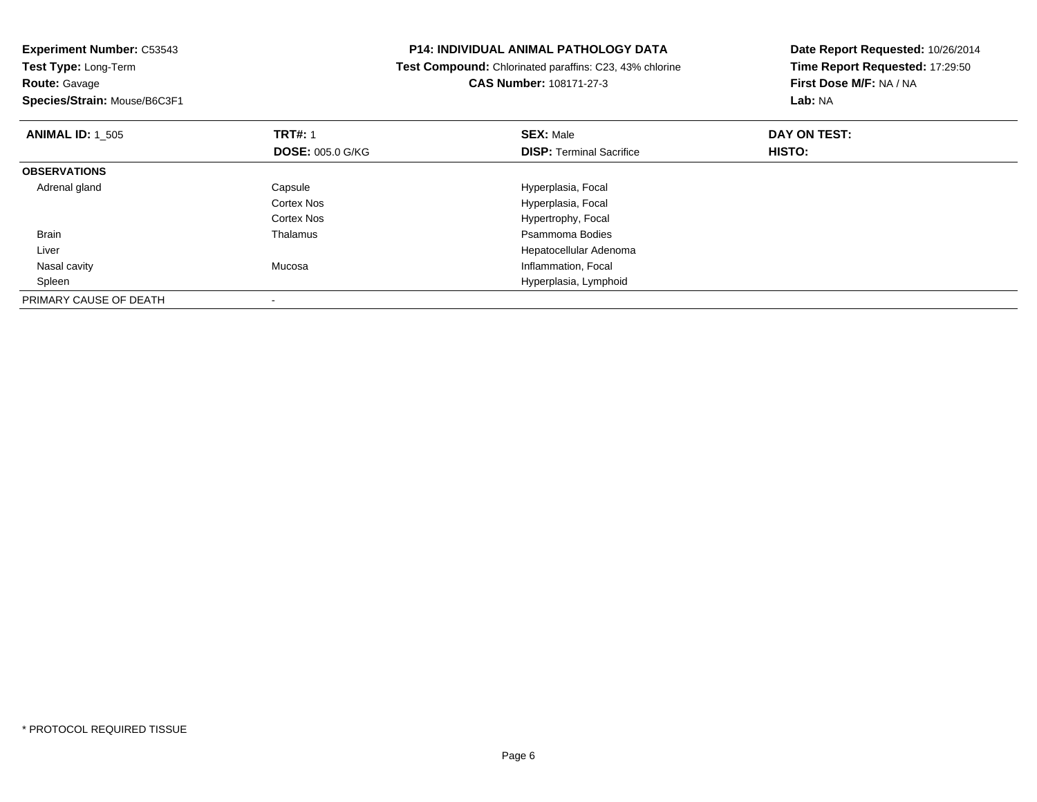**Experiment Number:** C53543
**Test Type:** Long-Term
**Route:** Gavage
**Species/Strain:** Mouse/B6C3F1

**P14: INDIVIDUAL ANIMAL PATHOLOGY DATA**
**Test Compound:** Chlorinated paraffins: C23, 43% chlorine
**CAS Number:** 108171-27-3

**Date Report Requested:** 10/26/2014
**Time Report Requested:** 17:29:50
**First Dose M/F:** NA / NA
**Lab:** NA

| **ANIMAL ID:** 1_505 | **TRT#:** 1 | **SEX:** Male | **DAY ON TEST:** |
|---|---|---|---|
| | **DOSE:** 005.0 G/KG | **DISP:** Terminal Sacrifice | **HISTO:** |
| **OBSERVATIONS** | | | |
| Adrenal gland | Capsule | Hyperplasia, Focal | |
| | Cortex Nos | Hyperplasia, Focal | |
| | Cortex Nos | Hypertrophy, Focal | |
| Brain | Thalamus | Psammoma Bodies | |
| Liver | | Hepatocellular Adenoma | |
| Nasal cavity | Mucosa | Inflammation, Focal | |
| Spleen | | Hyperplasia, Lymphoid | |
| PRIMARY CAUSE OF DEATH | - | | |

\* PROTOCOL REQUIRED TISSUE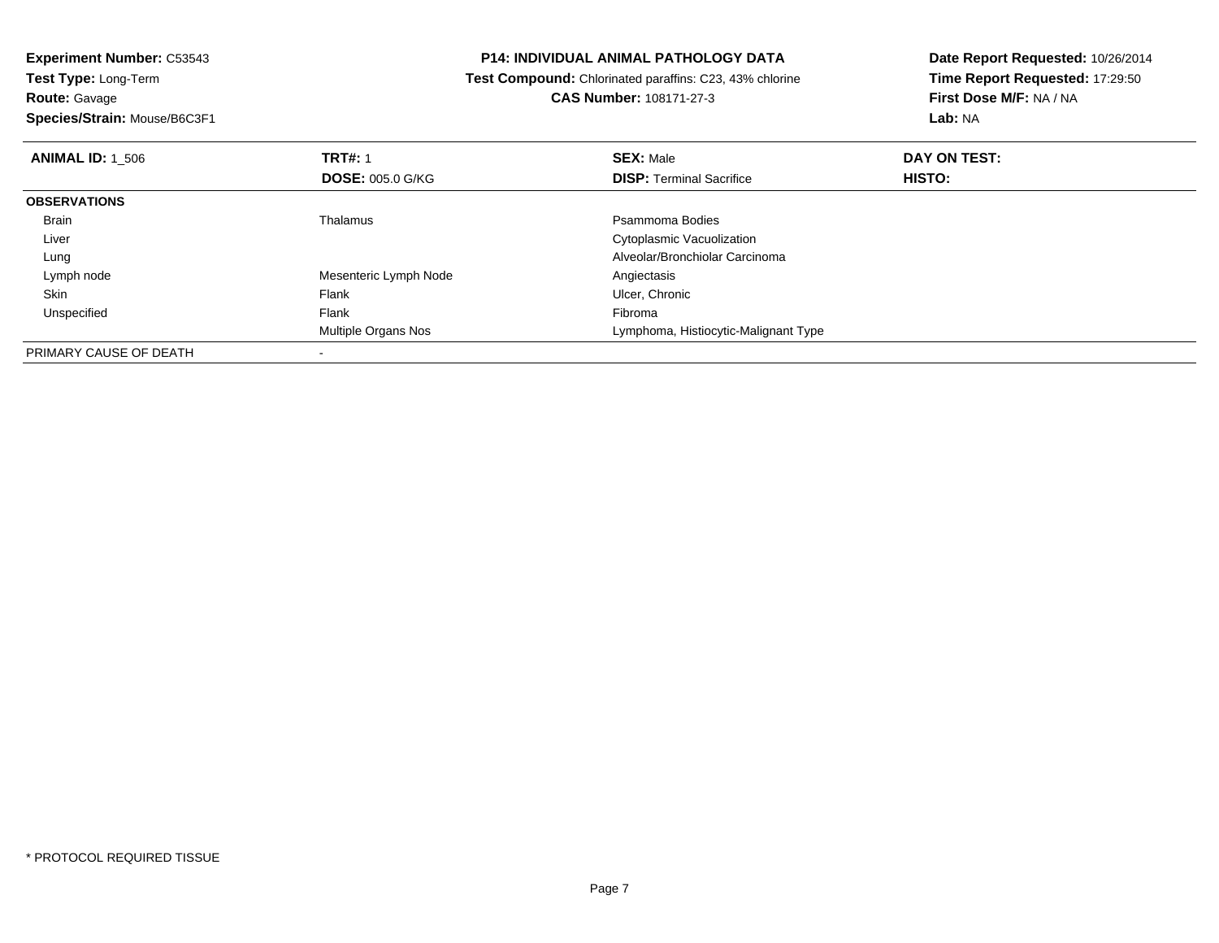**Experiment Number:** C53543
**Test Type:** Long-Term
**Route:** Gavage
**Species/Strain:** Mouse/B6C3F1

**P14: INDIVIDUAL ANIMAL PATHOLOGY DATA**
**Test Compound:** Chlorinated paraffins: C23, 43% chlorine
**CAS Number:** 108171-27-3

**Date Report Requested:** 10/26/2014
**Time Report Requested:** 17:29:50
**First Dose M/F:** NA / NA
**Lab:** NA

| **ANIMAL ID:** 1_506 | **TRT#:** 1 | **SEX:** Male | **DAY ON TEST:** |
|---|---|---|---|
| | **DOSE:** 005.0 G/KG | **DISP:** Terminal Sacrifice | **HISTO:** |
| **OBSERVATIONS** | | | |
| Brain | Thalamus | Psammoma Bodies | |
| Liver | | Cytoplasmic Vacuolization | |
| Lung | | Alveolar/Bronchiolar Carcinoma | |
| Lymph node | Mesenteric Lymph Node | Angiectasis | |
| Skin | Flank | Ulcer, Chronic | |
| Unspecified | Flank | Fibroma | |
| | Multiple Organs Nos | Lymphoma, Histiocytic-Malignant Type | |
| PRIMARY CAUSE OF DEATH | - | | |

\* PROTOCOL REQUIRED TISSUE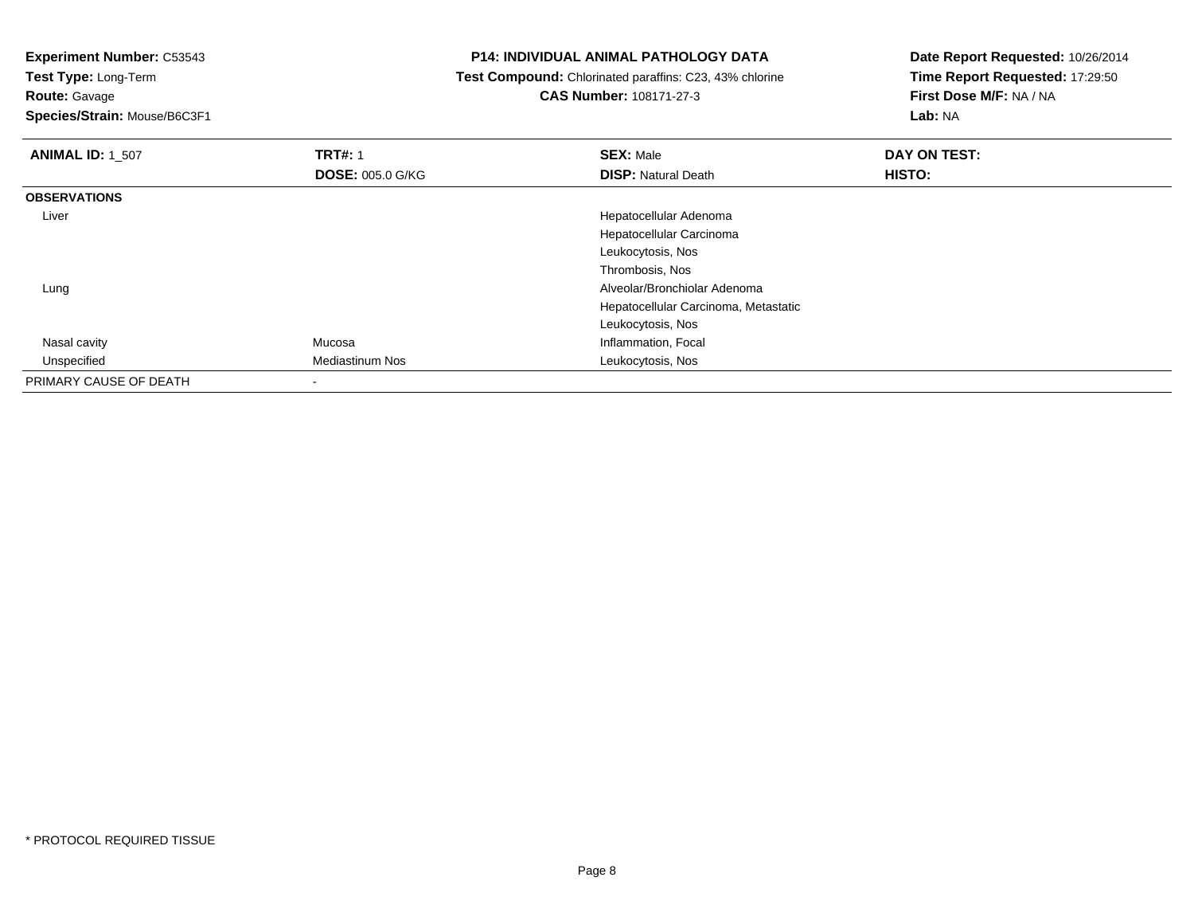**Experiment Number:** C53543
**Test Type:** Long-Term
**Route:** Gavage
**Species/Strain:** Mouse/B6C3F1

**P14: INDIVIDUAL ANIMAL PATHOLOGY DATA**
**Test Compound:** Chlorinated paraffins: C23, 43% chlorine
**CAS Number:** 108171-27-3

**Date Report Requested:** 10/26/2014
**Time Report Requested:** 17:29:50
**First Dose M/F:** NA / NA
**Lab:** NA

| **ANIMAL ID:** 1_507 | **TRT#:** 1 | **SEX:** Male | **DAY ON TEST:** |
|---|---|---|---|
| | **DOSE:** 005.0 G/KG | **DISP:** Natural Death | **HISTO:** |
| **OBSERVATIONS** | | | |
| Liver | | Hepatocellular Adenoma | |
| | | Hepatocellular Carcinoma | |
| | | Leukocytosis, Nos | |
| | | Thrombosis, Nos | |
| Lung | | Alveolar/Bronchiolar Adenoma | |
| | | Hepatocellular Carcinoma, Metastatic | |
| | | Leukocytosis, Nos | |
| Nasal cavity | Mucosa | Inflammation, Focal | |
| Unspecified | Mediastinum Nos | Leukocytosis, Nos | |
| PRIMARY CAUSE OF DEATH | - | | |

* PROTOCOL REQUIRED TISSUE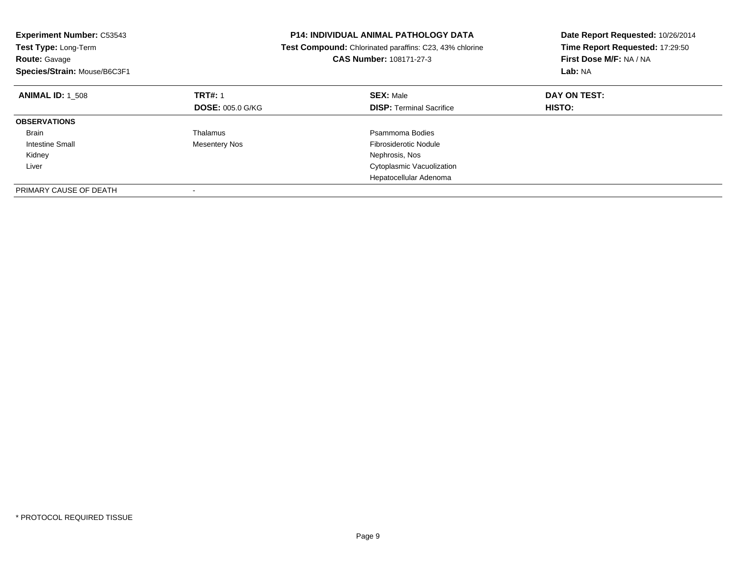**Experiment Number:** C53543
**Test Type:** Long-Term
**Route:** Gavage
**Species/Strain:** Mouse/B6C3F1

**P14: INDIVIDUAL ANIMAL PATHOLOGY DATA**
**Test Compound:** Chlorinated paraffins: C23, 43% chlorine
**CAS Number:** 108171-27-3

**Date Report Requested:** 10/26/2014
**Time Report Requested:** 17:29:50
**First Dose M/F:** NA / NA
**Lab:** NA

| **ANIMAL ID:** 1_508 | **TRT#:** 1 | **SEX:** Male | **DAY ON TEST:** |
|---|---|---|---|
| | **DOSE:** 005.0 G/KG | **DISP:** Terminal Sacrifice | **HISTO:** |
| **OBSERVATIONS** | | | |
| Brain | Thalamus | Psammoma Bodies | |
| Intestine Small | Mesentery Nos | Fibrosiderotic Nodule | |
| Kidney | | Nephrosis, Nos | |
| Liver | | Cytoplasmic Vacuolization | |
| | | Hepatocellular Adenoma | |
| PRIMARY CAUSE OF DEATH | - | | |

* PROTOCOL REQUIRED TISSUE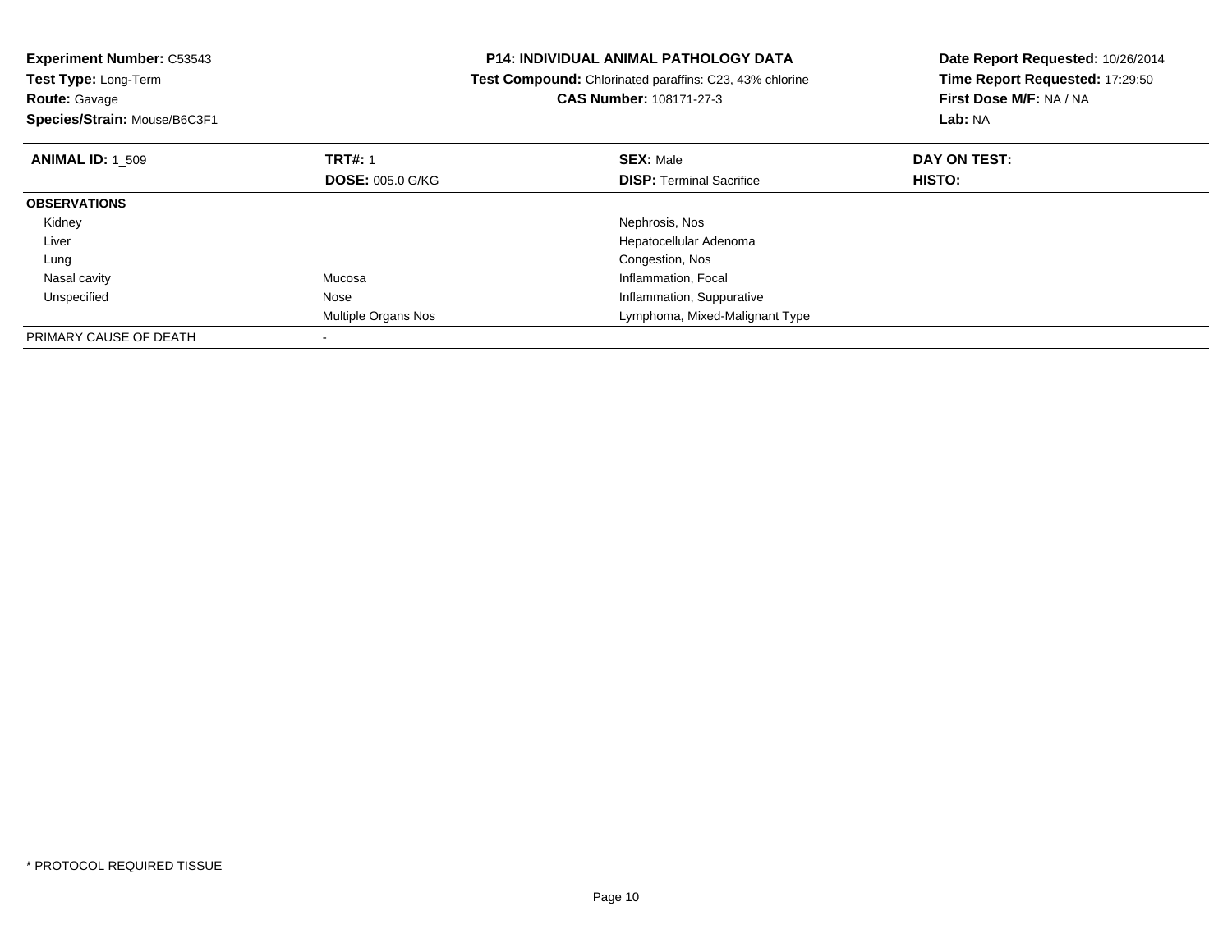**Experiment Number:** C53543
**Test Type:** Long-Term
**Route:** Gavage
**Species/Strain:** Mouse/B6C3F1

**P14: INDIVIDUAL ANIMAL PATHOLOGY DATA**
**Test Compound:** Chlorinated paraffins: C23, 43% chlorine
**CAS Number:** 108171-27-3

**Date Report Requested:** 10/26/2014
**Time Report Requested:** 17:29:50
**First Dose M/F:** NA / NA
**Lab:** NA

| **ANIMAL ID:** 1_509 | **TRT#:** 1 | **SEX:** Male | **DAY ON TEST:** |
|---|---|---|---|
| | **DOSE:** 005.0 G/KG | **DISP:** Terminal Sacrifice | **HISTO:** |
| **OBSERVATIONS** | | | |
| Kidney | | Nephrosis, Nos | |
| Liver | | Hepatocellular Adenoma | |
| Lung | | Congestion, Nos | |
| Nasal cavity | Mucosa | Inflammation, Focal | |
| Unspecified | Nose | Inflammation, Suppurative | |
| | Multiple Organs Nos | Lymphoma, Mixed-Malignant Type | |
| PRIMARY CAUSE OF DEATH | - | | |

\* PROTOCOL REQUIRED TISSUE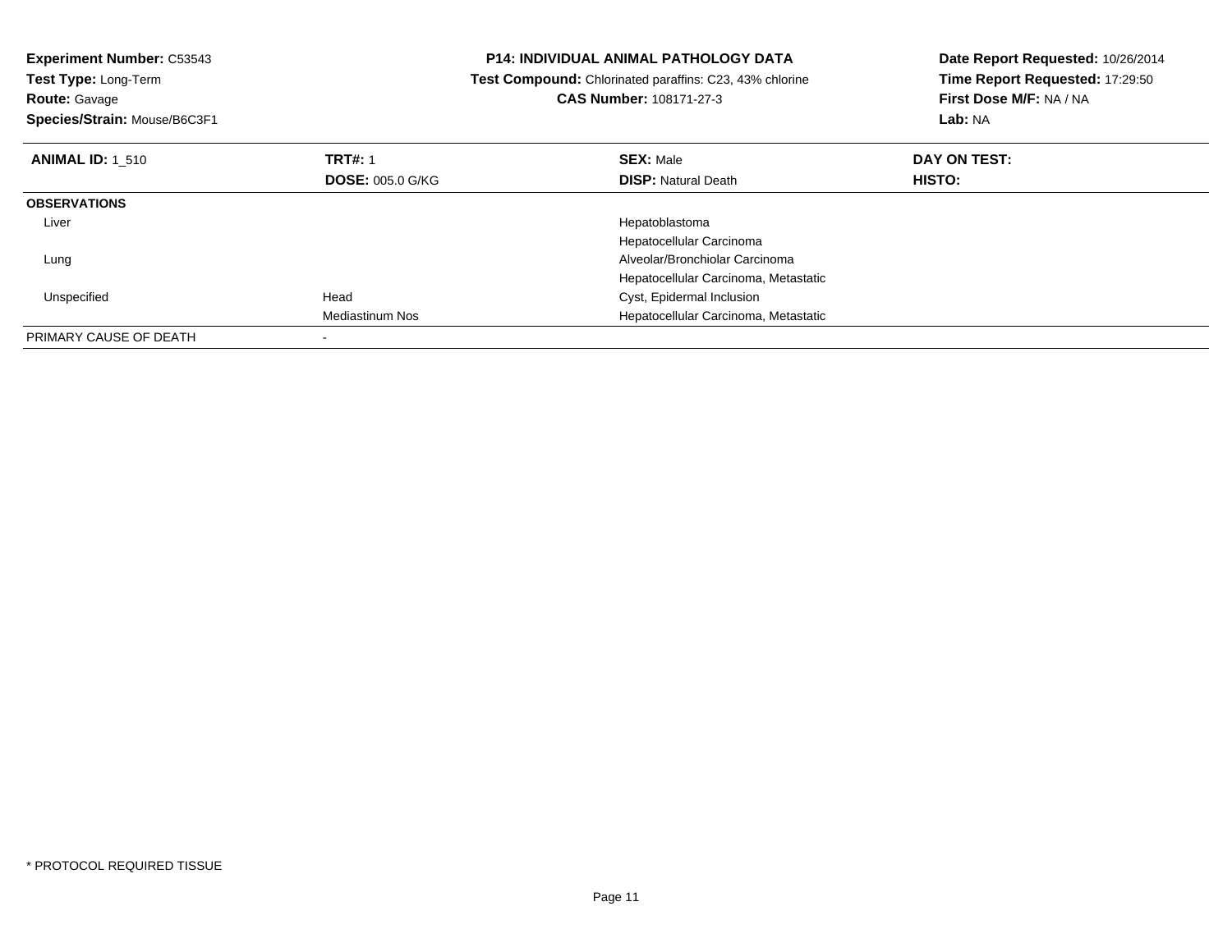**Experiment Number:** C53543
**Test Type:** Long-Term
**Route:** Gavage
**Species/Strain:** Mouse/B6C3F1

**P14: INDIVIDUAL ANIMAL PATHOLOGY DATA**
**Test Compound:** Chlorinated paraffins: C23, 43% chlorine
**CAS Number:** 108171-27-3

**Date Report Requested:** 10/26/2014
**Time Report Requested:** 17:29:50
**First Dose M/F:** NA / NA
**Lab:** NA

| **ANIMAL ID:** 1_510 | **TRT#:** 1 | **SEX:** Male | **DAY ON TEST:** |
|---|---|---|---|
| | **DOSE:** 005.0 G/KG | **DISP:** Natural Death | **HISTO:** |
| **OBSERVATIONS** | | | |
| Liver | | Hepatoblastoma | |
| | | Hepatocellular Carcinoma | |
| Lung | | Alveolar/Bronchiolar Carcinoma | |
| | | Hepatocellular Carcinoma, Metastatic | |
| Unspecified | Head | Cyst, Epidermal Inclusion | |
| | Mediastinum Nos | Hepatocellular Carcinoma, Metastatic | |
| PRIMARY CAUSE OF DEATH | - | | |

\* PROTOCOL REQUIRED TISSUE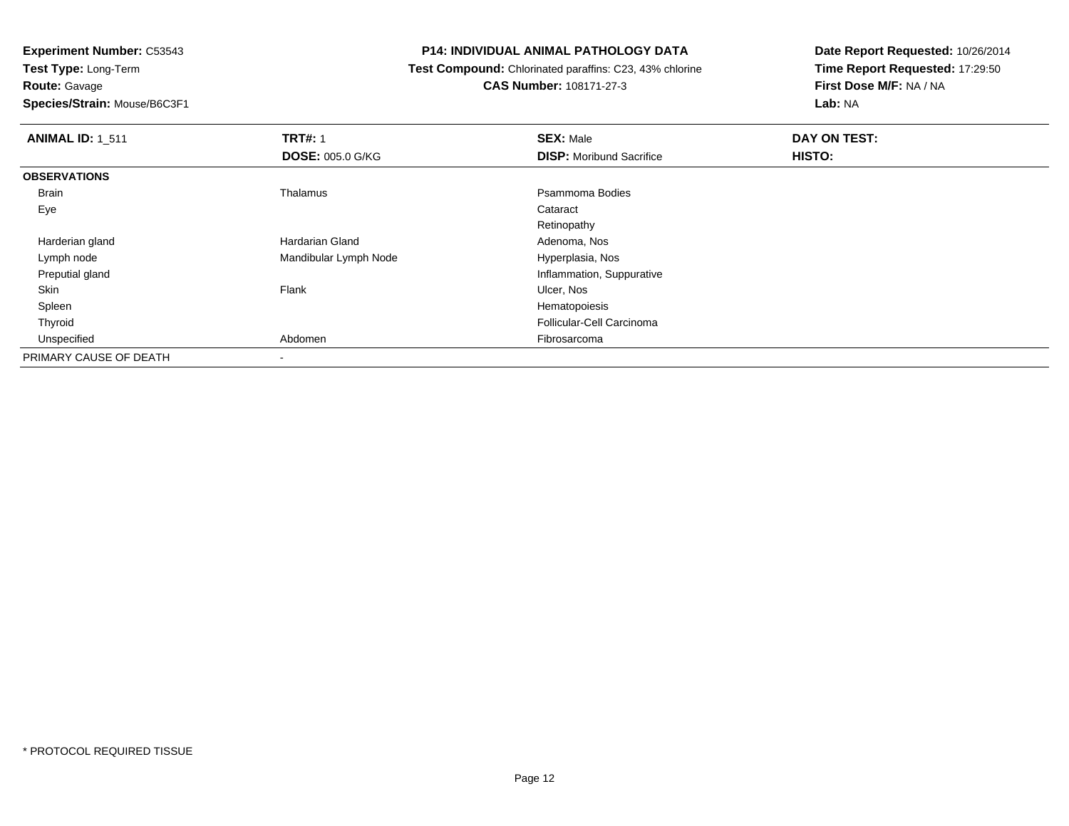**Experiment Number:** C53543
**Test Type:** Long-Term
**Route:** Gavage
**Species/Strain:** Mouse/B6C3F1

**P14: INDIVIDUAL ANIMAL PATHOLOGY DATA**
**Test Compound:** Chlorinated paraffins: C23, 43% chlorine
**CAS Number:** 108171-27-3

**Date Report Requested:** 10/26/2014
**Time Report Requested:** 17:29:50
**First Dose M/F:** NA / NA
**Lab:** NA

| **ANIMAL ID:** 1_511 | **TRT#:** 1 | **SEX:** Male | **DAY ON TEST:** |
|---|---|---|---|
| | **DOSE:** 005.0 G/KG | **DISP:** Moribund Sacrifice | **HISTO:** |
| **OBSERVATIONS** | | | |
| Brain | Thalamus | Psammoma Bodies | |
| Eye | | Cataract | |
| | | Retinopathy | |
| Harderian gland | Hardarian Gland | Adenoma, Nos | |
| Lymph node | Mandibular Lymph Node | Hyperplasia, Nos | |
| Preputial gland | | Inflammation, Suppurative | |
| Skin | Flank | Ulcer, Nos | |
| Spleen | | Hematopoiesis | |
| Thyroid | | Follicular-Cell Carcinoma | |
| Unspecified | Abdomen | Fibrosarcoma | |
| PRIMARY CAUSE OF DEATH | - | | |

* PROTOCOL REQUIRED TISSUE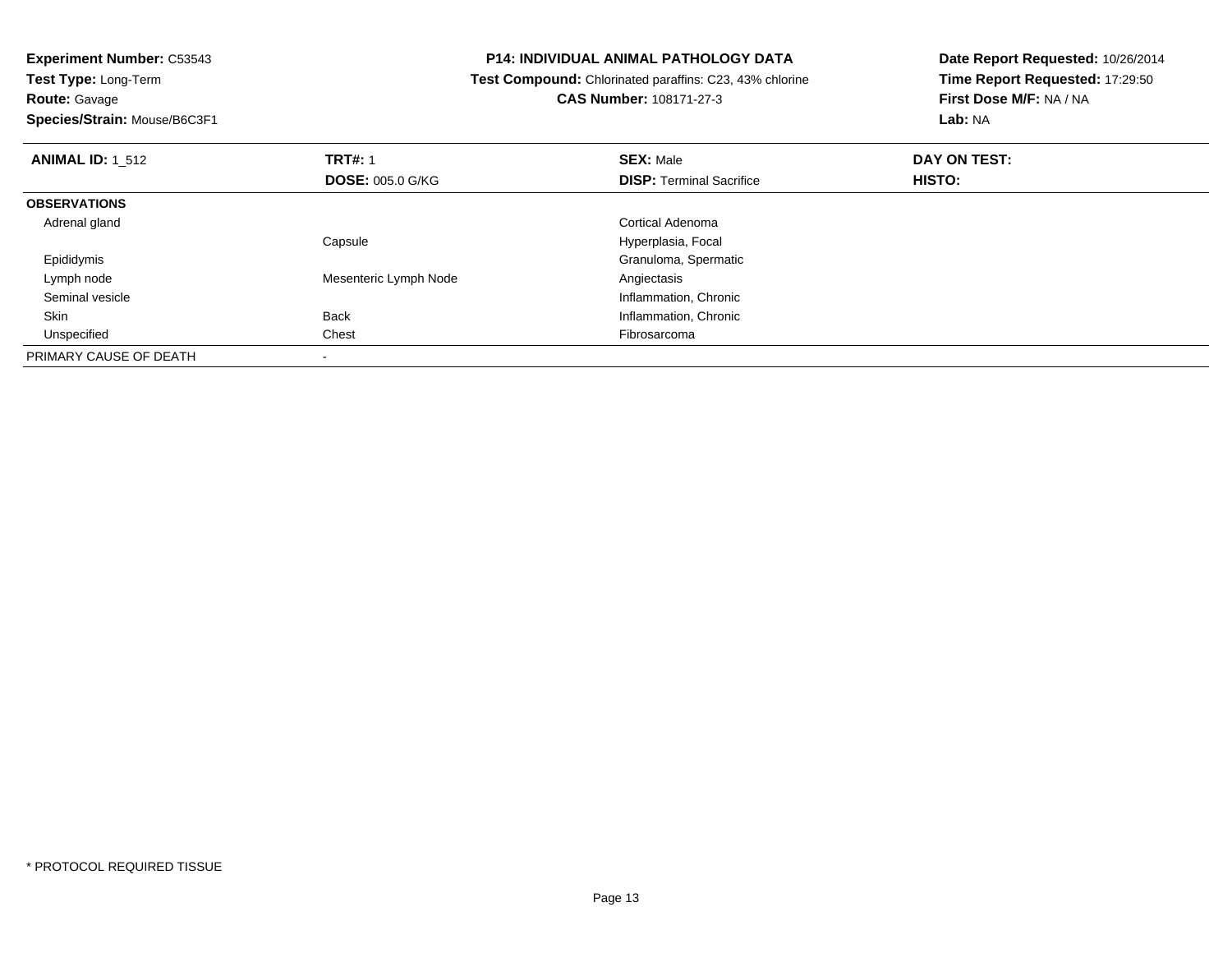**Experiment Number:** C53543
**Test Type:** Long-Term
**Route:** Gavage
**Species/Strain:** Mouse/B6C3F1

**P14: INDIVIDUAL ANIMAL PATHOLOGY DATA**
**Test Compound:** Chlorinated paraffins: C23, 43% chlorine
**CAS Number:** 108171-27-3

**Date Report Requested:** 10/26/2014
**Time Report Requested:** 17:29:50
**First Dose M/F:** NA / NA
**Lab:** NA

| **ANIMAL ID:** 1_512 | **TRT#:** 1 | **SEX:** Male | **DAY ON TEST:** |
|---|---|---|---|
| | **DOSE:** 005.0 G/KG | **DISP:** Terminal Sacrifice | **HISTO:** |
| **OBSERVATIONS** | | | |
| Adrenal gland | | Cortical Adenoma | |
| | Capsule | Hyperplasia, Focal | |
| Epididymis | | Granuloma, Spermatic | |
| Lymph node | Mesenteric Lymph Node | Angiectasis | |
| Seminal vesicle | | Inflammation, Chronic | |
| Skin | Back | Inflammation, Chronic | |
| Unspecified | Chest | Fibrosarcoma | |
| PRIMARY CAUSE OF DEATH | - | | |

* PROTOCOL REQUIRED TISSUE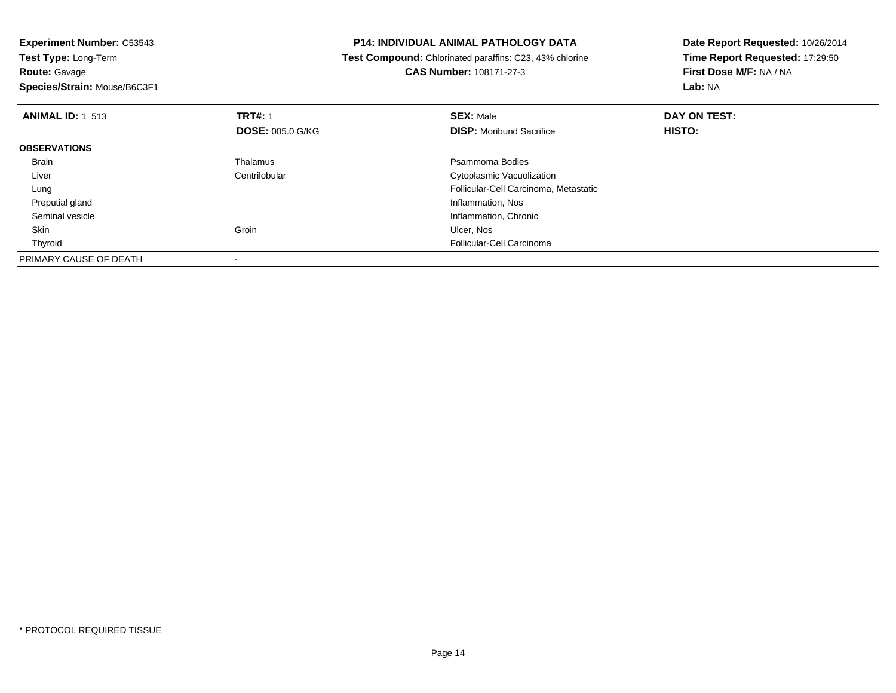**Experiment Number:** C53543
**Test Type:** Long-Term
**Route:** Gavage
**Species/Strain:** Mouse/B6C3F1

**P14: INDIVIDUAL ANIMAL PATHOLOGY DATA**
**Test Compound:** Chlorinated paraffins: C23, 43% chlorine
**CAS Number:** 108171-27-3

**Date Report Requested:** 10/26/2014
**Time Report Requested:** 17:29:50
**First Dose M/F:** NA / NA
**Lab:** NA

| **ANIMAL ID:** 1_513 | **TRT#:** 1 | **SEX:** Male | **DAY ON TEST:** |
|---|---|---|---|
| | **DOSE:** 005.0 G/KG | **DISP:** Moribund Sacrifice | **HISTO:** |
| **OBSERVATIONS** | | | |
| Brain | Thalamus | Psammoma Bodies | |
| Liver | Centrilobular | Cytoplasmic Vacuolization | |
| Lung | | Follicular-Cell Carcinoma, Metastatic | |
| Preputial gland | | Inflammation, Nos | |
| Seminal vesicle | | Inflammation, Chronic | |
| Skin | Groin | Ulcer, Nos | |
| Thyroid | | Follicular-Cell Carcinoma | |
| PRIMARY CAUSE OF DEATH | - | | |

* PROTOCOL REQUIRED TISSUE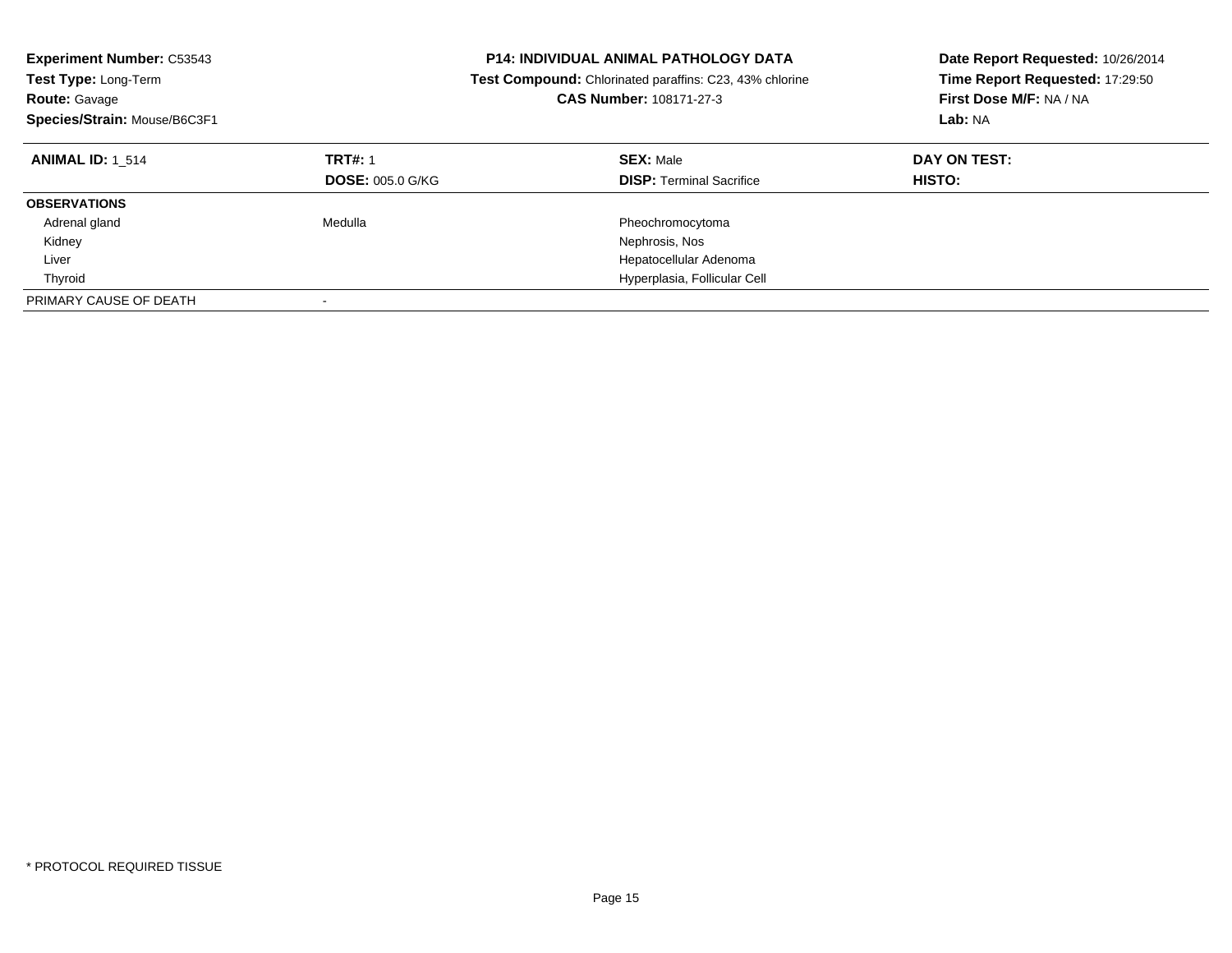**Experiment Number:** C53543
**Test Type:** Long-Term
**Route:** Gavage
**Species/Strain:** Mouse/B6C3F1

**P14: INDIVIDUAL ANIMAL PATHOLOGY DATA**
**Test Compound:** Chlorinated paraffins: C23, 43% chlorine
**CAS Number:** 108171-27-3

**Date Report Requested:** 10/26/2014
**Time Report Requested:** 17:29:50
**First Dose M/F:** NA / NA
**Lab:** NA

| **ANIMAL ID:** 1_514 | **TRT#:** 1 | **SEX:** Male | **DAY ON TEST:** |
|---|---|---|---|
| | **DOSE:** 005.0 G/KG | **DISP:** Terminal Sacrifice | **HISTO:** |
| **OBSERVATIONS** | | | |
| Adrenal gland | Medulla | Pheochromocytoma | |
| Kidney | | Nephrosis, Nos | |
| Liver | | Hepatocellular Adenoma | |
| Thyroid | | Hyperplasia, Follicular Cell | |
| PRIMARY CAUSE OF DEATH | - | | |

* PROTOCOL REQUIRED TISSUE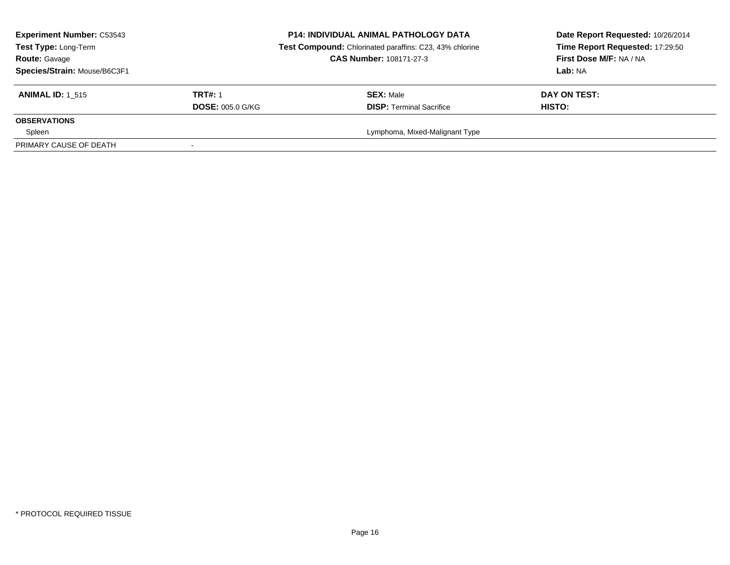**Experiment Number:** C53543
**Test Type:** Long-Term
**Route:** Gavage
**Species/Strain:** Mouse/B6C3F1

**P14: INDIVIDUAL ANIMAL PATHOLOGY DATA**
**Test Compound:** Chlorinated paraffins: C23, 43% chlorine
**CAS Number:** 108171-27-3

**Date Report Requested:** 10/26/2014
**Time Report Requested:** 17:29:50
**First Dose M/F:** NA / NA
**Lab:** NA

| **ANIMAL ID:** 1_515 | **TRT#:** 1 | **SEX:** Male | **DAY ON TEST:** |
|---|---|---|---|
| | **DOSE:** 005.0 G/KG | **DISP:** Terminal Sacrifice | **HISTO:** |
| **OBSERVATIONS** | | | |
| Spleen | | Lymphoma, Mixed-Malignant Type | |
| PRIMARY CAUSE OF DEATH | - | | |

* PROTOCOL REQUIRED TISSUE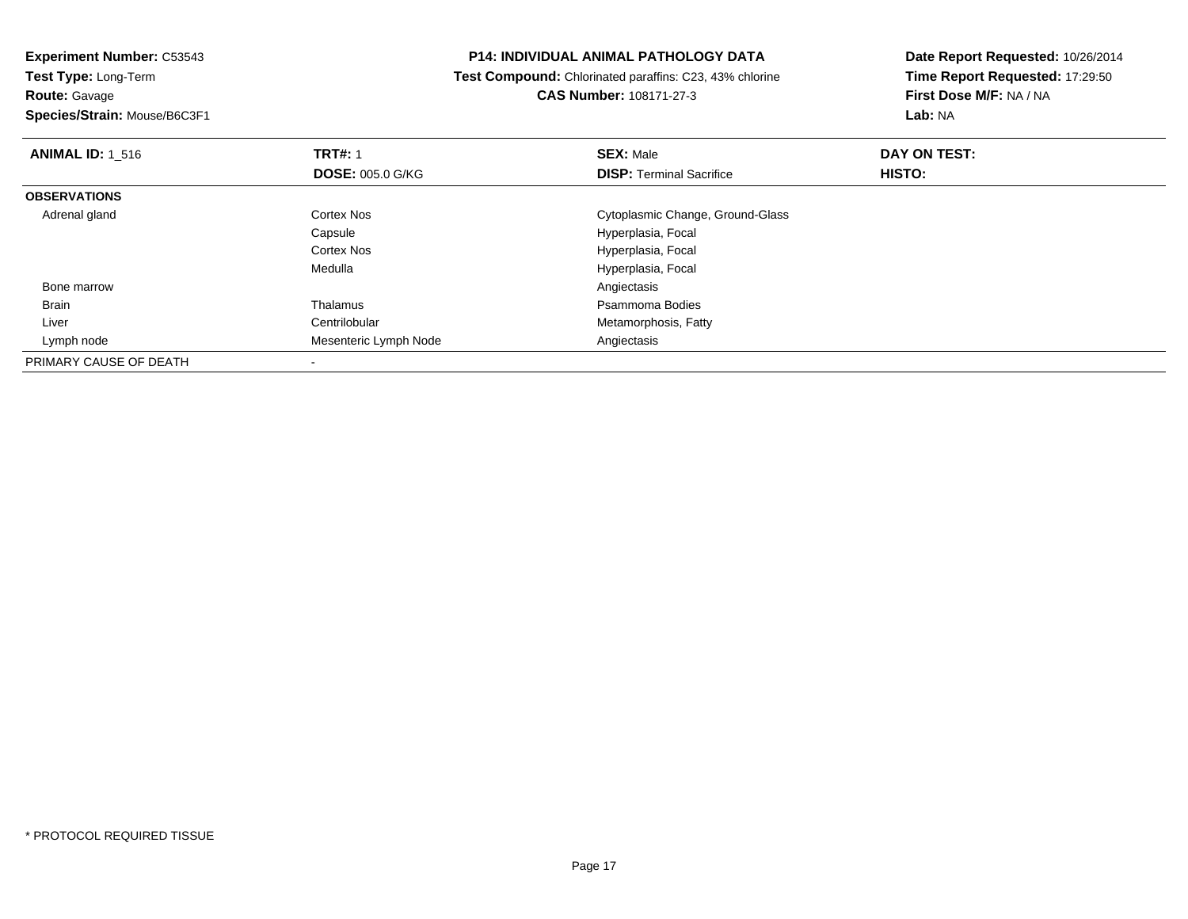**Experiment Number:** C53543
**Test Type:** Long-Term
**Route:** Gavage
**Species/Strain:** Mouse/B6C3F1

**P14: INDIVIDUAL ANIMAL PATHOLOGY DATA**
**Test Compound:** Chlorinated paraffins: C23, 43% chlorine
**CAS Number:** 108171-27-3

**Date Report Requested:** 10/26/2014
**Time Report Requested:** 17:29:50
**First Dose M/F:** NA / NA
**Lab:** NA

| **ANIMAL ID:** 1_516 | **TRT#:** 1 | **SEX:** Male | **DAY ON TEST:** |
|---|---|---|---|
| | **DOSE:** 005.0 G/KG | **DISP:** Terminal Sacrifice | **HISTO:** |
| **OBSERVATIONS** | | | |
| Adrenal gland | Cortex Nos | Cytoplasmic Change, Ground-Glass | |
| | Capsule | Hyperplasia, Focal | |
| | Cortex Nos | Hyperplasia, Focal | |
| | Medulla | Hyperplasia, Focal | |
| Bone marrow | | Angiectasis | |
| Brain | Thalamus | Psammoma Bodies | |
| Liver | Centrilobular | Metamorphosis, Fatty | |
| Lymph node | Mesenteric Lymph Node | Angiectasis | |
| PRIMARY CAUSE OF DEATH | - | | |

* PROTOCOL REQUIRED TISSUE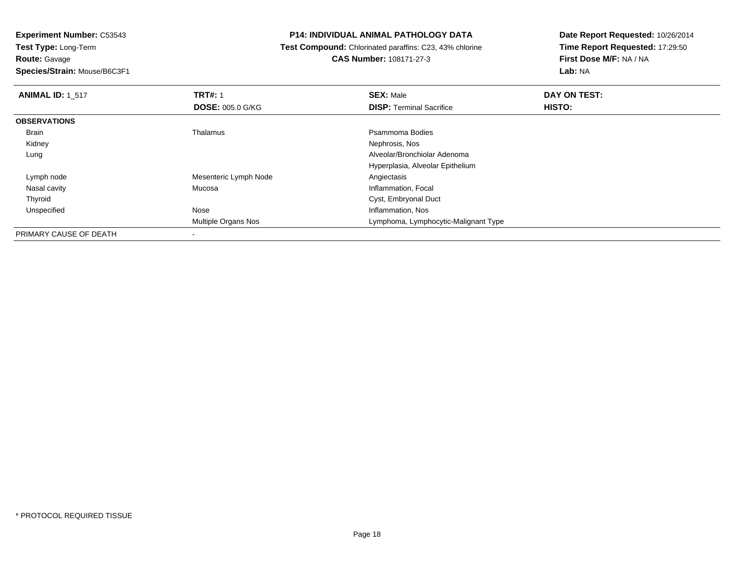**Experiment Number:** C53543
**Test Type:** Long-Term
**Route:** Gavage
**Species/Strain:** Mouse/B6C3F1

**P14: INDIVIDUAL ANIMAL PATHOLOGY DATA**
**Test Compound:** Chlorinated paraffins: C23, 43% chlorine
**CAS Number:** 108171-27-3

**Date Report Requested:** 10/26/2014
**Time Report Requested:** 17:29:50
**First Dose M/F:** NA / NA
**Lab:** NA

| **ANIMAL ID:** 1_517 | **TRT#:** 1 | **SEX:** Male | **DAY ON TEST:** |
|---|---|---|---|
| | **DOSE:** 005.0 G/KG | **DISP:** Terminal Sacrifice | **HISTO:** |
| **OBSERVATIONS** | | | |
| Brain | Thalamus | Psammoma Bodies | |
| Kidney | | Nephrosis, Nos | |
| Lung | | Alveolar/Bronchiolar Adenoma | |
| | | Hyperplasia, Alveolar Epithelium | |
| Lymph node | Mesenteric Lymph Node | Angiectasis | |
| Nasal cavity | Mucosa | Inflammation, Focal | |
| Thyroid | | Cyst, Embryonal Duct | |
| Unspecified | Nose | Inflammation, Nos | |
| | Multiple Organs Nos | Lymphoma, Lymphocytic-Malignant Type | |
| PRIMARY CAUSE OF DEATH | - | | |

* PROTOCOL REQUIRED TISSUE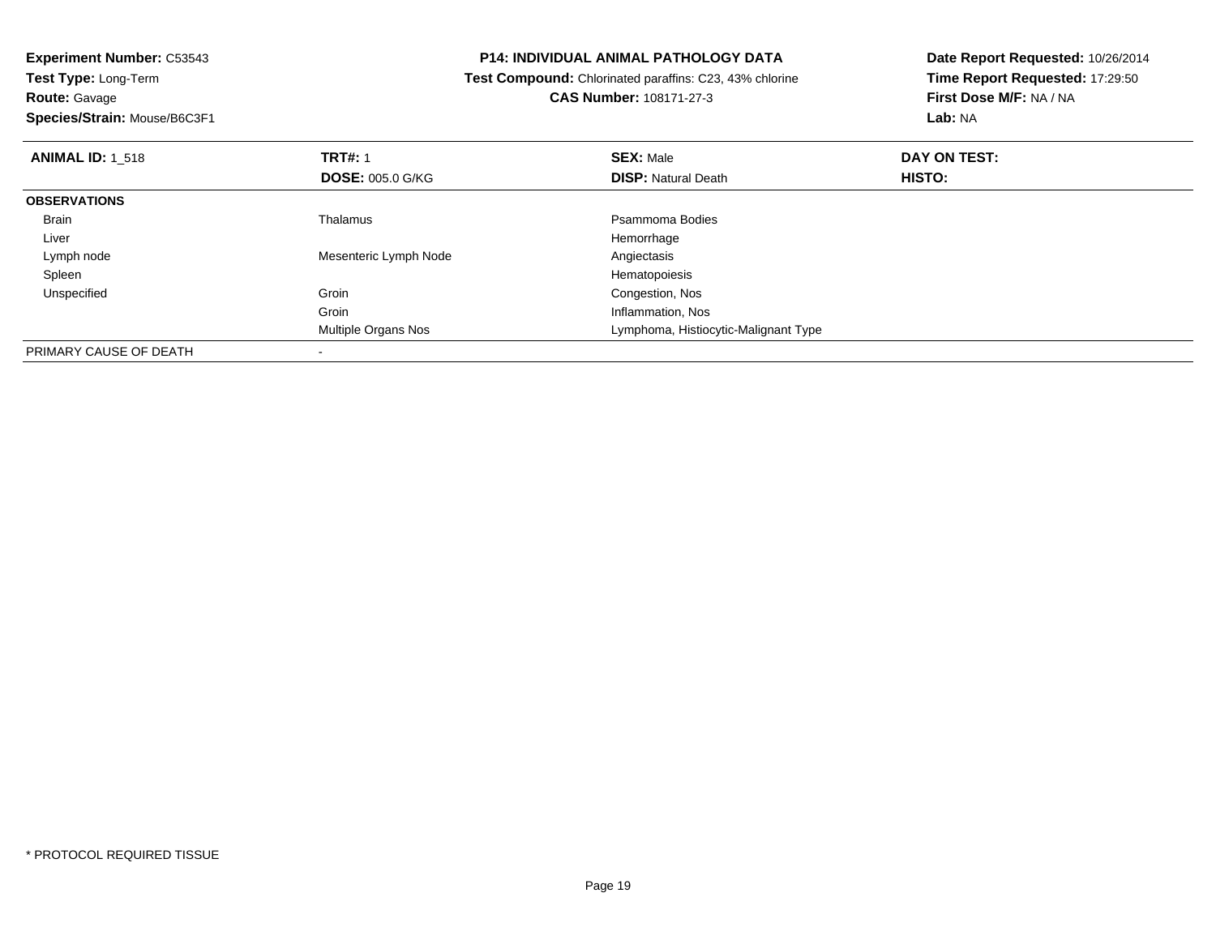**Experiment Number:** C53543
**Test Type:** Long-Term
**Route:** Gavage
**Species/Strain:** Mouse/B6C3F1

## P14: INDIVIDUAL ANIMAL PATHOLOGY DATA

**Test Compound:** Chlorinated paraffins: C23, 43% chlorine
**CAS Number:** 108171-27-3

**Date Report Requested:** 10/26/2014
**Time Report Requested:** 17:29:50
**First Dose M/F:** NA / NA
**Lab:** NA

| **ANIMAL ID:** 1_518 | **TRT#:** 1 | **SEX:** Male | **DAY ON TEST:** |
|---|---|---|---|
| | **DOSE:** 005.0 G/KG | **DISP:** Natural Death | **HISTO:** |
| **OBSERVATIONS** | | | |
| Brain | Thalamus | Psammoma Bodies | |
| Liver | | Hemorrhage | |
| Lymph node | Mesenteric Lymph Node | Angiectasis | |
| Spleen | | Hematopoiesis | |
| Unspecified | Groin | Congestion, Nos | |
| | Groin | Inflammation, Nos | |
| | Multiple Organs Nos | Lymphoma, Histiocytic-Malignant Type | |
| PRIMARY CAUSE OF DEATH | - | | |

* PROTOCOL REQUIRED TISSUE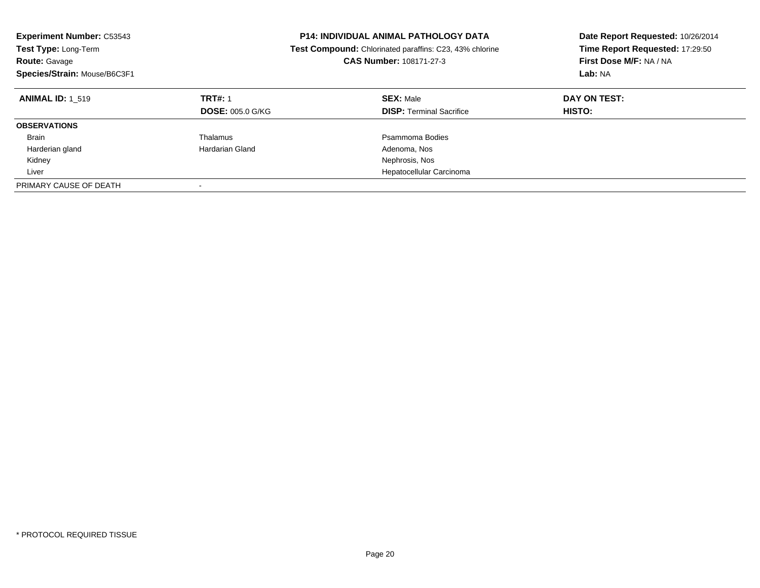**Experiment Number:** C53543
**Test Type:** Long-Term
**Route:** Gavage
**Species/Strain:** Mouse/B6C3F1

**P14: INDIVIDUAL ANIMAL PATHOLOGY DATA**
**Test Compound:** Chlorinated paraffins: C23, 43% chlorine
**CAS Number:** 108171-27-3

**Date Report Requested:** 10/26/2014
**Time Report Requested:** 17:29:50
**First Dose M/F:** NA / NA
**Lab:** NA

| **ANIMAL ID:** 1_519 | **TRT#:** 1 | **SEX:** Male | **DAY ON TEST:** |
|---|---|---|---|
| | **DOSE:** 005.0 G/KG | **DISP:** Terminal Sacrifice | **HISTO:** |
| **OBSERVATIONS** | | | |
| Brain | Thalamus | Psammoma Bodies | |
| Harderian gland | Hardarian Gland | Adenoma, Nos | |
| Kidney | | Nephrosis, Nos | |
| Liver | | Hepatocellular Carcinoma | |
| PRIMARY CAUSE OF DEATH | - | | |

* PROTOCOL REQUIRED TISSUE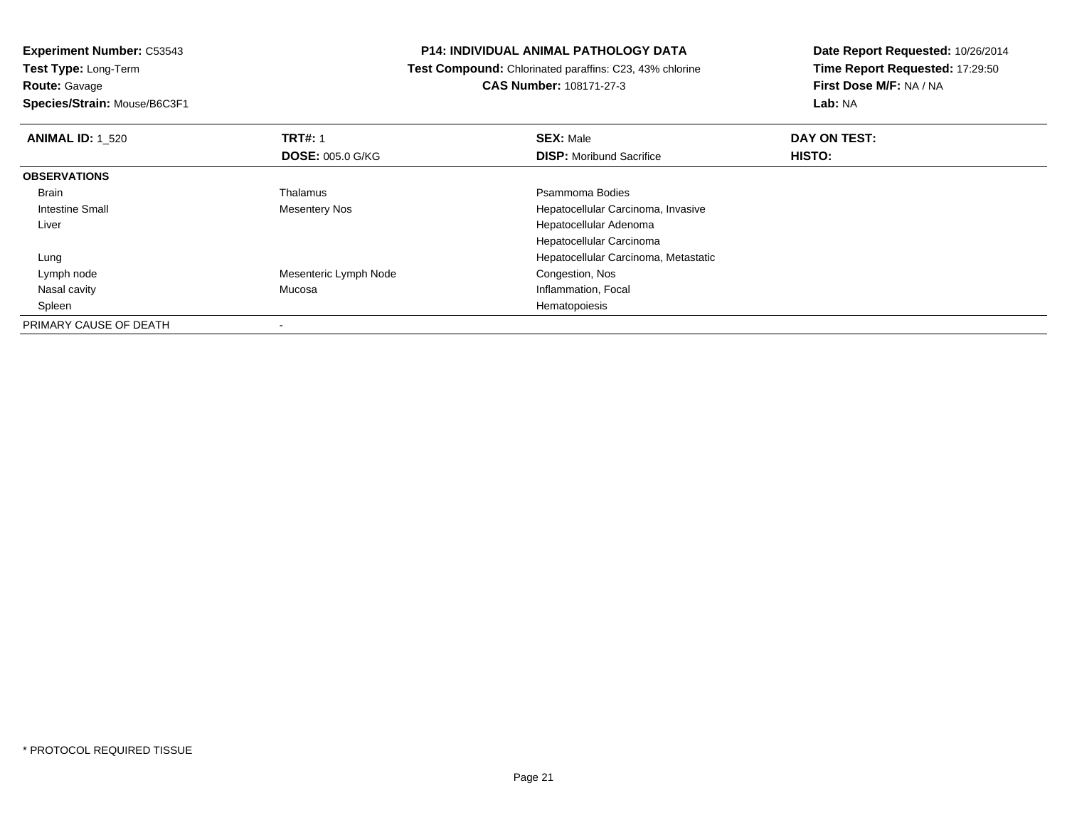**Experiment Number:** C53543
**Test Type:** Long-Term
**Route:** Gavage
**Species/Strain:** Mouse/B6C3F1

**P14: INDIVIDUAL ANIMAL PATHOLOGY DATA**
**Test Compound:** Chlorinated paraffins: C23, 43% chlorine
**CAS Number:** 108171-27-3

**Date Report Requested:** 10/26/2014
**Time Report Requested:** 17:29:50
**First Dose M/F:** NA / NA
**Lab:** NA

| **ANIMAL ID:** 1_520 | **TRT#:** 1 | **SEX:** Male | **DAY ON TEST:** |
|---|---|---|---|
| | **DOSE:** 005.0 G/KG | **DISP:** Moribund Sacrifice | **HISTO:** |
| **OBSERVATIONS** | | | |
| Brain | Thalamus | Psammoma Bodies | |
| Intestine Small | Mesentery Nos | Hepatocellular Carcinoma, Invasive | |
| Liver | | Hepatocellular Adenoma | |
| | | Hepatocellular Carcinoma | |
| Lung | | Hepatocellular Carcinoma, Metastatic | |
| Lymph node | Mesenteric Lymph Node | Congestion, Nos | |
| Nasal cavity | Mucosa | Inflammation, Focal | |
| Spleen | | Hematopoiesis | |
| PRIMARY CAUSE OF DEATH | - | | |

* PROTOCOL REQUIRED TISSUE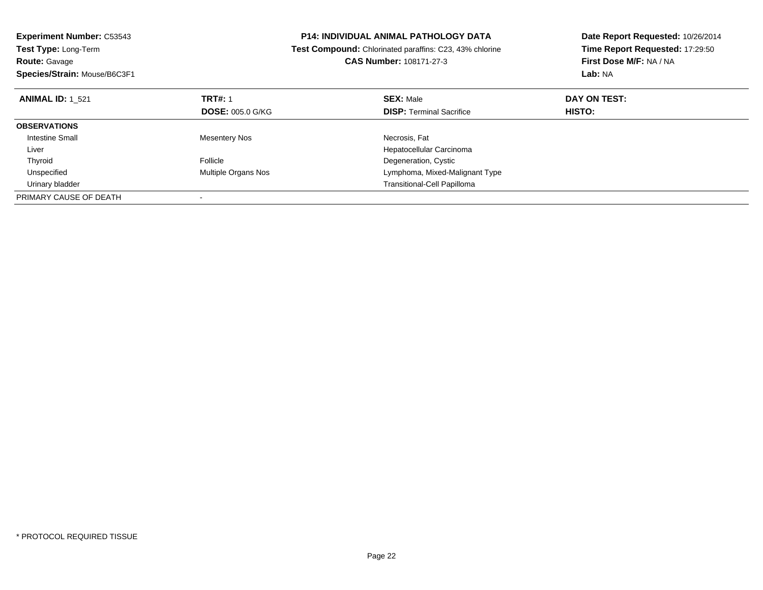**Experiment Number:** C53543
**Test Type:** Long-Term
**Route:** Gavage
**Species/Strain:** Mouse/B6C3F1

**P14: INDIVIDUAL ANIMAL PATHOLOGY DATA**
**Test Compound:** Chlorinated paraffins: C23, 43% chlorine
**CAS Number:** 108171-27-3

**Date Report Requested:** 10/26/2014
**Time Report Requested:** 17:29:50
**First Dose M/F:** NA / NA
**Lab:** NA

| **ANIMAL ID:** 1_521 | **TRT#:** 1<br>**DOSE:** 005.0 G/KG | **SEX:** Male<br>**DISP:** Terminal Sacrifice | **DAY ON TEST:**<br>**HISTO:** |
|---|---|---|---|
| **OBSERVATIONS** | | | |
| Intestine Small | Mesentery Nos | Necrosis, Fat | |
| Liver | | Hepatocellular Carcinoma | |
| Thyroid | Follicle | Degeneration, Cystic | |
| Unspecified | Multiple Organs Nos | Lymphoma, Mixed-Malignant Type | |
| Urinary bladder | | Transitional-Cell Papilloma | |
| PRIMARY CAUSE OF DEATH | - | | |

* PROTOCOL REQUIRED TISSUE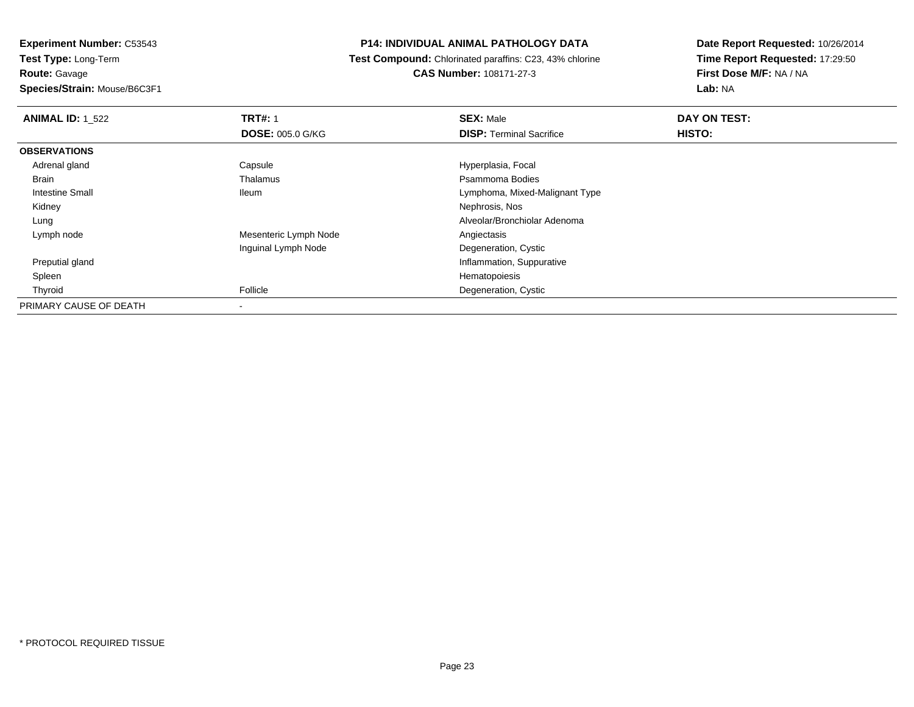**Experiment Number:** C53543
**Test Type:** Long-Term
**Route:** Gavage
**Species/Strain:** Mouse/B6C3F1

**P14: INDIVIDUAL ANIMAL PATHOLOGY DATA**
**Test Compound:** Chlorinated paraffins: C23, 43% chlorine
**CAS Number:** 108171-27-3

**Date Report Requested:** 10/26/2014
**Time Report Requested:** 17:29:50
**First Dose M/F:** NA / NA
**Lab:** NA

| **ANIMAL ID:** 1_522 | **TRT#:** 1 | **SEX:** Male | **DAY ON TEST:** |
|---|---|---|---|
| | **DOSE:** 005.0 G/KG | **DISP:** Terminal Sacrifice | **HISTO:** |
| **OBSERVATIONS** | | | |
| Adrenal gland | Capsule | Hyperplasia, Focal | |
| Brain | Thalamus | Psammoma Bodies | |
| Intestine Small | Ileum | Lymphoma, Mixed-Malignant Type | |
| Kidney | | Nephrosis, Nos | |
| Lung | | Alveolar/Bronchiolar Adenoma | |
| Lymph node | Mesenteric Lymph Node | Angiectasis | |
| | Inguinal Lymph Node | Degeneration, Cystic | |
| Preputial gland | | Inflammation, Suppurative | |
| Spleen | | Hematopoiesis | |
| Thyroid | Follicle | Degeneration, Cystic | |
| PRIMARY CAUSE OF DEATH | - | | |

* PROTOCOL REQUIRED TISSUE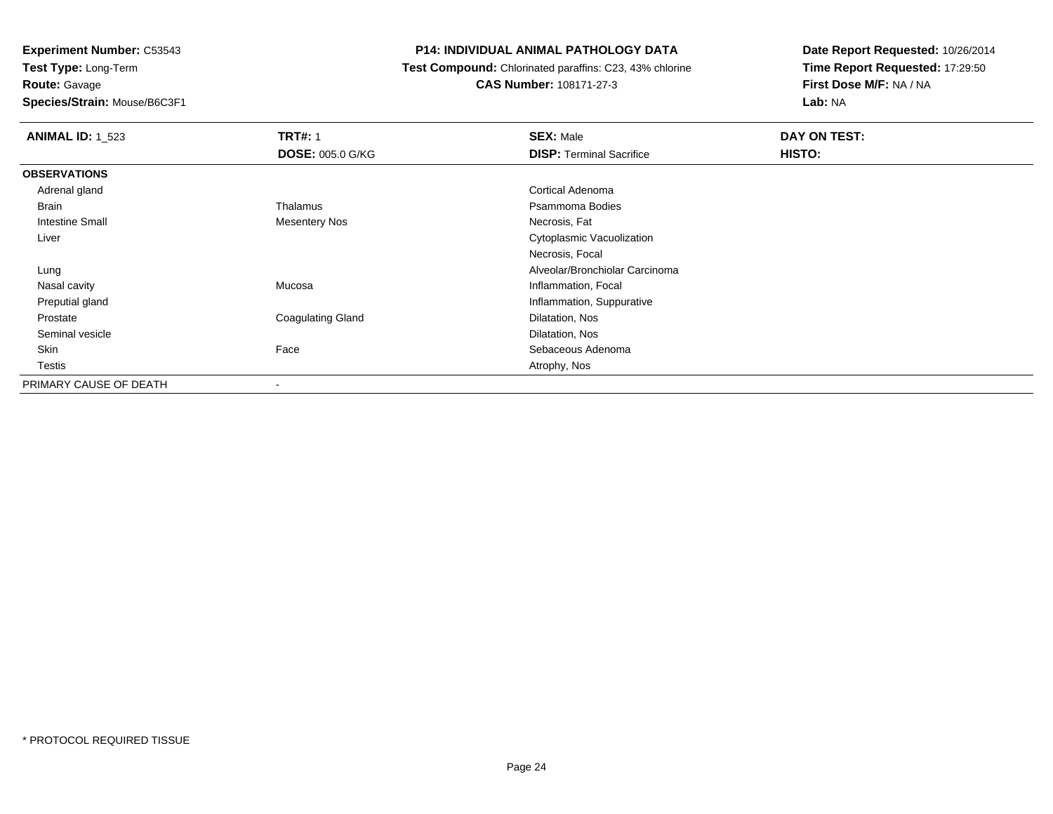**Experiment Number:** C53543
**Test Type:** Long-Term
**Route:** Gavage
**Species/Strain:** Mouse/B6C3F1

**P14: INDIVIDUAL ANIMAL PATHOLOGY DATA**
**Test Compound:** Chlorinated paraffins: C23, 43% chlorine
**CAS Number:** 108171-27-3

**Date Report Requested:** 10/26/2014
**Time Report Requested:** 17:29:50
**First Dose M/F:** NA / NA
**Lab:** NA

| **ANIMAL ID:** 1_523 | **TRT#:** 1 | **SEX:** Male | **DAY ON TEST:** |
|---|---|---|---|
| | **DOSE:** 005.0 G/KG | **DISP:** Terminal Sacrifice | **HISTO:** |
| **OBSERVATIONS** | | | |
| Adrenal gland | | Cortical Adenoma | |
| Brain | Thalamus | Psammoma Bodies | |
| Intestine Small | Mesentery Nos | Necrosis, Fat | |
| Liver | | Cytoplasmic Vacuolization | |
| | | Necrosis, Focal | |
| Lung | | Alveolar/Bronchiolar Carcinoma | |
| Nasal cavity | Mucosa | Inflammation, Focal | |
| Preputial gland | | Inflammation, Suppurative | |
| Prostate | Coagulating Gland | Dilatation, Nos | |
| Seminal vesicle | | Dilatation, Nos | |
| Skin | Face | Sebaceous Adenoma | |
| Testis | | Atrophy, Nos | |
| PRIMARY CAUSE OF DEATH | - | | |

\* PROTOCOL REQUIRED TISSUE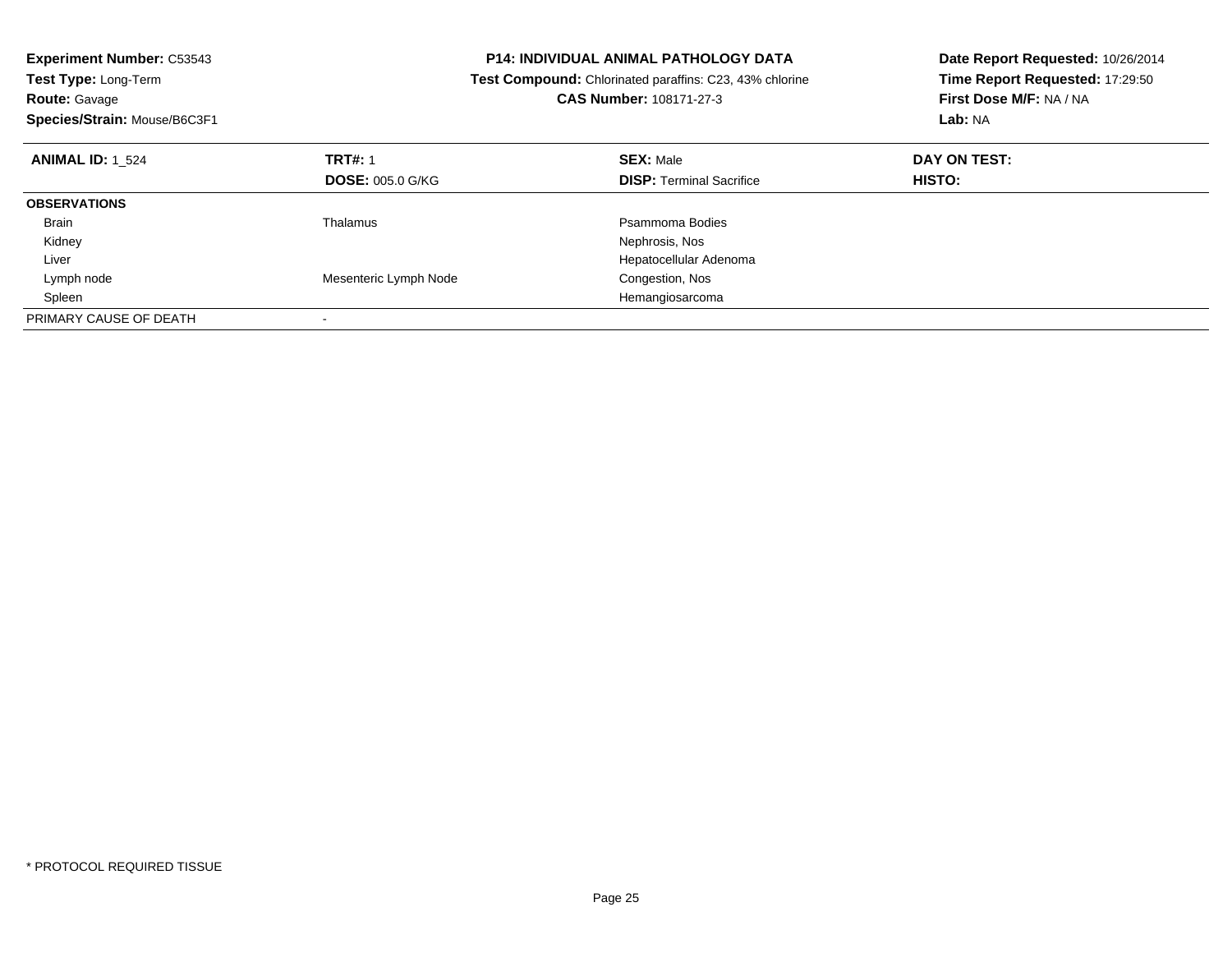**Experiment Number:** C53543
**Test Type:** Long-Term
**Route:** Gavage
**Species/Strain:** Mouse/B6C3F1

**P14: INDIVIDUAL ANIMAL PATHOLOGY DATA**
**Test Compound:** Chlorinated paraffins: C23, 43% chlorine
**CAS Number:** 108171-27-3

**Date Report Requested:** 10/26/2014
**Time Report Requested:** 17:29:50
**First Dose M/F:** NA / NA
**Lab:** NA

| **ANIMAL ID:** 1_524 | **TRT#:** 1 | **SEX:** Male | **DAY ON TEST:** |
|---|---|---|---|
| | **DOSE:** 005.0 G/KG | **DISP:** Terminal Sacrifice | **HISTO:** |
| **OBSERVATIONS** | | | |
| Brain | Thalamus | Psammoma Bodies | |
| Kidney | | Nephrosis, Nos | |
| Liver | | Hepatocellular Adenoma | |
| Lymph node | Mesenteric Lymph Node | Congestion, Nos | |
| Spleen | | Hemangiosarcoma | |
| PRIMARY CAUSE OF DEATH | - | | |

* PROTOCOL REQUIRED TISSUE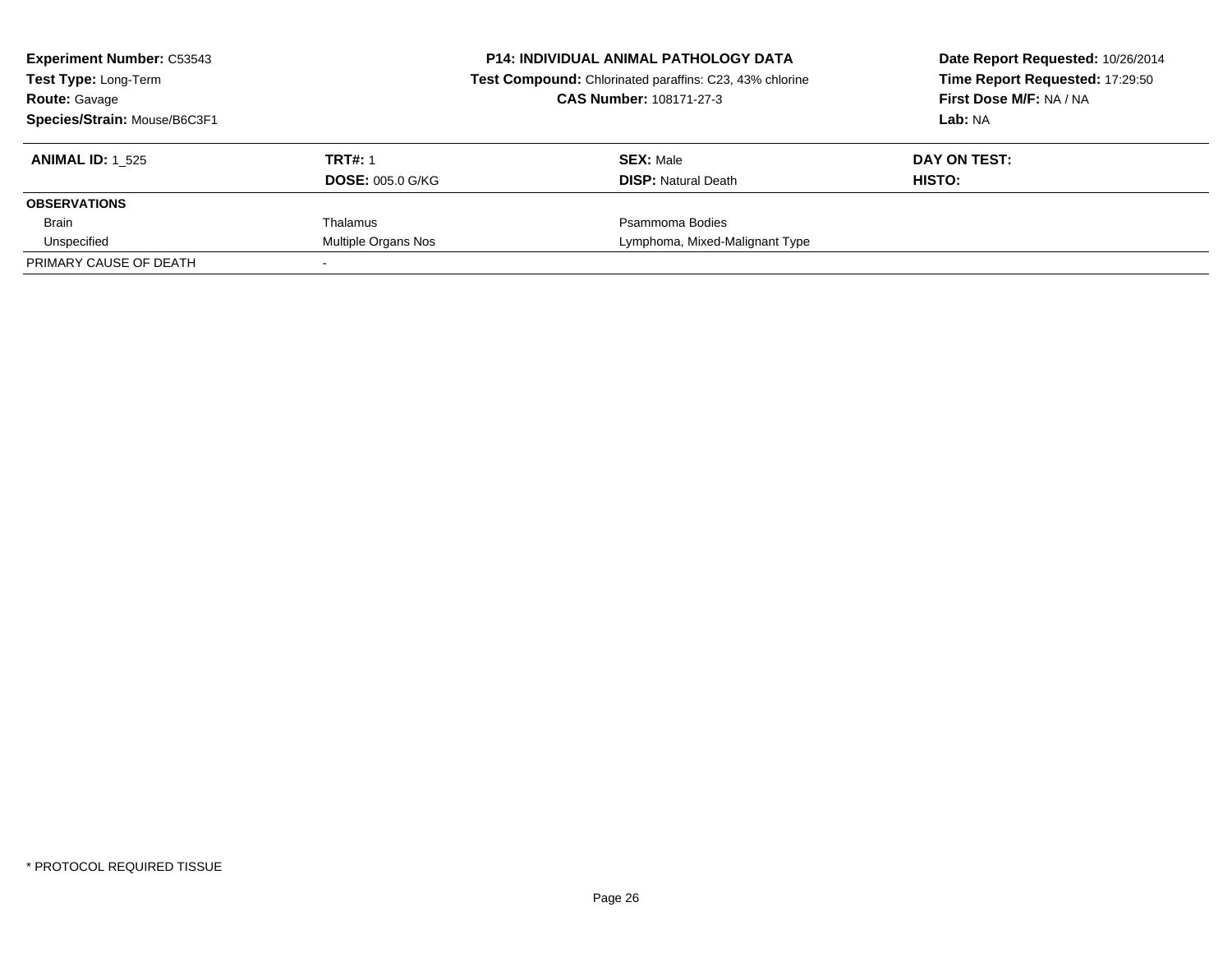**Experiment Number:** C53543
**Test Type:** Long-Term
**Route:** Gavage
**Species/Strain:** Mouse/B6C3F1

**P14: INDIVIDUAL ANIMAL PATHOLOGY DATA**
**Test Compound:** Chlorinated paraffins: C23, 43% chlorine
**CAS Number:** 108171-27-3

**Date Report Requested:** 10/26/2014
**Time Report Requested:** 17:29:50
**First Dose M/F:** NA / NA
**Lab:** NA

| **ANIMAL ID:** 1_525 | **TRT#:** 1 | **SEX:** Male | **DAY ON TEST:** |
|---|---|---|---|
| | **DOSE:** 005.0 G/KG | **DISP:** Natural Death | **HISTO:** |
| **OBSERVATIONS** | | | |
| Brain | Thalamus | Psammoma Bodies | |
| Unspecified | Multiple Organs Nos | Lymphoma, Mixed-Malignant Type | |
| PRIMARY CAUSE OF DEATH | - | | |

* PROTOCOL REQUIRED TISSUE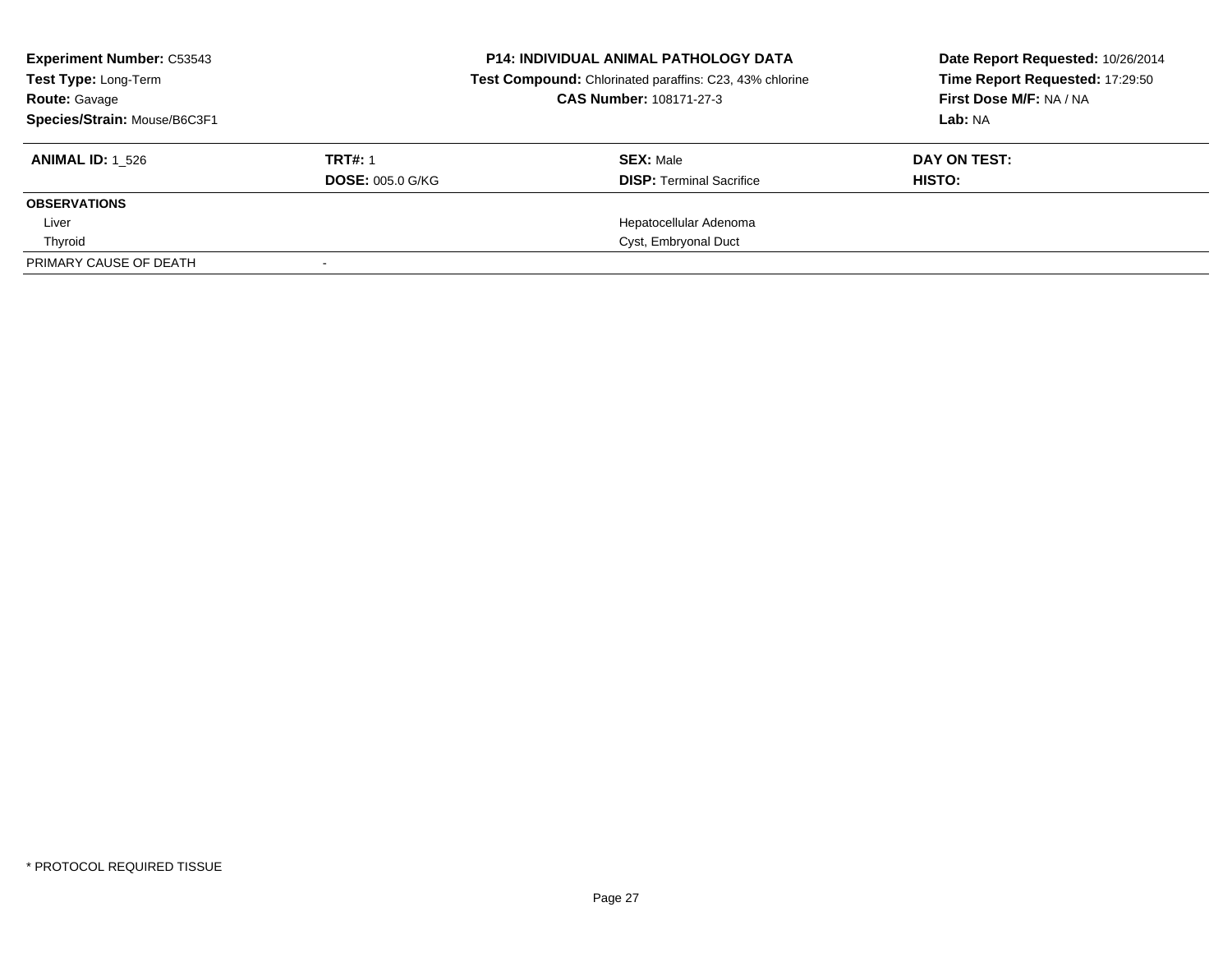**Experiment Number:** C53543
**Test Type:** Long-Term
**Route:** Gavage
**Species/Strain:** Mouse/B6C3F1

**P14: INDIVIDUAL ANIMAL PATHOLOGY DATA**
**Test Compound:** Chlorinated paraffins: C23, 43% chlorine
**CAS Number:** 108171-27-3

**Date Report Requested:** 10/26/2014
**Time Report Requested:** 17:29:50
**First Dose M/F:** NA / NA
**Lab:** NA

| **ANIMAL ID:** 1_526 | **TRT#:** 1 | **SEX:** Male | **DAY ON TEST:** |
|---|---|---|---|
| | **DOSE:** 005.0 G/KG | **DISP:** Terminal Sacrifice | **HISTO:** |
| **OBSERVATIONS** | | | |
| Liver | | Hepatocellular Adenoma | |
| Thyroid | | Cyst, Embryonal Duct | |
| PRIMARY CAUSE OF DEATH | - | | |

* PROTOCOL REQUIRED TISSUE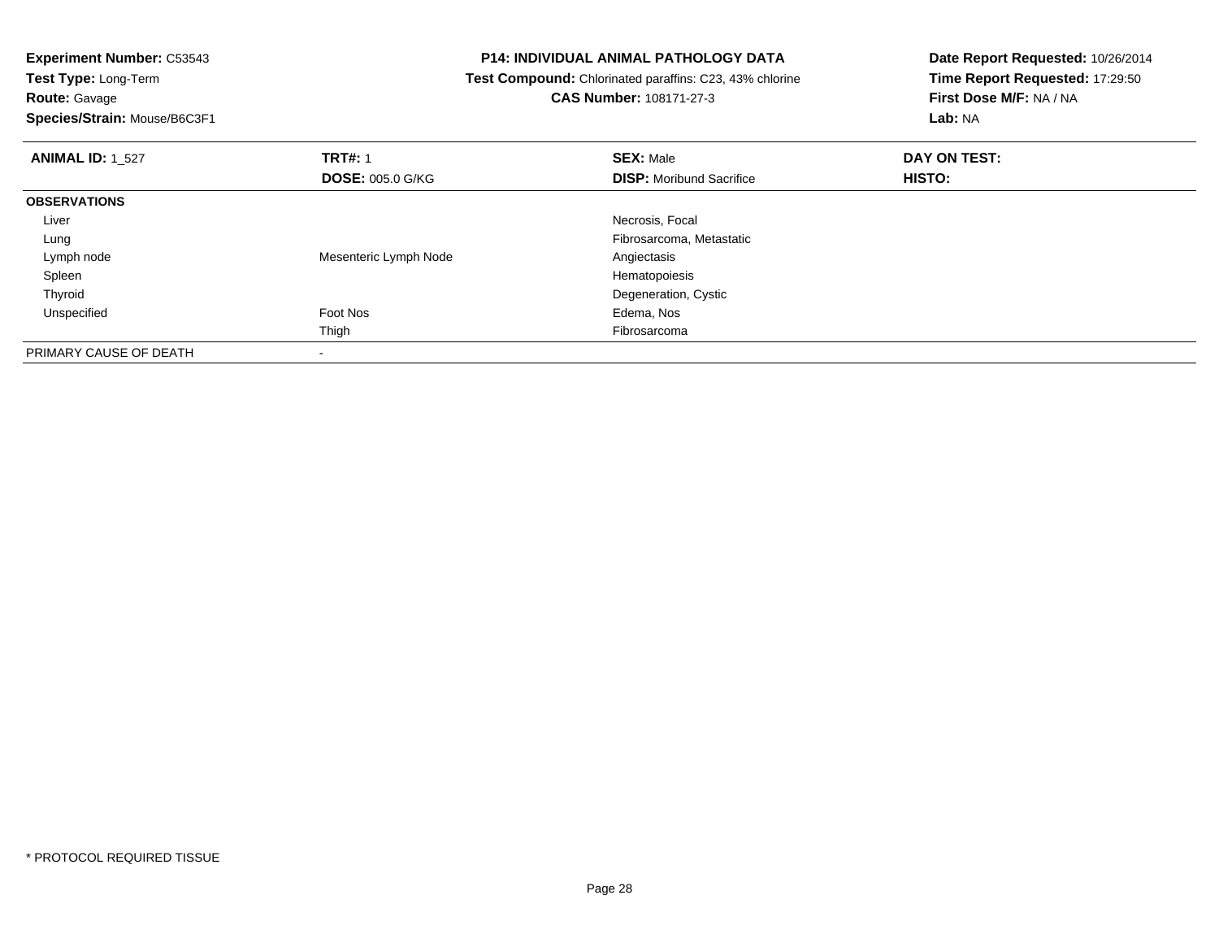**Experiment Number:** C53543
**Test Type:** Long-Term
**Route:** Gavage
**Species/Strain:** Mouse/B6C3F1

**P14: INDIVIDUAL ANIMAL PATHOLOGY DATA**
**Test Compound:** Chlorinated paraffins: C23, 43% chlorine
**CAS Number:** 108171-27-3

**Date Report Requested:** 10/26/2014
**Time Report Requested:** 17:29:50
**First Dose M/F:** NA / NA
**Lab:** NA

| **ANIMAL ID:** 1_527 | **TRT#:** 1 | **SEX:** Male | **DAY ON TEST:** |
|---|---|---|---|
| | **DOSE:** 005.0 G/KG | **DISP:** Moribund Sacrifice | **HISTO:** |
| **OBSERVATIONS** | | | |
| Liver | | Necrosis, Focal | |
| Lung | | Fibrosarcoma, Metastatic | |
| Lymph node | Mesenteric Lymph Node | Angiectasis | |
| Spleen | | Hematopoiesis | |
| Thyroid | | Degeneration, Cystic | |
| Unspecified | Foot Nos | Edema, Nos | |
| | Thigh | Fibrosarcoma | |
| PRIMARY CAUSE OF DEATH | - | | |

\* PROTOCOL REQUIRED TISSUE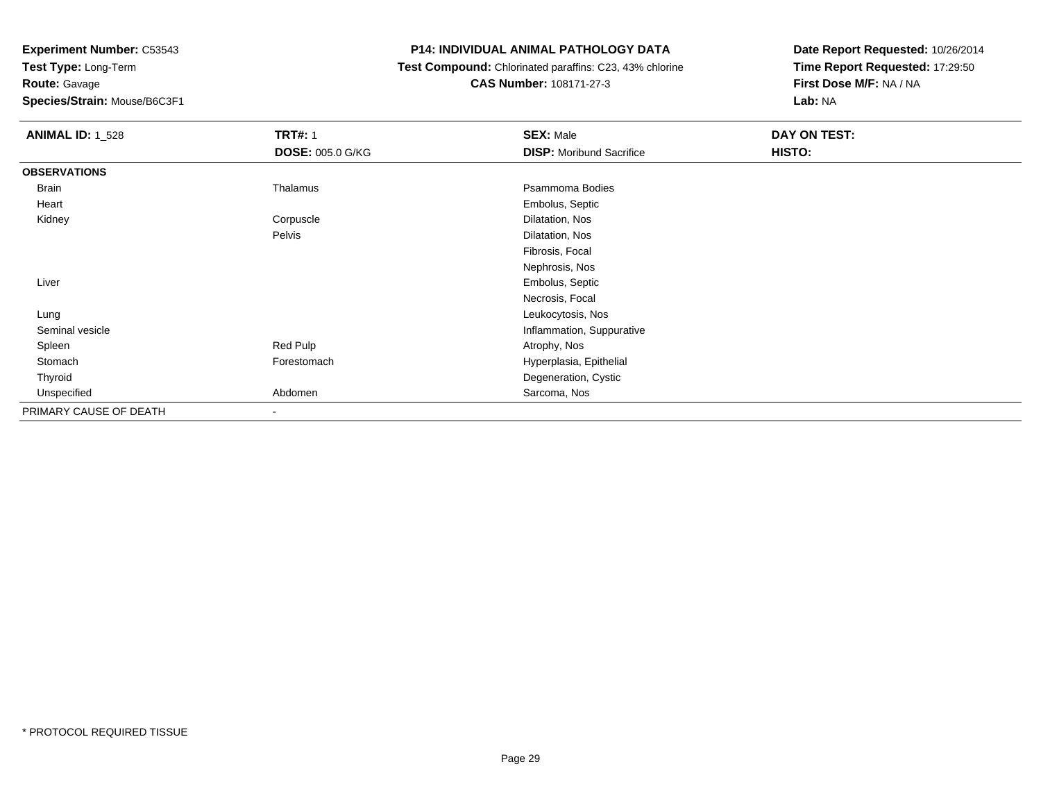**Experiment Number:** C53543
**Test Type:** Long-Term
**Route:** Gavage
**Species/Strain:** Mouse/B6C3F1

**P14: INDIVIDUAL ANIMAL PATHOLOGY DATA**
**Test Compound:** Chlorinated paraffins: C23, 43% chlorine
**CAS Number:** 108171-27-3

**Date Report Requested:** 10/26/2014
**Time Report Requested:** 17:29:50
**First Dose M/F:** NA / NA
**Lab:** NA

| **ANIMAL ID:** 1_528 | **TRT#:** 1 | **SEX:** Male | **DAY ON TEST:** |
|---|---|---|---|
| | **DOSE:** 005.0 G/KG | **DISP:** Moribund Sacrifice | **HISTO:** |
| **OBSERVATIONS** | | | |
| Brain | Thalamus | Psammoma Bodies | |
| Heart | | Embolus, Septic | |
| Kidney | Corpuscle | Dilatation, Nos | |
| | Pelvis | Dilatation, Nos | |
| | | Fibrosis, Focal | |
| | | Nephrosis, Nos | |
| Liver | | Embolus, Septic | |
| | | Necrosis, Focal | |
| Lung | | Leukocytosis, Nos | |
| Seminal vesicle | | Inflammation, Suppurative | |
| Spleen | Red Pulp | Atrophy, Nos | |
| Stomach | Forestomach | Hyperplasia, Epithelial | |
| Thyroid | | Degeneration, Cystic | |
| Unspecified | Abdomen | Sarcoma, Nos | |
| PRIMARY CAUSE OF DEATH | - | | |

\* PROTOCOL REQUIRED TISSUE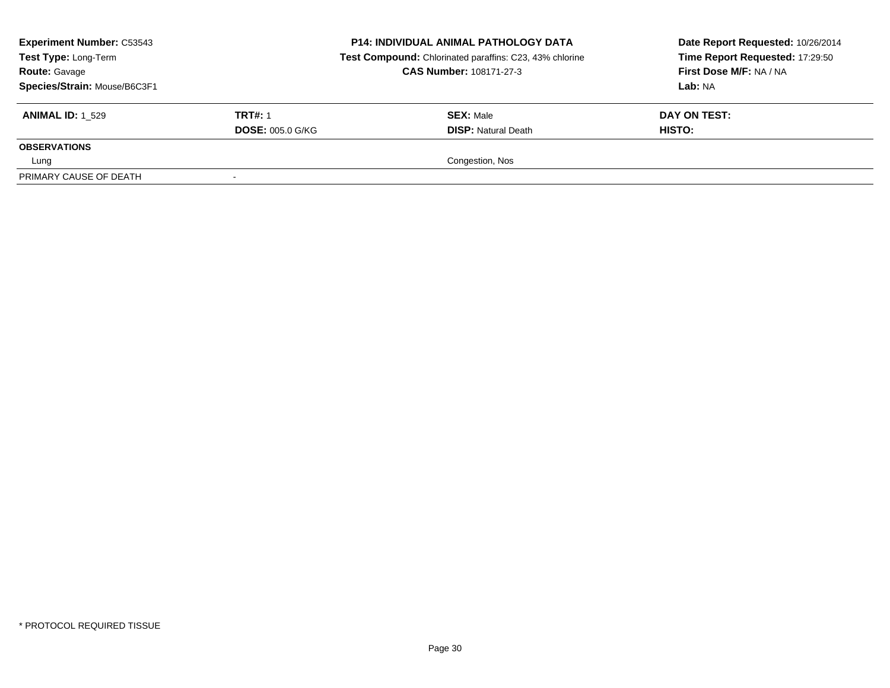**Experiment Number:** C53543
**Test Type:** Long-Term
**Route:** Gavage
**Species/Strain:** Mouse/B6C3F1

**P14: INDIVIDUAL ANIMAL PATHOLOGY DATA**
**Test Compound:** Chlorinated paraffins: C23, 43% chlorine
**CAS Number:** 108171-27-3

**Date Report Requested:** 10/26/2014
**Time Report Requested:** 17:29:50
**First Dose M/F:** NA / NA
**Lab:** NA

| **ANIMAL ID:** 1_529 | **TRT#:** 1 | **SEX:** Male | **DAY ON TEST:** |
|---|---|---|---|
| | **DOSE:** 005.0 G/KG | **DISP:** Natural Death | **HISTO:** |
| **OBSERVATIONS** | | | |
| Lung | | Congestion, Nos | |
| PRIMARY CAUSE OF DEATH | - | | |

* PROTOCOL REQUIRED TISSUE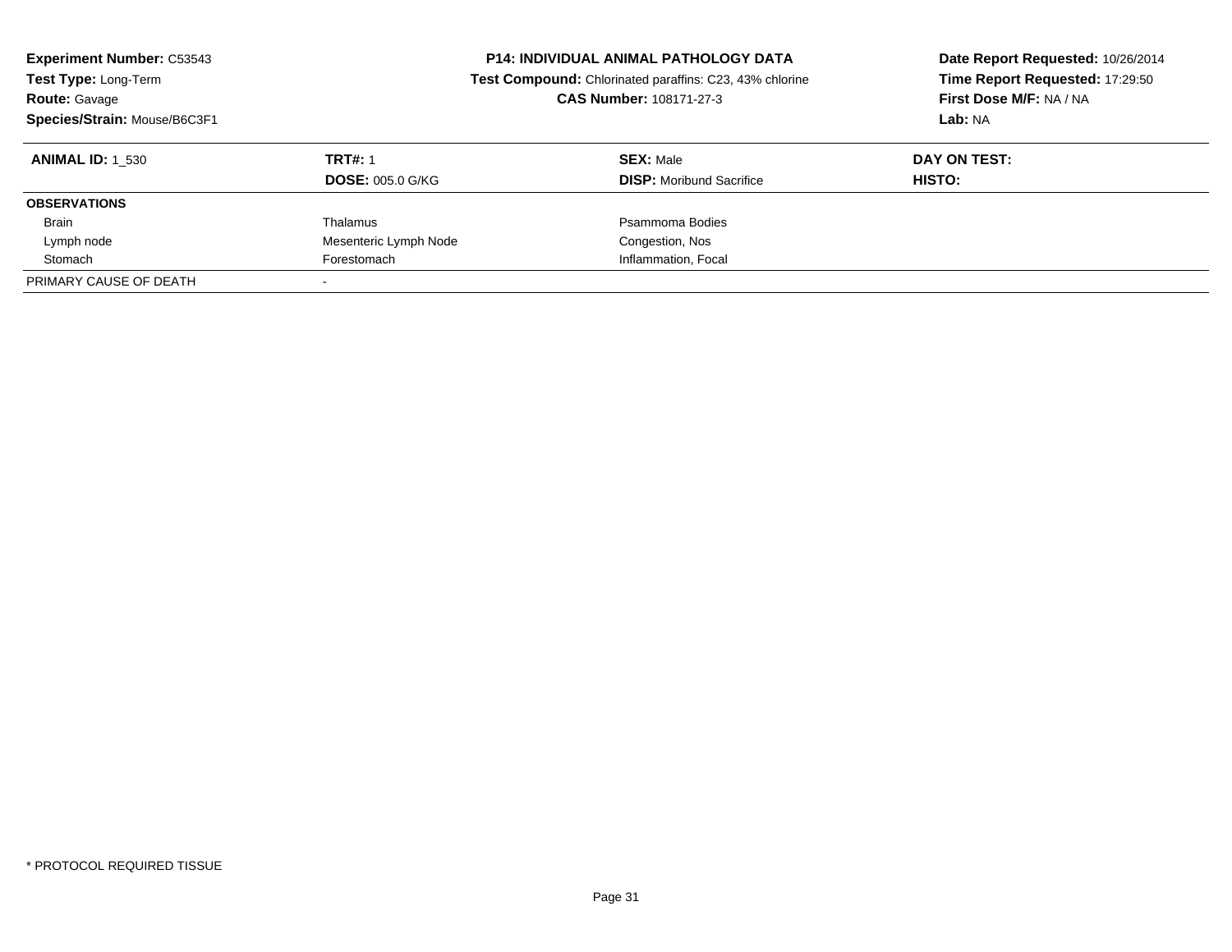**Experiment Number:** C53543
**Test Type:** Long-Term
**Route:** Gavage
**Species/Strain:** Mouse/B6C3F1

**P14: INDIVIDUAL ANIMAL PATHOLOGY DATA**
**Test Compound:** Chlorinated paraffins: C23, 43% chlorine
**CAS Number:** 108171-27-3

**Date Report Requested:** 10/26/2014
**Time Report Requested:** 17:29:50
**First Dose M/F:** NA / NA
**Lab:** NA

| **ANIMAL ID:** 1_530 | **TRT#:** 1 | **SEX:** Male | **DAY ON TEST:** |
|---|---|---|---|
| | **DOSE:** 005.0 G/KG | **DISP:** Moribund Sacrifice | **HISTO:** |
| **OBSERVATIONS** | | | |
| Brain | Thalamus | Psammoma Bodies | |
| Lymph node | Mesenteric Lymph Node | Congestion, Nos | |
| Stomach | Forestomach | Inflammation, Focal | |
| PRIMARY CAUSE OF DEATH | - | | |

* PROTOCOL REQUIRED TISSUE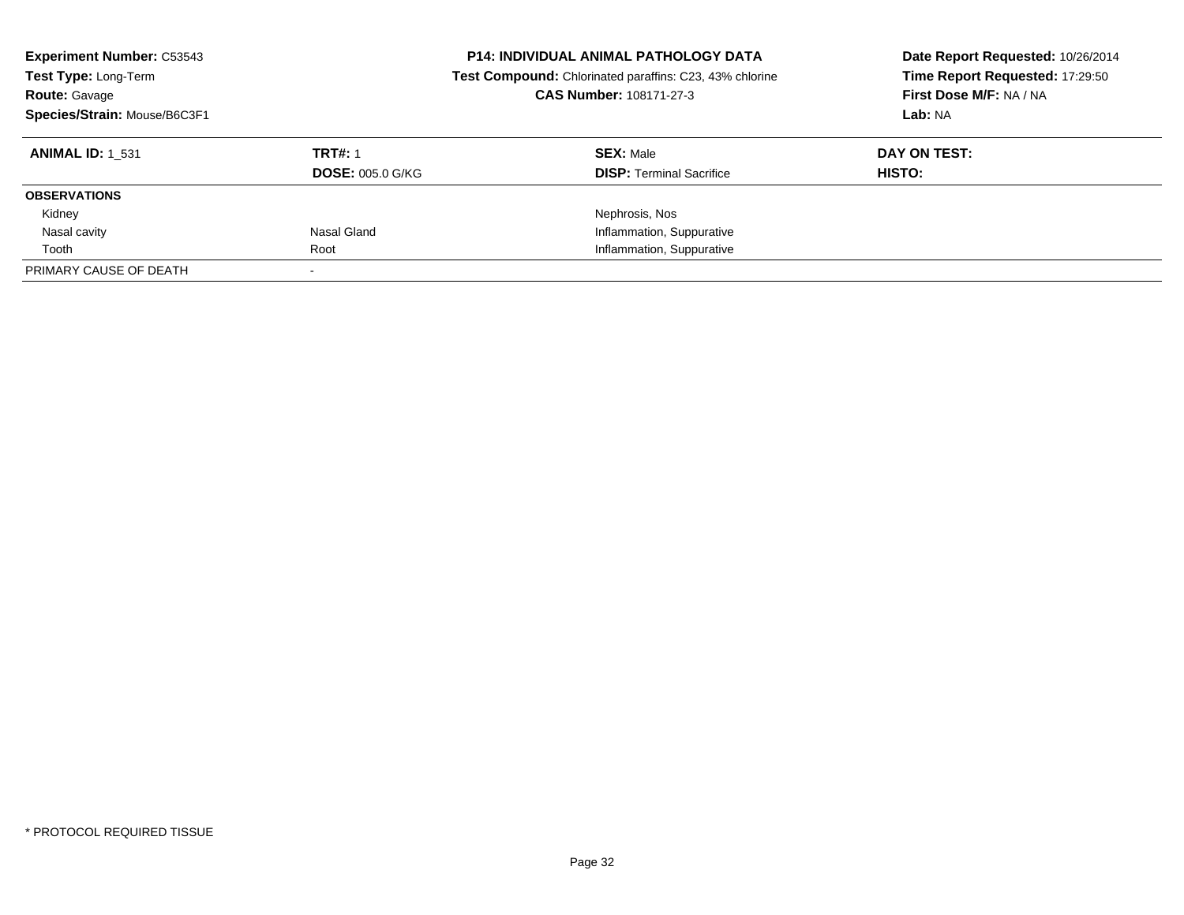**Experiment Number:** C53543
**Test Type:** Long-Term
**Route:** Gavage
**Species/Strain:** Mouse/B6C3F1

**P14: INDIVIDUAL ANIMAL PATHOLOGY DATA**
**Test Compound:** Chlorinated paraffins: C23, 43% chlorine
**CAS Number:** 108171-27-3

**Date Report Requested:** 10/26/2014
**Time Report Requested:** 17:29:50
**First Dose M/F:** NA / NA
**Lab:** NA

| **ANIMAL ID:** 1_531 | **TRT#:** 1 | **SEX:** Male | **DAY ON TEST:** |
|---|---|---|---|
| | **DOSE:** 005.0 G/KG | **DISP:** Terminal Sacrifice | **HISTO:** |
| **OBSERVATIONS** | | | |
| Kidney | | Nephrosis, Nos | |
| Nasal cavity | Nasal Gland | Inflammation, Suppurative | |
| Tooth | Root | Inflammation, Suppurative | |
| PRIMARY CAUSE OF DEATH | - | | |

* PROTOCOL REQUIRED TISSUE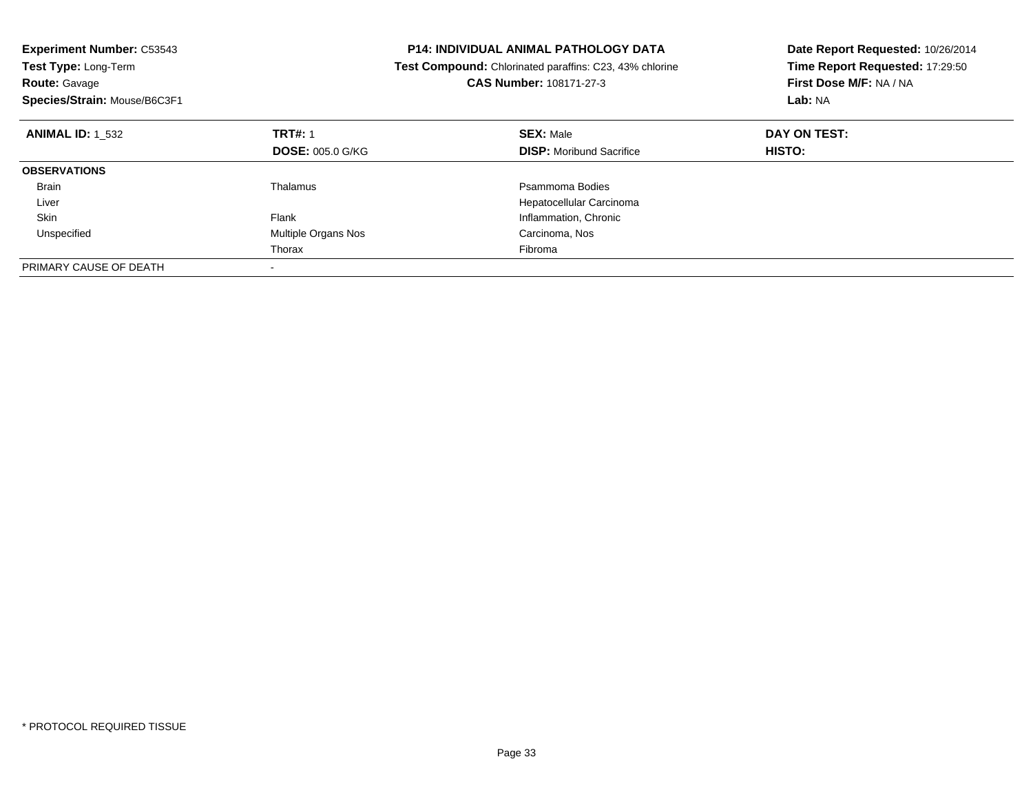**Experiment Number:** C53543
**Test Type:** Long-Term
**Route:** Gavage
**Species/Strain:** Mouse/B6C3F1

**P14: INDIVIDUAL ANIMAL PATHOLOGY DATA**
**Test Compound:** Chlorinated paraffins: C23, 43% chlorine
**CAS Number:** 108171-27-3

**Date Report Requested:** 10/26/2014
**Time Report Requested:** 17:29:50
**First Dose M/F:** NA / NA
**Lab:** NA

| **ANIMAL ID:** 1_532 | **TRT#:** 1 | **SEX:** Male | **DAY ON TEST:** |
|---|---|---|---|
| | **DOSE:** 005.0 G/KG | **DISP:** Moribund Sacrifice | **HISTO:** |
| **OBSERVATIONS** | | | |
| Brain | Thalamus | Psammoma Bodies | |
| Liver | | Hepatocellular Carcinoma | |
| Skin | Flank | Inflammation, Chronic | |
| Unspecified | Multiple Organs Nos | Carcinoma, Nos | |
| | Thorax | Fibroma | |
| PRIMARY CAUSE OF DEATH | - | | |

* PROTOCOL REQUIRED TISSUE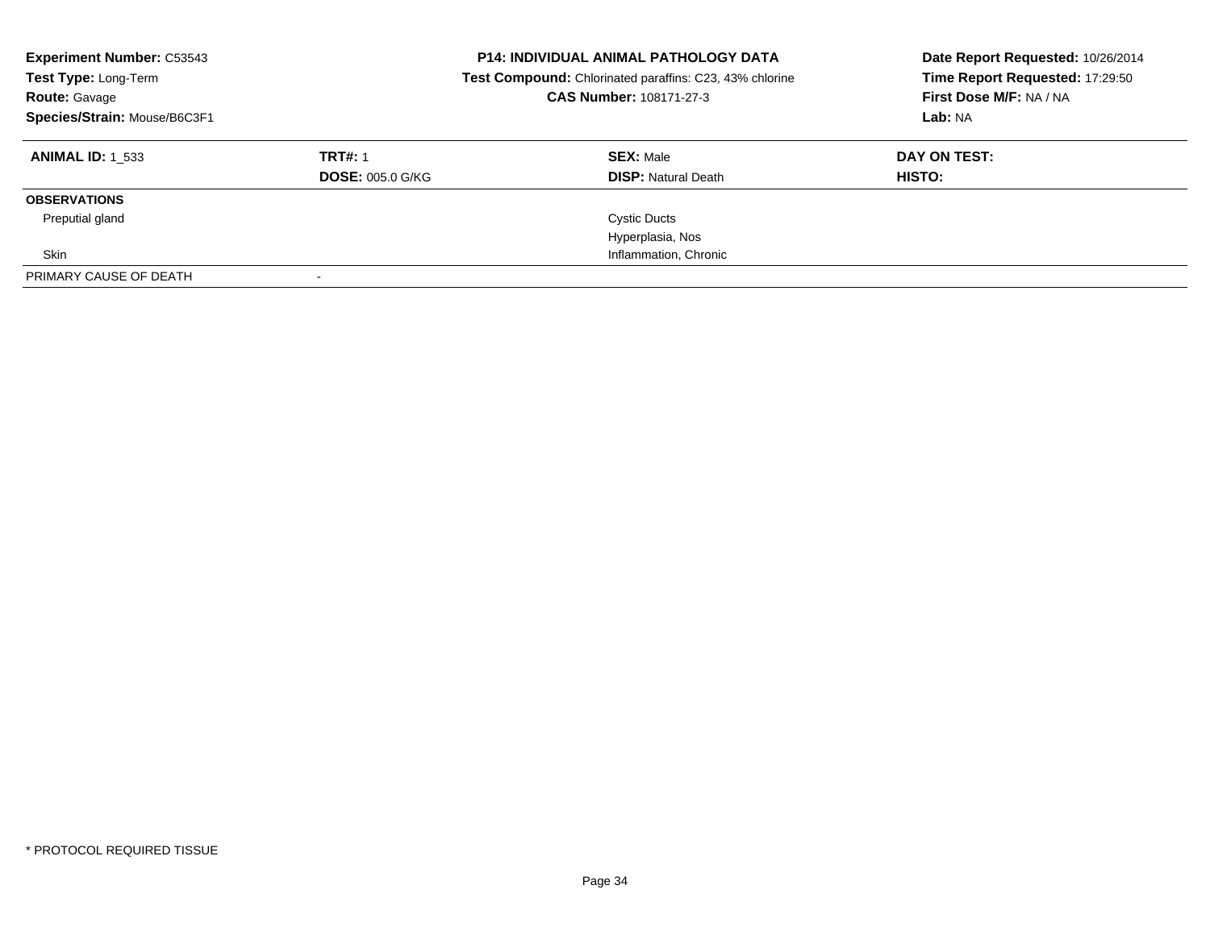**Experiment Number:** C53543
**Test Type:** Long-Term
**Route:** Gavage
**Species/Strain:** Mouse/B6C3F1

**P14: INDIVIDUAL ANIMAL PATHOLOGY DATA**
**Test Compound:** Chlorinated paraffins: C23, 43% chlorine
**CAS Number:** 108171-27-3

**Date Report Requested:** 10/26/2014
**Time Report Requested:** 17:29:50
**First Dose M/F:** NA / NA
**Lab:** NA

| **ANIMAL ID:** 1_533 | **TRT#:** 1 | **SEX:** Male | **DAY ON TEST:** |
|---|---|---|---|
| | **DOSE:** 005.0 G/KG | **DISP:** Natural Death | **HISTO:** |
| **OBSERVATIONS** | | | |
| Preputial gland | | Cystic Ducts | |
| | | Hyperplasia, Nos | |
| Skin | | Inflammation, Chronic | |
| PRIMARY CAUSE OF DEATH | - | | |

* PROTOCOL REQUIRED TISSUE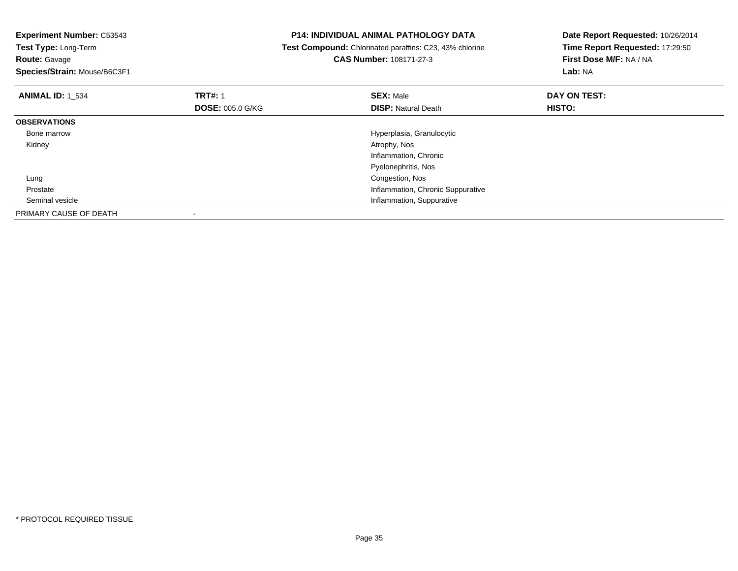**Experiment Number:** C53543
**Test Type:** Long-Term
**Route:** Gavage
**Species/Strain:** Mouse/B6C3F1

**P14: INDIVIDUAL ANIMAL PATHOLOGY DATA**
**Test Compound:** Chlorinated paraffins: C23, 43% chlorine
**CAS Number:** 108171-27-3

**Date Report Requested:** 10/26/2014
**Time Report Requested:** 17:29:50
**First Dose M/F:** NA / NA
**Lab:** NA

| **ANIMAL ID:** 1_534 | **TRT#:** 1 | **SEX:** Male | **DAY ON TEST:** |
|---|---|---|---|
| | **DOSE:** 005.0 G/KG | **DISP:** Natural Death | **HISTO:** |
| **OBSERVATIONS** | | | |
| Bone marrow | | Hyperplasia, Granulocytic | |
| Kidney | | Atrophy, Nos | |
| | | Inflammation, Chronic | |
| | | Pyelonephritis, Nos | |
| Lung | | Congestion, Nos | |
| Prostate | | Inflammation, Chronic Suppurative | |
| Seminal vesicle | | Inflammation, Suppurative | |
| PRIMARY CAUSE OF DEATH | - | | |

* PROTOCOL REQUIRED TISSUE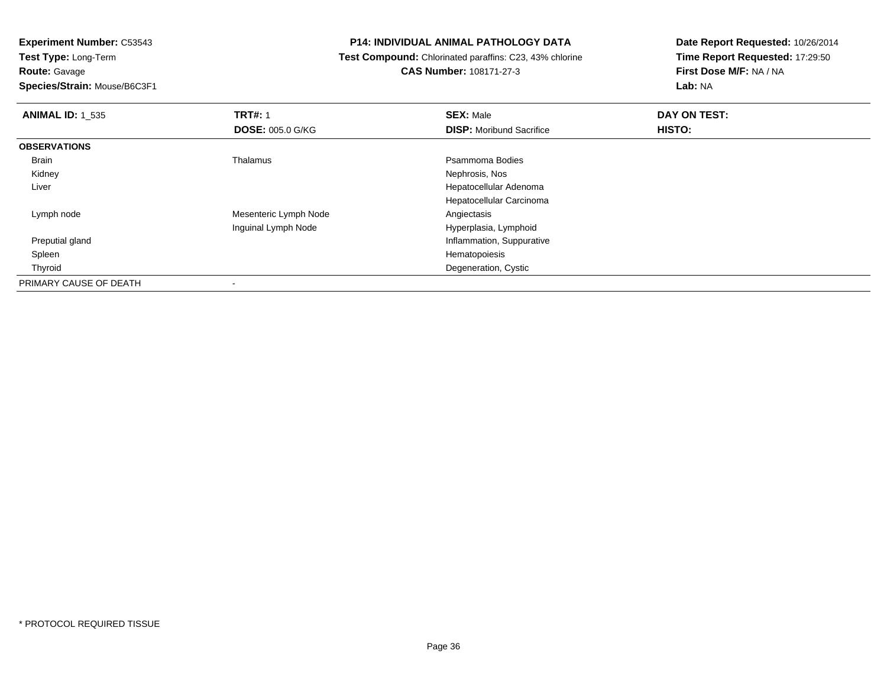**Experiment Number:** C53543
**Test Type:** Long-Term
**Route:** Gavage
**Species/Strain:** Mouse/B6C3F1

**P14: INDIVIDUAL ANIMAL PATHOLOGY DATA**
**Test Compound:** Chlorinated paraffins: C23, 43% chlorine
**CAS Number:** 108171-27-3

**Date Report Requested:** 10/26/2014
**Time Report Requested:** 17:29:50
**First Dose M/F:** NA / NA
**Lab:** NA

| **ANIMAL ID:** 1_535 | **TRT#:** 1 | **SEX:** Male | **DAY ON TEST:** |
|---|---|---|---|
| | **DOSE:** 005.0 G/KG | **DISP:** Moribund Sacrifice | **HISTO:** |
| **OBSERVATIONS** | | | |
| Brain | Thalamus | Psammoma Bodies | |
| Kidney | | Nephrosis, Nos | |
| Liver | | Hepatocellular Adenoma | |
| | | Hepatocellular Carcinoma | |
| Lymph node | Mesenteric Lymph Node | Angiectasis | |
| | Inguinal Lymph Node | Hyperplasia, Lymphoid | |
| Preputial gland | | Inflammation, Suppurative | |
| Spleen | | Hematopoiesis | |
| Thyroid | | Degeneration, Cystic | |
| PRIMARY CAUSE OF DEATH | - | | |

* PROTOCOL REQUIRED TISSUE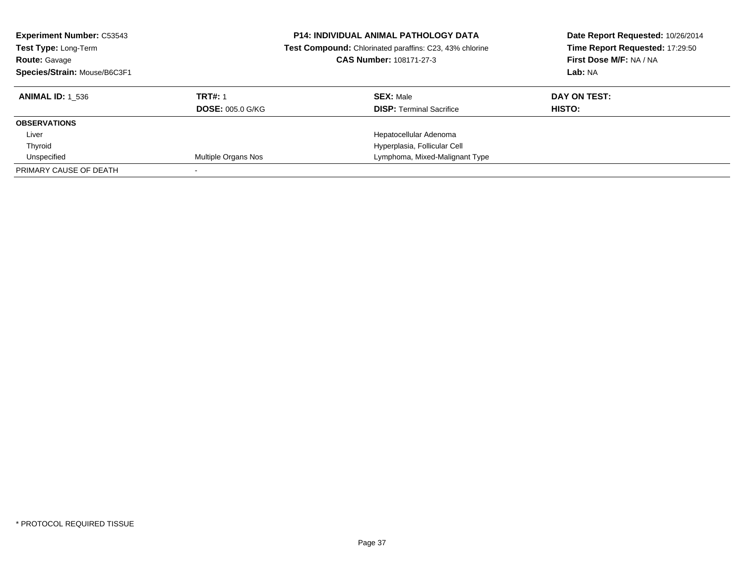**Experiment Number:** C53543
**Test Type:** Long-Term
**Route:** Gavage
**Species/Strain:** Mouse/B6C3F1

**P14: INDIVIDUAL ANIMAL PATHOLOGY DATA**
**Test Compound:** Chlorinated paraffins: C23, 43% chlorine
**CAS Number:** 108171-27-3

**Date Report Requested:** 10/26/2014
**Time Report Requested:** 17:29:50
**First Dose M/F:** NA / NA
**Lab:** NA

| **ANIMAL ID:** 1_536 | **TRT#:** 1 | **SEX:** Male | **DAY ON TEST:** |
|---|---|---|---|
| | **DOSE:** 005.0 G/KG | **DISP:** Terminal Sacrifice | **HISTO:** |
| **OBSERVATIONS** | | | |
| Liver | | Hepatocellular Adenoma | |
| Thyroid | | Hyperplasia, Follicular Cell | |
| Unspecified | Multiple Organs Nos | Lymphoma, Mixed-Malignant Type | |
| PRIMARY CAUSE OF DEATH | - | | |

* PROTOCOL REQUIRED TISSUE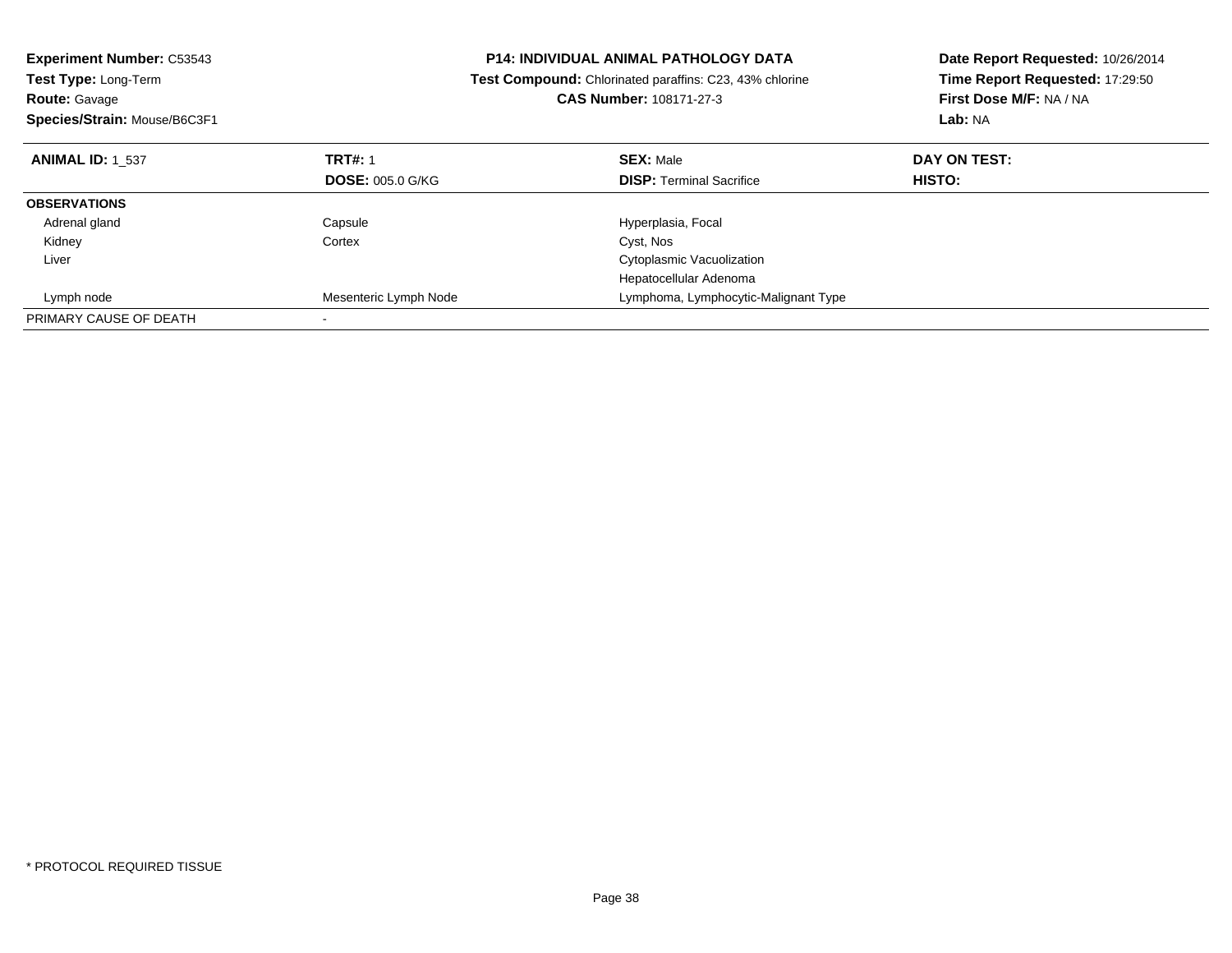**Experiment Number:** C53543
**Test Type:** Long-Term
**Route:** Gavage
**Species/Strain:** Mouse/B6C3F1

**P14: INDIVIDUAL ANIMAL PATHOLOGY DATA**
**Test Compound:** Chlorinated paraffins: C23, 43% chlorine
**CAS Number:** 108171-27-3

**Date Report Requested:** 10/26/2014
**Time Report Requested:** 17:29:50
**First Dose M/F:** NA / NA
**Lab:** NA

| **ANIMAL ID:** 1_537 | **TRT#:** 1 | **SEX:** Male | **DAY ON TEST:** |
|---|---|---|---|
| | **DOSE:** 005.0 G/KG | **DISP:** Terminal Sacrifice | **HISTO:** |
| **OBSERVATIONS** | | | |
| Adrenal gland | Capsule | Hyperplasia, Focal | |
| Kidney | Cortex | Cyst, Nos | |
| Liver | | Cytoplasmic Vacuolization | |
| | | Hepatocellular Adenoma | |
| Lymph node | Mesenteric Lymph Node | Lymphoma, Lymphocytic-Malignant Type | |
| PRIMARY CAUSE OF DEATH | - | | |

* PROTOCOL REQUIRED TISSUE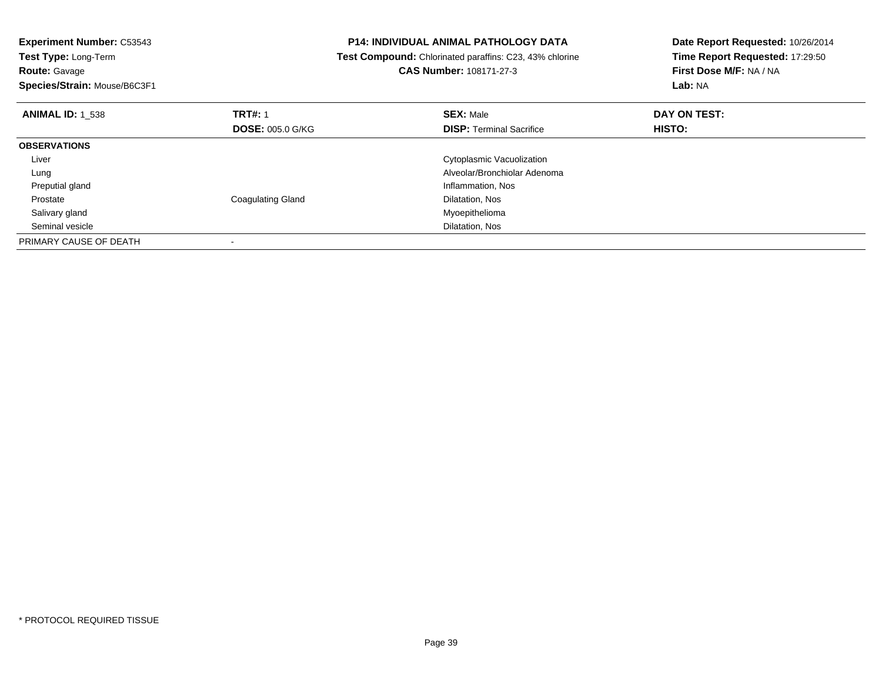**Experiment Number:** C53543
**Test Type:** Long-Term
**Route:** Gavage
**Species/Strain:** Mouse/B6C3F1

**P14: INDIVIDUAL ANIMAL PATHOLOGY DATA**
**Test Compound:** Chlorinated paraffins: C23, 43% chlorine
**CAS Number:** 108171-27-3

**Date Report Requested:** 10/26/2014
**Time Report Requested:** 17:29:50
**First Dose M/F:** NA / NA
**Lab:** NA

| **ANIMAL ID:** 1_538 | **TRT#:** 1 | **SEX:** Male | **DAY ON TEST:** |
|---|---|---|---|
| | **DOSE:** 005.0 G/KG | **DISP:** Terminal Sacrifice | **HISTO:** |
| **OBSERVATIONS** | | | |
| Liver | | Cytoplasmic Vacuolization | |
| Lung | | Alveolar/Bronchiolar Adenoma | |
| Preputial gland | | Inflammation, Nos | |
| Prostate | Coagulating Gland | Dilatation, Nos | |
| Salivary gland | | Myoepithelioma | |
| Seminal vesicle | | Dilatation, Nos | |
| PRIMARY CAUSE OF DEATH | - | | |

* PROTOCOL REQUIRED TISSUE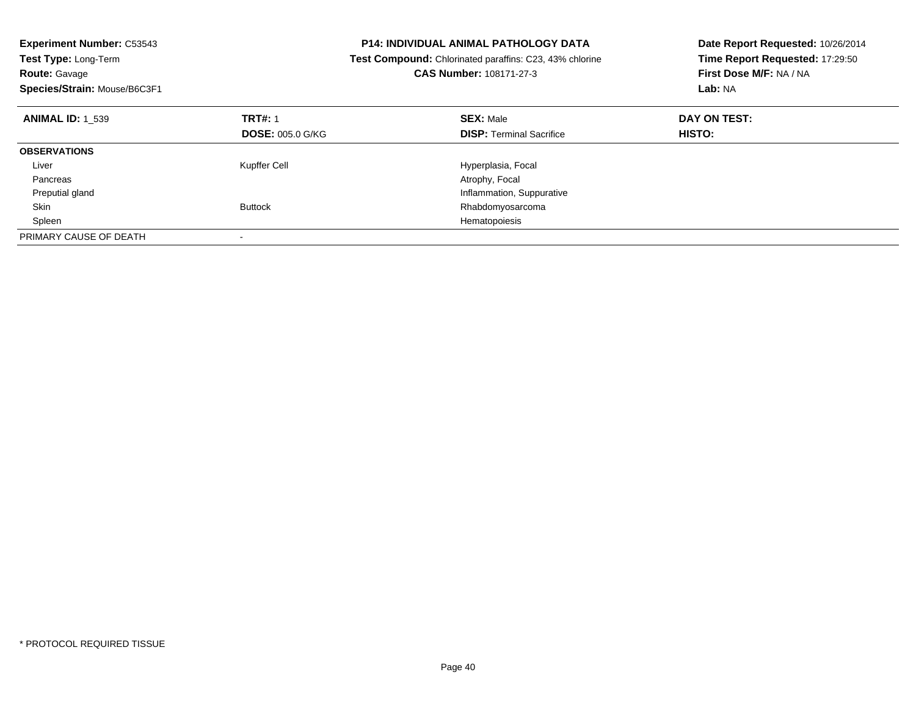**Experiment Number:** C53543
**Test Type:** Long-Term
**Route:** Gavage
**Species/Strain:** Mouse/B6C3F1

**P14: INDIVIDUAL ANIMAL PATHOLOGY DATA**
**Test Compound:** Chlorinated paraffins: C23, 43% chlorine
**CAS Number:** 108171-27-3

**Date Report Requested:** 10/26/2014
**Time Report Requested:** 17:29:50
**First Dose M/F:** NA / NA
**Lab:** NA

| **ANIMAL ID:** 1_539 | **TRT#:** 1 | **SEX:** Male | **DAY ON TEST:** |
|---|---|---|---|
| | **DOSE:** 005.0 G/KG | **DISP:** Terminal Sacrifice | **HISTO:** |
| **OBSERVATIONS** | | | |
| Liver | Kupffer Cell | Hyperplasia, Focal | |
| Pancreas | | Atrophy, Focal | |
| Preputial gland | | Inflammation, Suppurative | |
| Skin | Buttock | Rhabdomyosarcoma | |
| Spleen | | Hematopoiesis | |
| PRIMARY CAUSE OF DEATH | - | | |

* PROTOCOL REQUIRED TISSUE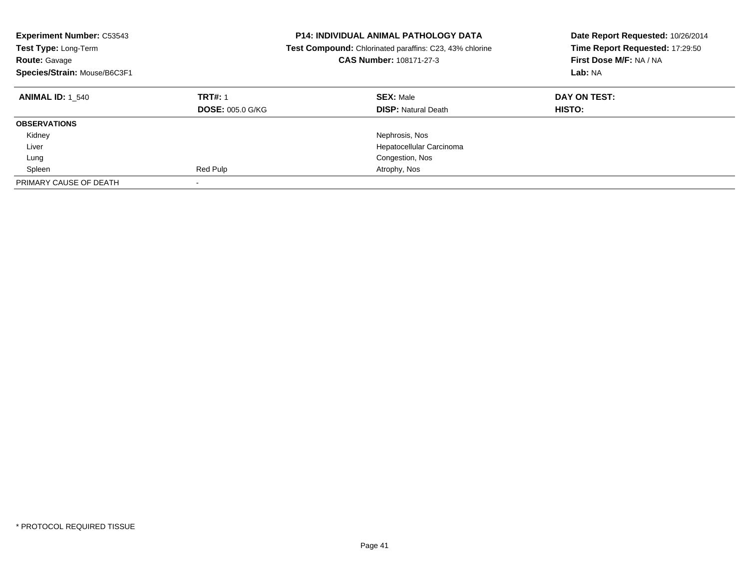**Experiment Number:** C53543
**Test Type:** Long-Term
**Route:** Gavage
**Species/Strain:** Mouse/B6C3F1

**P14: INDIVIDUAL ANIMAL PATHOLOGY DATA**
**Test Compound:** Chlorinated paraffins: C23, 43% chlorine
**CAS Number:** 108171-27-3

**Date Report Requested:** 10/26/2014
**Time Report Requested:** 17:29:50
**First Dose M/F:** NA / NA
**Lab:** NA

| **ANIMAL ID:** 1_540 | **TRT#:** 1 | **SEX:** Male | **DAY ON TEST:** |
|---|---|---|---|
| | **DOSE:** 005.0 G/KG | **DISP:** Natural Death | **HISTO:** |
| **OBSERVATIONS** | | | |
| Kidney | | Nephrosis, Nos | |
| Liver | | Hepatocellular Carcinoma | |
| Lung | | Congestion, Nos | |
| Spleen | Red Pulp | Atrophy, Nos | |
| PRIMARY CAUSE OF DEATH | - | | |

* PROTOCOL REQUIRED TISSUE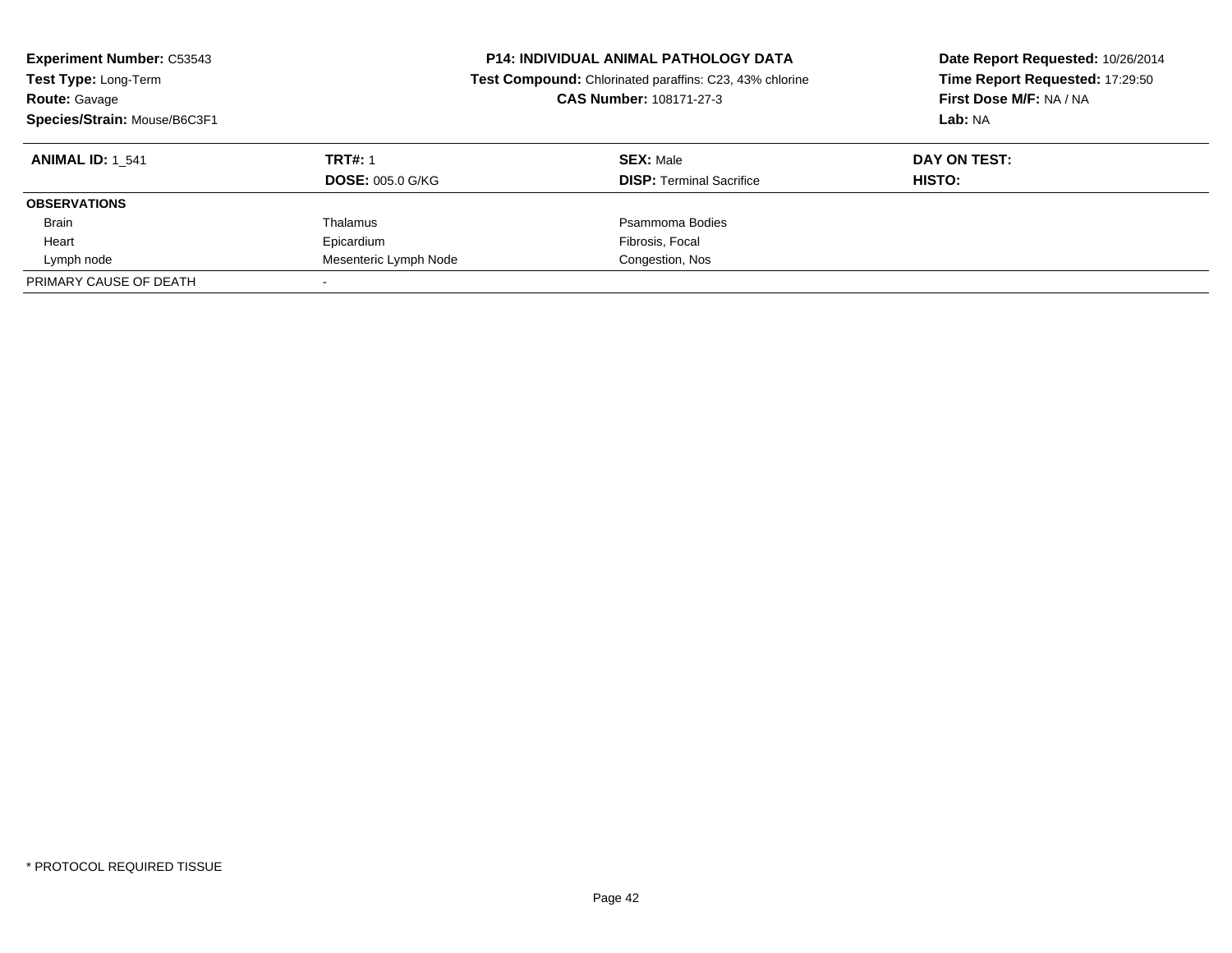**Experiment Number:** C53543
**Test Type:** Long-Term
**Route:** Gavage
**Species/Strain:** Mouse/B6C3F1

**P14: INDIVIDUAL ANIMAL PATHOLOGY DATA**
**Test Compound:** Chlorinated paraffins: C23, 43% chlorine
**CAS Number:** 108171-27-3

**Date Report Requested:** 10/26/2014
**Time Report Requested:** 17:29:50
**First Dose M/F:** NA / NA
**Lab:** NA

| **ANIMAL ID:** 1_541 | **TRT#:** 1 | **SEX:** Male | **DAY ON TEST:** |
|---|---|---|---|
| | **DOSE:** 005.0 G/KG | **DISP:** Terminal Sacrifice | **HISTO:** |
| **OBSERVATIONS** | | | |
| Brain | Thalamus | Psammoma Bodies | |
| Heart | Epicardium | Fibrosis, Focal | |
| Lymph node | Mesenteric Lymph Node | Congestion, Nos | |
| PRIMARY CAUSE OF DEATH | - | | |

\* PROTOCOL REQUIRED TISSUE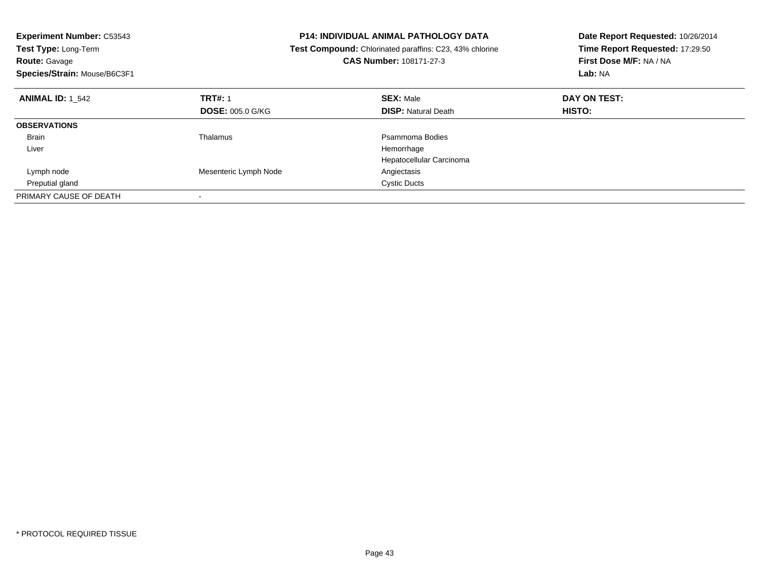**Experiment Number:** C53543
**Test Type:** Long-Term
**Route:** Gavage
**Species/Strain:** Mouse/B6C3F1

**P14: INDIVIDUAL ANIMAL PATHOLOGY DATA**
**Test Compound:** Chlorinated paraffins: C23, 43% chlorine
**CAS Number:** 108171-27-3

**Date Report Requested:** 10/26/2014
**Time Report Requested:** 17:29:50
**First Dose M/F:** NA / NA
**Lab:** NA

| **ANIMAL ID:** 1_542 | **TRT#:** 1 | **SEX:** Male | **DAY ON TEST:** |
|---|---|---|---|
| | **DOSE:** 005.0 G/KG | **DISP:** Natural Death | **HISTO:** |
| **OBSERVATIONS** | | | |
| Brain | Thalamus | Psammoma Bodies | |
| Liver | | Hemorrhage | |
| | | Hepatocellular Carcinoma | |
| Lymph node | Mesenteric Lymph Node | Angiectasis | |
| Preputial gland | | Cystic Ducts | |
| PRIMARY CAUSE OF DEATH | - | | |

* PROTOCOL REQUIRED TISSUE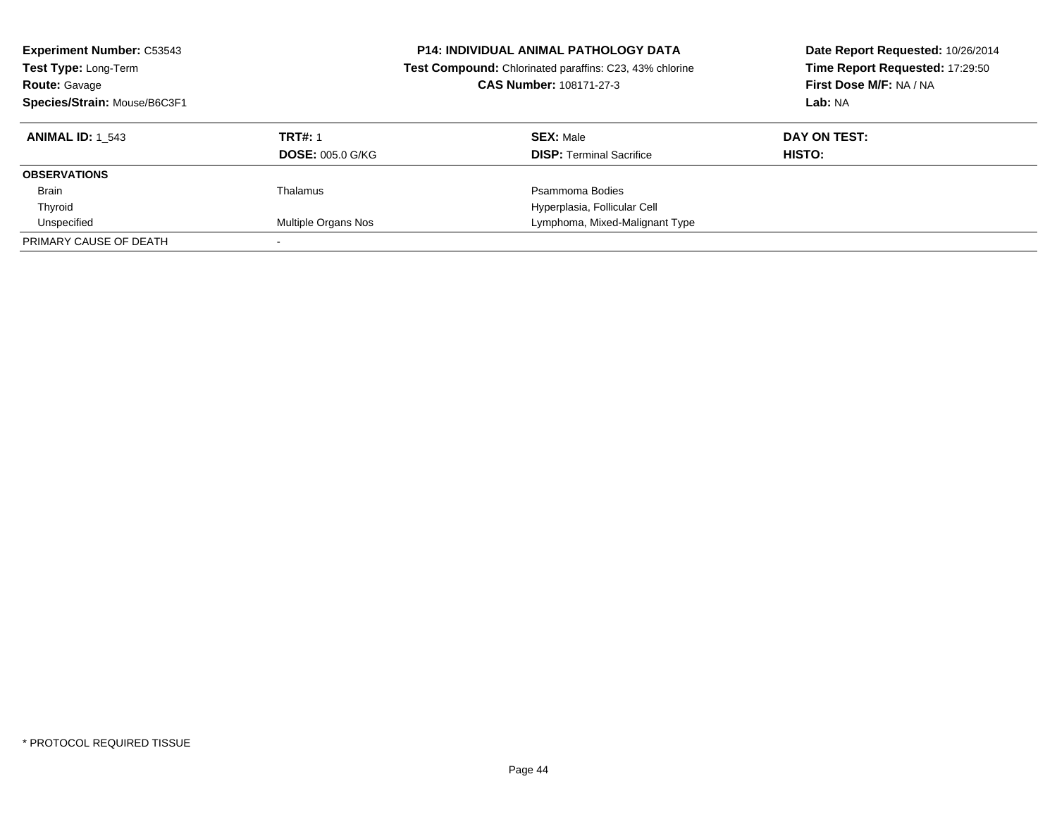**Experiment Number:** C53543
**Test Type:** Long-Term
**Route:** Gavage
**Species/Strain:** Mouse/B6C3F1

**P14: INDIVIDUAL ANIMAL PATHOLOGY DATA**
**Test Compound:** Chlorinated paraffins: C23, 43% chlorine
**CAS Number:** 108171-27-3

**Date Report Requested:** 10/26/2014
**Time Report Requested:** 17:29:50
**First Dose M/F:** NA / NA
**Lab:** NA

| **ANIMAL ID:** 1_543 | **TRT#:** 1 | **SEX:** Male | **DAY ON TEST:** |
|---|---|---|---|
| | **DOSE:** 005.0 G/KG | **DISP:** Terminal Sacrifice | **HISTO:** |
| **OBSERVATIONS** | | | |
| Brain | Thalamus | Psammoma Bodies | |
| Thyroid | | Hyperplasia, Follicular Cell | |
| Unspecified | Multiple Organs Nos | Lymphoma, Mixed-Malignant Type | |
| PRIMARY CAUSE OF DEATH | - | | |

\* PROTOCOL REQUIRED TISSUE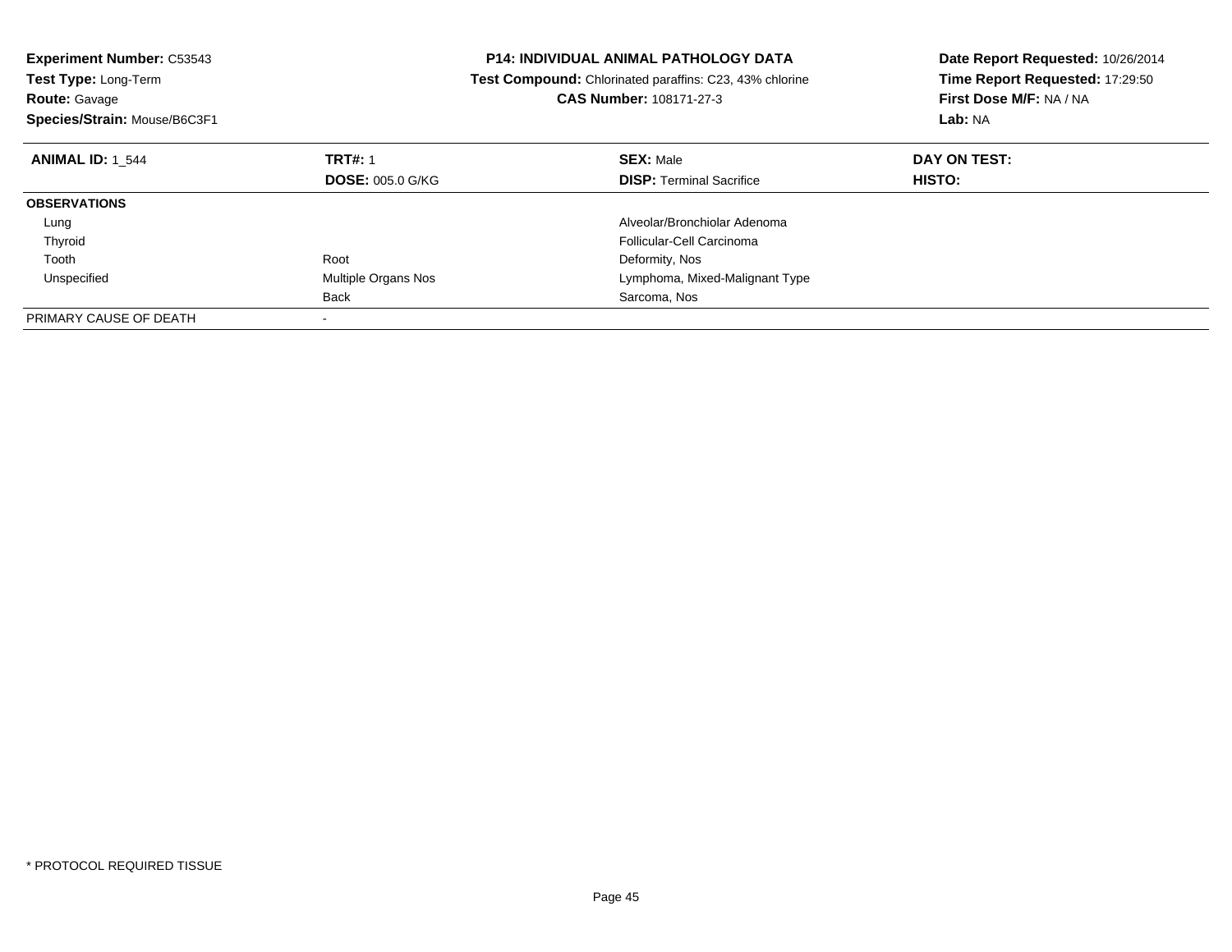**Experiment Number:** C53543
**Test Type:** Long-Term
**Route:** Gavage
**Species/Strain:** Mouse/B6C3F1

**P14: INDIVIDUAL ANIMAL PATHOLOGY DATA**
**Test Compound:** Chlorinated paraffins: C23, 43% chlorine
**CAS Number:** 108171-27-3

**Date Report Requested:** 10/26/2014
**Time Report Requested:** 17:29:50
**First Dose M/F:** NA / NA
**Lab:** NA

| **ANIMAL ID:** 1_544 | **TRT#:** 1 | **SEX:** Male | **DAY ON TEST:** |
|---|---|---|---|
| | **DOSE:** 005.0 G/KG | **DISP:** Terminal Sacrifice | **HISTO:** |
| **OBSERVATIONS** | | | |
| Lung | | Alveolar/Bronchiolar Adenoma | |
| Thyroid | | Follicular-Cell Carcinoma | |
| Tooth | Root | Deformity, Nos | |
| Unspecified | Multiple Organs Nos | Lymphoma, Mixed-Malignant Type | |
| | Back | Sarcoma, Nos | |
| PRIMARY CAUSE OF DEATH | - | | |

\* PROTOCOL REQUIRED TISSUE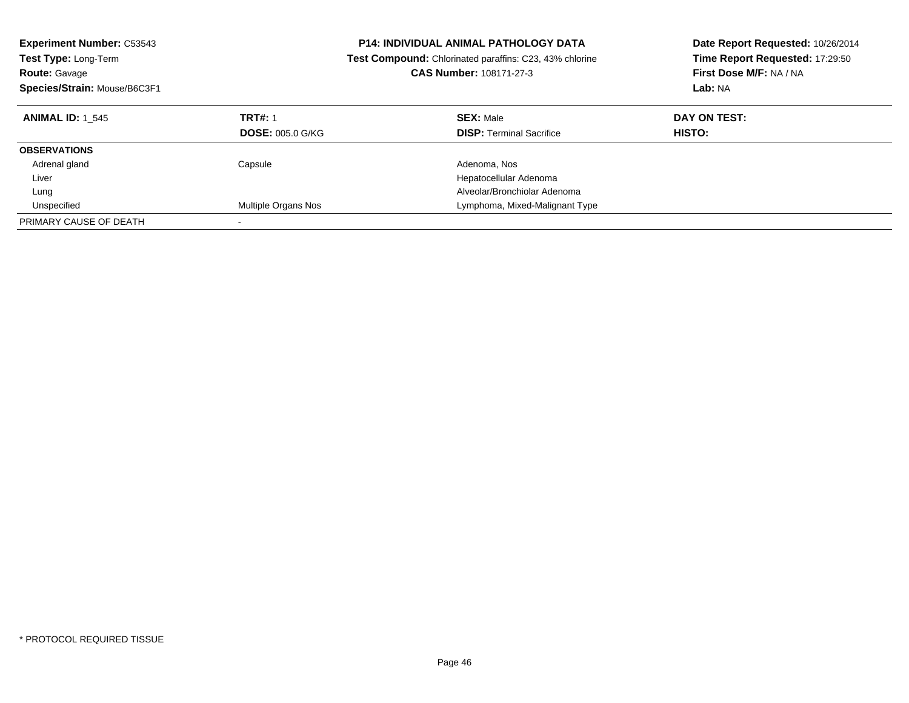**Experiment Number:** C53543
**Test Type:** Long-Term
**Route:** Gavage
**Species/Strain:** Mouse/B6C3F1

**P14: INDIVIDUAL ANIMAL PATHOLOGY DATA**
**Test Compound:** Chlorinated paraffins: C23, 43% chlorine
**CAS Number:** 108171-27-3

**Date Report Requested:** 10/26/2014
**Time Report Requested:** 17:29:50
**First Dose M/F:** NA / NA
**Lab:** NA

| **ANIMAL ID:** 1_545 | **TRT#:** 1 | **SEX:** Male | **DAY ON TEST:** |
|---|---|---|---|
| | **DOSE:** 005.0 G/KG | **DISP:** Terminal Sacrifice | **HISTO:** |
| **OBSERVATIONS** | | | |
| Adrenal gland | Capsule | Adenoma, Nos | |
| Liver | | Hepatocellular Adenoma | |
| Lung | | Alveolar/Bronchiolar Adenoma | |
| Unspecified | Multiple Organs Nos | Lymphoma, Mixed-Malignant Type | |
| PRIMARY CAUSE OF DEATH | - | | |

* PROTOCOL REQUIRED TISSUE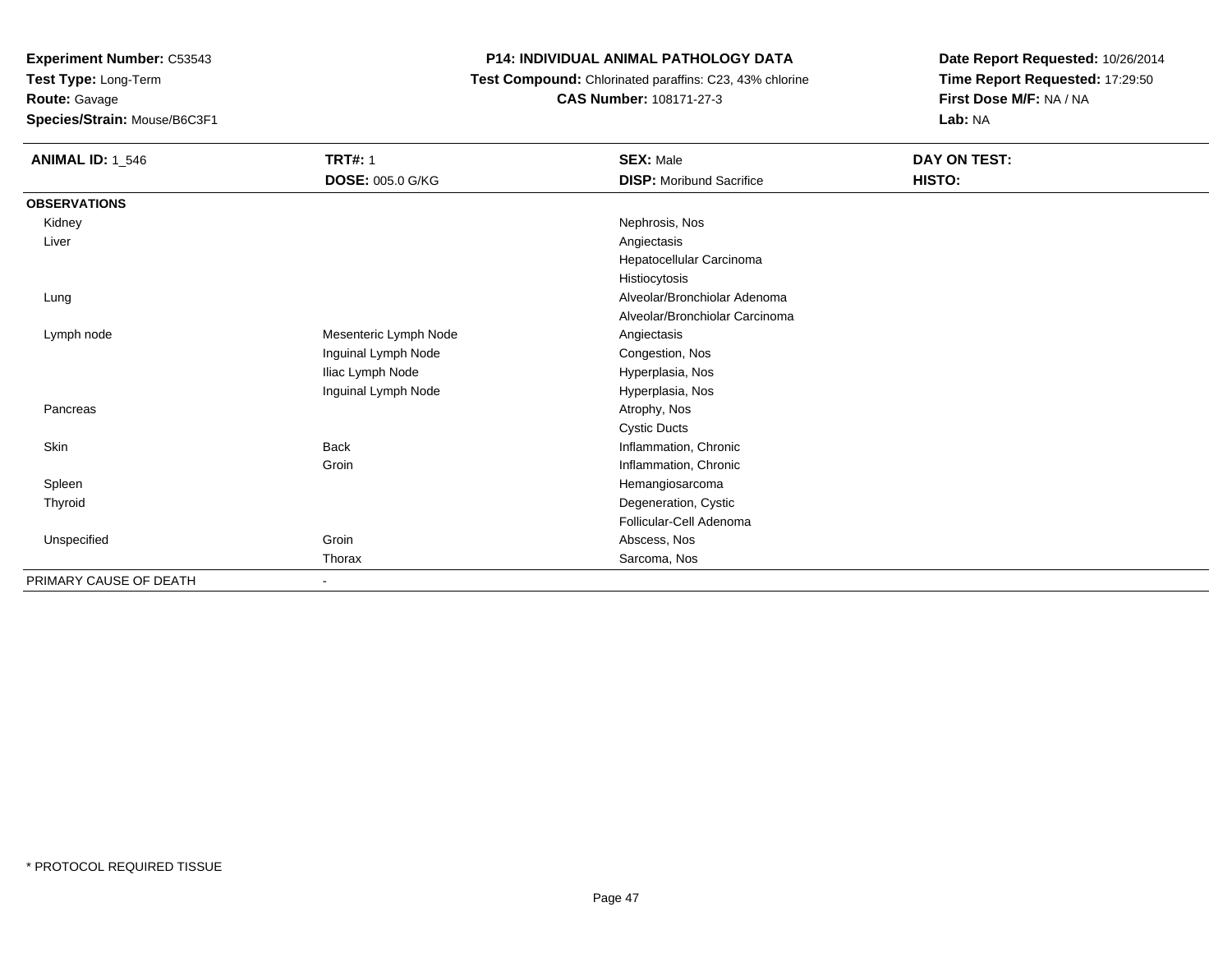**Experiment Number:** C53543
**Test Type:** Long-Term
**Route:** Gavage
**Species/Strain:** Mouse/B6C3F1

**P14: INDIVIDUAL ANIMAL PATHOLOGY DATA**
**Test Compound:** Chlorinated paraffins: C23, 43% chlorine
**CAS Number:** 108171-27-3

**Date Report Requested:** 10/26/2014
**Time Report Requested:** 17:29:50
**First Dose M/F:** NA / NA
**Lab:** NA

| **ANIMAL ID:** 1_546 | **TRT#:** 1 | **SEX:** Male | **DAY ON TEST:** |
|---|---|---|---|
| | **DOSE:** 005.0 G/KG | **DISP:** Moribund Sacrifice | **HISTO:** |
| **OBSERVATIONS** | | | |
| Kidney | | Nephrosis, Nos | |
| Liver | | Angiectasis | |
| | | Hepatocellular Carcinoma | |
| | | Histiocytosis | |
| Lung | | Alveolar/Bronchiolar Adenoma | |
| | | Alveolar/Bronchiolar Carcinoma | |
| Lymph node | Mesenteric Lymph Node | Angiectasis | |
| | Inguinal Lymph Node | Congestion, Nos | |
| | Iliac Lymph Node | Hyperplasia, Nos | |
| | Inguinal Lymph Node | Hyperplasia, Nos | |
| Pancreas | | Atrophy, Nos | |
| | | Cystic Ducts | |
| Skin | Back | Inflammation, Chronic | |
| | Groin | Inflammation, Chronic | |
| Spleen | | Hemangiosarcoma | |
| Thyroid | | Degeneration, Cystic | |
| | | Follicular-Cell Adenoma | |
| Unspecified | Groin | Abscess, Nos | |
| | Thorax | Sarcoma, Nos | |
| PRIMARY CAUSE OF DEATH | - | | |

* PROTOCOL REQUIRED TISSUE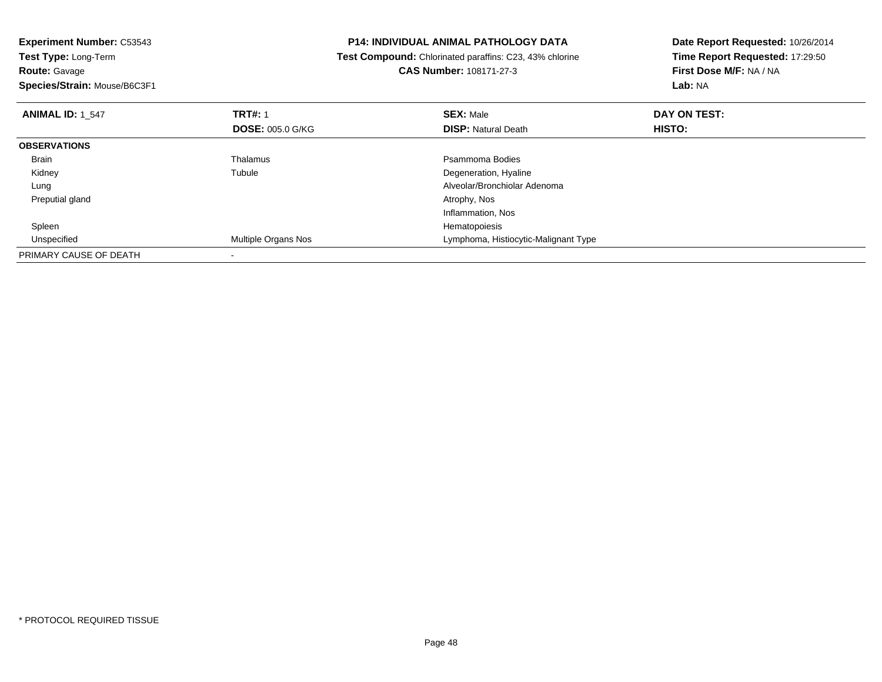**Experiment Number:** C53543
**Test Type:** Long-Term
**Route:** Gavage
**Species/Strain:** Mouse/B6C3F1

**P14: INDIVIDUAL ANIMAL PATHOLOGY DATA**
**Test Compound:** Chlorinated paraffins: C23, 43% chlorine
**CAS Number:** 108171-27-3

**Date Report Requested:** 10/26/2014
**Time Report Requested:** 17:29:50
**First Dose M/F:** NA / NA
**Lab:** NA

| **ANIMAL ID:** 1_547 | **TRT#:** 1 | **SEX:** Male | **DAY ON TEST:** |
|---|---|---|---|
| | **DOSE:** 005.0 G/KG | **DISP:** Natural Death | **HISTO:** |
| **OBSERVATIONS** | | | |
| Brain | Thalamus | Psammoma Bodies | |
| Kidney | Tubule | Degeneration, Hyaline | |
| Lung | | Alveolar/Bronchiolar Adenoma | |
| Preputial gland | | Atrophy, Nos | |
| | | Inflammation, Nos | |
| Spleen | | Hematopoiesis | |
| Unspecified | Multiple Organs Nos | Lymphoma, Histiocytic-Malignant Type | |
| PRIMARY CAUSE OF DEATH | - | | |

\* PROTOCOL REQUIRED TISSUE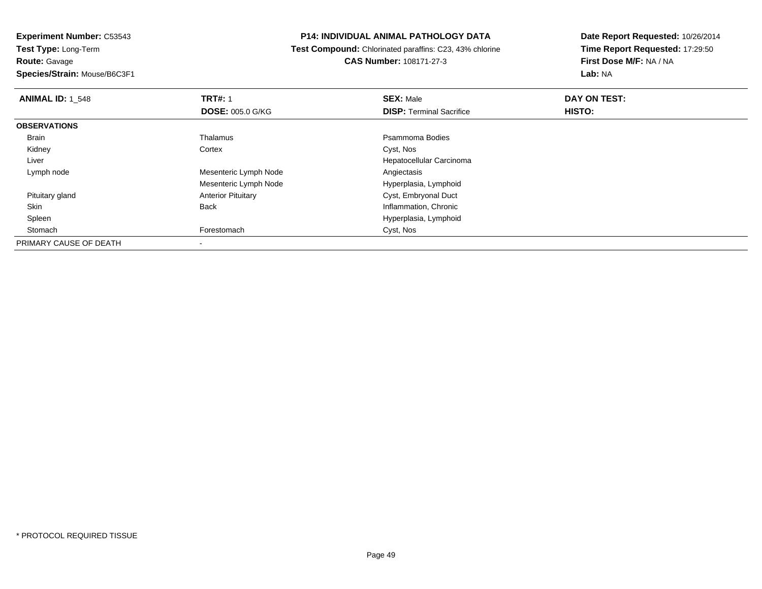**Experiment Number:** C53543
**Test Type:** Long-Term
**Route:** Gavage
**Species/Strain:** Mouse/B6C3F1

**P14: INDIVIDUAL ANIMAL PATHOLOGY DATA**
**Test Compound:** Chlorinated paraffins: C23, 43% chlorine
**CAS Number:** 108171-27-3

**Date Report Requested:** 10/26/2014
**Time Report Requested:** 17:29:50
**First Dose M/F:** NA / NA
**Lab:** NA

| **ANIMAL ID:** 1_548 | **TRT#:** 1 | **SEX:** Male | **DAY ON TEST:** |
|---|---|---|---|
| | **DOSE:** 005.0 G/KG | **DISP:** Terminal Sacrifice | **HISTO:** |
| **OBSERVATIONS** | | | |
| Brain | Thalamus | Psammoma Bodies | |
| Kidney | Cortex | Cyst, Nos | |
| Liver | | Hepatocellular Carcinoma | |
| Lymph node | Mesenteric Lymph Node | Angiectasis | |
| | Mesenteric Lymph Node | Hyperplasia, Lymphoid | |
| Pituitary gland | Anterior Pituitary | Cyst, Embryonal Duct | |
| Skin | Back | Inflammation, Chronic | |
| Spleen | | Hyperplasia, Lymphoid | |
| Stomach | Forestomach | Cyst, Nos | |
| PRIMARY CAUSE OF DEATH | - | | |

* PROTOCOL REQUIRED TISSUE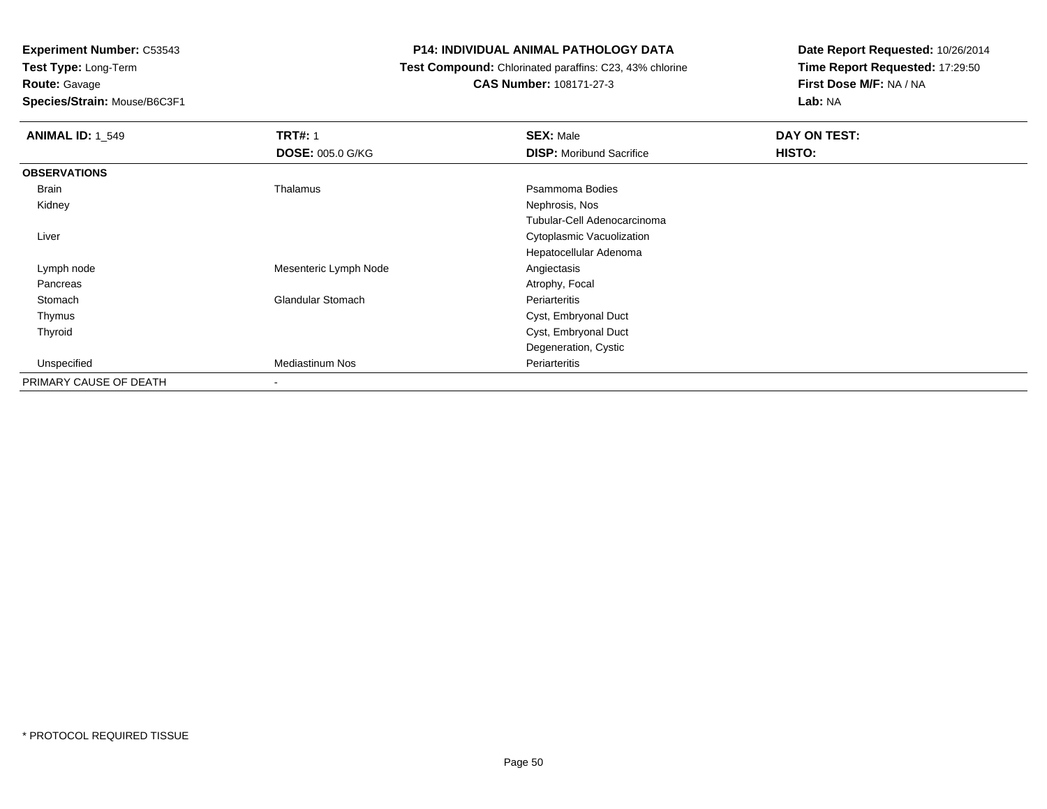**Experiment Number:** C53543
**Test Type:** Long-Term
**Route:** Gavage
**Species/Strain:** Mouse/B6C3F1

**P14: INDIVIDUAL ANIMAL PATHOLOGY DATA**
**Test Compound:** Chlorinated paraffins: C23, 43% chlorine
**CAS Number:** 108171-27-3

**Date Report Requested:** 10/26/2014
**Time Report Requested:** 17:29:50
**First Dose M/F:** NA / NA
**Lab:** NA

| **ANIMAL ID:** 1_549 | **TRT#:** 1 | **SEX:** Male | **DAY ON TEST:** |
|---|---|---|---|
| | **DOSE:** 005.0 G/KG | **DISP:** Moribund Sacrifice | **HISTO:** |
| **OBSERVATIONS** | | | |
| Brain | Thalamus | Psammoma Bodies | |
| Kidney | | Nephrosis, Nos | |
| | | Tubular-Cell Adenocarcinoma | |
| Liver | | Cytoplasmic Vacuolization | |
| | | Hepatocellular Adenoma | |
| Lymph node | Mesenteric Lymph Node | Angiectasis | |
| Pancreas | | Atrophy, Focal | |
| Stomach | Glandular Stomach | Periarteritis | |
| Thymus | | Cyst, Embryonal Duct | |
| Thyroid | | Cyst, Embryonal Duct | |
| | | Degeneration, Cystic | |
| Unspecified | Mediastinum Nos | Periarteritis | |
| PRIMARY CAUSE OF DEATH | - | | |

* PROTOCOL REQUIRED TISSUE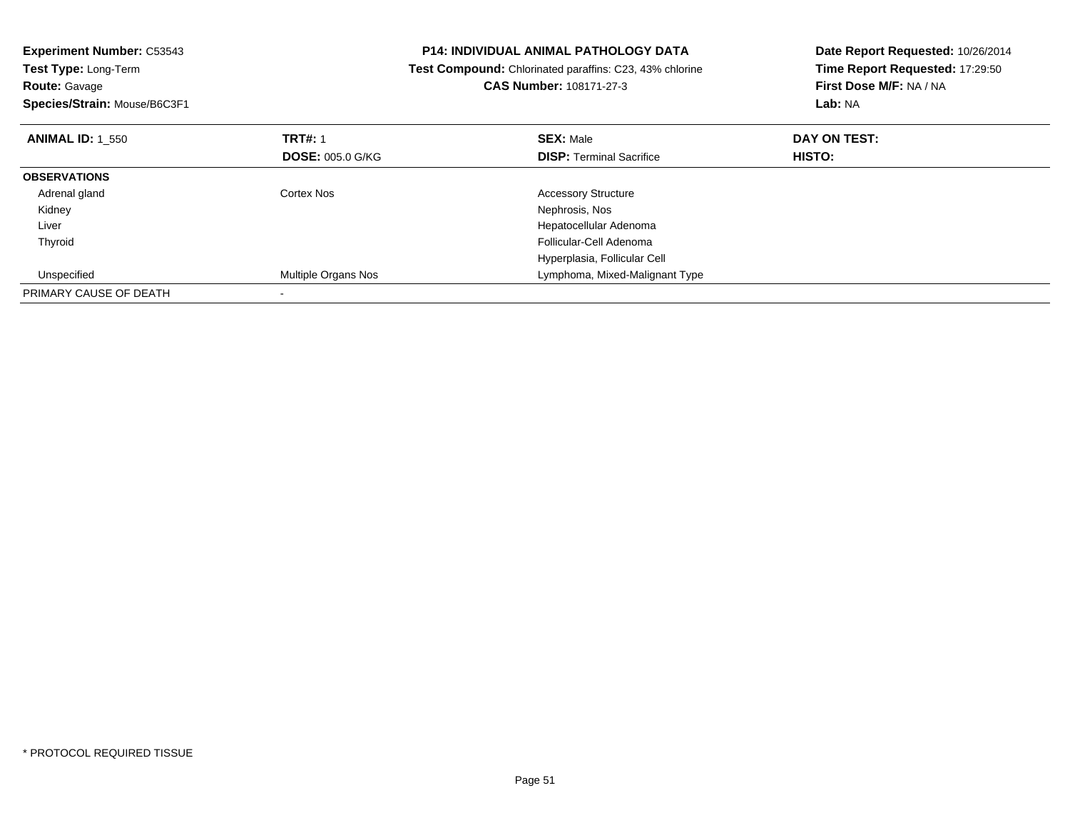**Experiment Number:** C53543
**Test Type:** Long-Term
**Route:** Gavage
**Species/Strain:** Mouse/B6C3F1

# P14: INDIVIDUAL ANIMAL PATHOLOGY DATA

**Test Compound:** Chlorinated paraffins: C23, 43% chlorine
**CAS Number:** 108171-27-3

**Date Report Requested:** 10/26/2014
**Time Report Requested:** 17:29:50
**First Dose M/F:** NA / NA
**Lab:** NA

| **ANIMAL ID:** 1_550 | **TRT#:** 1 | **SEX:** Male | **DAY ON TEST:** |
|---|---|---|---|
| | **DOSE:** 005.0 G/KG | **DISP:** Terminal Sacrifice | **HISTO:** |
| **OBSERVATIONS** | | | |
| Adrenal gland | Cortex Nos | Accessory Structure | |
| Kidney | | Nephrosis, Nos | |
| Liver | | Hepatocellular Adenoma | |
| Thyroid | | Follicular-Cell Adenoma | |
| | | Hyperplasia, Follicular Cell | |
| Unspecified | Multiple Organs Nos | Lymphoma, Mixed-Malignant Type | |
| PRIMARY CAUSE OF DEATH | - | | |

* PROTOCOL REQUIRED TISSUE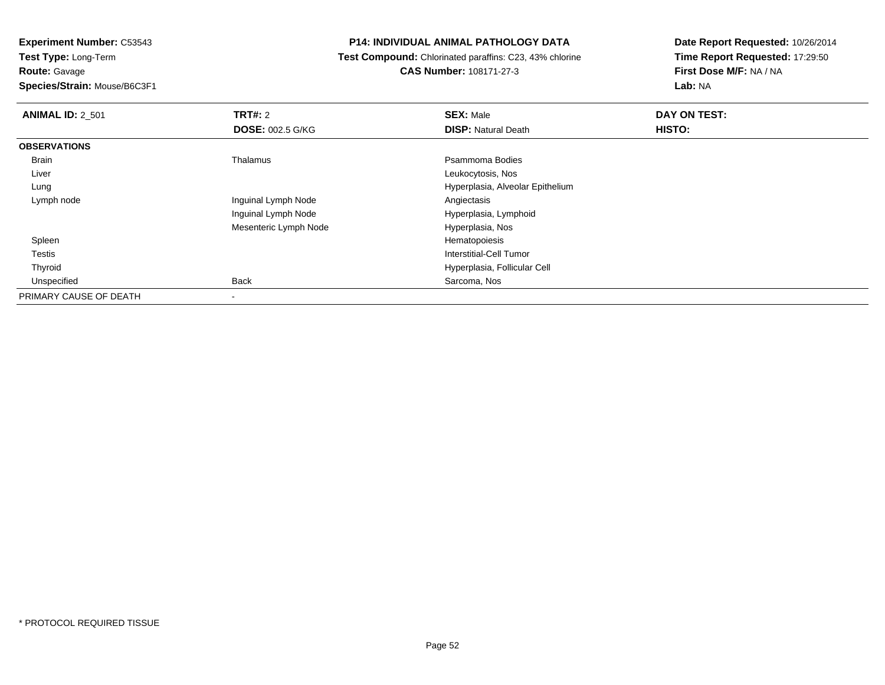**Experiment Number:** C53543
**Test Type:** Long-Term
**Route:** Gavage
**Species/Strain:** Mouse/B6C3F1

**P14: INDIVIDUAL ANIMAL PATHOLOGY DATA**
**Test Compound:** Chlorinated paraffins: C23, 43% chlorine
**CAS Number:** 108171-27-3

**Date Report Requested:** 10/26/2014
**Time Report Requested:** 17:29:50
**First Dose M/F:** NA / NA
**Lab:** NA

| **ANIMAL ID:** 2_501 | **TRT#:** 2 | **SEX:** Male | **DAY ON TEST:** |
|---|---|---|---|
| | **DOSE:** 002.5 G/KG | **DISP:** Natural Death | **HISTO:** |
| **OBSERVATIONS** | | | |
| Brain | Thalamus | Psammoma Bodies | |
| Liver | | Leukocytosis, Nos | |
| Lung | | Hyperplasia, Alveolar Epithelium | |
| Lymph node | Inguinal Lymph Node | Angiectasis | |
| | Inguinal Lymph Node | Hyperplasia, Lymphoid | |
| | Mesenteric Lymph Node | Hyperplasia, Nos | |
| Spleen | | Hematopoiesis | |
| Testis | | Interstitial-Cell Tumor | |
| Thyroid | | Hyperplasia, Follicular Cell | |
| Unspecified | Back | Sarcoma, Nos | |
| PRIMARY CAUSE OF DEATH | - | | |

* PROTOCOL REQUIRED TISSUE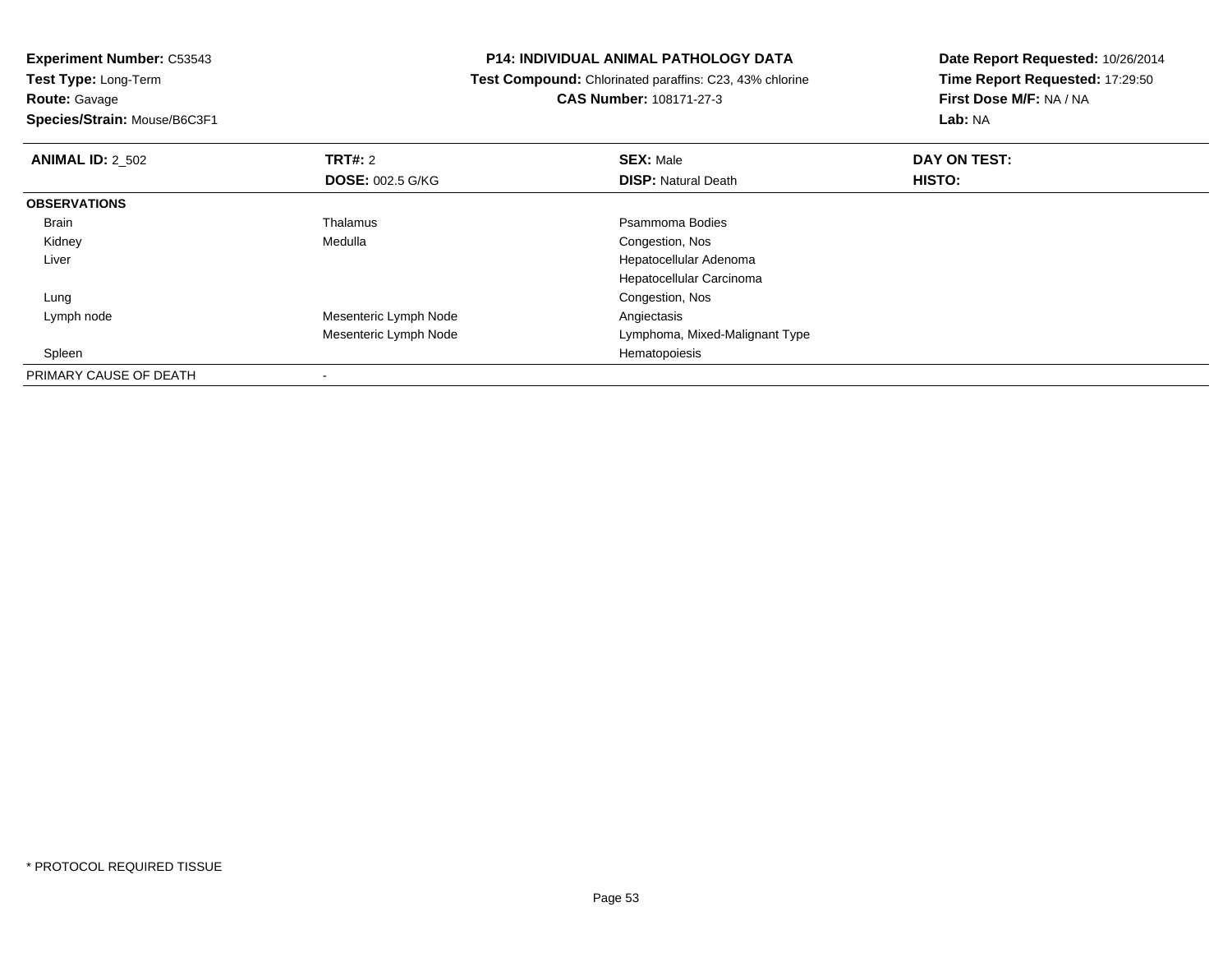**Experiment Number:** C53543
**Test Type:** Long-Term
**Route:** Gavage
**Species/Strain:** Mouse/B6C3F1

**P14: INDIVIDUAL ANIMAL PATHOLOGY DATA**
**Test Compound:** Chlorinated paraffins: C23, 43% chlorine
**CAS Number:** 108171-27-3

**Date Report Requested:** 10/26/2014
**Time Report Requested:** 17:29:50
**First Dose M/F:** NA / NA
**Lab:** NA

| **ANIMAL ID:** 2_502 | **TRT#:** 2 | **SEX:** Male | **DAY ON TEST:** |
|---|---|---|---|
| | **DOSE:** 002.5 G/KG | **DISP:** Natural Death | **HISTO:** |
| **OBSERVATIONS** | | | |
| Brain | Thalamus | Psammoma Bodies | |
| Kidney | Medulla | Congestion, Nos | |
| Liver | | Hepatocellular Adenoma | |
| | | Hepatocellular Carcinoma | |
| Lung | | Congestion, Nos | |
| Lymph node | Mesenteric Lymph Node | Angiectasis | |
| | Mesenteric Lymph Node | Lymphoma, Mixed-Malignant Type | |
| Spleen | | Hematopoiesis | |
| PRIMARY CAUSE OF DEATH | - | | |

* PROTOCOL REQUIRED TISSUE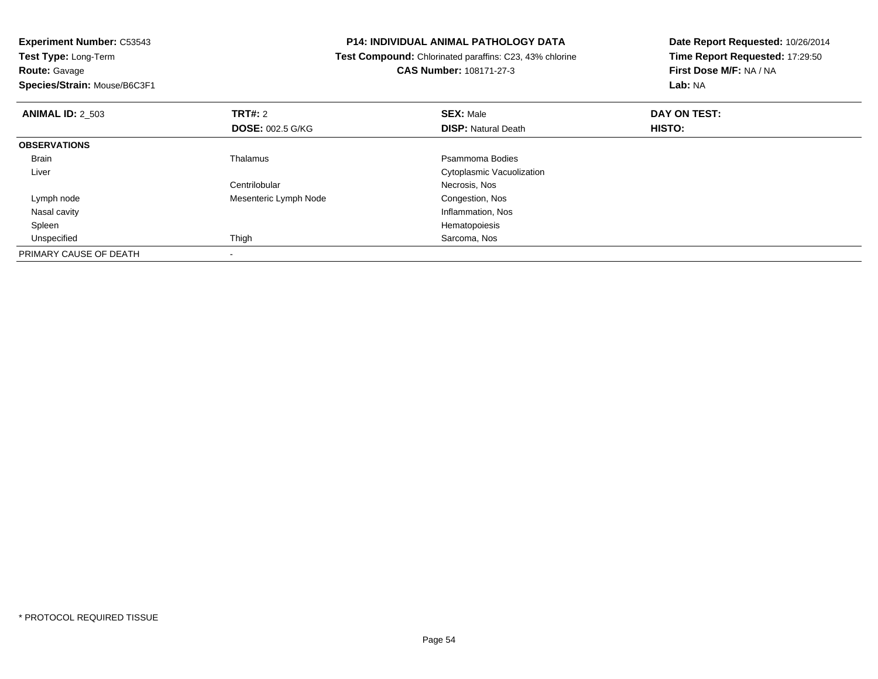**Experiment Number:** C53543
**Test Type:** Long-Term
**Route:** Gavage
**Species/Strain:** Mouse/B6C3F1

**P14: INDIVIDUAL ANIMAL PATHOLOGY DATA**
**Test Compound:** Chlorinated paraffins: C23, 43% chlorine
**CAS Number:** 108171-27-3

**Date Report Requested:** 10/26/2014
**Time Report Requested:** 17:29:50
**First Dose M/F:** NA / NA
**Lab:** NA

| **ANIMAL ID:** 2_503 | **TRT#:** 2 | **SEX:** Male | **DAY ON TEST:** |
|---|---|---|---|
| | **DOSE:** 002.5 G/KG | **DISP:** Natural Death | **HISTO:** |
| **OBSERVATIONS** | | | |
| Brain | Thalamus | Psammoma Bodies | |
| Liver | | Cytoplasmic Vacuolization | |
| | Centrilobular | Necrosis, Nos | |
| Lymph node | Mesenteric Lymph Node | Congestion, Nos | |
| Nasal cavity | | Inflammation, Nos | |
| Spleen | | Hematopoiesis | |
| Unspecified | Thigh | Sarcoma, Nos | |
| PRIMARY CAUSE OF DEATH | - | | |

* PROTOCOL REQUIRED TISSUE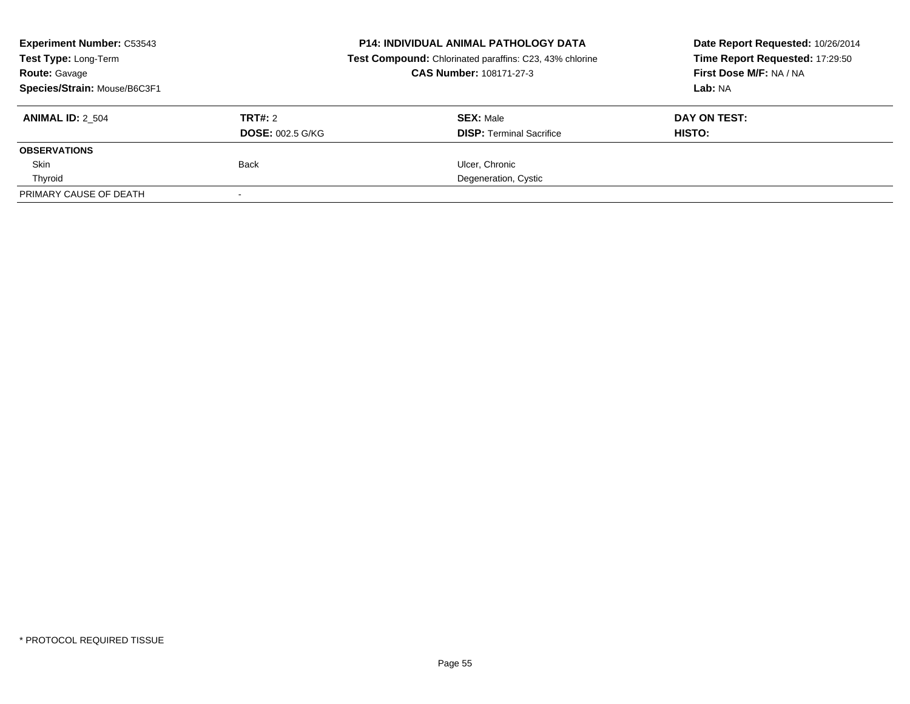**Experiment Number:** C53543
**Test Type:** Long-Term
**Route:** Gavage
**Species/Strain:** Mouse/B6C3F1

**P14: INDIVIDUAL ANIMAL PATHOLOGY DATA**
**Test Compound:** Chlorinated paraffins: C23, 43% chlorine
**CAS Number:** 108171-27-3

**Date Report Requested:** 10/26/2014
**Time Report Requested:** 17:29:50
**First Dose M/F:** NA / NA
**Lab:** NA

| **ANIMAL ID:** 2_504 | **TRT#:** 2 | **SEX:** Male | **DAY ON TEST:** |
|---|---|---|---|
| | **DOSE:** 002.5 G/KG | **DISP:** Terminal Sacrifice | **HISTO:** |
| **OBSERVATIONS** | | | |
| Skin | Back | Ulcer, Chronic | |
| Thyroid | | Degeneration, Cystic | |
| PRIMARY CAUSE OF DEATH | - | | |

* PROTOCOL REQUIRED TISSUE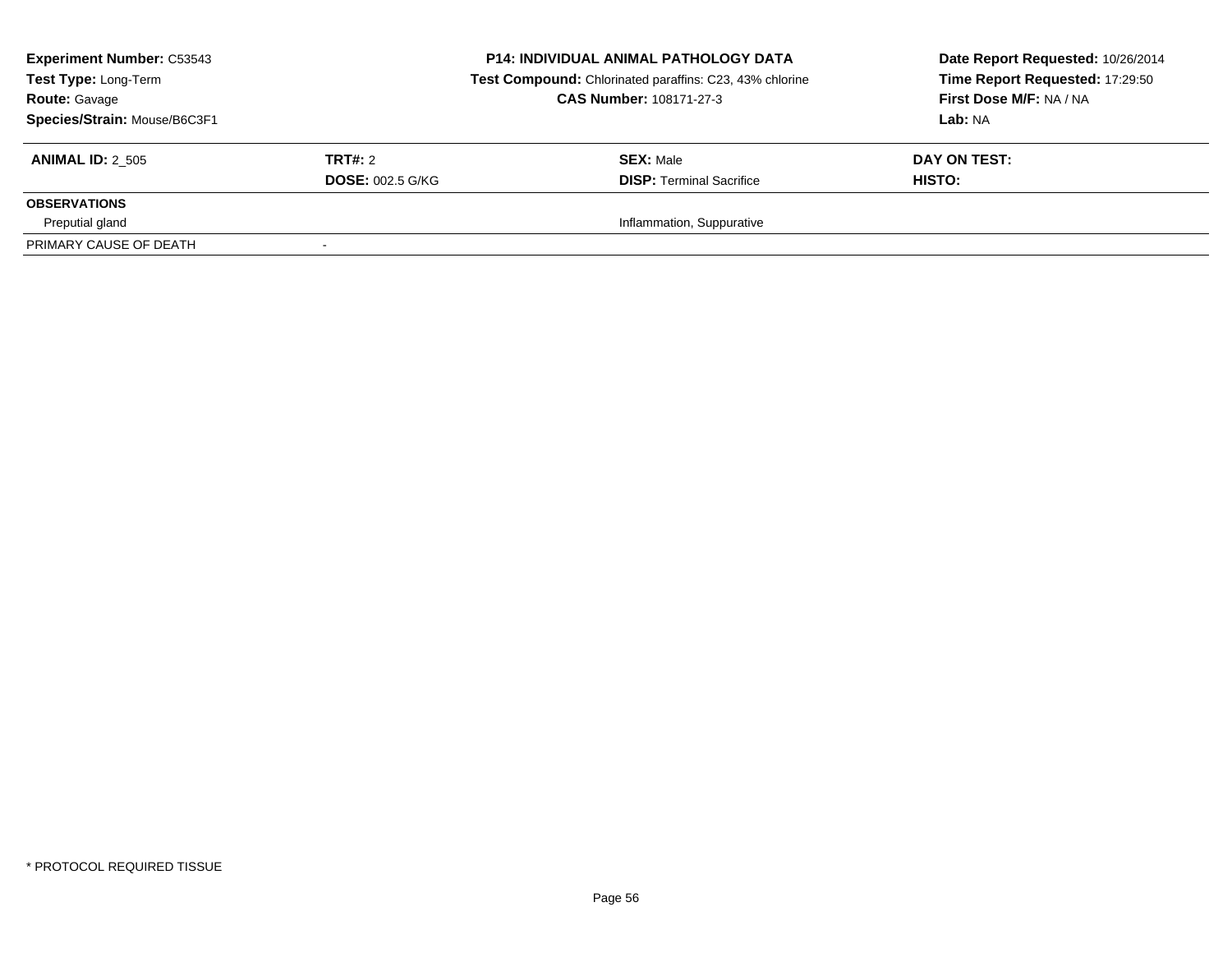| **Experiment Number:** C53543 | **P14: INDIVIDUAL ANIMAL PATHOLOGY DATA** | **Date Report Requested:** 10/26/2014 |
|---|---|---|
| **Test Type:** Long-Term | **Test Compound:** Chlorinated paraffins: C23, 43% chlorine | **Time Report Requested:** 17:29:50 |
| **Route:** Gavage | **CAS Number:** 108171-27-3 | **First Dose M/F:** NA / NA |
| **Species/Strain:** Mouse/B6C3F1 | | **Lab:** NA |

| **ANIMAL ID:** 2_505 | **TRT#:** 2 | **SEX:** Male | **DAY ON TEST:** |
|---|---|---|---|
| | **DOSE:** 002.5 G/KG | **DISP:** Terminal Sacrifice | **HISTO:** |
| **OBSERVATIONS** | | | |
| Preputial gland | | Inflammation, Suppurative | |
| PRIMARY CAUSE OF DEATH | - | | |

* PROTOCOL REQUIRED TISSUE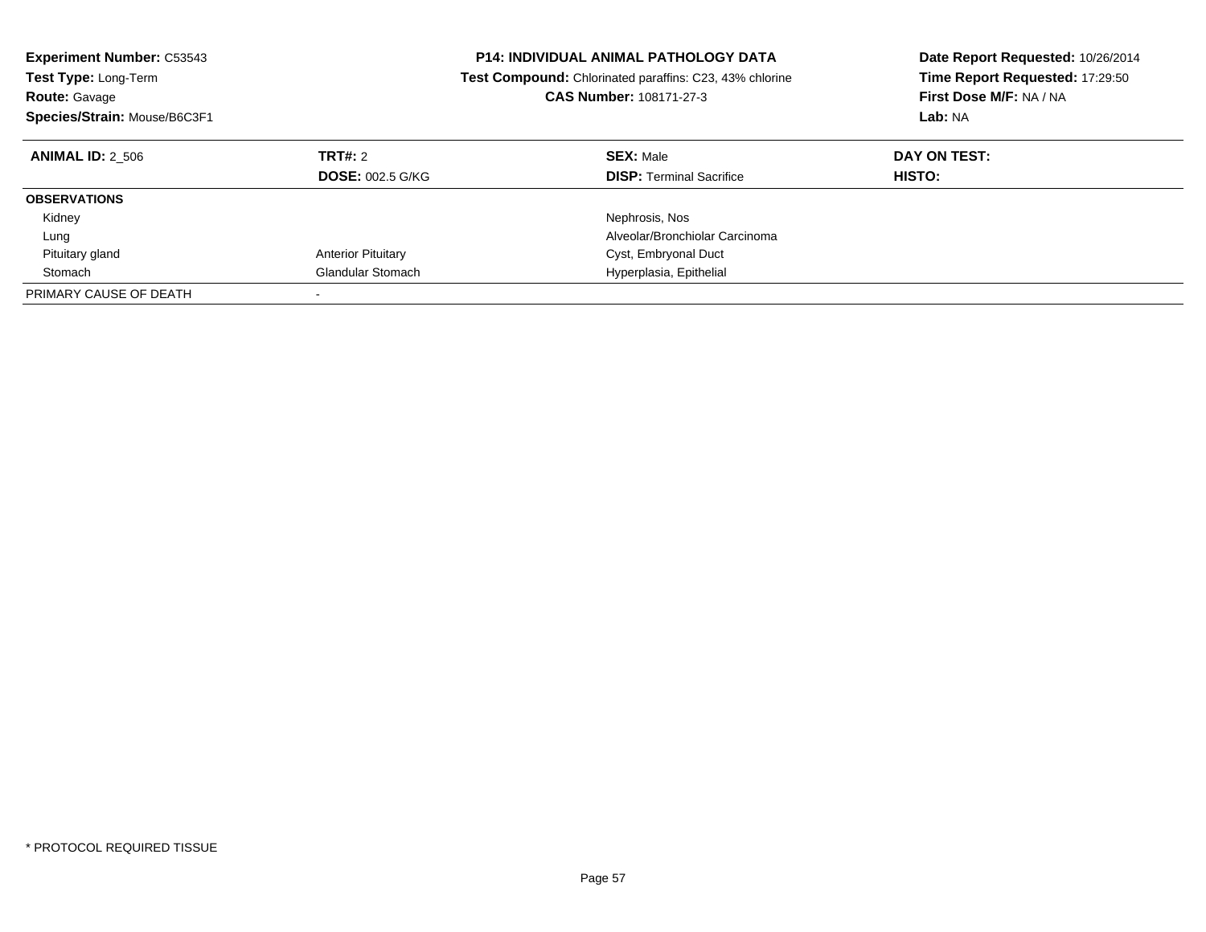**Experiment Number:** C53543
**Test Type:** Long-Term
**Route:** Gavage
**Species/Strain:** Mouse/B6C3F1

**P14: INDIVIDUAL ANIMAL PATHOLOGY DATA**
**Test Compound:** Chlorinated paraffins: C23, 43% chlorine
**CAS Number:** 108171-27-3

**Date Report Requested:** 10/26/2014
**Time Report Requested:** 17:29:50
**First Dose M/F:** NA / NA
**Lab:** NA

| **ANIMAL ID:** 2_506 | **TRT#:** 2 | **SEX:** Male | **DAY ON TEST:** |
|---|---|---|---|
| | **DOSE:** 002.5 G/KG | **DISP:** Terminal Sacrifice | **HISTO:** |
| **OBSERVATIONS** | | | |
| Kidney | | Nephrosis, Nos | |
| Lung | | Alveolar/Bronchiolar Carcinoma | |
| Pituitary gland | Anterior Pituitary | Cyst, Embryonal Duct | |
| Stomach | Glandular Stomach | Hyperplasia, Epithelial | |
| PRIMARY CAUSE OF DEATH | - | | |

\* PROTOCOL REQUIRED TISSUE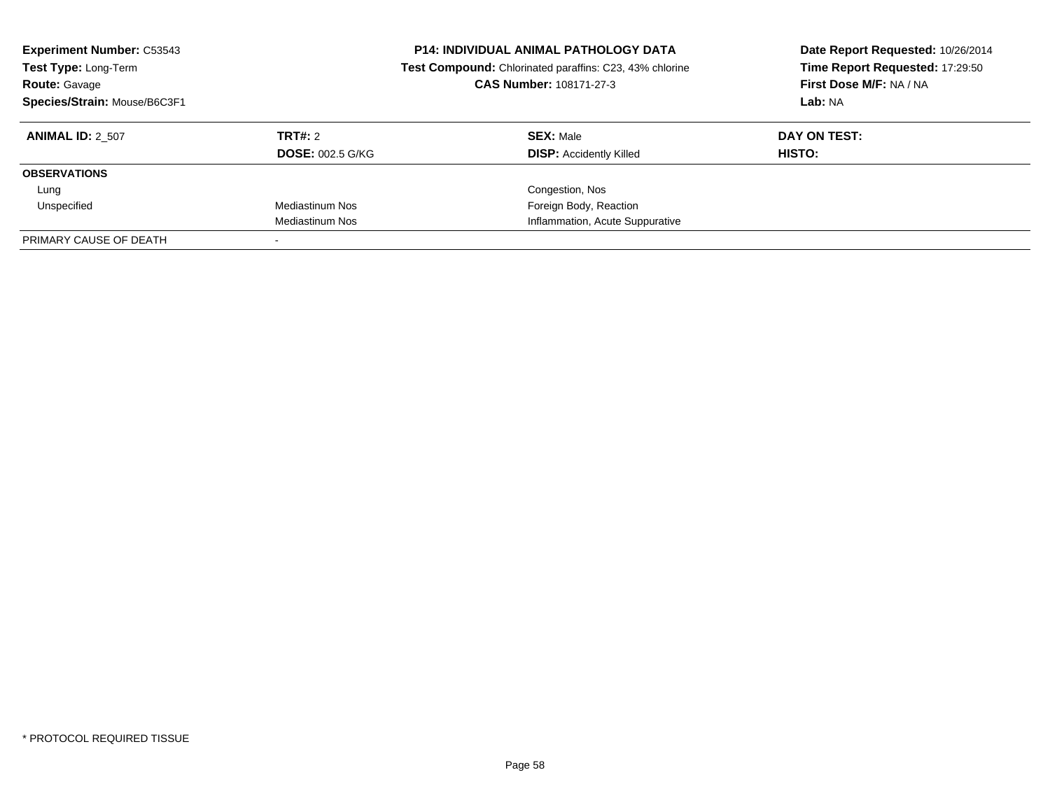**Experiment Number:** C53543
**Test Type:** Long-Term
**Route:** Gavage
**Species/Strain:** Mouse/B6C3F1

**P14: INDIVIDUAL ANIMAL PATHOLOGY DATA**
**Test Compound:** Chlorinated paraffins: C23, 43% chlorine
**CAS Number:** 108171-27-3

**Date Report Requested:** 10/26/2014
**Time Report Requested:** 17:29:50
**First Dose M/F:** NA / NA
**Lab:** NA

| **ANIMAL ID:** 2_507 | **TRT#:** 2 | **SEX:** Male | **DAY ON TEST:** |
|---|---|---|---|
| | **DOSE:** 002.5 G/KG | **DISP:** Accidently Killed | **HISTO:** |
| **OBSERVATIONS** | | | |
| Lung | | Congestion, Nos | |
| Unspecified | Mediastinum Nos | Foreign Body, Reaction | |
| | Mediastinum Nos | Inflammation, Acute Suppurative | |
| PRIMARY CAUSE OF DEATH | - | | |

* PROTOCOL REQUIRED TISSUE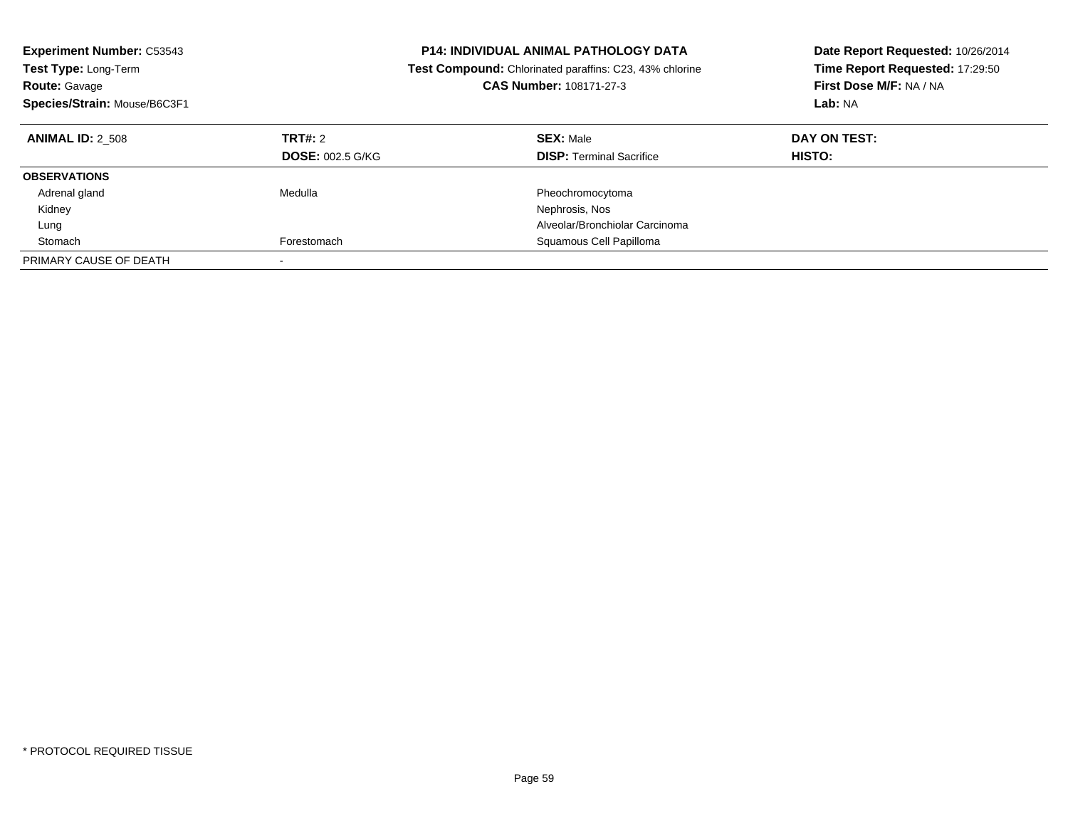**Experiment Number:** C53543
**Test Type:** Long-Term
**Route:** Gavage
**Species/Strain:** Mouse/B6C3F1

**P14: INDIVIDUAL ANIMAL PATHOLOGY DATA**
**Test Compound:** Chlorinated paraffins: C23, 43% chlorine
**CAS Number:** 108171-27-3

**Date Report Requested:** 10/26/2014
**Time Report Requested:** 17:29:50
**First Dose M/F:** NA / NA
**Lab:** NA

| **ANIMAL ID:** 2_508 | **TRT#:** 2 | **SEX:** Male | **DAY ON TEST:** |
|---|---|---|---|
| | **DOSE:** 002.5 G/KG | **DISP:** Terminal Sacrifice | **HISTO:** |
| **OBSERVATIONS** | | | |
| Adrenal gland | Medulla | Pheochromocytoma | |
| Kidney | | Nephrosis, Nos | |
| Lung | | Alveolar/Bronchiolar Carcinoma | |
| Stomach | Forestomach | Squamous Cell Papilloma | |
| PRIMARY CAUSE OF DEATH | - | | |

* PROTOCOL REQUIRED TISSUE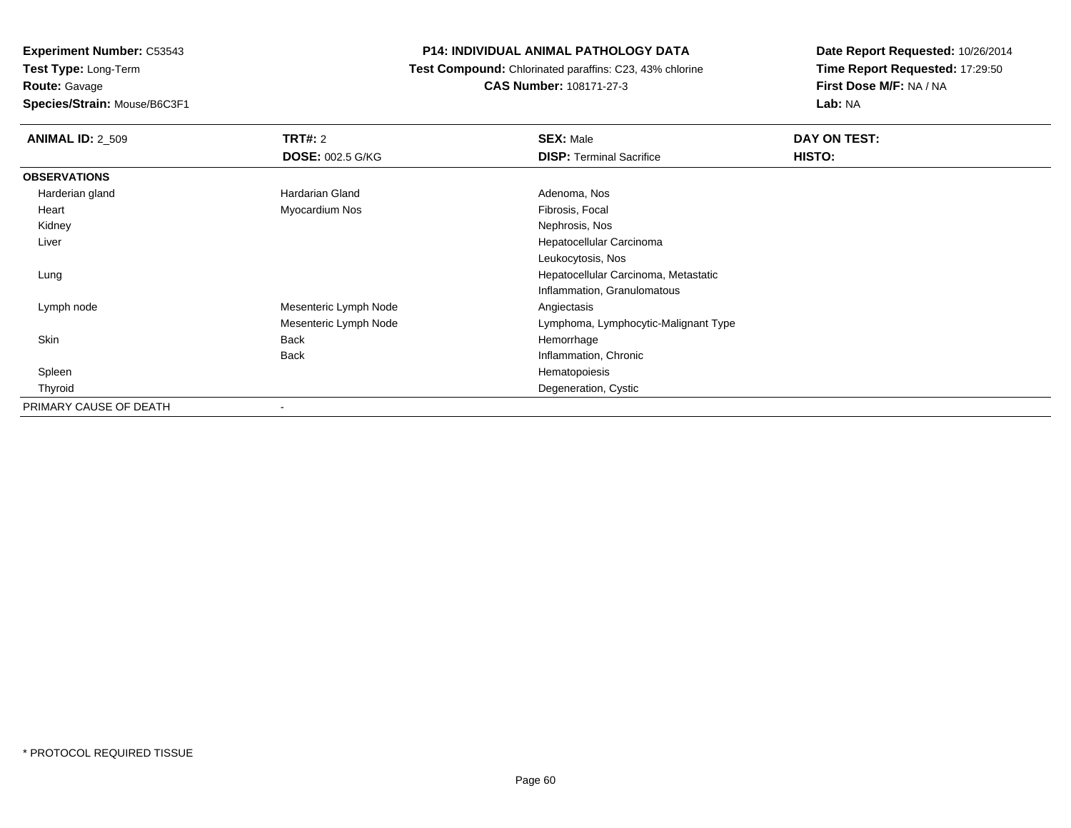**Experiment Number:** C53543
**Test Type:** Long-Term
**Route:** Gavage
**Species/Strain:** Mouse/B6C3F1

**P14: INDIVIDUAL ANIMAL PATHOLOGY DATA**
**Test Compound:** Chlorinated paraffins: C23, 43% chlorine
**CAS Number:** 108171-27-3

**Date Report Requested:** 10/26/2014
**Time Report Requested:** 17:29:50
**First Dose M/F:** NA / NA
**Lab:** NA

| **ANIMAL ID:** 2_509 | **TRT#:** 2 | **SEX:** Male | **DAY ON TEST:** |
|---|---|---|---|
| | **DOSE:** 002.5 G/KG | **DISP:** Terminal Sacrifice | **HISTO:** |
| **OBSERVATIONS** | | | |
| Harderian gland | Hardarian Gland | Adenoma, Nos | |
| Heart | Myocardium Nos | Fibrosis, Focal | |
| Kidney | | Nephrosis, Nos | |
| Liver | | Hepatocellular Carcinoma | |
| | | Leukocytosis, Nos | |
| Lung | | Hepatocellular Carcinoma, Metastatic | |
| | | Inflammation, Granulomatous | |
| Lymph node | Mesenteric Lymph Node | Angiectasis | |
| | Mesenteric Lymph Node | Lymphoma, Lymphocytic-Malignant Type | |
| Skin | Back | Hemorrhage | |
| | Back | Inflammation, Chronic | |
| Spleen | | Hematopoiesis | |
| Thyroid | | Degeneration, Cystic | |
| PRIMARY CAUSE OF DEATH | - | | |

\* PROTOCOL REQUIRED TISSUE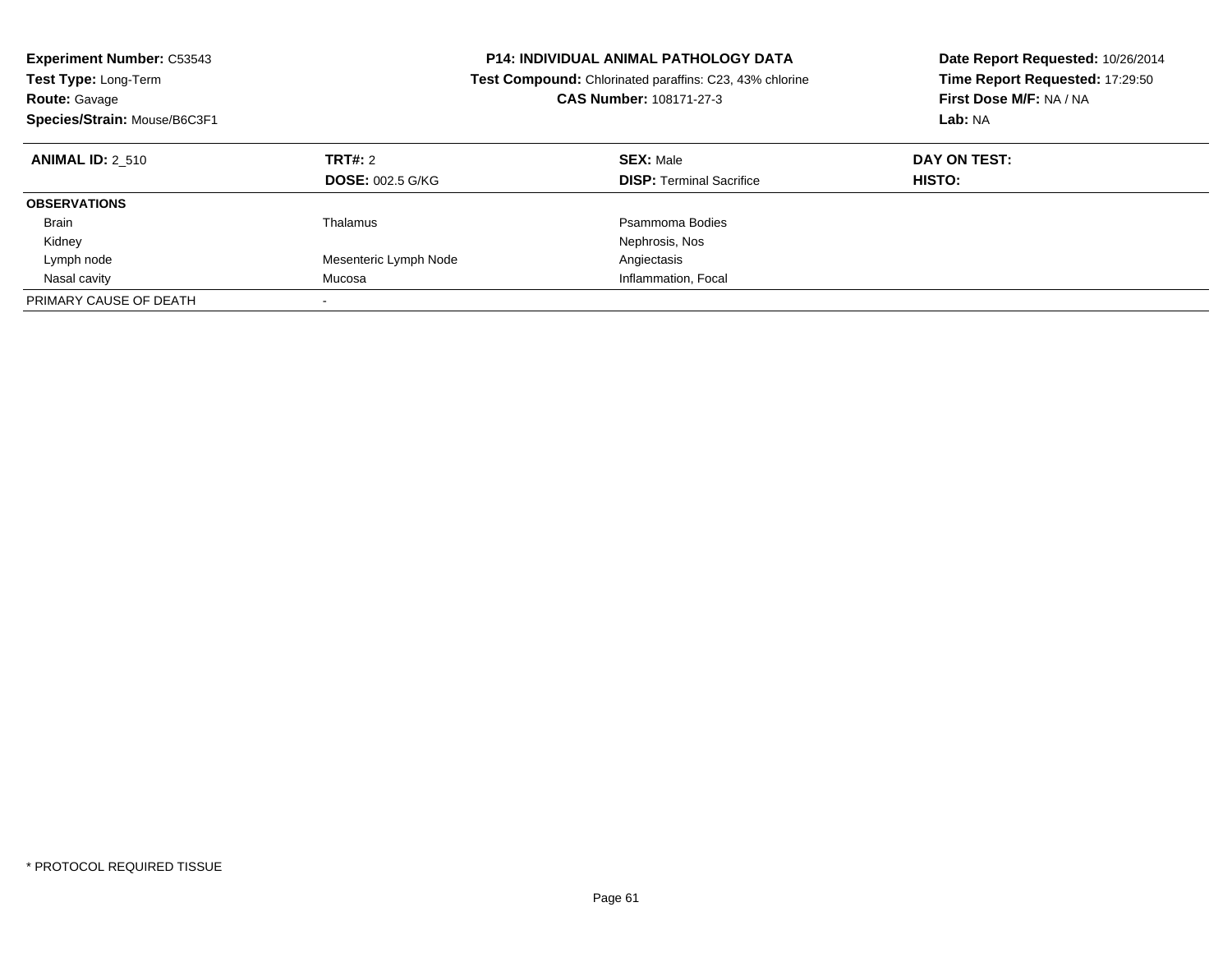**Experiment Number:** C53543
**Test Type:** Long-Term
**Route:** Gavage
**Species/Strain:** Mouse/B6C3F1

**P14: INDIVIDUAL ANIMAL PATHOLOGY DATA**
**Test Compound:** Chlorinated paraffins: C23, 43% chlorine
**CAS Number:** 108171-27-3

**Date Report Requested:** 10/26/2014
**Time Report Requested:** 17:29:50
**First Dose M/F:** NA / NA
**Lab:** NA

| **ANIMAL ID:** 2_510 | **TRT#:** 2 | **SEX:** Male | **DAY ON TEST:** |
|---|---|---|---|
| | **DOSE:** 002.5 G/KG | **DISP:** Terminal Sacrifice | **HISTO:** |
| **OBSERVATIONS** | | | |
| Brain | Thalamus | Psammoma Bodies | |
| Kidney | | Nephrosis, Nos | |
| Lymph node | Mesenteric Lymph Node | Angiectasis | |
| Nasal cavity | Mucosa | Inflammation, Focal | |
| PRIMARY CAUSE OF DEATH | - | | |

* PROTOCOL REQUIRED TISSUE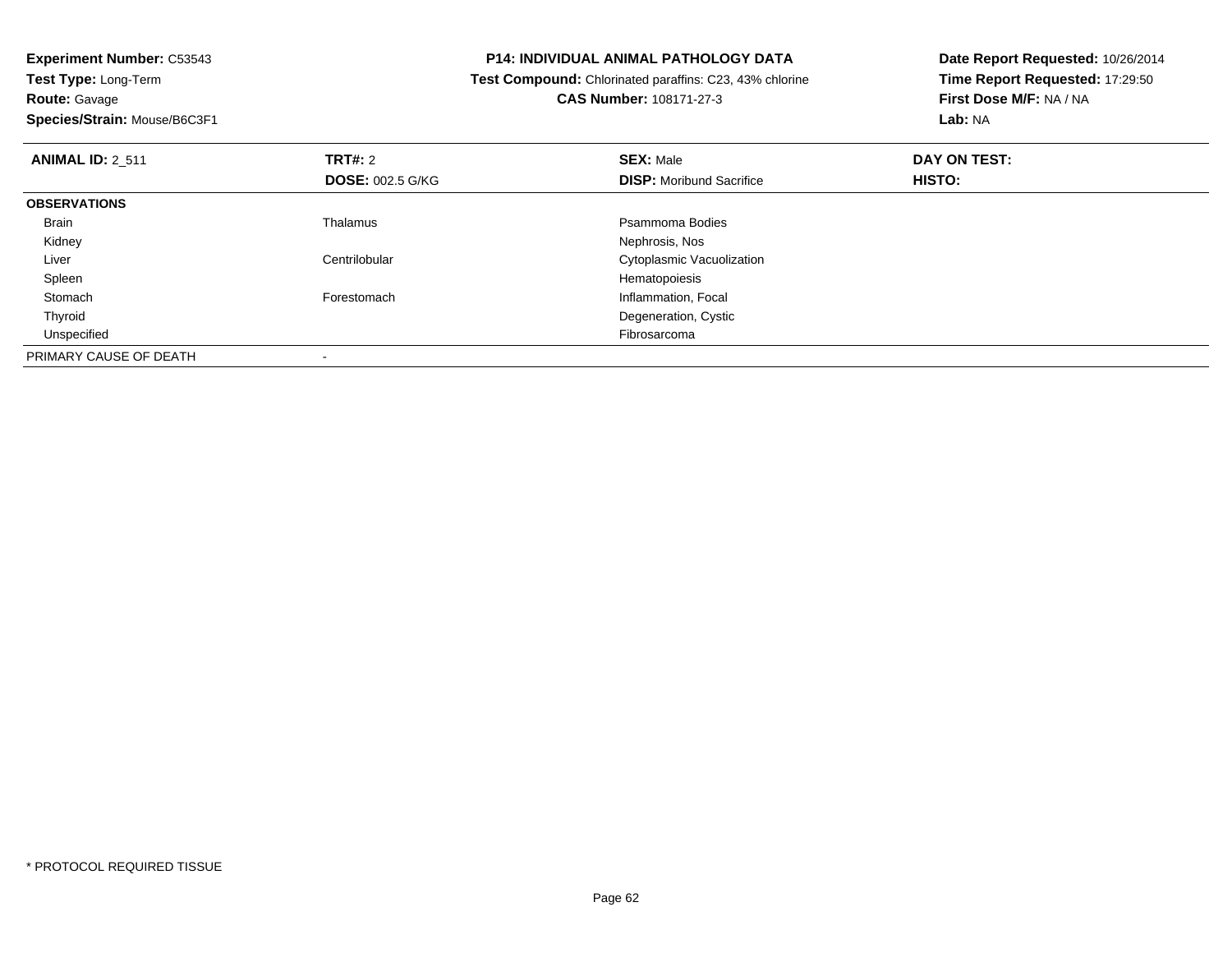**Experiment Number:** C53543
**Test Type:** Long-Term
**Route:** Gavage
**Species/Strain:** Mouse/B6C3F1

**P14: INDIVIDUAL ANIMAL PATHOLOGY DATA**
**Test Compound:** Chlorinated paraffins: C23, 43% chlorine
**CAS Number:** 108171-27-3

**Date Report Requested:** 10/26/2014
**Time Report Requested:** 17:29:50
**First Dose M/F:** NA / NA
**Lab:** NA

| **ANIMAL ID:** 2_511 | **TRT#:** 2 | **SEX:** Male | **DAY ON TEST:** |
|---|---|---|---|
| | **DOSE:** 002.5 G/KG | **DISP:** Moribund Sacrifice | **HISTO:** |
| **OBSERVATIONS** | | | |
| Brain | Thalamus | Psammoma Bodies | |
| Kidney | | Nephrosis, Nos | |
| Liver | Centrilobular | Cytoplasmic Vacuolization | |
| Spleen | | Hematopoiesis | |
| Stomach | Forestomach | Inflammation, Focal | |
| Thyroid | | Degeneration, Cystic | |
| Unspecified | | Fibrosarcoma | |
| PRIMARY CAUSE OF DEATH | - | | |

\* PROTOCOL REQUIRED TISSUE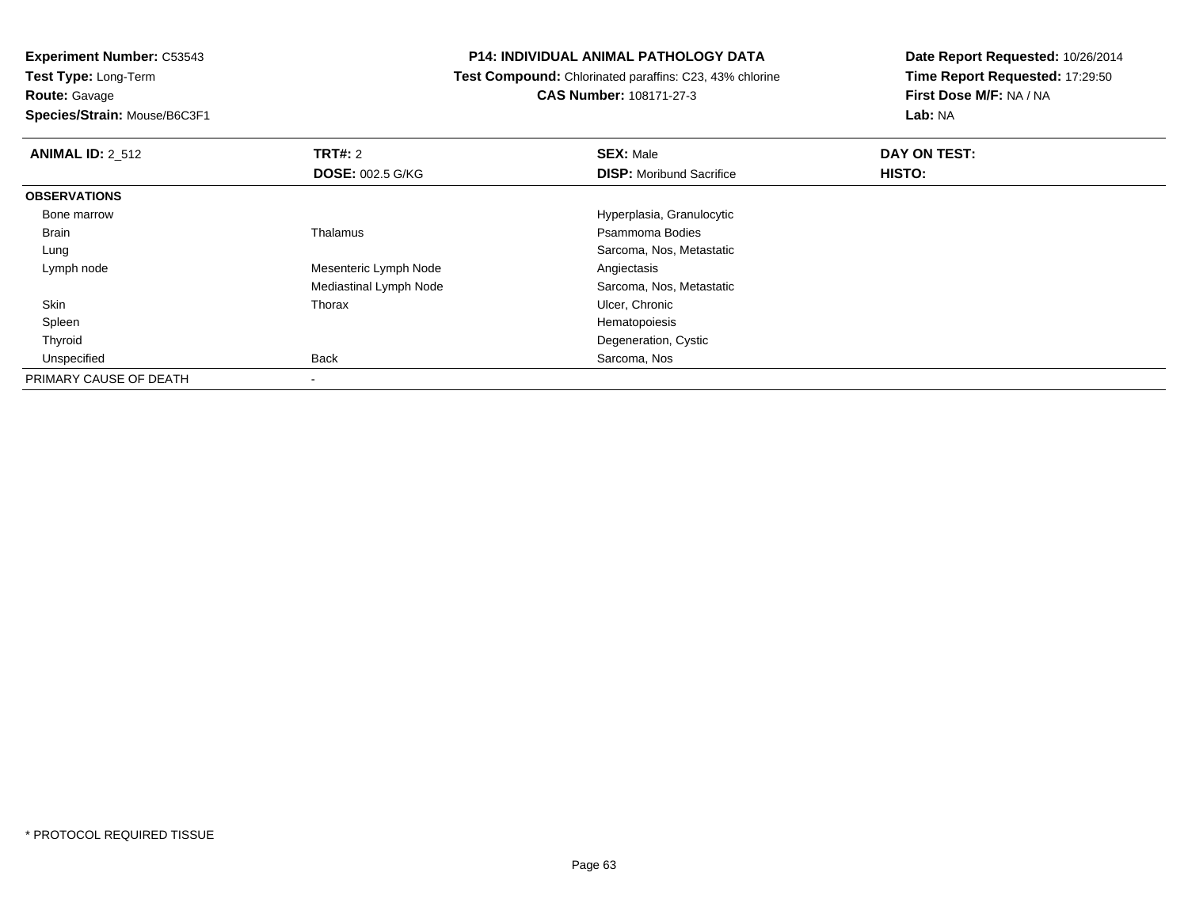**Experiment Number:** C53543
**Test Type:** Long-Term
**Route:** Gavage
**Species/Strain:** Mouse/B6C3F1

**P14: INDIVIDUAL ANIMAL PATHOLOGY DATA**
**Test Compound:** Chlorinated paraffins: C23, 43% chlorine
**CAS Number:** 108171-27-3

**Date Report Requested:** 10/26/2014
**Time Report Requested:** 17:29:50
**First Dose M/F:** NA / NA
**Lab:** NA

| **ANIMAL ID:** 2_512 | **TRT#:** 2 | **SEX:** Male | **DAY ON TEST:** |
|---|---|---|---|
| | **DOSE:** 002.5 G/KG | **DISP:** Moribund Sacrifice | **HISTO:** |
| **OBSERVATIONS** | | | |
| Bone marrow | | Hyperplasia, Granulocytic | |
| Brain | Thalamus | Psammoma Bodies | |
| Lung | | Sarcoma, Nos, Metastatic | |
| Lymph node | Mesenteric Lymph Node | Angiectasis | |
| | Mediastinal Lymph Node | Sarcoma, Nos, Metastatic | |
| Skin | Thorax | Ulcer, Chronic | |
| Spleen | | Hematopoiesis | |
| Thyroid | | Degeneration, Cystic | |
| Unspecified | Back | Sarcoma, Nos | |
| PRIMARY CAUSE OF DEATH | - | | |

* PROTOCOL REQUIRED TISSUE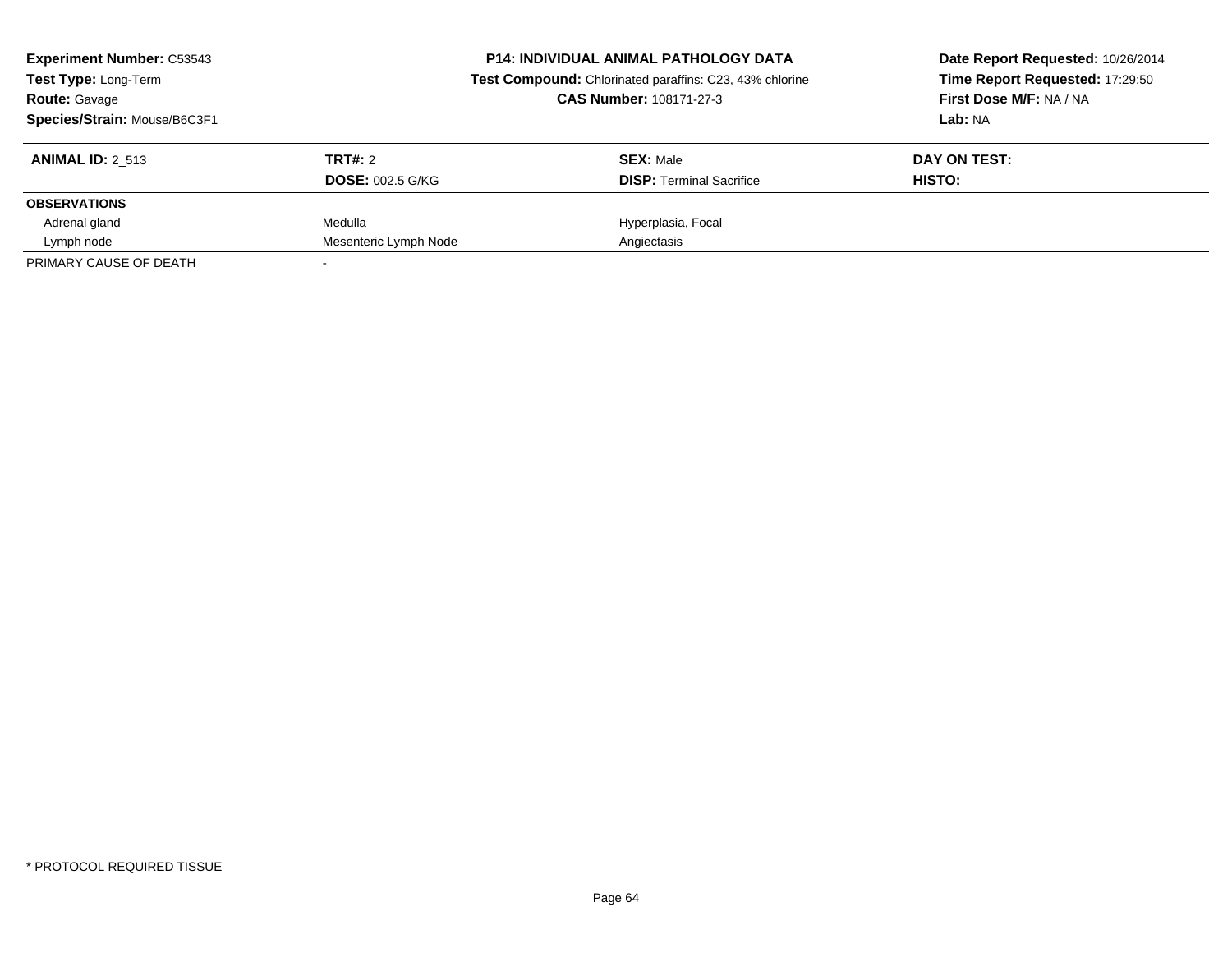**Experiment Number:** C53543
**Test Type:** Long-Term
**Route:** Gavage
**Species/Strain:** Mouse/B6C3F1

**P14: INDIVIDUAL ANIMAL PATHOLOGY DATA**
**Test Compound:** Chlorinated paraffins: C23, 43% chlorine
**CAS Number:** 108171-27-3

**Date Report Requested:** 10/26/2014
**Time Report Requested:** 17:29:50
**First Dose M/F:** NA / NA
**Lab:** NA

| **ANIMAL ID:** 2_513 | **TRT#:** 2 | **SEX:** Male | **DAY ON TEST:** |
|---|---|---|---|
| | **DOSE:** 002.5 G/KG | **DISP:** Terminal Sacrifice | **HISTO:** |
| **OBSERVATIONS** | | | |
| Adrenal gland | Medulla | Hyperplasia, Focal | |
| Lymph node | Mesenteric Lymph Node | Angiectasis | |
| PRIMARY CAUSE OF DEATH | - | | |

* PROTOCOL REQUIRED TISSUE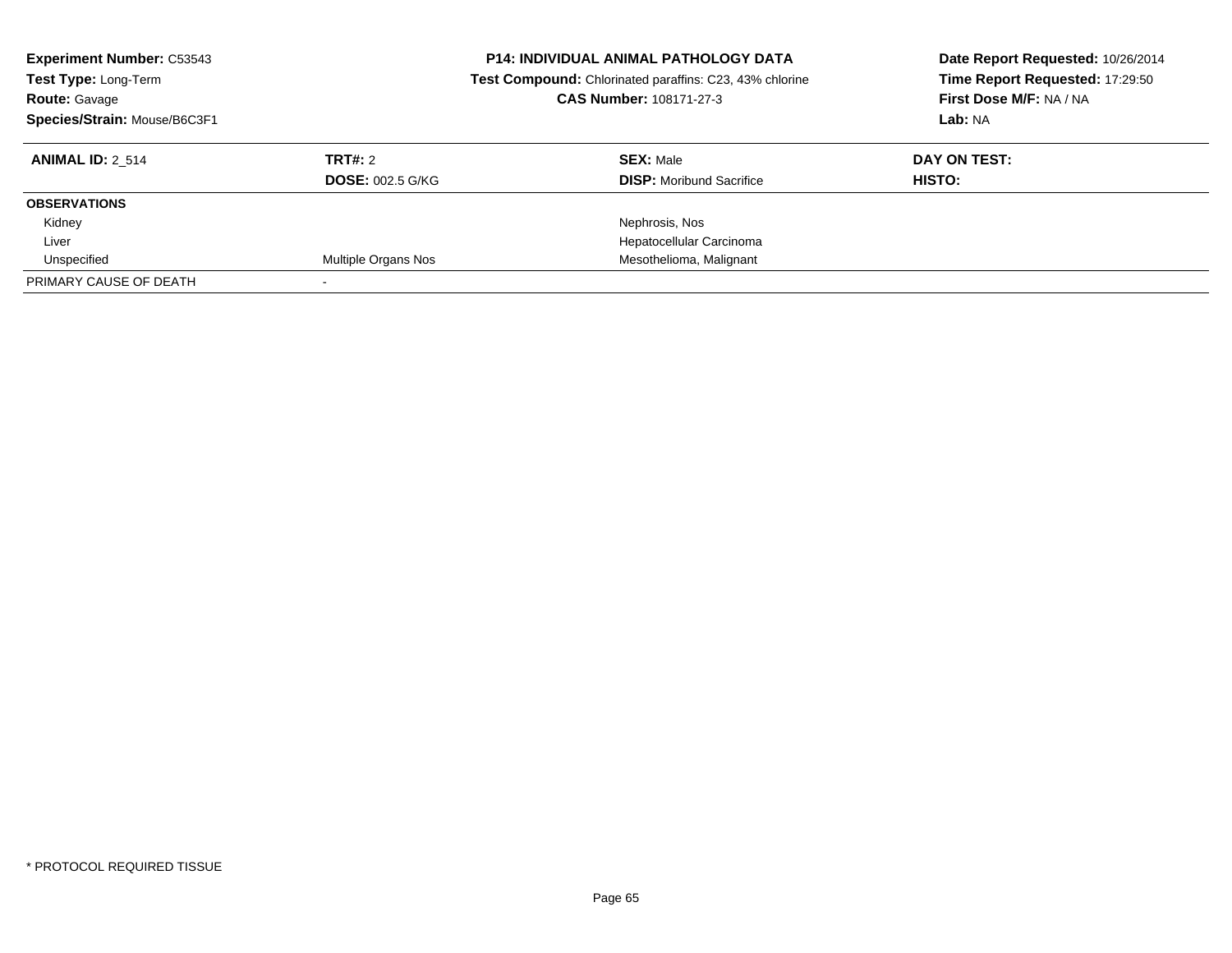**Experiment Number:** C53543
**Test Type:** Long-Term
**Route:** Gavage
**Species/Strain:** Mouse/B6C3F1

**P14: INDIVIDUAL ANIMAL PATHOLOGY DATA**
**Test Compound:** Chlorinated paraffins: C23, 43% chlorine
**CAS Number:** 108171-27-3

**Date Report Requested:** 10/26/2014
**Time Report Requested:** 17:29:50
**First Dose M/F:** NA / NA
**Lab:** NA

| **ANIMAL ID:** 2_514 | **TRT#:** 2 | **SEX:** Male | **DAY ON TEST:** |
|---|---|---|---|
| | **DOSE:** 002.5 G/KG | **DISP:** Moribund Sacrifice | **HISTO:** |
| **OBSERVATIONS** | | | |
| Kidney | | Nephrosis, Nos | |
| Liver | | Hepatocellular Carcinoma | |
| Unspecified | Multiple Organs Nos | Mesothelioma, Malignant | |
| PRIMARY CAUSE OF DEATH | - | | |

* PROTOCOL REQUIRED TISSUE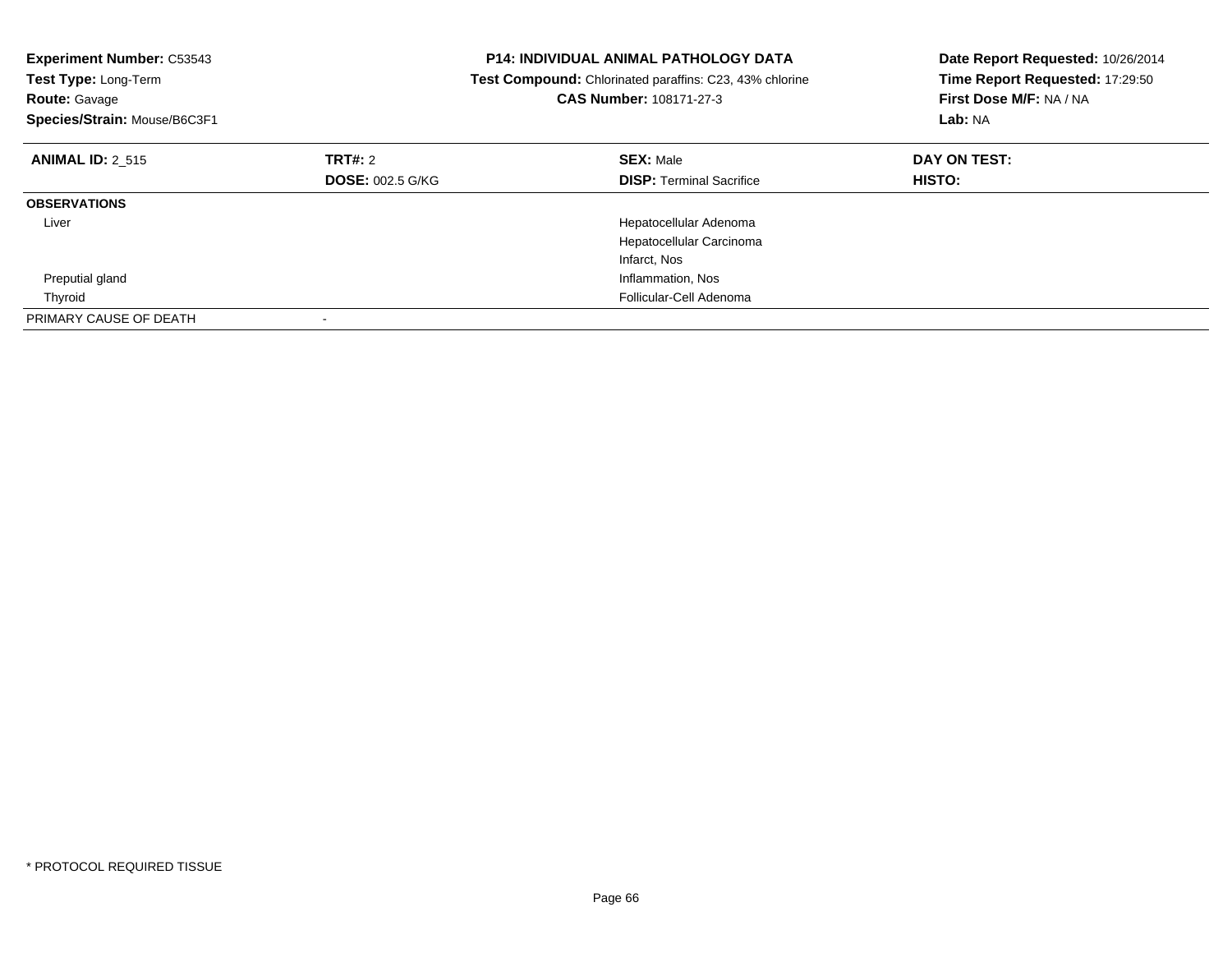**Experiment Number:** C53543
**Test Type:** Long-Term
**Route:** Gavage
**Species/Strain:** Mouse/B6C3F1

**P14: INDIVIDUAL ANIMAL PATHOLOGY DATA**
**Test Compound:** Chlorinated paraffins: C23, 43% chlorine
**CAS Number:** 108171-27-3

**Date Report Requested:** 10/26/2014
**Time Report Requested:** 17:29:50
**First Dose M/F:** NA / NA
**Lab:** NA

| **ANIMAL ID:** 2_515 | **TRT#:** 2 | **SEX:** Male | **DAY ON TEST:** |
|---|---|---|---|
| | **DOSE:** 002.5 G/KG | **DISP:** Terminal Sacrifice | **HISTO:** |
| **OBSERVATIONS** | | | |
| Liver | | Hepatocellular Adenoma | |
| | | Hepatocellular Carcinoma | |
| | | Infarct, Nos | |
| Preputial gland | | Inflammation, Nos | |
| Thyroid | | Follicular-Cell Adenoma | |
| PRIMARY CAUSE OF DEATH | - | | |

* PROTOCOL REQUIRED TISSUE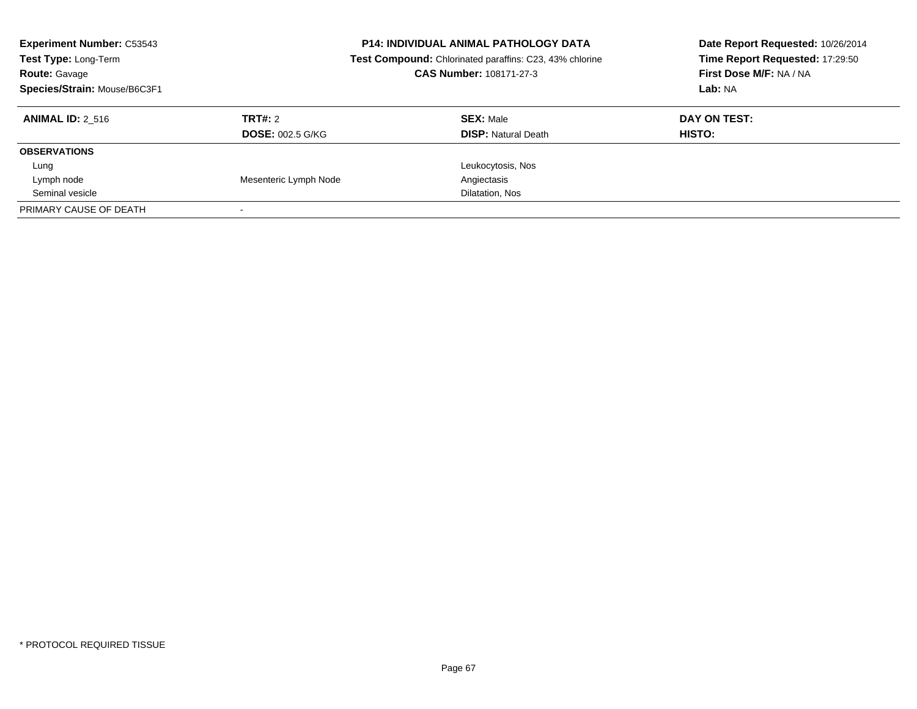**Experiment Number:** C53543
**Test Type:** Long-Term
**Route:** Gavage
**Species/Strain:** Mouse/B6C3F1

**P14: INDIVIDUAL ANIMAL PATHOLOGY DATA**
**Test Compound:** Chlorinated paraffins: C23, 43% chlorine
**CAS Number:** 108171-27-3

**Date Report Requested:** 10/26/2014
**Time Report Requested:** 17:29:50
**First Dose M/F:** NA / NA
**Lab:** NA

| **ANIMAL ID:** 2_516 | **TRT#:** 2 | **SEX:** Male | **DAY ON TEST:** |
|---|---|---|---|
| | **DOSE:** 002.5 G/KG | **DISP:** Natural Death | **HISTO:** |
| **OBSERVATIONS** | | | |
| Lung | | Leukocytosis, Nos | |
| Lymph node | Mesenteric Lymph Node | Angiectasis | |
| Seminal vesicle | | Dilatation, Nos | |
| PRIMARY CAUSE OF DEATH | - | | |

* PROTOCOL REQUIRED TISSUE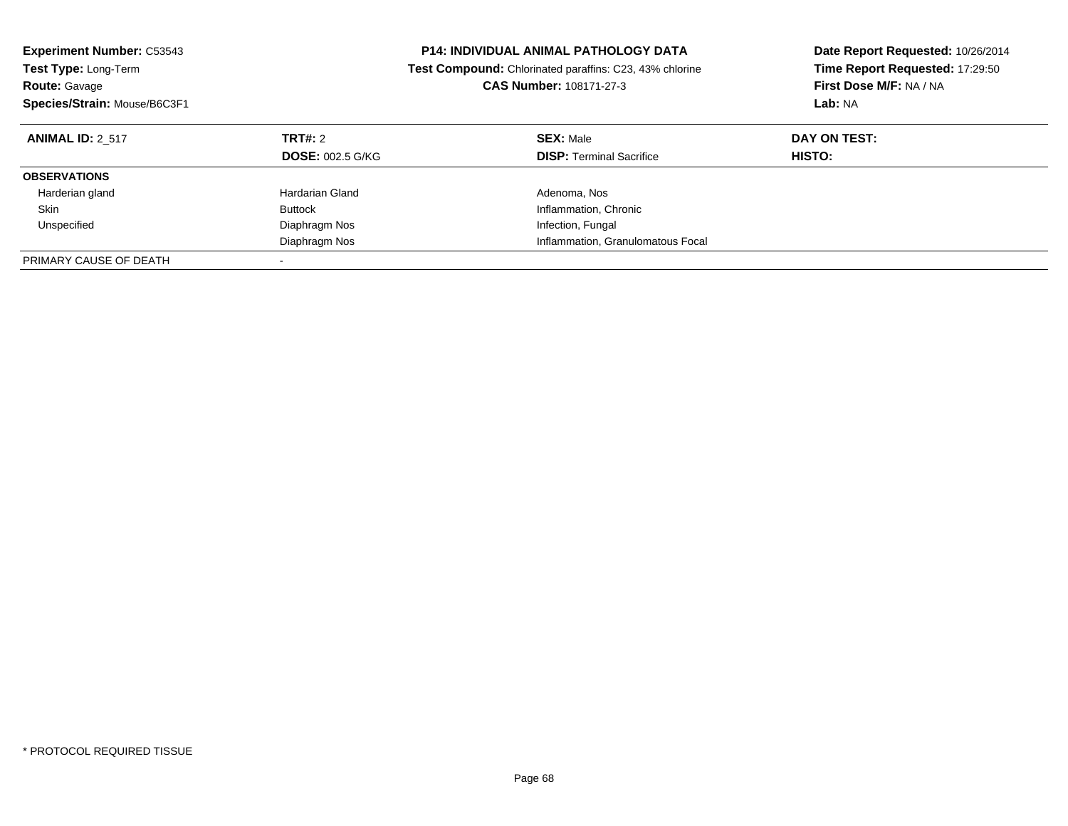**Experiment Number:** C53543
**Test Type:** Long-Term
**Route:** Gavage
**Species/Strain:** Mouse/B6C3F1

**P14: INDIVIDUAL ANIMAL PATHOLOGY DATA**
**Test Compound:** Chlorinated paraffins: C23, 43% chlorine
**CAS Number:** 108171-27-3

**Date Report Requested:** 10/26/2014
**Time Report Requested:** 17:29:50
**First Dose M/F:** NA / NA
**Lab:** NA

| **ANIMAL ID:** 2_517 | **TRT#:** 2 | **SEX:** Male | **DAY ON TEST:** |
|---|---|---|---|
| | **DOSE:** 002.5 G/KG | **DISP:** Terminal Sacrifice | **HISTO:** |
| **OBSERVATIONS** | | | |
| Harderian gland | Hardarian Gland | Adenoma, Nos | |
| Skin | Buttock | Inflammation, Chronic | |
| Unspecified | Diaphragm Nos | Infection, Fungal | |
| | Diaphragm Nos | Inflammation, Granulomatous Focal | |
| PRIMARY CAUSE OF DEATH | - | | |

* PROTOCOL REQUIRED TISSUE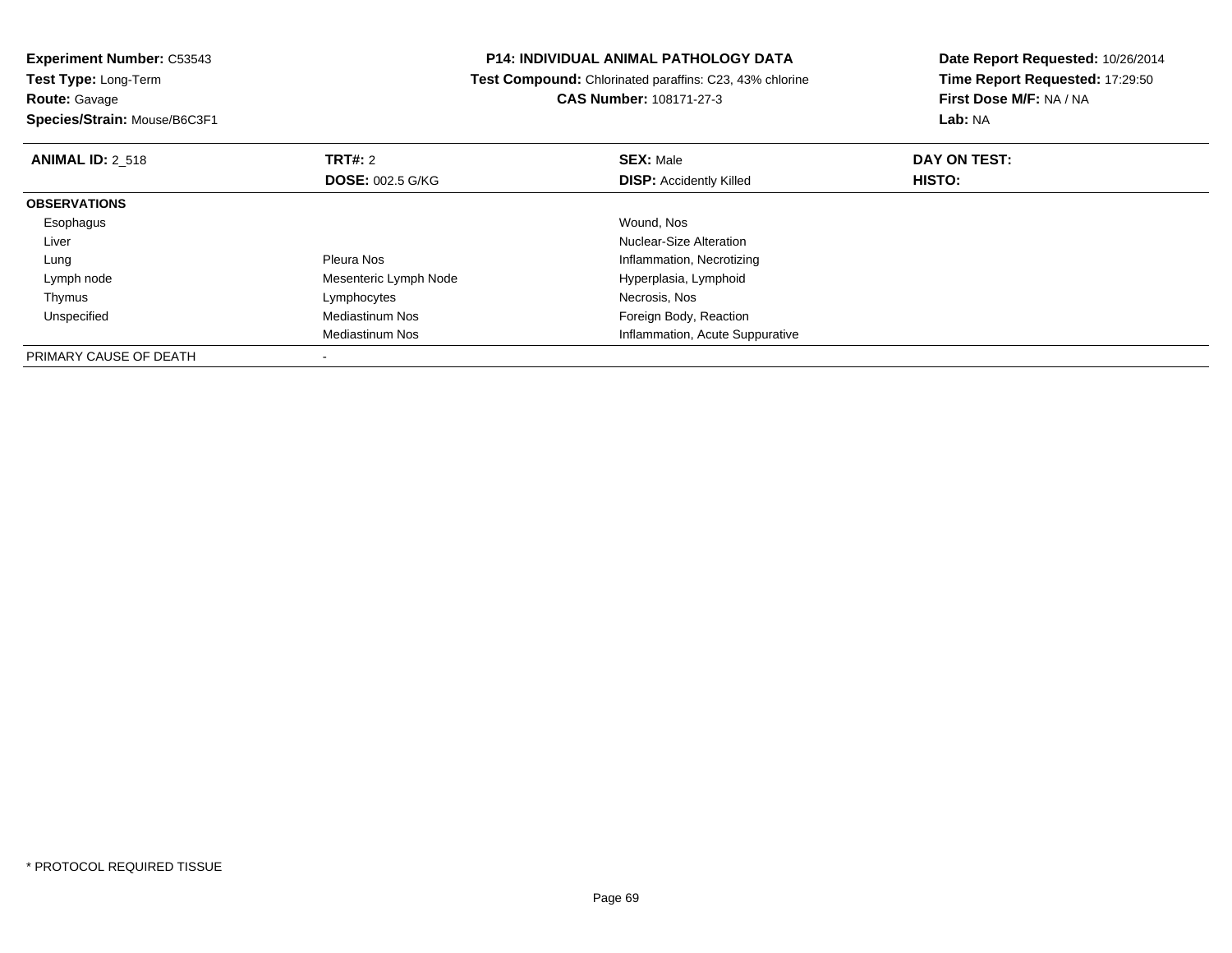**Experiment Number:** C53543
**Test Type:** Long-Term
**Route:** Gavage
**Species/Strain:** Mouse/B6C3F1

**P14: INDIVIDUAL ANIMAL PATHOLOGY DATA**
**Test Compound:** Chlorinated paraffins: C23, 43% chlorine
**CAS Number:** 108171-27-3

**Date Report Requested:** 10/26/2014
**Time Report Requested:** 17:29:50
**First Dose M/F:** NA / NA
**Lab:** NA

| **ANIMAL ID:** 2_518 | **TRT#:** 2 | **SEX:** Male | **DAY ON TEST:** |
|---|---|---|---|
| | **DOSE:** 002.5 G/KG | **DISP:** Accidently Killed | **HISTO:** |
| **OBSERVATIONS** | | | |
| Esophagus | | Wound, Nos | |
| Liver | | Nuclear-Size Alteration | |
| Lung | Pleura Nos | Inflammation, Necrotizing | |
| Lymph node | Mesenteric Lymph Node | Hyperplasia, Lymphoid | |
| Thymus | Lymphocytes | Necrosis, Nos | |
| Unspecified | Mediastinum Nos | Foreign Body, Reaction | |
| | Mediastinum Nos | Inflammation, Acute Suppurative | |
| PRIMARY CAUSE OF DEATH | - | | |

* PROTOCOL REQUIRED TISSUE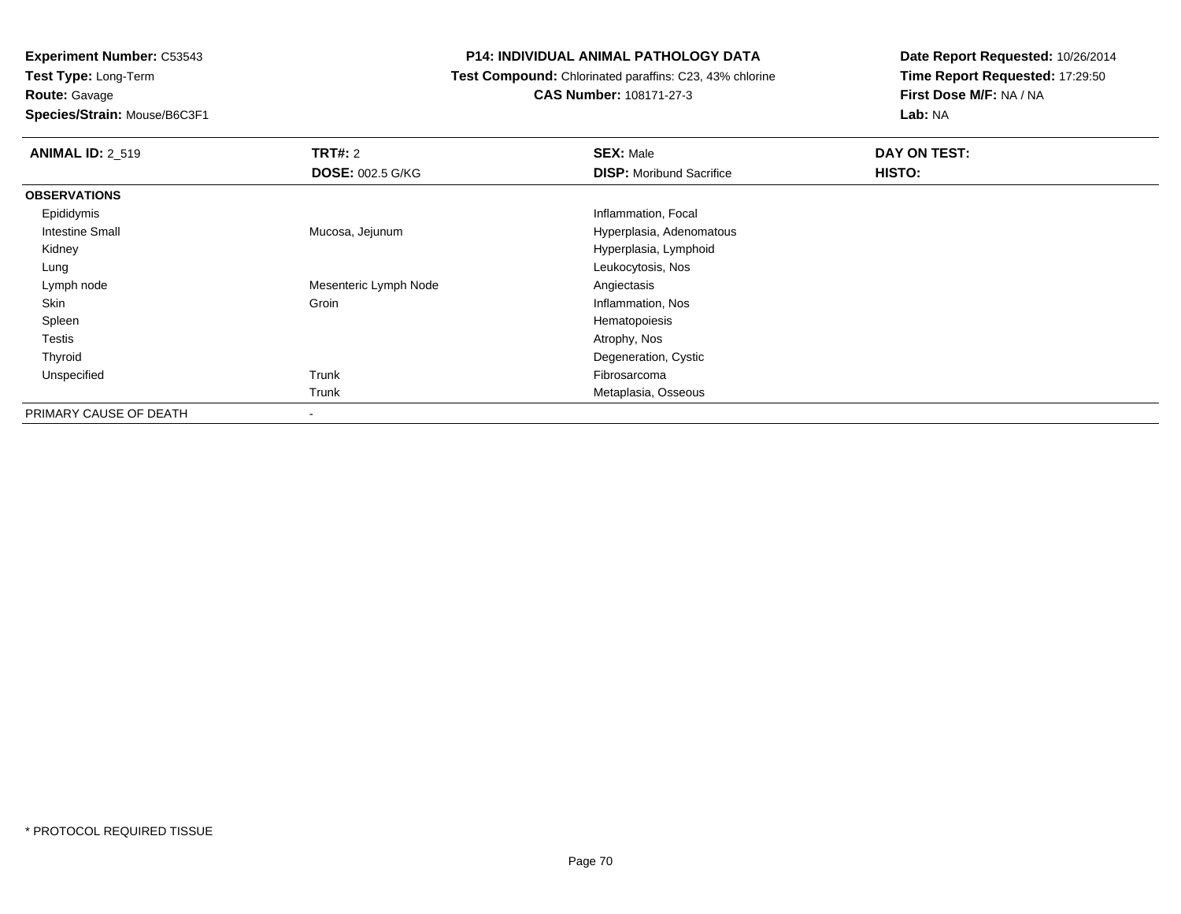**Experiment Number:** C53543
**Test Type:** Long-Term
**Route:** Gavage
**Species/Strain:** Mouse/B6C3F1

**P14: INDIVIDUAL ANIMAL PATHOLOGY DATA**
**Test Compound:** Chlorinated paraffins: C23, 43% chlorine
**CAS Number:** 108171-27-3

**Date Report Requested:** 10/26/2014
**Time Report Requested:** 17:29:50
**First Dose M/F:** NA / NA
**Lab:** NA

| **ANIMAL ID:** 2_519 | **TRT#:** 2 | **SEX:** Male | **DAY ON TEST:** |
|---|---|---|---|
| | **DOSE:** 002.5 G/KG | **DISP:** Moribund Sacrifice | **HISTO:** |
| **OBSERVATIONS** | | | |
| Epididymis | | Inflammation, Focal | |
| Intestine Small | Mucosa, Jejunum | Hyperplasia, Adenomatous | |
| Kidney | | Hyperplasia, Lymphoid | |
| Lung | | Leukocytosis, Nos | |
| Lymph node | Mesenteric Lymph Node | Angiectasis | |
| Skin | Groin | Inflammation, Nos | |
| Spleen | | Hematopoiesis | |
| Testis | | Atrophy, Nos | |
| Thyroid | | Degeneration, Cystic | |
| Unspecified | Trunk | Fibrosarcoma | |
| | Trunk | Metaplasia, Osseous | |
| PRIMARY CAUSE OF DEATH | - | | |

* PROTOCOL REQUIRED TISSUE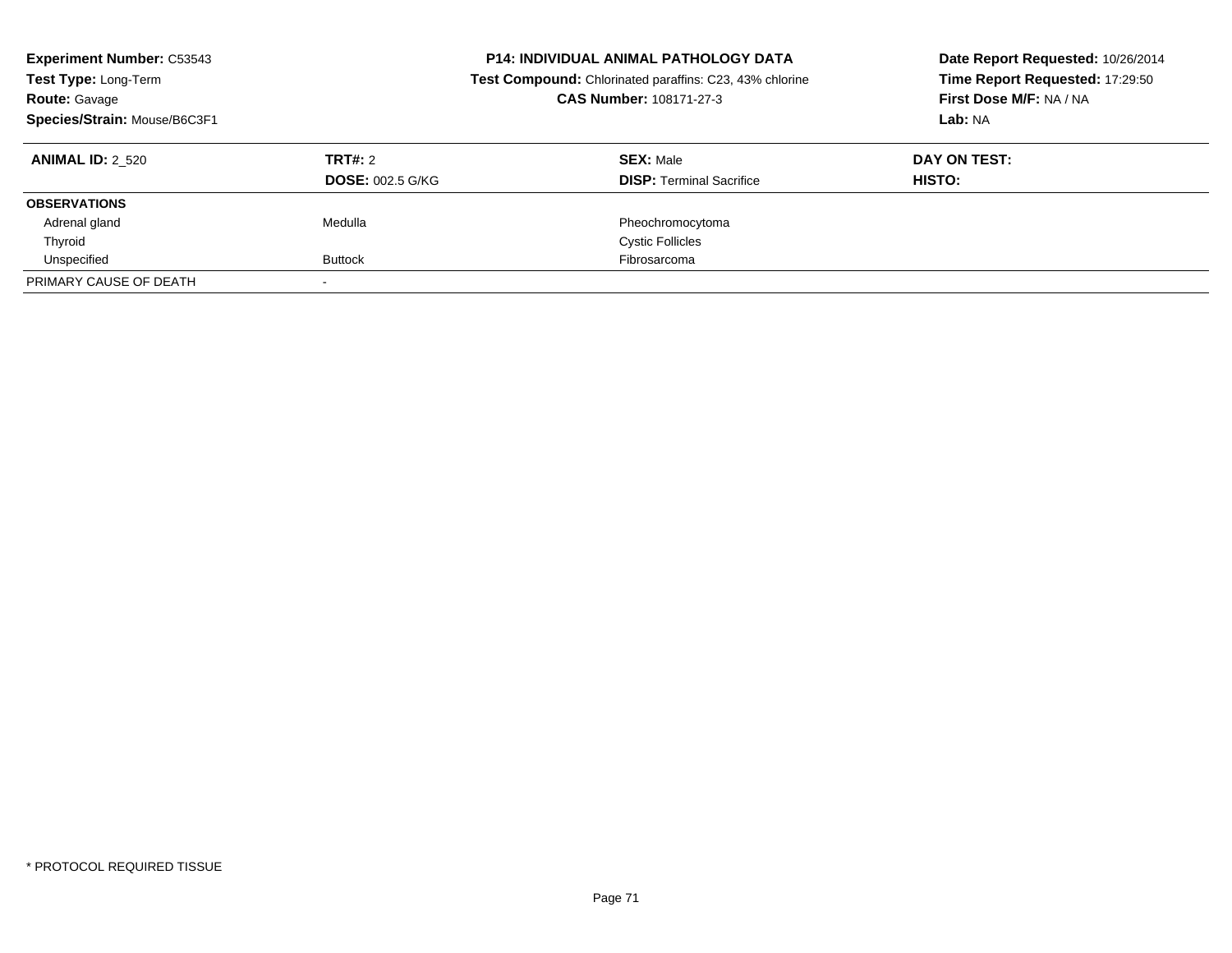**Experiment Number:** C53543
**Test Type:** Long-Term
**Route:** Gavage
**Species/Strain:** Mouse/B6C3F1

**P14: INDIVIDUAL ANIMAL PATHOLOGY DATA**
**Test Compound:** Chlorinated paraffins: C23, 43% chlorine
**CAS Number:** 108171-27-3

**Date Report Requested:** 10/26/2014
**Time Report Requested:** 17:29:50
**First Dose M/F:** NA / NA
**Lab:** NA

| **ANIMAL ID:** 2_520 | **TRT#:** 2 | **SEX:** Male | **DAY ON TEST:** |
|---|---|---|---|
| | **DOSE:** 002.5 G/KG | **DISP:** Terminal Sacrifice | **HISTO:** |
| **OBSERVATIONS** | | | |
| Adrenal gland | Medulla | Pheochromocytoma | |
| Thyroid | | Cystic Follicles | |
| Unspecified | Buttock | Fibrosarcoma | |
| PRIMARY CAUSE OF DEATH | - | | |

\* PROTOCOL REQUIRED TISSUE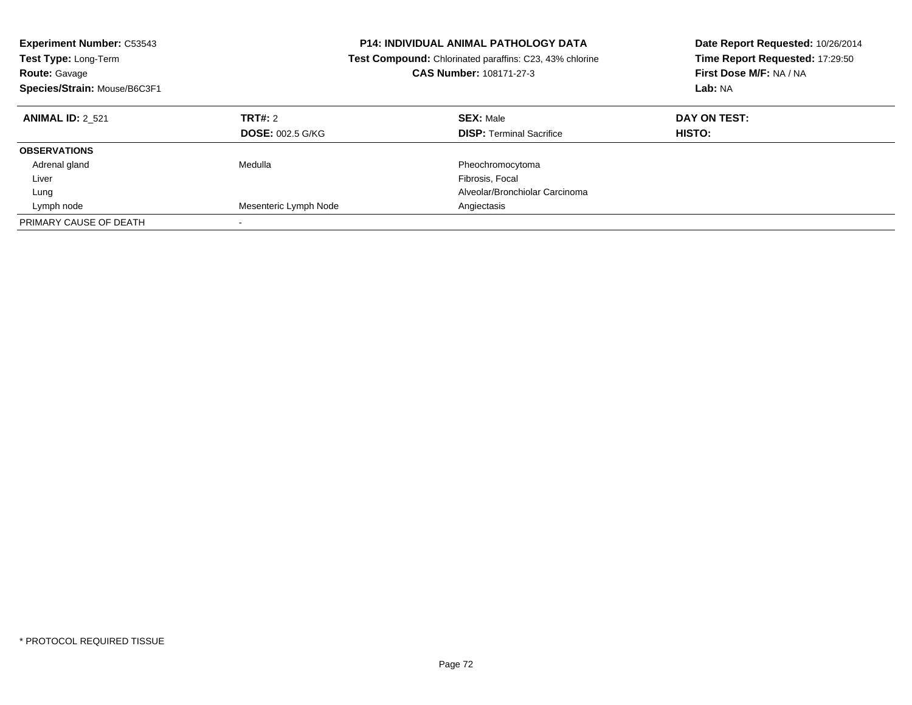**Experiment Number:** C53543
**Test Type:** Long-Term
**Route:** Gavage
**Species/Strain:** Mouse/B6C3F1

**P14: INDIVIDUAL ANIMAL PATHOLOGY DATA**
**Test Compound:** Chlorinated paraffins: C23, 43% chlorine
**CAS Number:** 108171-27-3

**Date Report Requested:** 10/26/2014
**Time Report Requested:** 17:29:50
**First Dose M/F:** NA / NA
**Lab:** NA

| **ANIMAL ID:** 2_521 | **TRT#:** 2 | **SEX:** Male | **DAY ON TEST:** |
|---|---|---|---|
| | **DOSE:** 002.5 G/KG | **DISP:** Terminal Sacrifice | **HISTO:** |
| **OBSERVATIONS** | | | |
| Adrenal gland | Medulla | Pheochromocytoma | |
| Liver | | Fibrosis, Focal | |
| Lung | | Alveolar/Bronchiolar Carcinoma | |
| Lymph node | Mesenteric Lymph Node | Angiectasis | |
| PRIMARY CAUSE OF DEATH | - | | |

\* PROTOCOL REQUIRED TISSUE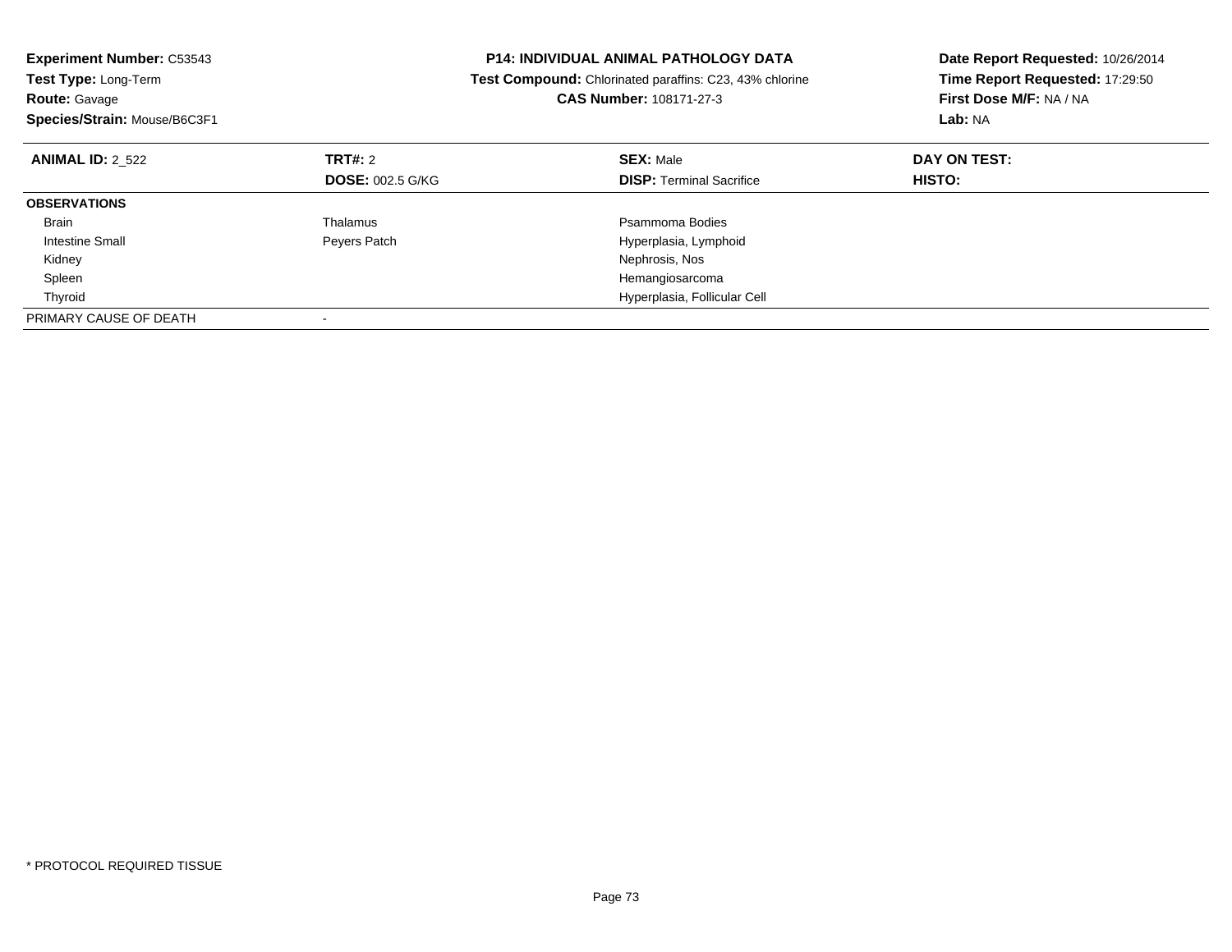**Experiment Number:** C53543
**Test Type:** Long-Term
**Route:** Gavage
**Species/Strain:** Mouse/B6C3F1

**P14: INDIVIDUAL ANIMAL PATHOLOGY DATA**
**Test Compound:** Chlorinated paraffins: C23, 43% chlorine
**CAS Number:** 108171-27-3

**Date Report Requested:** 10/26/2014
**Time Report Requested:** 17:29:50
**First Dose M/F:** NA / NA
**Lab:** NA

| **ANIMAL ID:** 2_522 | **TRT#:** 2 | **SEX:** Male | **DAY ON TEST:** |
|---|---|---|---|
| | **DOSE:** 002.5 G/KG | **DISP:** Terminal Sacrifice | **HISTO:** |
| **OBSERVATIONS** | | | |
| Brain | Thalamus | Psammoma Bodies | |
| Intestine Small | Peyers Patch | Hyperplasia, Lymphoid | |
| Kidney | | Nephrosis, Nos | |
| Spleen | | Hemangiosarcoma | |
| Thyroid | | Hyperplasia, Follicular Cell | |
| PRIMARY CAUSE OF DEATH | - | | |

* PROTOCOL REQUIRED TISSUE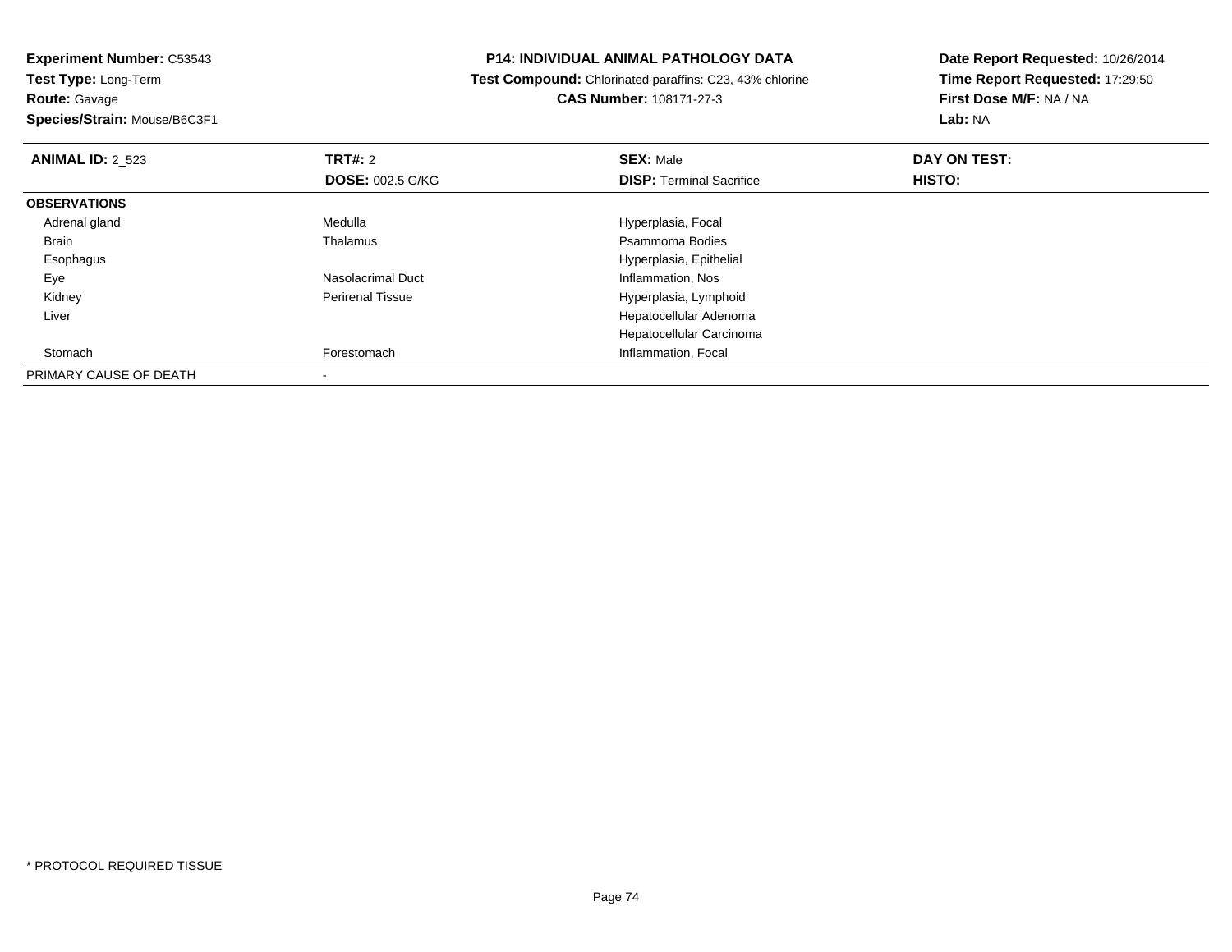**Experiment Number:** C53543
**Test Type:** Long-Term
**Route:** Gavage
**Species/Strain:** Mouse/B6C3F1

**P14: INDIVIDUAL ANIMAL PATHOLOGY DATA**
**Test Compound:** Chlorinated paraffins: C23, 43% chlorine
**CAS Number:** 108171-27-3

**Date Report Requested:** 10/26/2014
**Time Report Requested:** 17:29:50
**First Dose M/F:** NA / NA
**Lab:** NA

| **ANIMAL ID:** 2_523 | **TRT#:** 2 | **SEX:** Male | **DAY ON TEST:** |
|---|---|---|---|
| | **DOSE:** 002.5 G/KG | **DISP:** Terminal Sacrifice | **HISTO:** |
| **OBSERVATIONS** | | | |
| Adrenal gland | Medulla | Hyperplasia, Focal | |
| Brain | Thalamus | Psammoma Bodies | |
| Esophagus | | Hyperplasia, Epithelial | |
| Eye | Nasolacrimal Duct | Inflammation, Nos | |
| Kidney | Perirenal Tissue | Hyperplasia, Lymphoid | |
| Liver | | Hepatocellular Adenoma | |
| | | Hepatocellular Carcinoma | |
| Stomach | Forestomach | Inflammation, Focal | |
| PRIMARY CAUSE OF DEATH | - | | |

* PROTOCOL REQUIRED TISSUE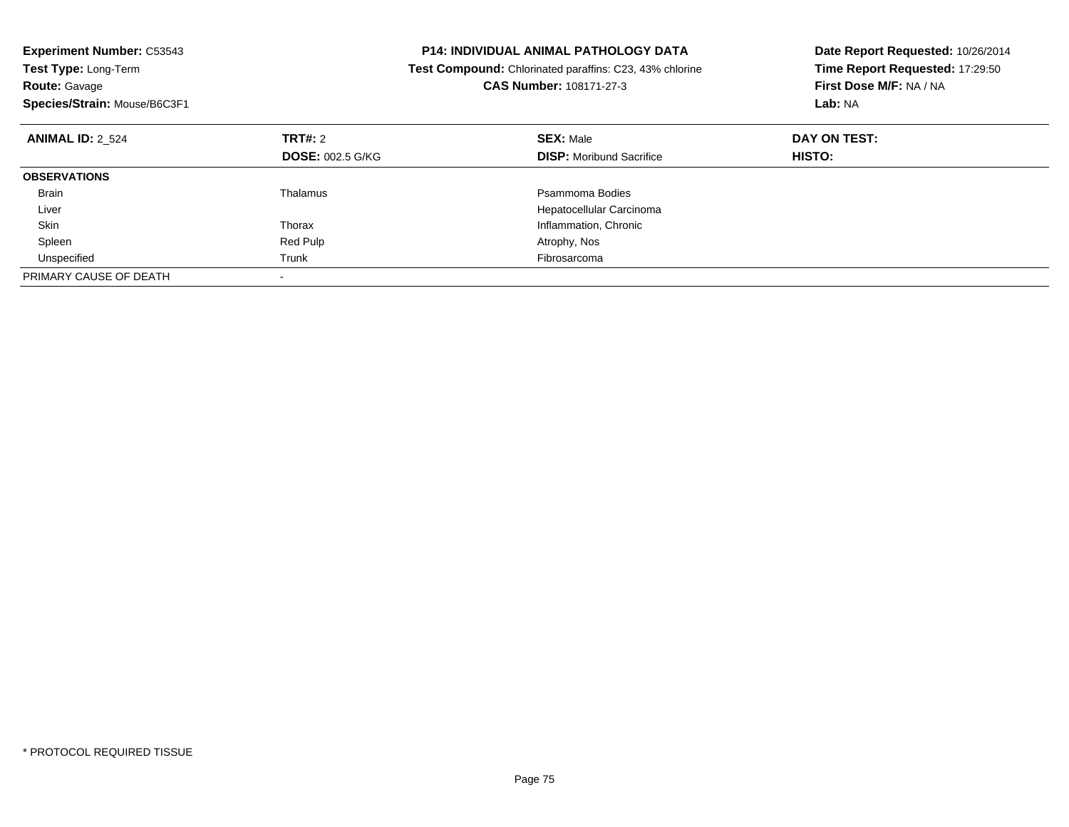**Experiment Number:** C53543
**Test Type:** Long-Term
**Route:** Gavage
**Species/Strain:** Mouse/B6C3F1

**P14: INDIVIDUAL ANIMAL PATHOLOGY DATA**
**Test Compound:** Chlorinated paraffins: C23, 43% chlorine
**CAS Number:** 108171-27-3

**Date Report Requested:** 10/26/2014
**Time Report Requested:** 17:29:50
**First Dose M/F:** NA / NA
**Lab:** NA

| **ANIMAL ID:** 2_524 | **TRT#:** 2 | **SEX:** Male | **DAY ON TEST:** |
|---|---|---|---|
| | **DOSE:** 002.5 G/KG | **DISP:** Moribund Sacrifice | **HISTO:** |
| **OBSERVATIONS** | | | |
| Brain | Thalamus | Psammoma Bodies | |
| Liver | | Hepatocellular Carcinoma | |
| Skin | Thorax | Inflammation, Chronic | |
| Spleen | Red Pulp | Atrophy, Nos | |
| Unspecified | Trunk | Fibrosarcoma | |
| PRIMARY CAUSE OF DEATH | - | | |

* PROTOCOL REQUIRED TISSUE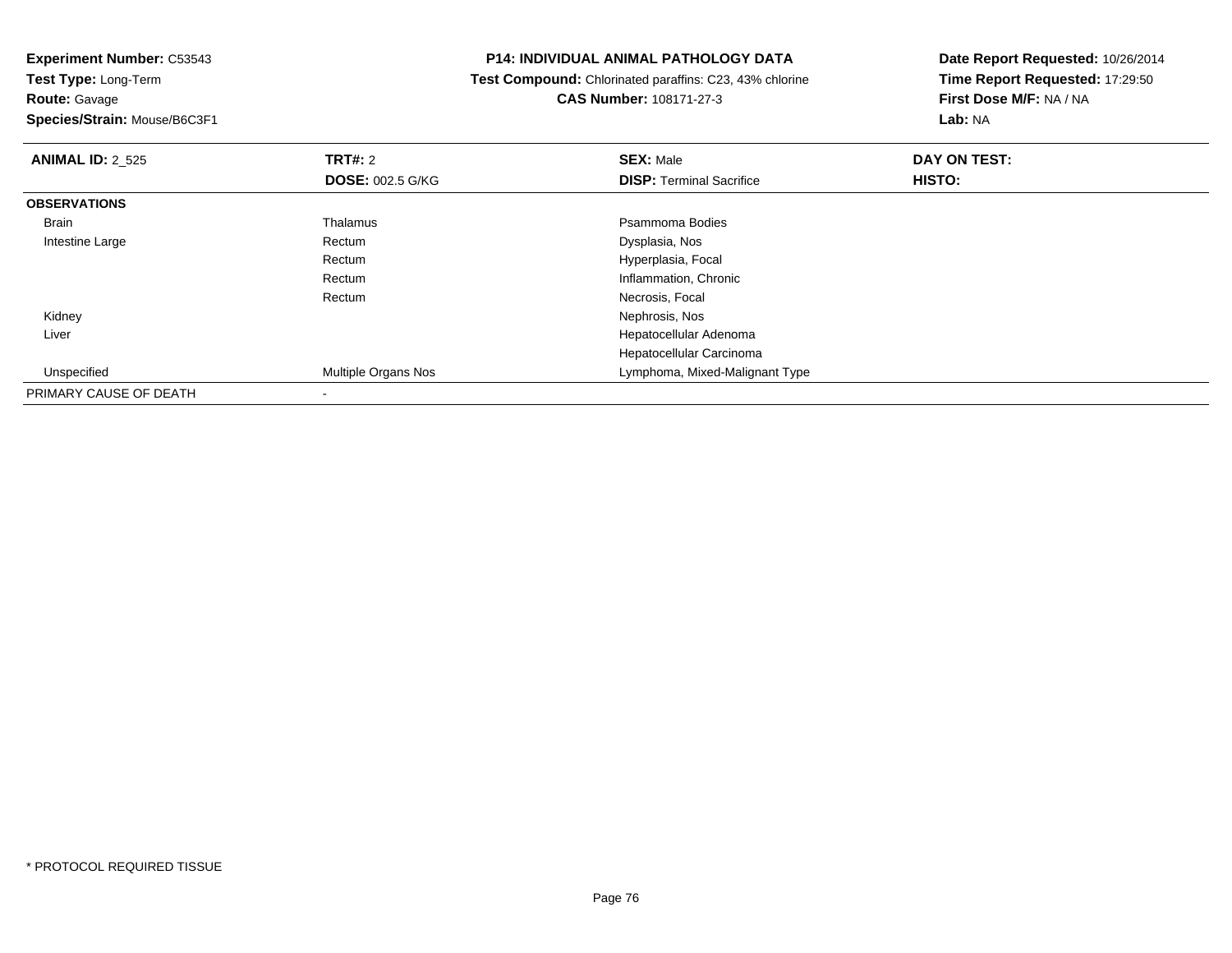**Experiment Number:** C53543
**Test Type:** Long-Term
**Route:** Gavage
**Species/Strain:** Mouse/B6C3F1

**P14: INDIVIDUAL ANIMAL PATHOLOGY DATA**
**Test Compound:** Chlorinated paraffins: C23, 43% chlorine
**CAS Number:** 108171-27-3

**Date Report Requested:** 10/26/2014
**Time Report Requested:** 17:29:50
**First Dose M/F:** NA / NA
**Lab:** NA

| **ANIMAL ID:** 2_525 | **TRT#:** 2 | **SEX:** Male | **DAY ON TEST:** |
|---|---|---|---|
| | **DOSE:** 002.5 G/KG | **DISP:** Terminal Sacrifice | **HISTO:** |
| **OBSERVATIONS** | | | |
| Brain | Thalamus | Psammoma Bodies | |
| Intestine Large | Rectum | Dysplasia, Nos | |
| | Rectum | Hyperplasia, Focal | |
| | Rectum | Inflammation, Chronic | |
| | Rectum | Necrosis, Focal | |
| Kidney | | Nephrosis, Nos | |
| Liver | | Hepatocellular Adenoma | |
| | | Hepatocellular Carcinoma | |
| Unspecified | Multiple Organs Nos | Lymphoma, Mixed-Malignant Type | |
| PRIMARY CAUSE OF DEATH | - | | |

* PROTOCOL REQUIRED TISSUE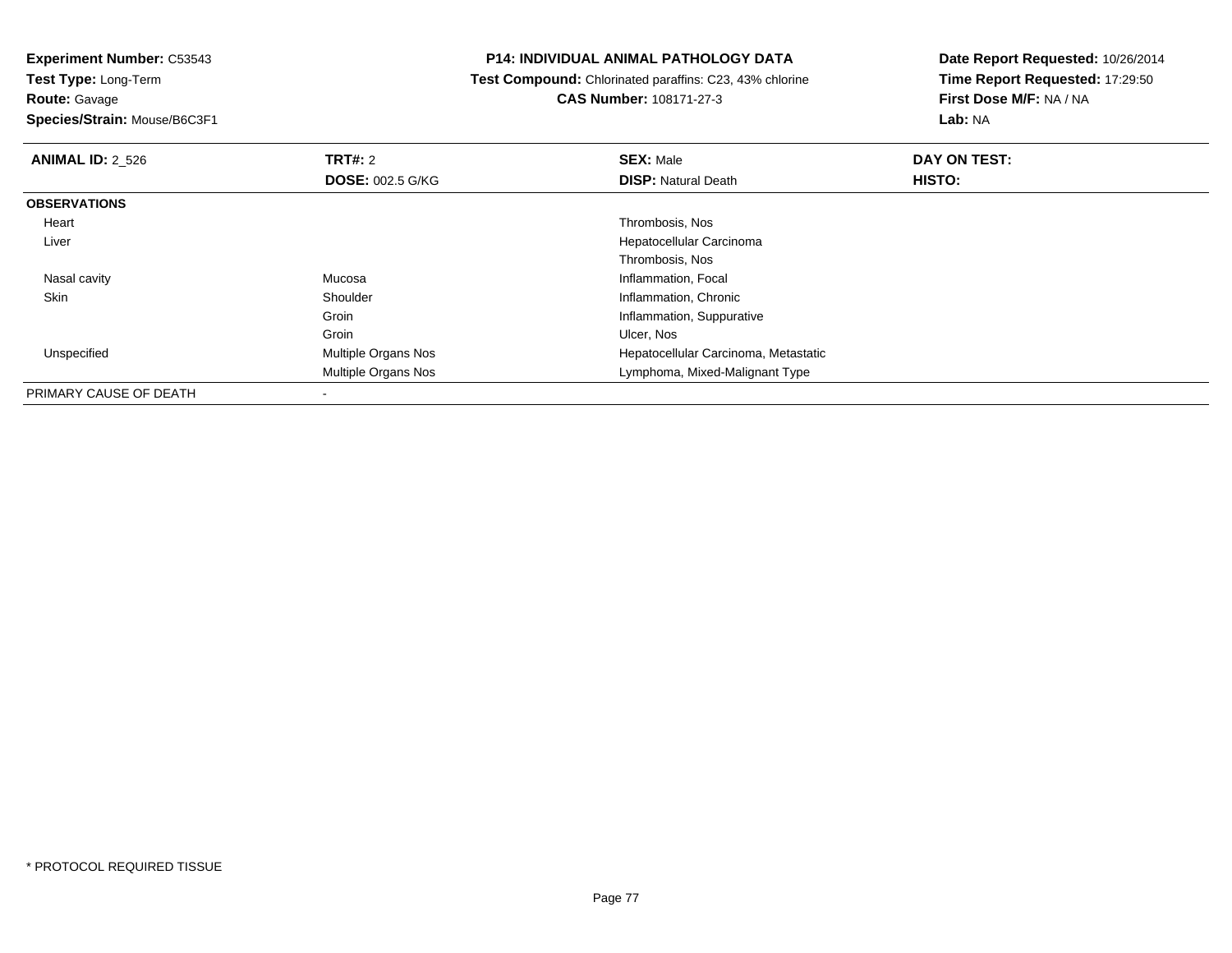**Experiment Number:** C53543
**Test Type:** Long-Term
**Route:** Gavage
**Species/Strain:** Mouse/B6C3F1

**P14: INDIVIDUAL ANIMAL PATHOLOGY DATA**
**Test Compound:** Chlorinated paraffins: C23, 43% chlorine
**CAS Number:** 108171-27-3

**Date Report Requested:** 10/26/2014
**Time Report Requested:** 17:29:50
**First Dose M/F:** NA / NA
**Lab:** NA

| **ANIMAL ID:** 2_526 | **TRT#:** 2 | **SEX:** Male | **DAY ON TEST:** |
|---|---|---|---|
| | **DOSE:** 002.5 G/KG | **DISP:** Natural Death | **HISTO:** |
| **OBSERVATIONS** | | | |
| Heart | | Thrombosis, Nos | |
| Liver | | Hepatocellular Carcinoma | |
| | | Thrombosis, Nos | |
| Nasal cavity | Mucosa | Inflammation, Focal | |
| Skin | Shoulder | Inflammation, Chronic | |
| | Groin | Inflammation, Suppurative | |
| | Groin | Ulcer, Nos | |
| Unspecified | Multiple Organs Nos | Hepatocellular Carcinoma, Metastatic | |
| | Multiple Organs Nos | Lymphoma, Mixed-Malignant Type | |
| PRIMARY CAUSE OF DEATH | - | | |

\* PROTOCOL REQUIRED TISSUE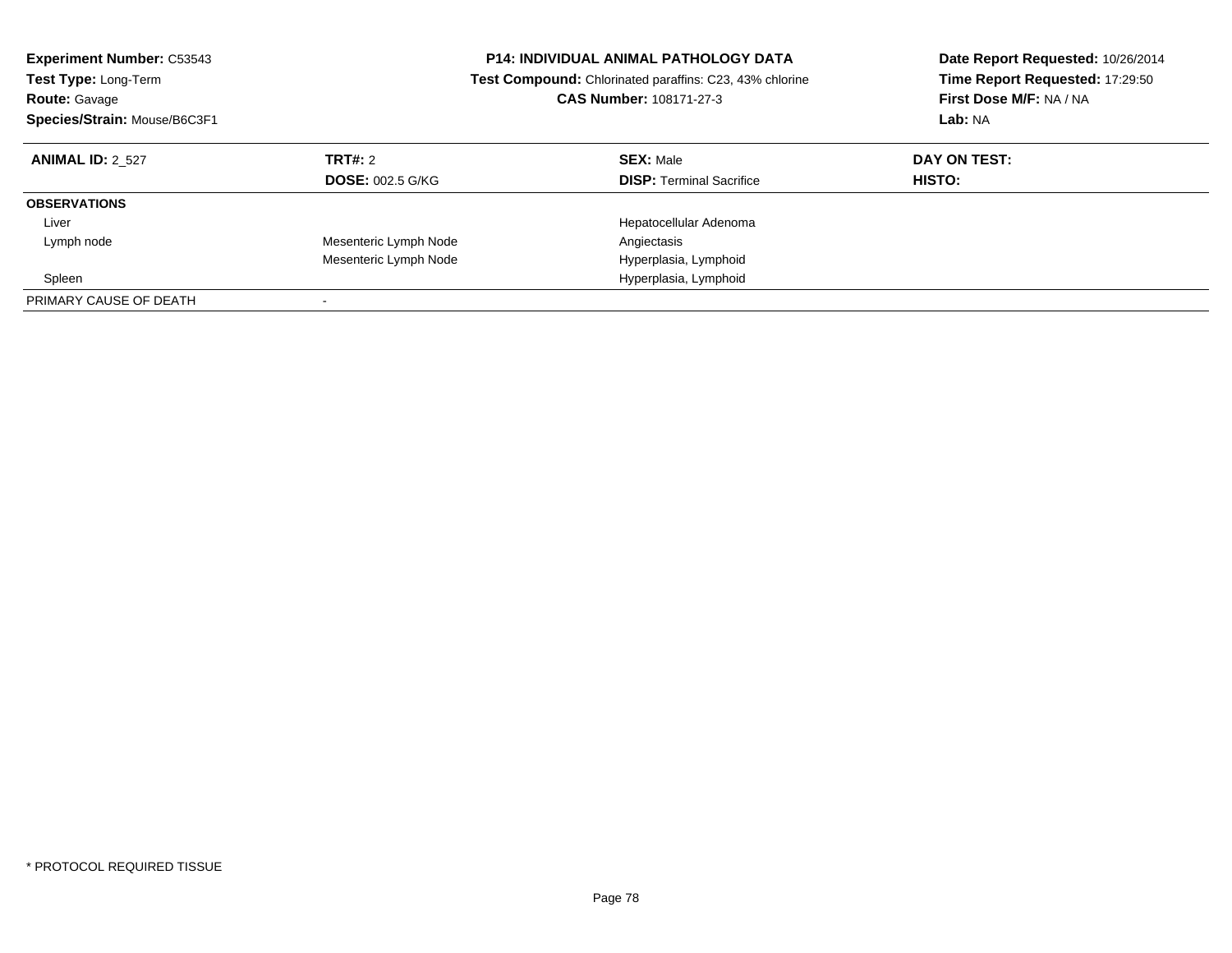**Experiment Number:** C53543
**Test Type:** Long-Term
**Route:** Gavage
**Species/Strain:** Mouse/B6C3F1

**P14: INDIVIDUAL ANIMAL PATHOLOGY DATA**
**Test Compound:** Chlorinated paraffins: C23, 43% chlorine
**CAS Number:** 108171-27-3

**Date Report Requested:** 10/26/2014
**Time Report Requested:** 17:29:50
**First Dose M/F:** NA / NA
**Lab:** NA

| **ANIMAL ID:** 2_527 | **TRT#:** 2 | **SEX:** Male | **DAY ON TEST:** |
|---|---|---|---|
| | **DOSE:** 002.5 G/KG | **DISP:** Terminal Sacrifice | **HISTO:** |
| **OBSERVATIONS** | | | |
| Liver | | Hepatocellular Adenoma | |
| Lymph node | Mesenteric Lymph Node | Angiectasis | |
| | Mesenteric Lymph Node | Hyperplasia, Lymphoid | |
| Spleen | | Hyperplasia, Lymphoid | |
| PRIMARY CAUSE OF DEATH | - | | |

* PROTOCOL REQUIRED TISSUE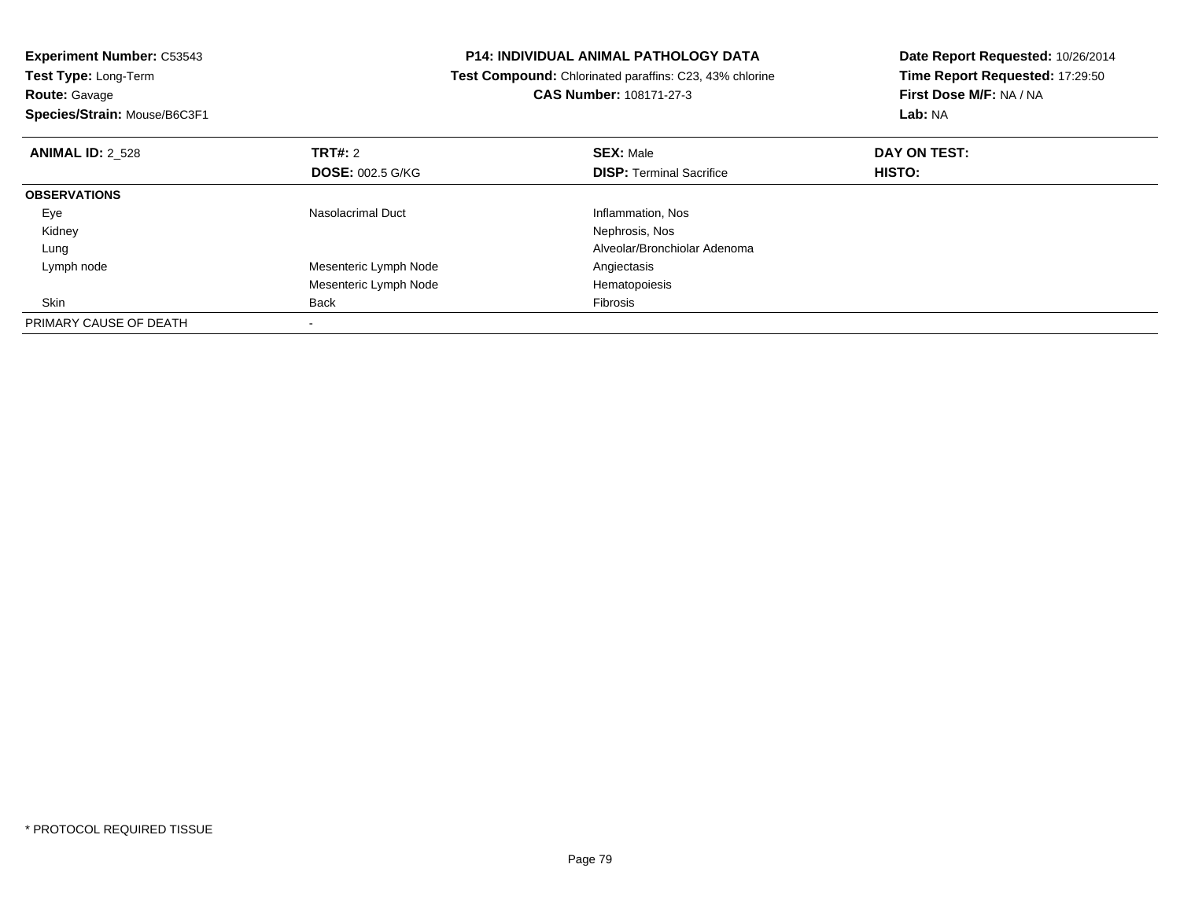**Experiment Number:** C53543
**Test Type:** Long-Term
**Route:** Gavage
**Species/Strain:** Mouse/B6C3F1

**P14: INDIVIDUAL ANIMAL PATHOLOGY DATA**
**Test Compound:** Chlorinated paraffins: C23, 43% chlorine
**CAS Number:** 108171-27-3

**Date Report Requested:** 10/26/2014
**Time Report Requested:** 17:29:50
**First Dose M/F:** NA / NA
**Lab:** NA

| **ANIMAL ID:** 2_528 | **TRT#:** 2 | **SEX:** Male | **DAY ON TEST:** |
|---|---|---|---|
| | **DOSE:** 002.5 G/KG | **DISP:** Terminal Sacrifice | **HISTO:** |
| **OBSERVATIONS** | | | |
| Eye | Nasolacrimal Duct | Inflammation, Nos | |
| Kidney | | Nephrosis, Nos | |
| Lung | | Alveolar/Bronchiolar Adenoma | |
| Lymph node | Mesenteric Lymph Node | Angiectasis | |
| | Mesenteric Lymph Node | Hematopoiesis | |
| Skin | Back | Fibrosis | |
| PRIMARY CAUSE OF DEATH | - | | |

\* PROTOCOL REQUIRED TISSUE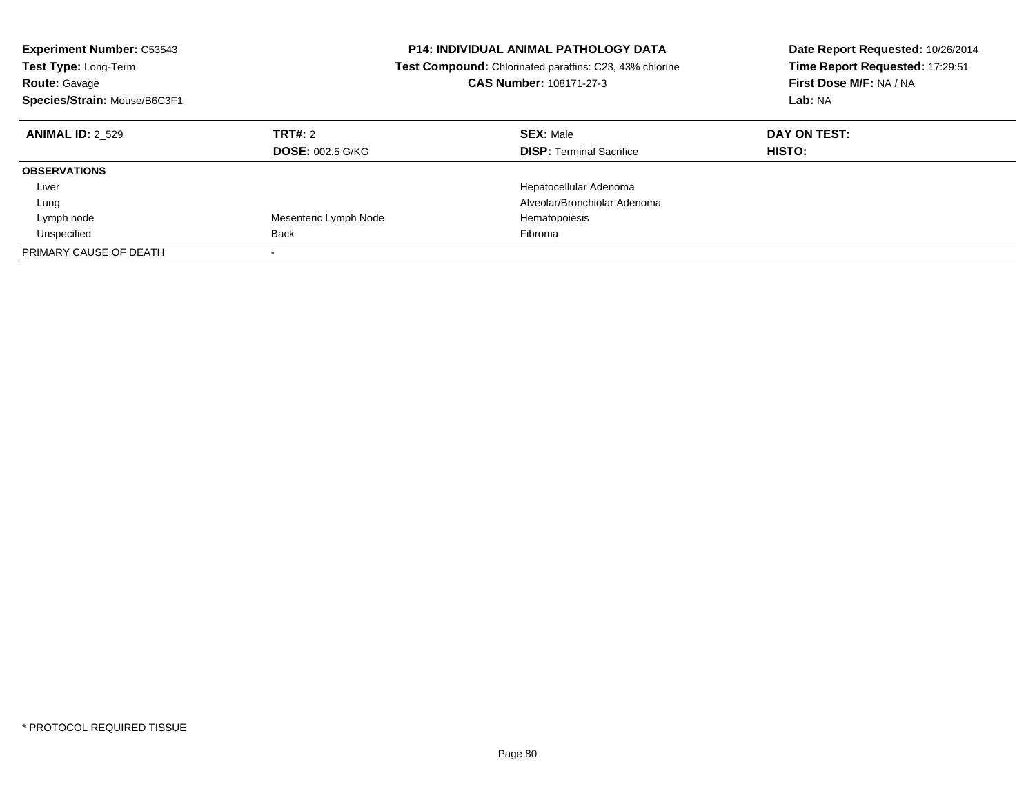**Experiment Number:** C53543
**Test Type:** Long-Term
**Route:** Gavage
**Species/Strain:** Mouse/B6C3F1

**P14: INDIVIDUAL ANIMAL PATHOLOGY DATA**
**Test Compound:** Chlorinated paraffins: C23, 43% chlorine
**CAS Number:** 108171-27-3

**Date Report Requested:** 10/26/2014
**Time Report Requested:** 17:29:51
**First Dose M/F:** NA / NA
**Lab:** NA

| **ANIMAL ID:** 2_529 | **TRT#:** 2 | **SEX:** Male | **DAY ON TEST:** |
|---|---|---|---|
| | **DOSE:** 002.5 G/KG | **DISP:** Terminal Sacrifice | **HISTO:** |
| **OBSERVATIONS** | | | |
| Liver | | Hepatocellular Adenoma | |
| Lung | | Alveolar/Bronchiolar Adenoma | |
| Lymph node | Mesenteric Lymph Node | Hematopoiesis | |
| Unspecified | Back | Fibroma | |
| PRIMARY CAUSE OF DEATH | - | | |

* PROTOCOL REQUIRED TISSUE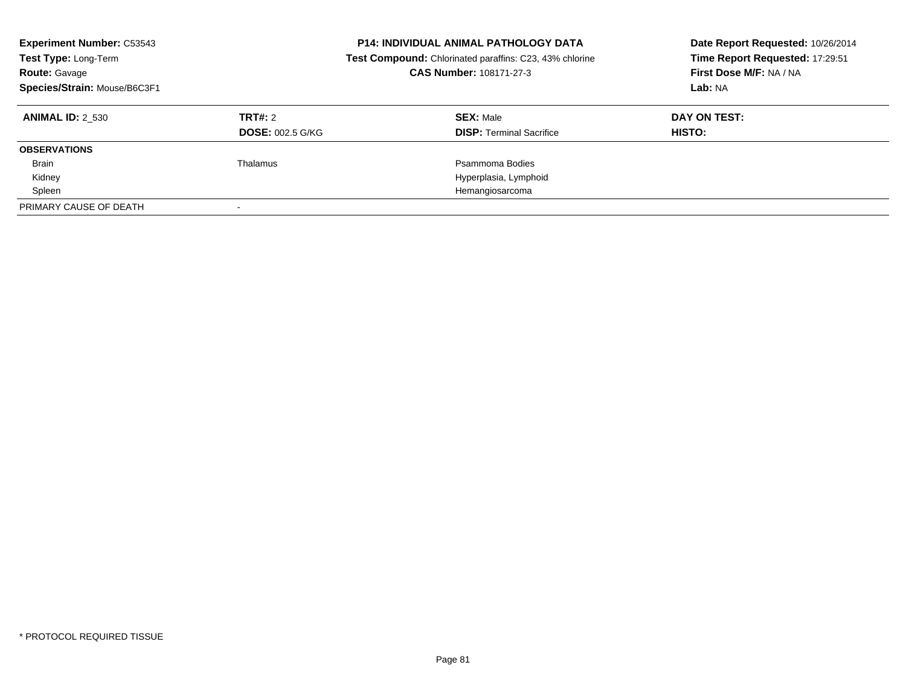**Experiment Number:** C53543
**Test Type:** Long-Term
**Route:** Gavage
**Species/Strain:** Mouse/B6C3F1

**P14: INDIVIDUAL ANIMAL PATHOLOGY DATA**
**Test Compound:** Chlorinated paraffins: C23, 43% chlorine
**CAS Number:** 108171-27-3

**Date Report Requested:** 10/26/2014
**Time Report Requested:** 17:29:51
**First Dose M/F:** NA / NA
**Lab:** NA

| **ANIMAL ID:** 2_530 | **TRT#:** 2 | **SEX:** Male | **DAY ON TEST:** |
|---|---|---|---|
| | **DOSE:** 002.5 G/KG | **DISP:** Terminal Sacrifice | **HISTO:** |
| **OBSERVATIONS** | | | |
| Brain | Thalamus | Psammoma Bodies | |
| Kidney | | Hyperplasia, Lymphoid | |
| Spleen | | Hemangiosarcoma | |
| PRIMARY CAUSE OF DEATH | - | | |

* PROTOCOL REQUIRED TISSUE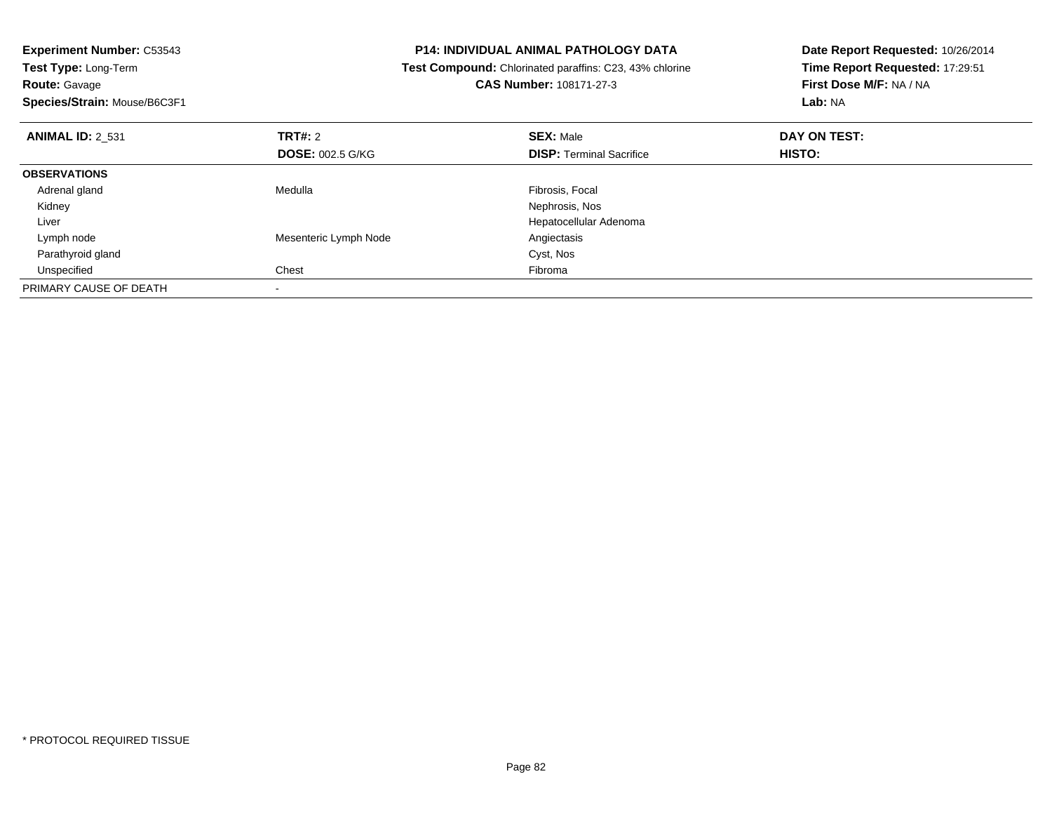**Experiment Number:** C53543
**Test Type:** Long-Term
**Route:** Gavage
**Species/Strain:** Mouse/B6C3F1

**P14: INDIVIDUAL ANIMAL PATHOLOGY DATA**
**Test Compound:** Chlorinated paraffins: C23, 43% chlorine
**CAS Number:** 108171-27-3

**Date Report Requested:** 10/26/2014
**Time Report Requested:** 17:29:51
**First Dose M/F:** NA / NA
**Lab:** NA

| **ANIMAL ID:** 2_531 | **TRT#:** 2 | **SEX:** Male | **DAY ON TEST:** |
|---|---|---|---|
| | **DOSE:** 002.5 G/KG | **DISP:** Terminal Sacrifice | **HISTO:** |
| **OBSERVATIONS** | | | |
| Adrenal gland | Medulla | Fibrosis, Focal | |
| Kidney | | Nephrosis, Nos | |
| Liver | | Hepatocellular Adenoma | |
| Lymph node | Mesenteric Lymph Node | Angiectasis | |
| Parathyroid gland | | Cyst, Nos | |
| Unspecified | Chest | Fibroma | |
| PRIMARY CAUSE OF DEATH | - | | |

* PROTOCOL REQUIRED TISSUE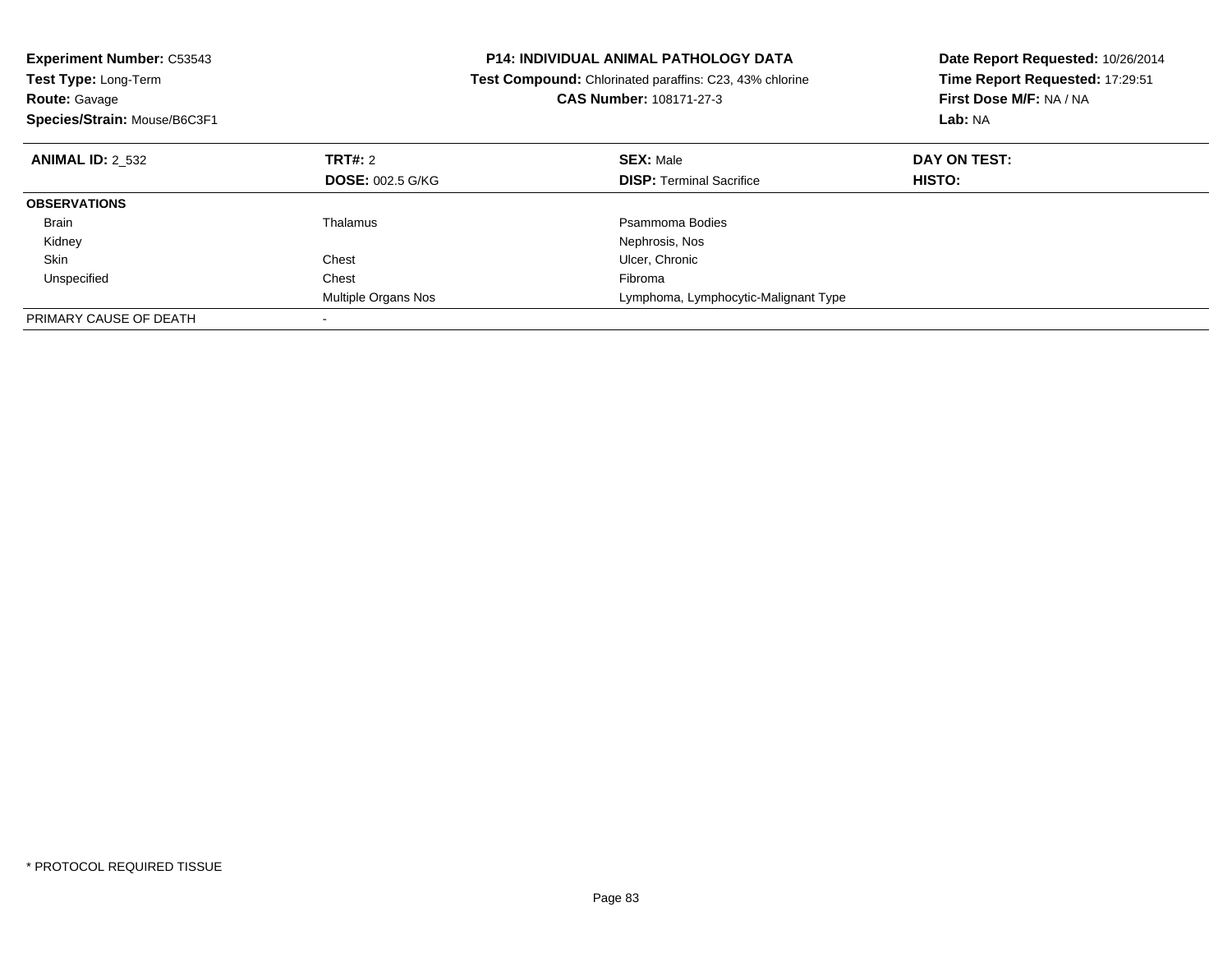**Experiment Number:** C53543
**Test Type:** Long-Term
**Route:** Gavage
**Species/Strain:** Mouse/B6C3F1

**P14: INDIVIDUAL ANIMAL PATHOLOGY DATA**
**Test Compound:** Chlorinated paraffins: C23, 43% chlorine
**CAS Number:** 108171-27-3

**Date Report Requested:** 10/26/2014
**Time Report Requested:** 17:29:51
**First Dose M/F:** NA / NA
**Lab:** NA

| **ANIMAL ID:** 2_532 | **TRT#:** 2 | **SEX:** Male | **DAY ON TEST:** |
|---|---|---|---|
| | **DOSE:** 002.5 G/KG | **DISP:** Terminal Sacrifice | **HISTO:** |
| **OBSERVATIONS** | | | |
| Brain | Thalamus | Psammoma Bodies | |
| Kidney | | Nephrosis, Nos | |
| Skin | Chest | Ulcer, Chronic | |
| Unspecified | Chest | Fibroma | |
| | Multiple Organs Nos | Lymphoma, Lymphocytic-Malignant Type | |
| PRIMARY CAUSE OF DEATH | - | | |

* PROTOCOL REQUIRED TISSUE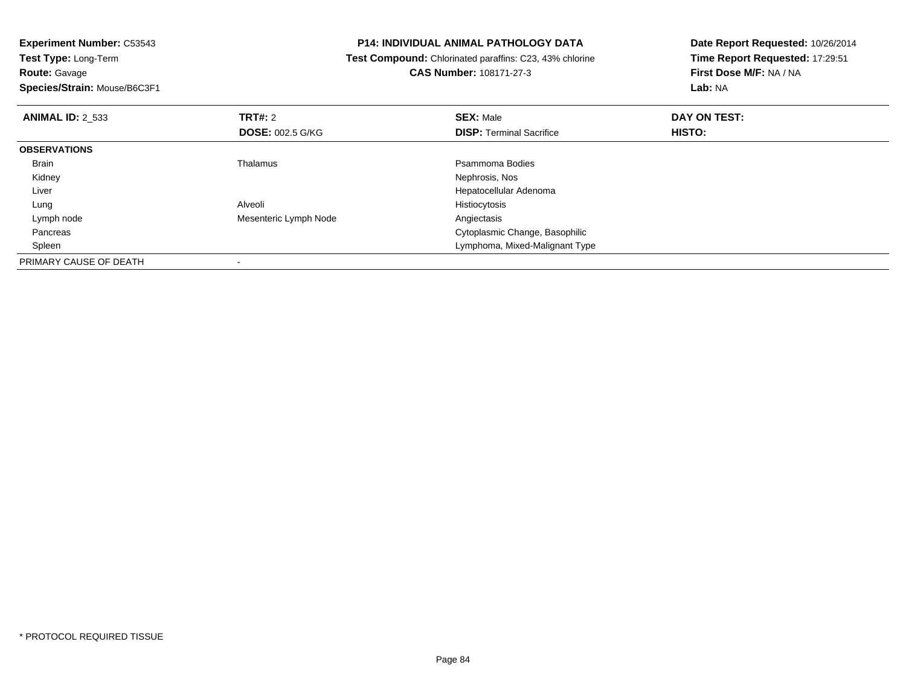**Experiment Number:** C53543
**Test Type:** Long-Term
**Route:** Gavage
**Species/Strain:** Mouse/B6C3F1

**P14: INDIVIDUAL ANIMAL PATHOLOGY DATA**
**Test Compound:** Chlorinated paraffins: C23, 43% chlorine
**CAS Number:** 108171-27-3

**Date Report Requested:** 10/26/2014
**Time Report Requested:** 17:29:51
**First Dose M/F:** NA / NA
**Lab:** NA

| **ANIMAL ID:** 2_533 | **TRT#:** 2 | **SEX:** Male | **DAY ON TEST:** |
|---|---|---|---|
| | **DOSE:** 002.5 G/KG | **DISP:** Terminal Sacrifice | **HISTO:** |
| **OBSERVATIONS** | | | |
| Brain | Thalamus | Psammoma Bodies | |
| Kidney | | Nephrosis, Nos | |
| Liver | | Hepatocellular Adenoma | |
| Lung | Alveoli | Histiocytosis | |
| Lymph node | Mesenteric Lymph Node | Angiectasis | |
| Pancreas | | Cytoplasmic Change, Basophilic | |
| Spleen | | Lymphoma, Mixed-Malignant Type | |
| PRIMARY CAUSE OF DEATH | - | | |

* PROTOCOL REQUIRED TISSUE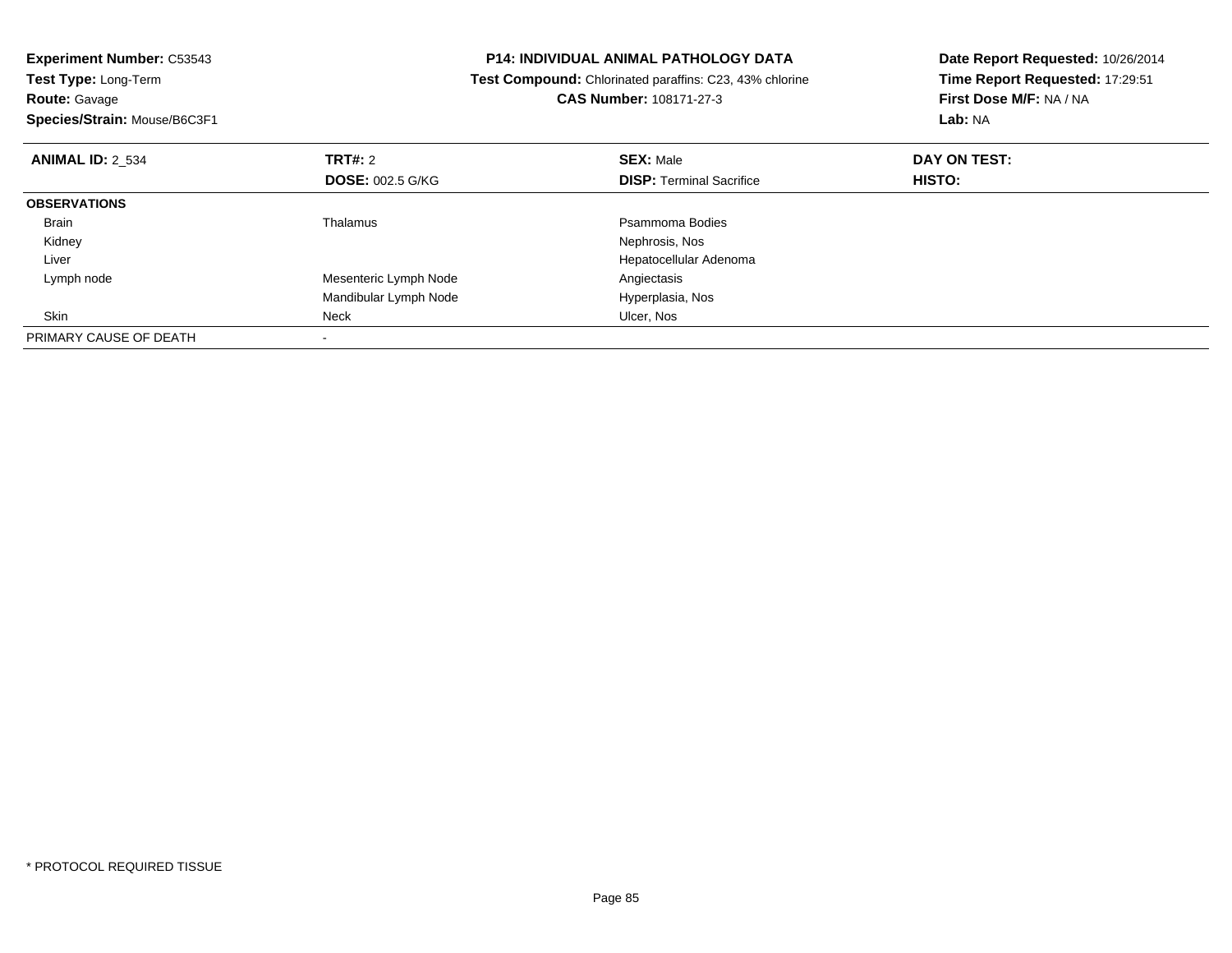**Experiment Number:** C53543
**Test Type:** Long-Term
**Route:** Gavage
**Species/Strain:** Mouse/B6C3F1

**P14: INDIVIDUAL ANIMAL PATHOLOGY DATA**
**Test Compound:** Chlorinated paraffins: C23, 43% chlorine
**CAS Number:** 108171-27-3

**Date Report Requested:** 10/26/2014
**Time Report Requested:** 17:29:51
**First Dose M/F:** NA / NA
**Lab:** NA

| **ANIMAL ID:** 2_534 | **TRT#:** 2 | **SEX:** Male | **DAY ON TEST:** |
|---|---|---|---|
| | **DOSE:** 002.5 G/KG | **DISP:** Terminal Sacrifice | **HISTO:** |
| **OBSERVATIONS** | | | |
| Brain | Thalamus | Psammoma Bodies | |
| Kidney | | Nephrosis, Nos | |
| Liver | | Hepatocellular Adenoma | |
| Lymph node | Mesenteric Lymph Node | Angiectasis | |
| | Mandibular Lymph Node | Hyperplasia, Nos | |
| Skin | Neck | Ulcer, Nos | |
| PRIMARY CAUSE OF DEATH | - | | |

* PROTOCOL REQUIRED TISSUE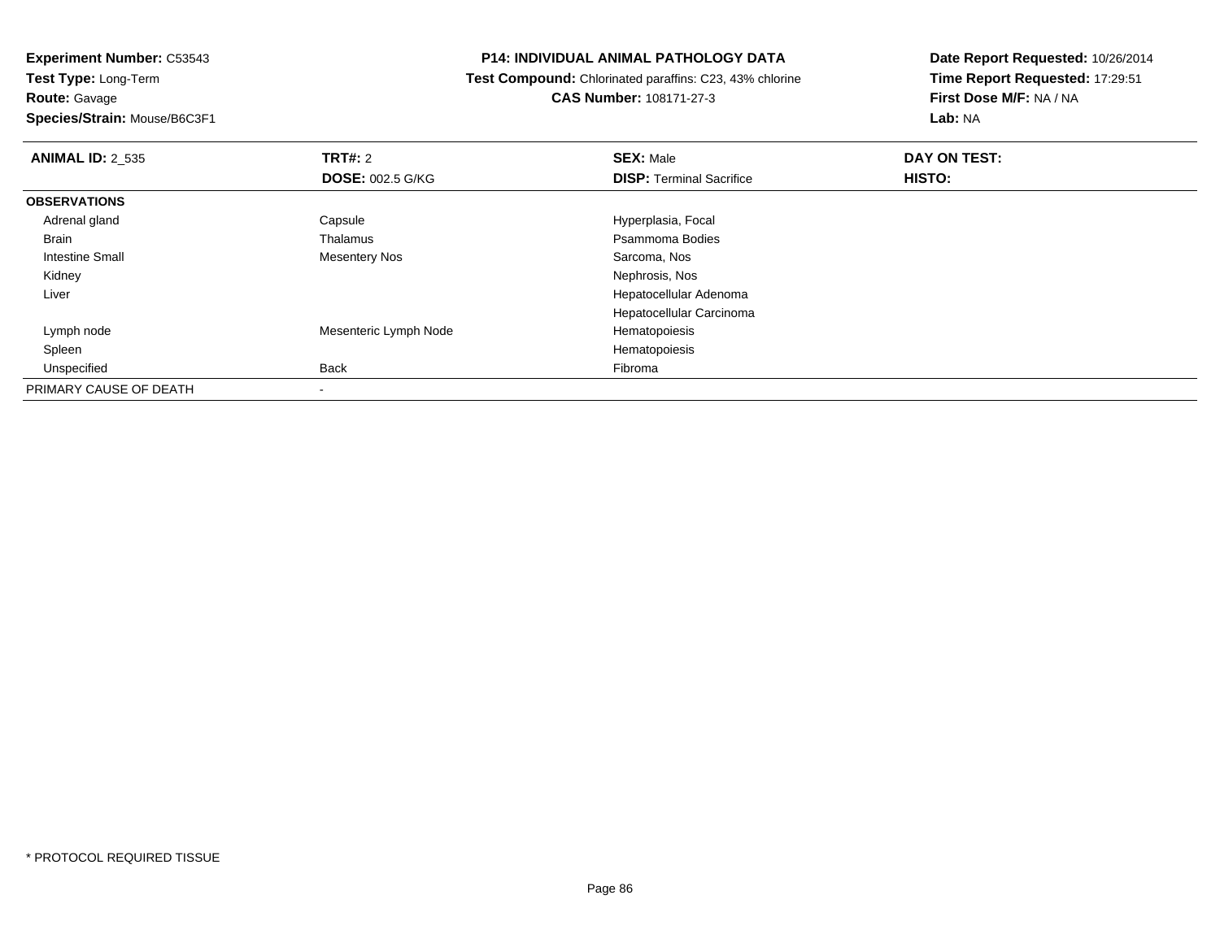**Experiment Number:** C53543
**Test Type:** Long-Term
**Route:** Gavage
**Species/Strain:** Mouse/B6C3F1

**P14: INDIVIDUAL ANIMAL PATHOLOGY DATA**
**Test Compound:** Chlorinated paraffins: C23, 43% chlorine
**CAS Number:** 108171-27-3

**Date Report Requested:** 10/26/2014
**Time Report Requested:** 17:29:51
**First Dose M/F:** NA / NA
**Lab:** NA

| **ANIMAL ID:** 2_535 | **TRT#:** 2 | **SEX:** Male | **DAY ON TEST:** |
|---|---|---|---|
| | **DOSE:** 002.5 G/KG | **DISP:** Terminal Sacrifice | **HISTO:** |
| **OBSERVATIONS** | | | |
| Adrenal gland | Capsule | Hyperplasia, Focal | |
| Brain | Thalamus | Psammoma Bodies | |
| Intestine Small | Mesentery Nos | Sarcoma, Nos | |
| Kidney | | Nephrosis, Nos | |
| Liver | | Hepatocellular Adenoma | |
| | | Hepatocellular Carcinoma | |
| Lymph node | Mesenteric Lymph Node | Hematopoiesis | |
| Spleen | | Hematopoiesis | |
| Unspecified | Back | Fibroma | |
| PRIMARY CAUSE OF DEATH | - | | |

* PROTOCOL REQUIRED TISSUE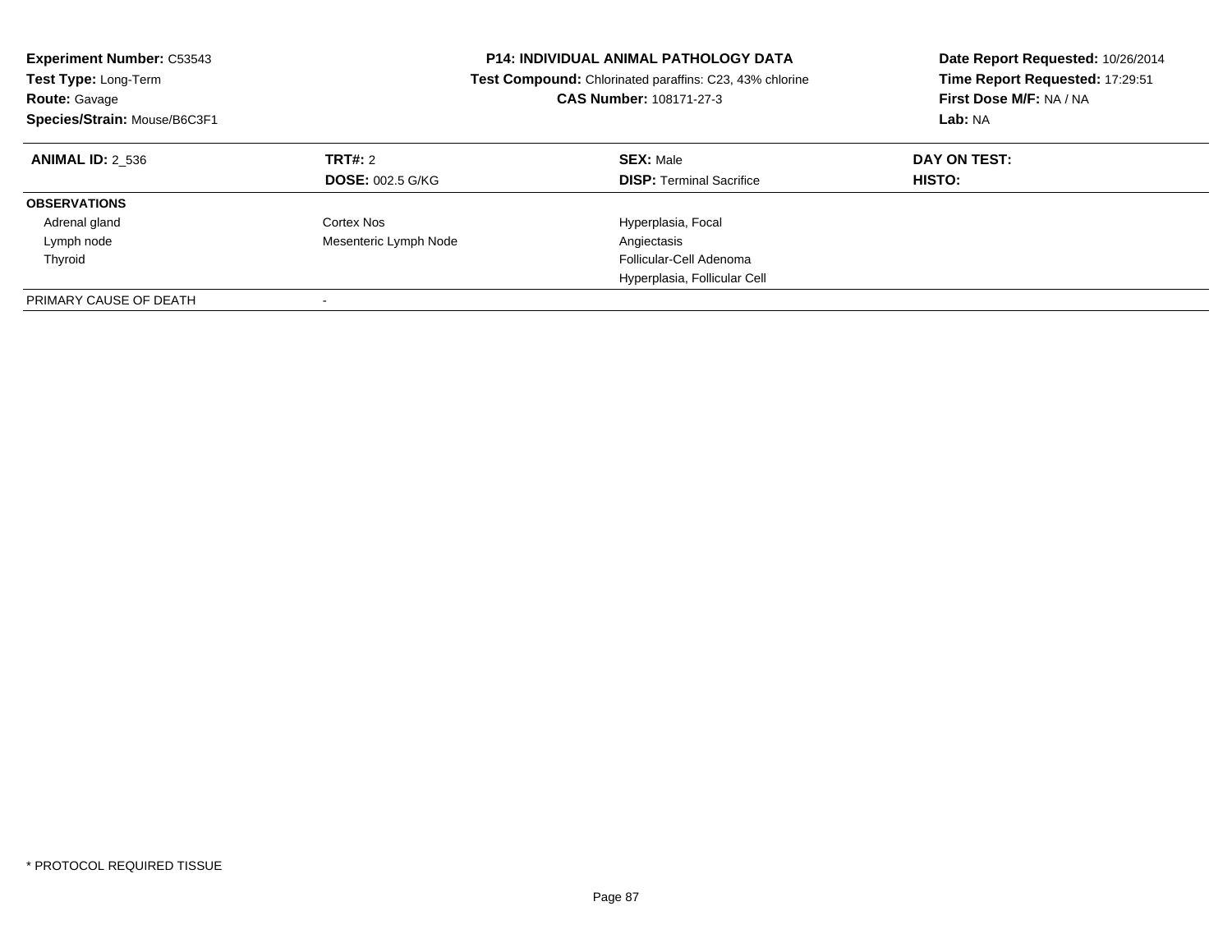**Experiment Number:** C53543
**Test Type:** Long-Term
**Route:** Gavage
**Species/Strain:** Mouse/B6C3F1

**P14: INDIVIDUAL ANIMAL PATHOLOGY DATA**
**Test Compound:** Chlorinated paraffins: C23, 43% chlorine
**CAS Number:** 108171-27-3

**Date Report Requested:** 10/26/2014
**Time Report Requested:** 17:29:51
**First Dose M/F:** NA / NA
**Lab:** NA

| **ANIMAL ID:** 2_536 | **TRT#:** 2 | **SEX:** Male | **DAY ON TEST:** |
|---|---|---|---|
| | **DOSE:** 002.5 G/KG | **DISP:** Terminal Sacrifice | **HISTO:** |
| **OBSERVATIONS** | | | |
| Adrenal gland | Cortex Nos | Hyperplasia, Focal | |
| Lymph node | Mesenteric Lymph Node | Angiectasis | |
| Thyroid | | Follicular-Cell Adenoma | |
| | | Hyperplasia, Follicular Cell | |
| PRIMARY CAUSE OF DEATH | - | | |

* PROTOCOL REQUIRED TISSUE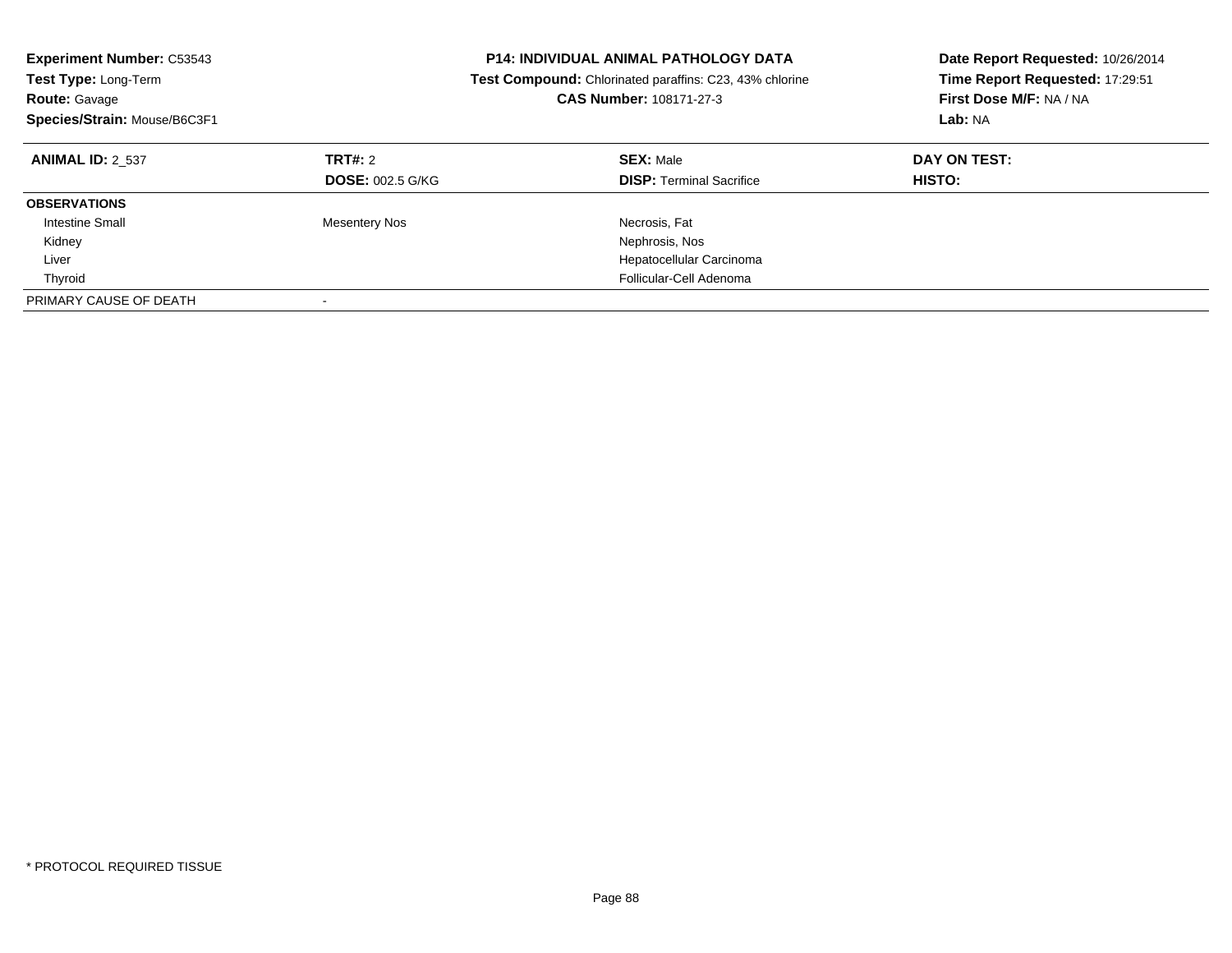**Experiment Number:** C53543
**Test Type:** Long-Term
**Route:** Gavage
**Species/Strain:** Mouse/B6C3F1

**P14: INDIVIDUAL ANIMAL PATHOLOGY DATA**
**Test Compound:** Chlorinated paraffins: C23, 43% chlorine
**CAS Number:** 108171-27-3

**Date Report Requested:** 10/26/2014
**Time Report Requested:** 17:29:51
**First Dose M/F:** NA / NA
**Lab:** NA

| **ANIMAL ID:** 2_537 | **TRT#:** 2 | **SEX:** Male | **DAY ON TEST:** |
|---|---|---|---|
| | **DOSE:** 002.5 G/KG | **DISP:** Terminal Sacrifice | **HISTO:** |
| **OBSERVATIONS** | | | |
| Intestine Small | Mesentery Nos | Necrosis, Fat | |
| Kidney | | Nephrosis, Nos | |
| Liver | | Hepatocellular Carcinoma | |
| Thyroid | | Follicular-Cell Adenoma | |
| PRIMARY CAUSE OF DEATH | - | | |

* PROTOCOL REQUIRED TISSUE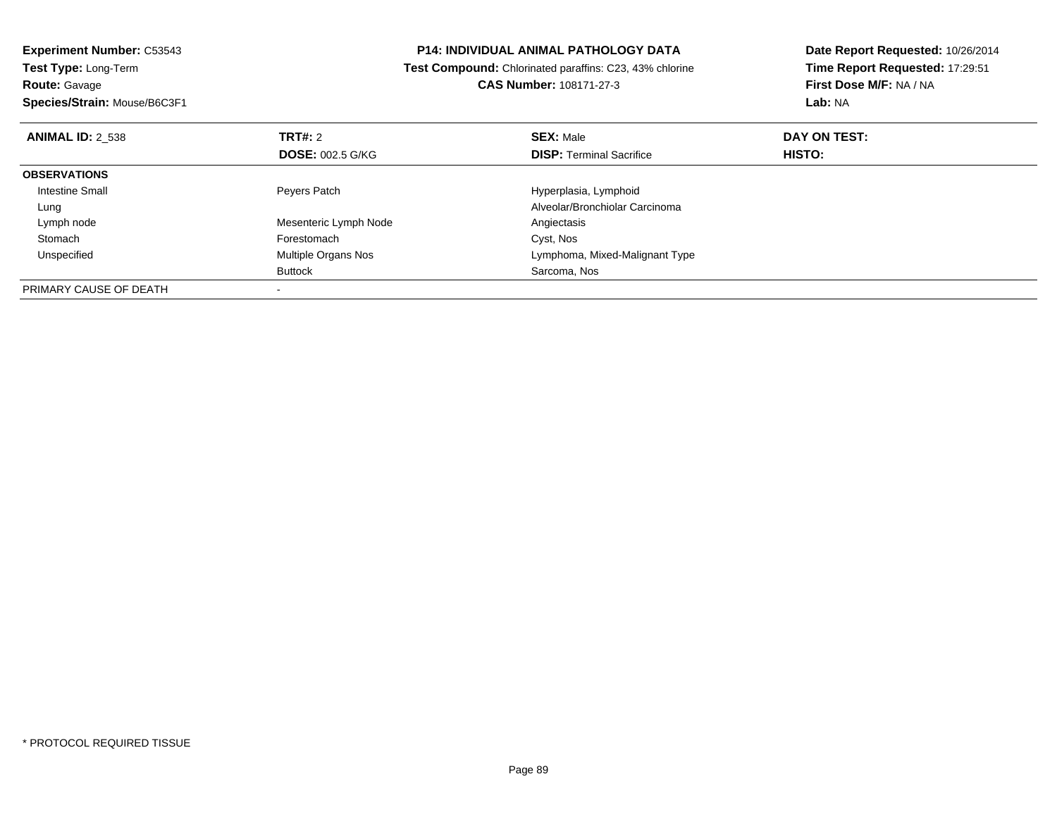**Experiment Number:** C53543
**Test Type:** Long-Term
**Route:** Gavage
**Species/Strain:** Mouse/B6C3F1

**P14: INDIVIDUAL ANIMAL PATHOLOGY DATA**
**Test Compound:** Chlorinated paraffins: C23, 43% chlorine
**CAS Number:** 108171-27-3

**Date Report Requested:** 10/26/2014
**Time Report Requested:** 17:29:51
**First Dose M/F:** NA / NA
**Lab:** NA

| **ANIMAL ID:** 2_538 | **TRT#:** 2 | **SEX:** Male | **DAY ON TEST:** |
|---|---|---|---|
| | **DOSE:** 002.5 G/KG | **DISP:** Terminal Sacrifice | **HISTO:** |
| **OBSERVATIONS** | | | |
| Intestine Small | Peyers Patch | Hyperplasia, Lymphoid | |
| Lung | | Alveolar/Bronchiolar Carcinoma | |
| Lymph node | Mesenteric Lymph Node | Angiectasis | |
| Stomach | Forestomach | Cyst, Nos | |
| Unspecified | Multiple Organs Nos | Lymphoma, Mixed-Malignant Type | |
| | Buttock | Sarcoma, Nos | |
| PRIMARY CAUSE OF DEATH | - | | |

* PROTOCOL REQUIRED TISSUE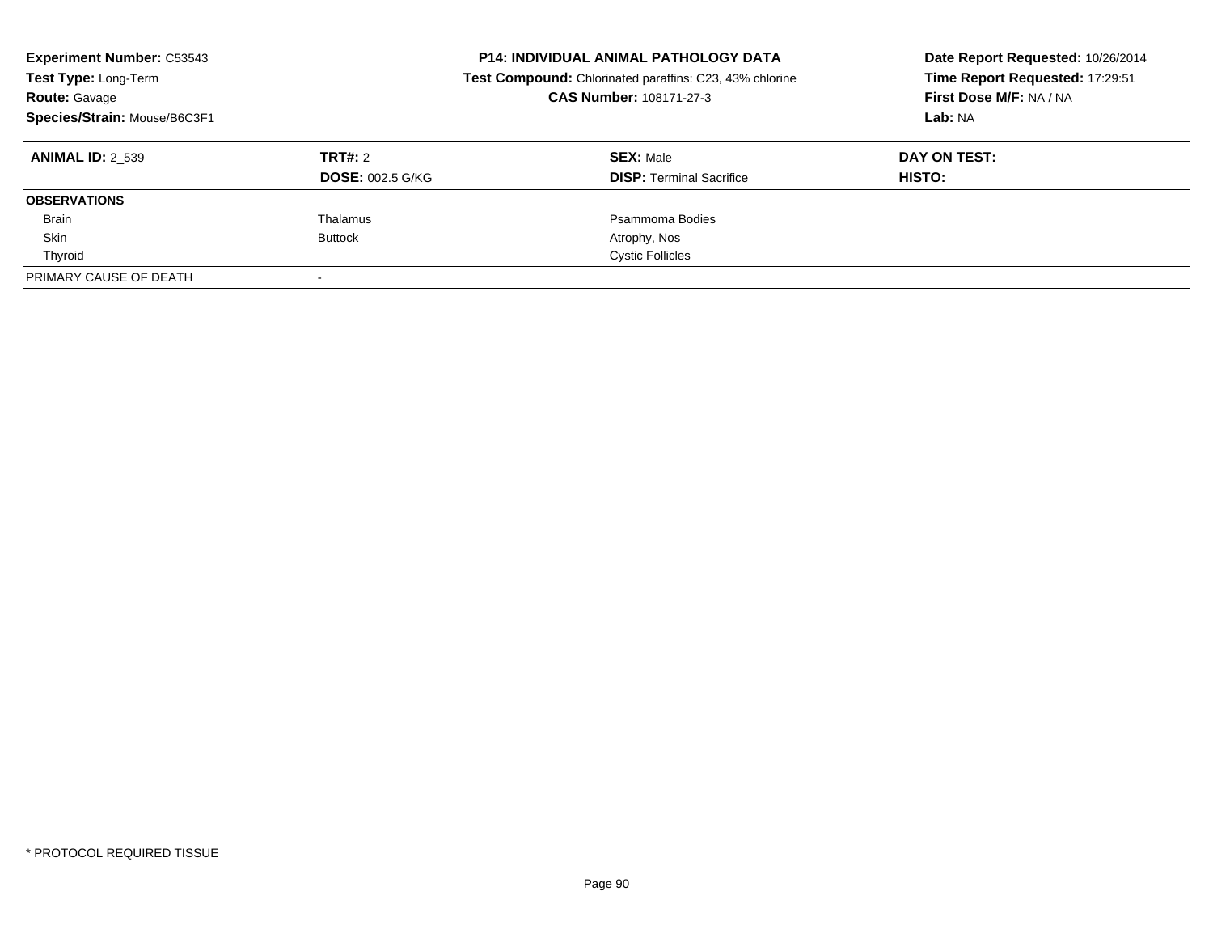**Experiment Number:** C53543
**Test Type:** Long-Term
**Route:** Gavage
**Species/Strain:** Mouse/B6C3F1

**P14: INDIVIDUAL ANIMAL PATHOLOGY DATA**
**Test Compound:** Chlorinated paraffins: C23, 43% chlorine
**CAS Number:** 108171-27-3

**Date Report Requested:** 10/26/2014
**Time Report Requested:** 17:29:51
**First Dose M/F:** NA / NA
**Lab:** NA

| **ANIMAL ID:** 2_539 | **TRT#:** 2 | **SEX:** Male | **DAY ON TEST:** |
|---|---|---|---|
| | **DOSE:** 002.5 G/KG | **DISP:** Terminal Sacrifice | **HISTO:** |
| **OBSERVATIONS** | | | |
| Brain | Thalamus | Psammoma Bodies | |
| Skin | Buttock | Atrophy, Nos | |
| Thyroid | | Cystic Follicles | |
| PRIMARY CAUSE OF DEATH | - | | |

\* PROTOCOL REQUIRED TISSUE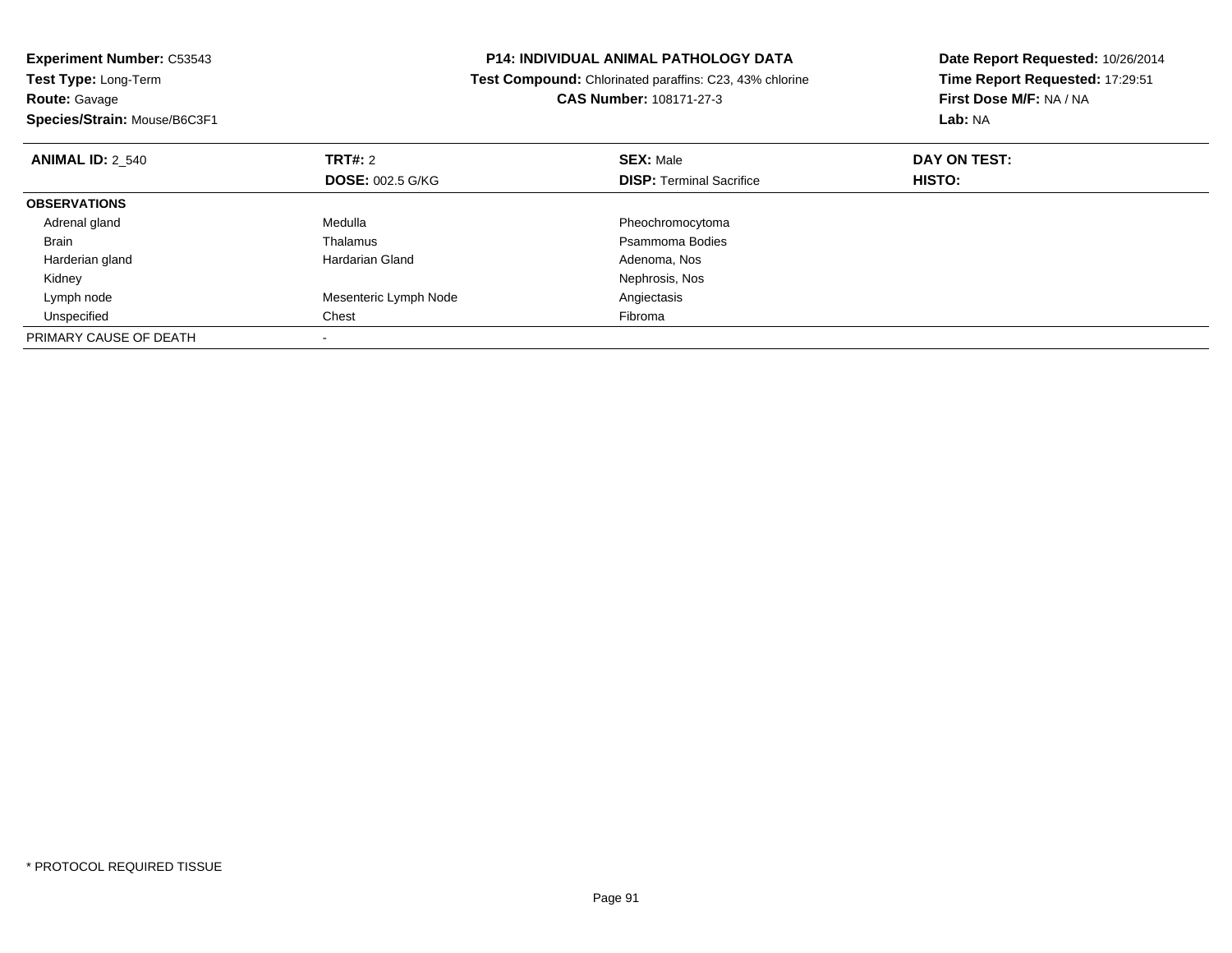**Experiment Number:** C53543
**Test Type:** Long-Term
**Route:** Gavage
**Species/Strain:** Mouse/B6C3F1

**P14: INDIVIDUAL ANIMAL PATHOLOGY DATA**
**Test Compound:** Chlorinated paraffins: C23, 43% chlorine
**CAS Number:** 108171-27-3

**Date Report Requested:** 10/26/2014
**Time Report Requested:** 17:29:51
**First Dose M/F:** NA / NA
**Lab:** NA

| **ANIMAL ID:** 2_540 | **TRT#:** 2 | **SEX:** Male | **DAY ON TEST:** |
|---|---|---|---|
| | **DOSE:** 002.5 G/KG | **DISP:** Terminal Sacrifice | **HISTO:** |
| **OBSERVATIONS** | | | |
| Adrenal gland | Medulla | Pheochromocytoma | |
| Brain | Thalamus | Psammoma Bodies | |
| Harderian gland | Hardarian Gland | Adenoma, Nos | |
| Kidney | | Nephrosis, Nos | |
| Lymph node | Mesenteric Lymph Node | Angiectasis | |
| Unspecified | Chest | Fibroma | |
| PRIMARY CAUSE OF DEATH | - | | |

* PROTOCOL REQUIRED TISSUE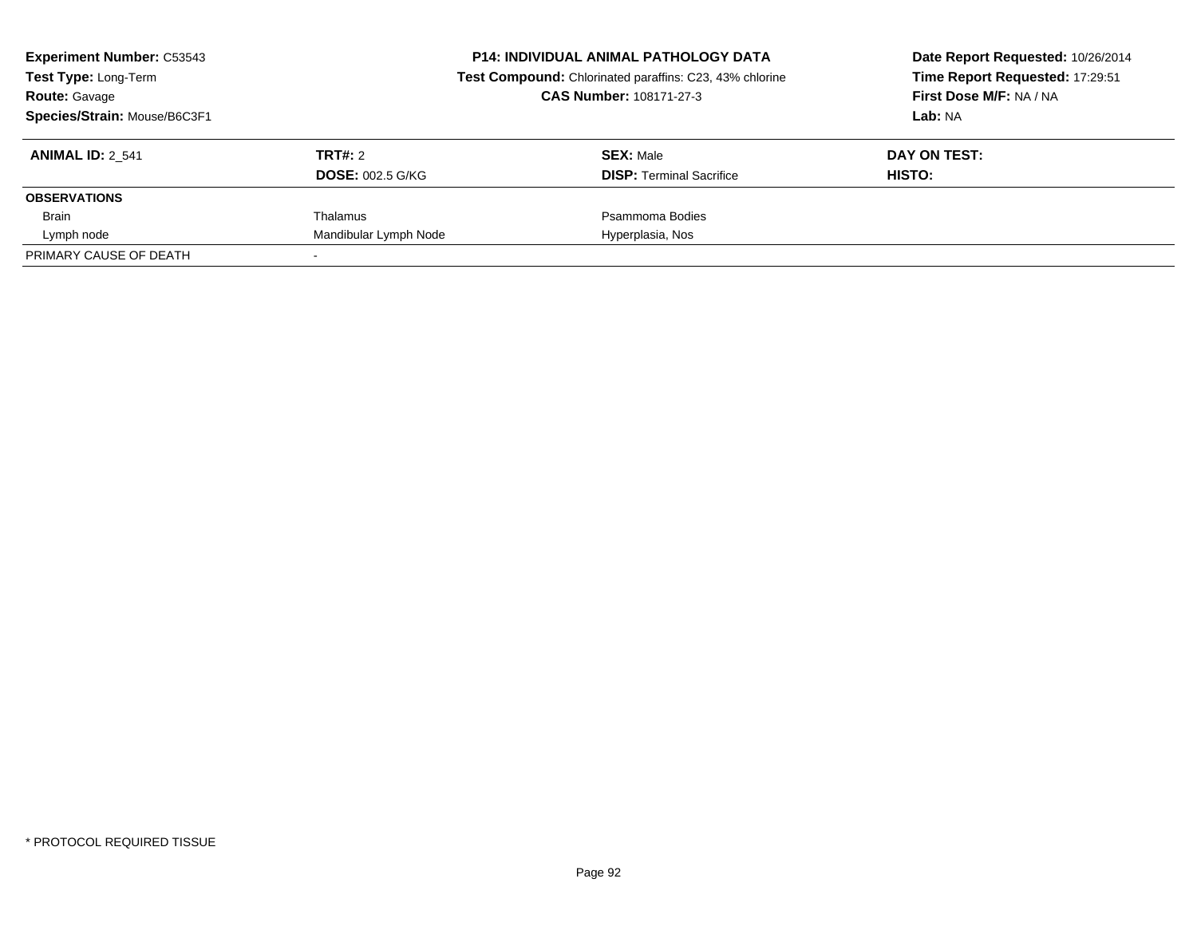**Experiment Number:** C53543
**Test Type:** Long-Term
**Route:** Gavage
**Species/Strain:** Mouse/B6C3F1

**P14: INDIVIDUAL ANIMAL PATHOLOGY DATA**
**Test Compound:** Chlorinated paraffins: C23, 43% chlorine
**CAS Number:** 108171-27-3

**Date Report Requested:** 10/26/2014
**Time Report Requested:** 17:29:51
**First Dose M/F:** NA / NA
**Lab:** NA

| **ANIMAL ID:** 2_541 | **TRT#:** 2 | **SEX:** Male | **DAY ON TEST:** |
|---|---|---|---|
| | **DOSE:** 002.5 G/KG | **DISP:** Terminal Sacrifice | **HISTO:** |
| **OBSERVATIONS** | | | |
| Brain | Thalamus | Psammoma Bodies | |
| Lymph node | Mandibular Lymph Node | Hyperplasia, Nos | |
| PRIMARY CAUSE OF DEATH | - | | |

\* PROTOCOL REQUIRED TISSUE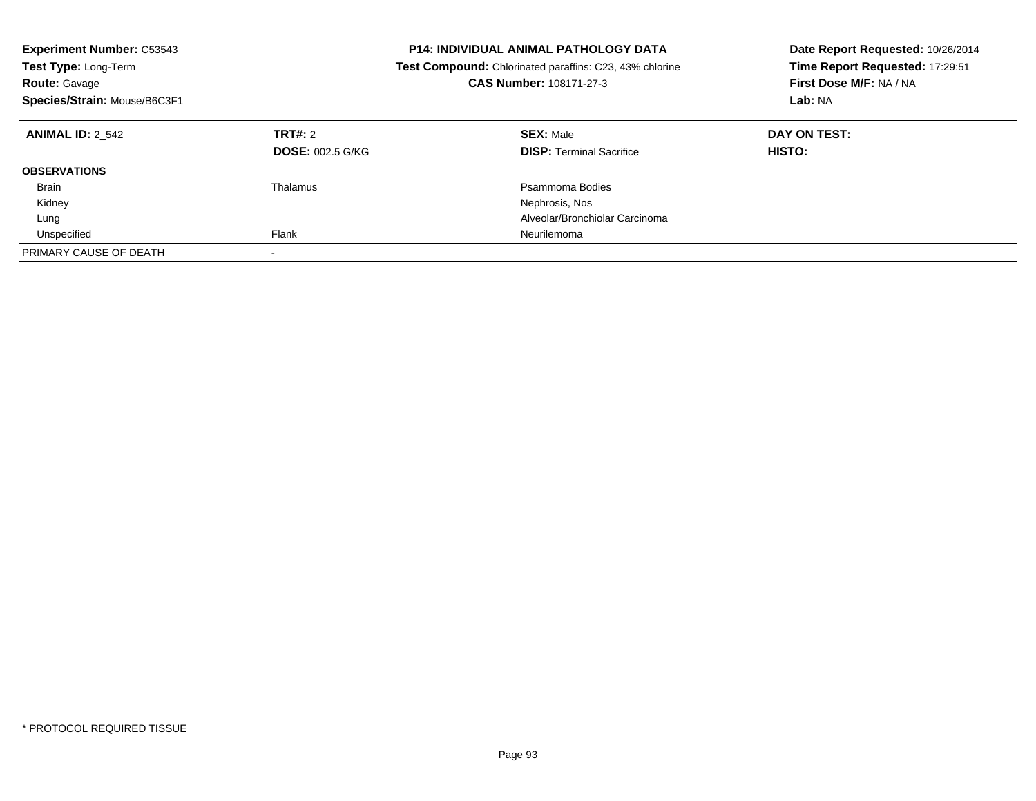**Experiment Number:** C53543
**Test Type:** Long-Term
**Route:** Gavage
**Species/Strain:** Mouse/B6C3F1

**P14: INDIVIDUAL ANIMAL PATHOLOGY DATA**
**Test Compound:** Chlorinated paraffins: C23, 43% chlorine
**CAS Number:** 108171-27-3

**Date Report Requested:** 10/26/2014
**Time Report Requested:** 17:29:51
**First Dose M/F:** NA / NA
**Lab:** NA

| **ANIMAL ID:** 2_542 | **TRT#:** 2 | **SEX:** Male | **DAY ON TEST:** |
|---|---|---|---|
| | **DOSE:** 002.5 G/KG | **DISP:** Terminal Sacrifice | **HISTO:** |
| **OBSERVATIONS** | | | |
| Brain | Thalamus | Psammoma Bodies | |
| Kidney | | Nephrosis, Nos | |
| Lung | | Alveolar/Bronchiolar Carcinoma | |
| Unspecified | Flank | Neurilemoma | |
| PRIMARY CAUSE OF DEATH | - | | |

\* PROTOCOL REQUIRED TISSUE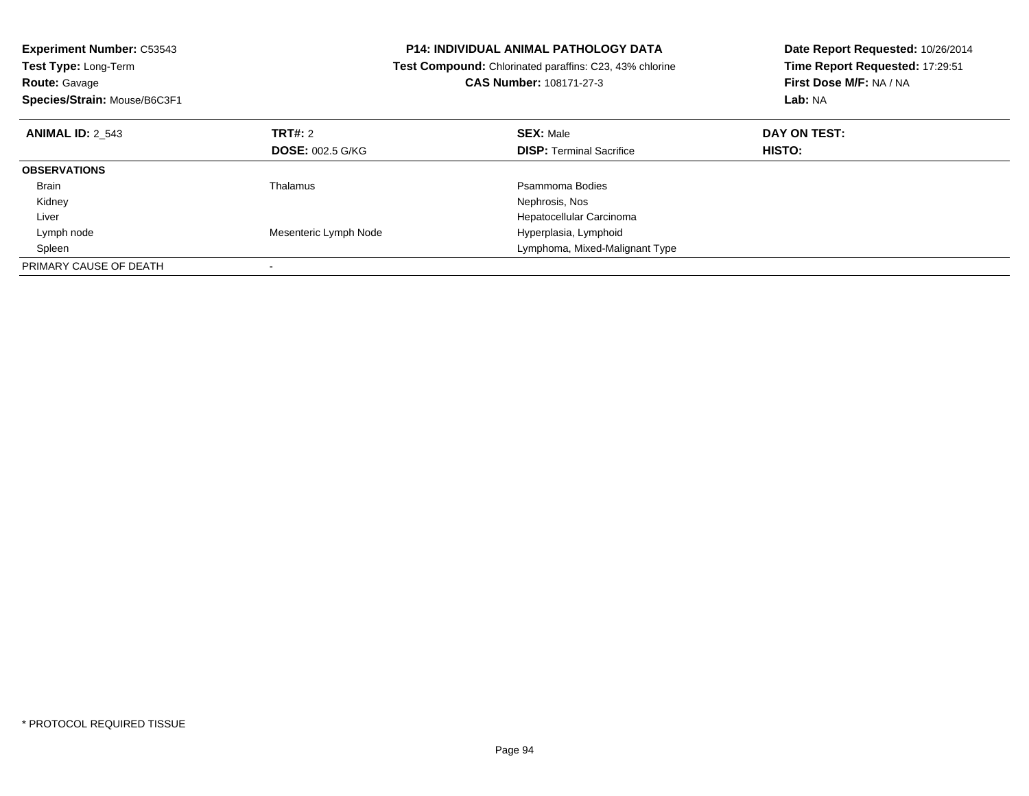**Experiment Number:** C53543
**Test Type:** Long-Term
**Route:** Gavage
**Species/Strain:** Mouse/B6C3F1

**P14: INDIVIDUAL ANIMAL PATHOLOGY DATA**
**Test Compound:** Chlorinated paraffins: C23, 43% chlorine
**CAS Number:** 108171-27-3

**Date Report Requested:** 10/26/2014
**Time Report Requested:** 17:29:51
**First Dose M/F:** NA / NA
**Lab:** NA

| **ANIMAL ID:** 2_543 | **TRT#:** 2 | **SEX:** Male | **DAY ON TEST:** |
|---|---|---|---|
| | **DOSE:** 002.5 G/KG | **DISP:** Terminal Sacrifice | **HISTO:** |
| **OBSERVATIONS** | | | |
| Brain | Thalamus | Psammoma Bodies | |
| Kidney | | Nephrosis, Nos | |
| Liver | | Hepatocellular Carcinoma | |
| Lymph node | Mesenteric Lymph Node | Hyperplasia, Lymphoid | |
| Spleen | | Lymphoma, Mixed-Malignant Type | |
| PRIMARY CAUSE OF DEATH | - | | |

* PROTOCOL REQUIRED TISSUE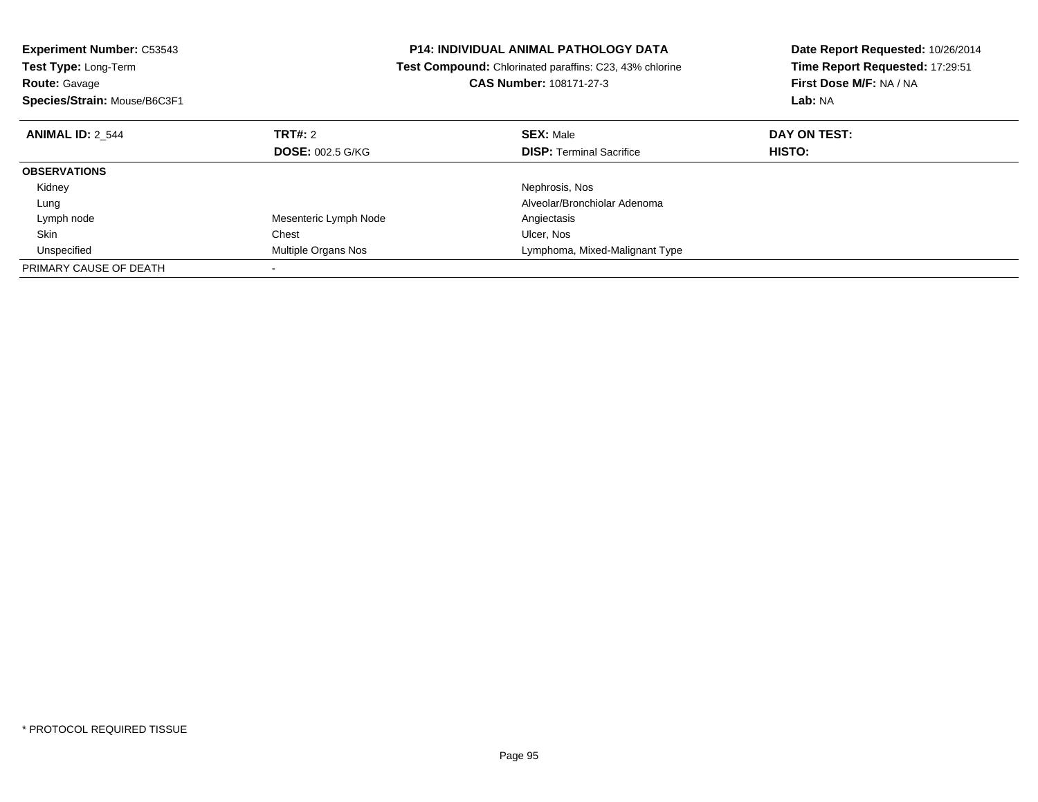**Experiment Number:** C53543
**Test Type:** Long-Term
**Route:** Gavage
**Species/Strain:** Mouse/B6C3F1

**P14: INDIVIDUAL ANIMAL PATHOLOGY DATA**
**Test Compound:** Chlorinated paraffins: C23, 43% chlorine
**CAS Number:** 108171-27-3

**Date Report Requested:** 10/26/2014
**Time Report Requested:** 17:29:51
**First Dose M/F:** NA / NA
**Lab:** NA

| **ANIMAL ID:** 2_544 | **TRT#:** 2 | **SEX:** Male | **DAY ON TEST:** |
|---|---|---|---|
| | **DOSE:** 002.5 G/KG | **DISP:** Terminal Sacrifice | **HISTO:** |
| **OBSERVATIONS** | | | |
| Kidney | | Nephrosis, Nos | |
| Lung | | Alveolar/Bronchiolar Adenoma | |
| Lymph node | Mesenteric Lymph Node | Angiectasis | |
| Skin | Chest | Ulcer, Nos | |
| Unspecified | Multiple Organs Nos | Lymphoma, Mixed-Malignant Type | |
| PRIMARY CAUSE OF DEATH | - | | |

\* PROTOCOL REQUIRED TISSUE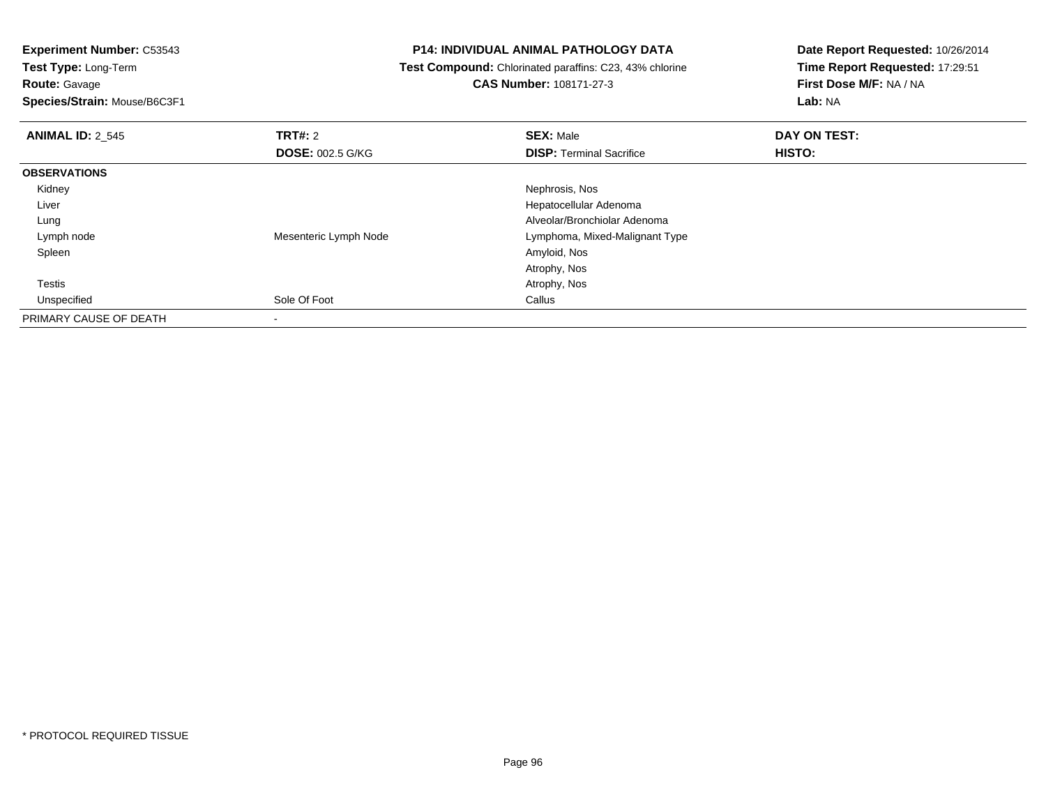**Experiment Number:** C53543
**Test Type:** Long-Term
**Route:** Gavage
**Species/Strain:** Mouse/B6C3F1

**P14: INDIVIDUAL ANIMAL PATHOLOGY DATA**
**Test Compound:** Chlorinated paraffins: C23, 43% chlorine
**CAS Number:** 108171-27-3

**Date Report Requested:** 10/26/2014
**Time Report Requested:** 17:29:51
**First Dose M/F:** NA / NA
**Lab:** NA

| **ANIMAL ID:** 2_545 | **TRT#:** 2 | **SEX:** Male | **DAY ON TEST:** |
|---|---|---|---|
| | **DOSE:** 002.5 G/KG | **DISP:** Terminal Sacrifice | **HISTO:** |
| **OBSERVATIONS** | | | |
| Kidney | | Nephrosis, Nos | |
| Liver | | Hepatocellular Adenoma | |
| Lung | | Alveolar/Bronchiolar Adenoma | |
| Lymph node | Mesenteric Lymph Node | Lymphoma, Mixed-Malignant Type | |
| Spleen | | Amyloid, Nos | |
| | | Atrophy, Nos | |
| Testis | | Atrophy, Nos | |
| Unspecified | Sole Of Foot | Callus | |
| PRIMARY CAUSE OF DEATH | - | | |

* PROTOCOL REQUIRED TISSUE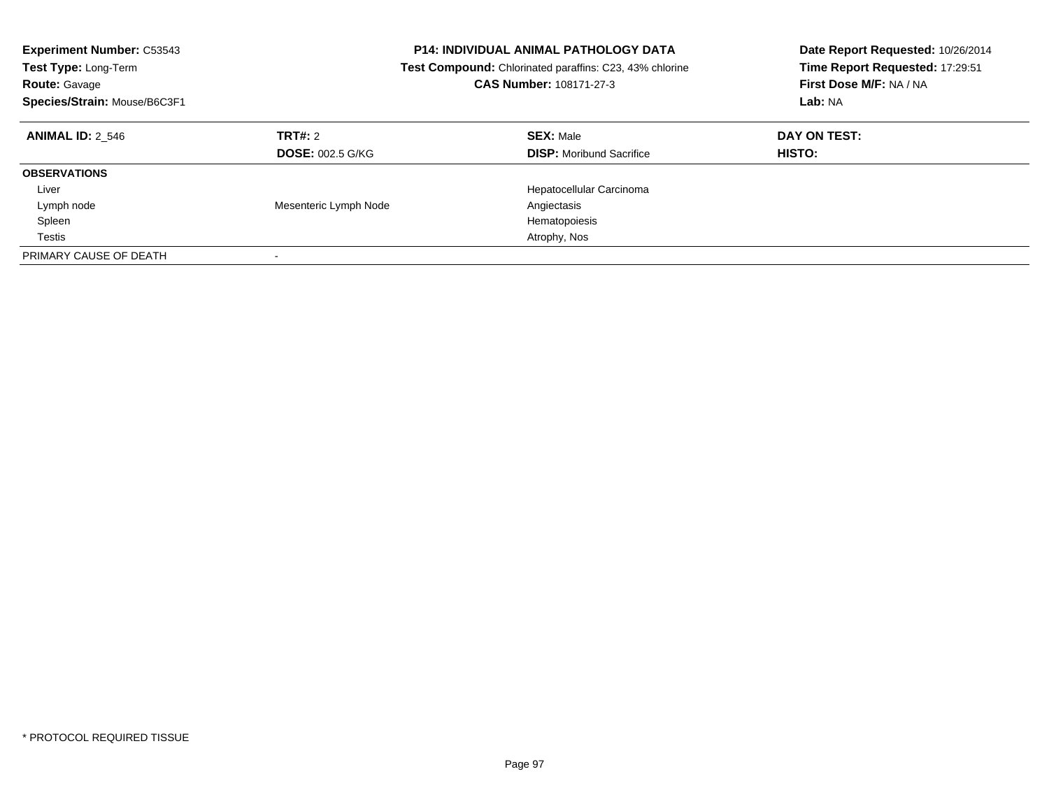**Experiment Number:** C53543
**Test Type:** Long-Term
**Route:** Gavage
**Species/Strain:** Mouse/B6C3F1

**P14: INDIVIDUAL ANIMAL PATHOLOGY DATA**
**Test Compound:** Chlorinated paraffins: C23, 43% chlorine
**CAS Number:** 108171-27-3

**Date Report Requested:** 10/26/2014
**Time Report Requested:** 17:29:51
**First Dose M/F:** NA / NA
**Lab:** NA

| **ANIMAL ID:** 2_546 | **TRT#:** 2 | **SEX:** Male | **DAY ON TEST:** |
|---|---|---|---|
| | **DOSE:** 002.5 G/KG | **DISP:** Moribund Sacrifice | **HISTO:** |
| **OBSERVATIONS** | | | |
| Liver | | Hepatocellular Carcinoma | |
| Lymph node | Mesenteric Lymph Node | Angiectasis | |
| Spleen | | Hematopoiesis | |
| Testis | | Atrophy, Nos | |
| PRIMARY CAUSE OF DEATH | - | | |

* PROTOCOL REQUIRED TISSUE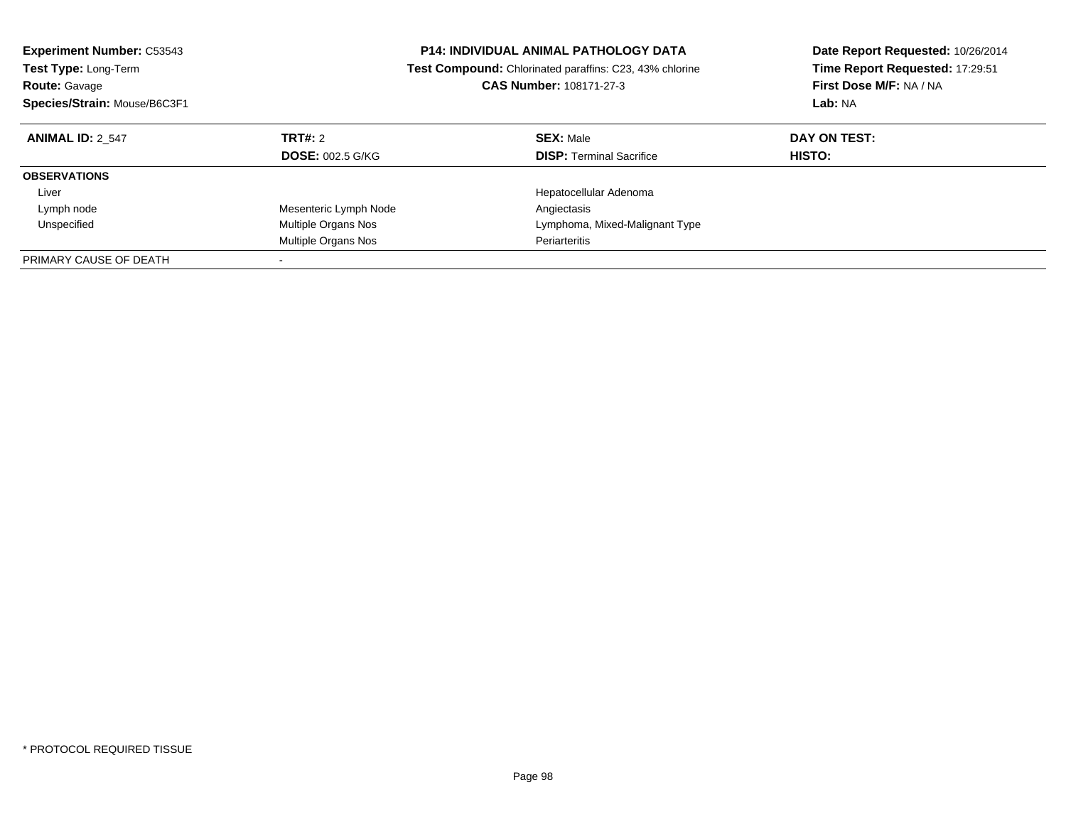**Experiment Number:** C53543
**Test Type:** Long-Term
**Route:** Gavage
**Species/Strain:** Mouse/B6C3F1

**P14: INDIVIDUAL ANIMAL PATHOLOGY DATA**
**Test Compound:** Chlorinated paraffins: C23, 43% chlorine
**CAS Number:** 108171-27-3

**Date Report Requested:** 10/26/2014
**Time Report Requested:** 17:29:51
**First Dose M/F:** NA / NA
**Lab:** NA

| **ANIMAL ID:** 2_547 | **TRT#:** 2 | **SEX:** Male | **DAY ON TEST:** |
|---|---|---|---|
| | **DOSE:** 002.5 G/KG | **DISP:** Terminal Sacrifice | **HISTO:** |
| **OBSERVATIONS** | | | |
| Liver | | Hepatocellular Adenoma | |
| Lymph node | Mesenteric Lymph Node | Angiectasis | |
| Unspecified | Multiple Organs Nos | Lymphoma, Mixed-Malignant Type | |
| | Multiple Organs Nos | Periarteritis | |
| PRIMARY CAUSE OF DEATH | - | | |

* PROTOCOL REQUIRED TISSUE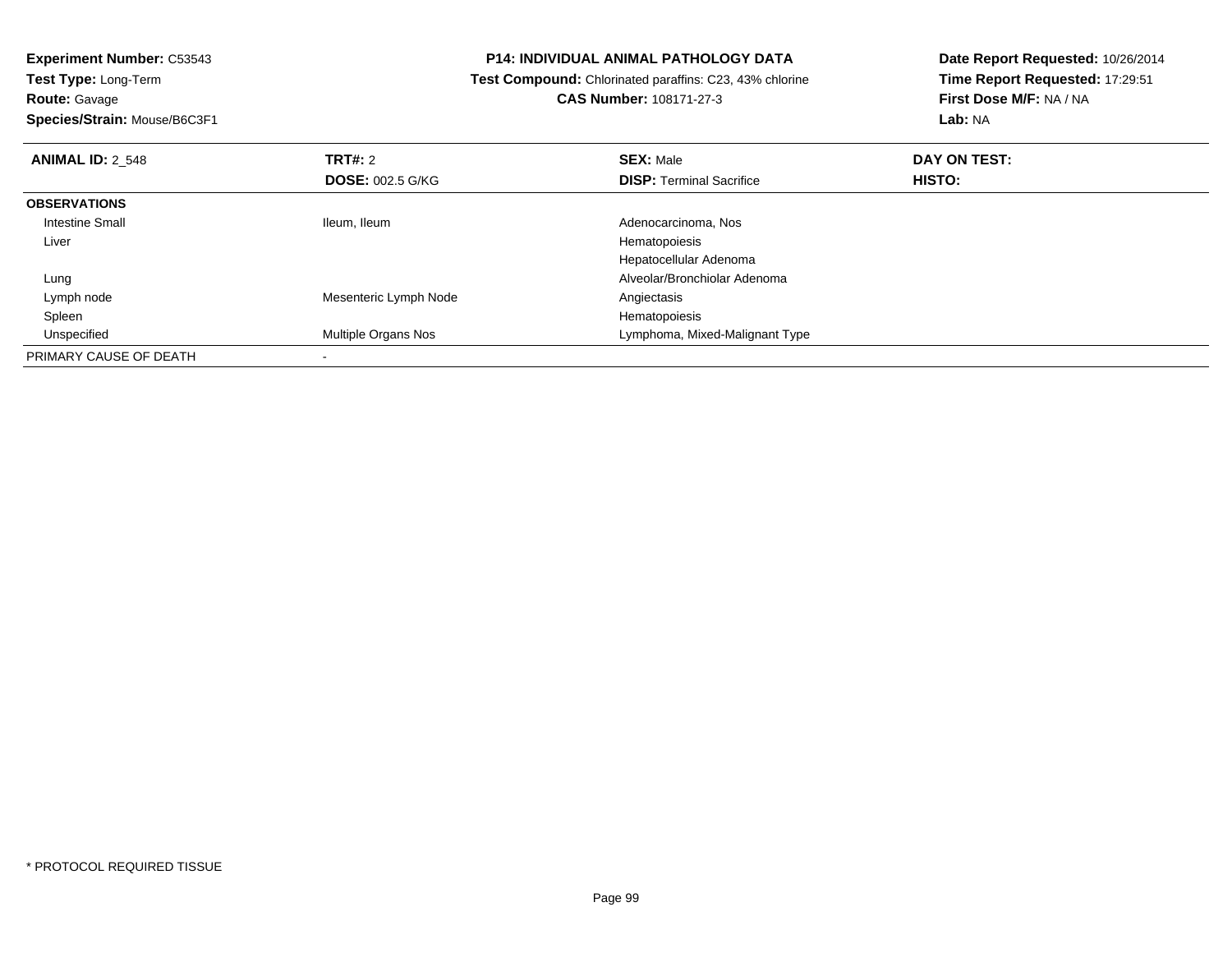**Experiment Number:** C53543
**Test Type:** Long-Term
**Route:** Gavage
**Species/Strain:** Mouse/B6C3F1

**P14: INDIVIDUAL ANIMAL PATHOLOGY DATA**
**Test Compound:** Chlorinated paraffins: C23, 43% chlorine
**CAS Number:** 108171-27-3

**Date Report Requested:** 10/26/2014
**Time Report Requested:** 17:29:51
**First Dose M/F:** NA / NA
**Lab:** NA

| **ANIMAL ID:** 2_548 | **TRT#:** 2 | **SEX:** Male | **DAY ON TEST:** |
|---|---|---|---|
| | **DOSE:** 002.5 G/KG | **DISP:** Terminal Sacrifice | **HISTO:** |
| **OBSERVATIONS** | | | |
| Intestine Small | Ileum, Ileum | Adenocarcinoma, Nos | |
| Liver | | Hematopoiesis | |
| | | Hepatocellular Adenoma | |
| Lung | | Alveolar/Bronchiolar Adenoma | |
| Lymph node | Mesenteric Lymph Node | Angiectasis | |
| Spleen | | Hematopoiesis | |
| Unspecified | Multiple Organs Nos | Lymphoma, Mixed-Malignant Type | |
| PRIMARY CAUSE OF DEATH | - | | |

\* PROTOCOL REQUIRED TISSUE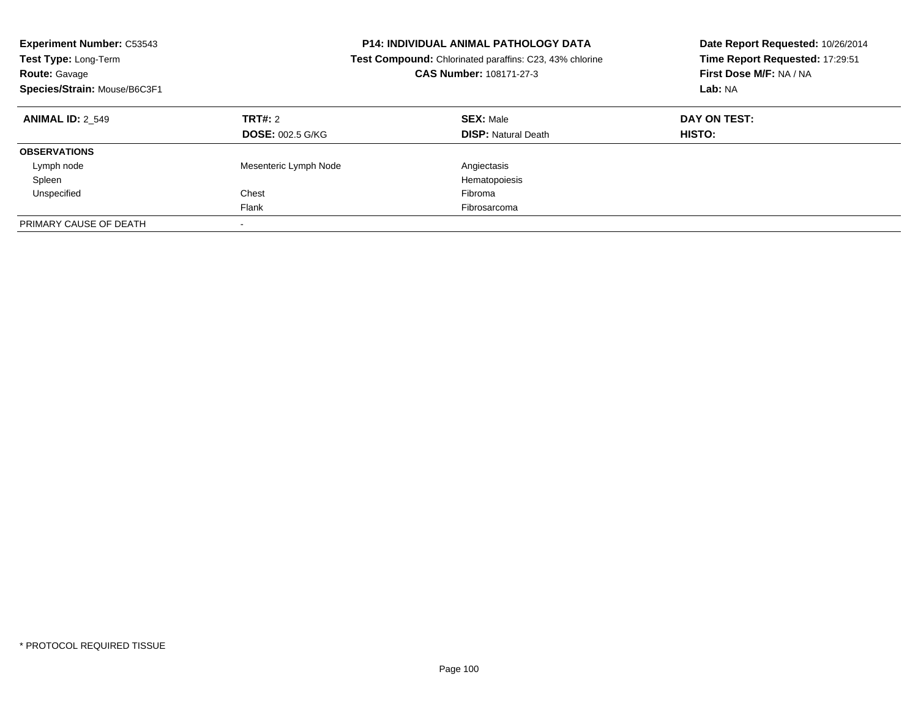**Experiment Number:** C53543
**Test Type:** Long-Term
**Route:** Gavage
**Species/Strain:** Mouse/B6C3F1

**P14: INDIVIDUAL ANIMAL PATHOLOGY DATA**
**Test Compound:** Chlorinated paraffins: C23, 43% chlorine
**CAS Number:** 108171-27-3

**Date Report Requested:** 10/26/2014
**Time Report Requested:** 17:29:51
**First Dose M/F:** NA / NA
**Lab:** NA

| **ANIMAL ID:** 2_549 | **TRT#:** 2 | **SEX:** Male | **DAY ON TEST:** |
|---|---|---|---|
| | **DOSE:** 002.5 G/KG | **DISP:** Natural Death | **HISTO:** |
| **OBSERVATIONS** | | | |
| Lymph node | Mesenteric Lymph Node | Angiectasis | |
| Spleen | | Hematopoiesis | |
| Unspecified | Chest | Fibroma | |
| | Flank | Fibrosarcoma | |
| PRIMARY CAUSE OF DEATH | - | | |

* PROTOCOL REQUIRED TISSUE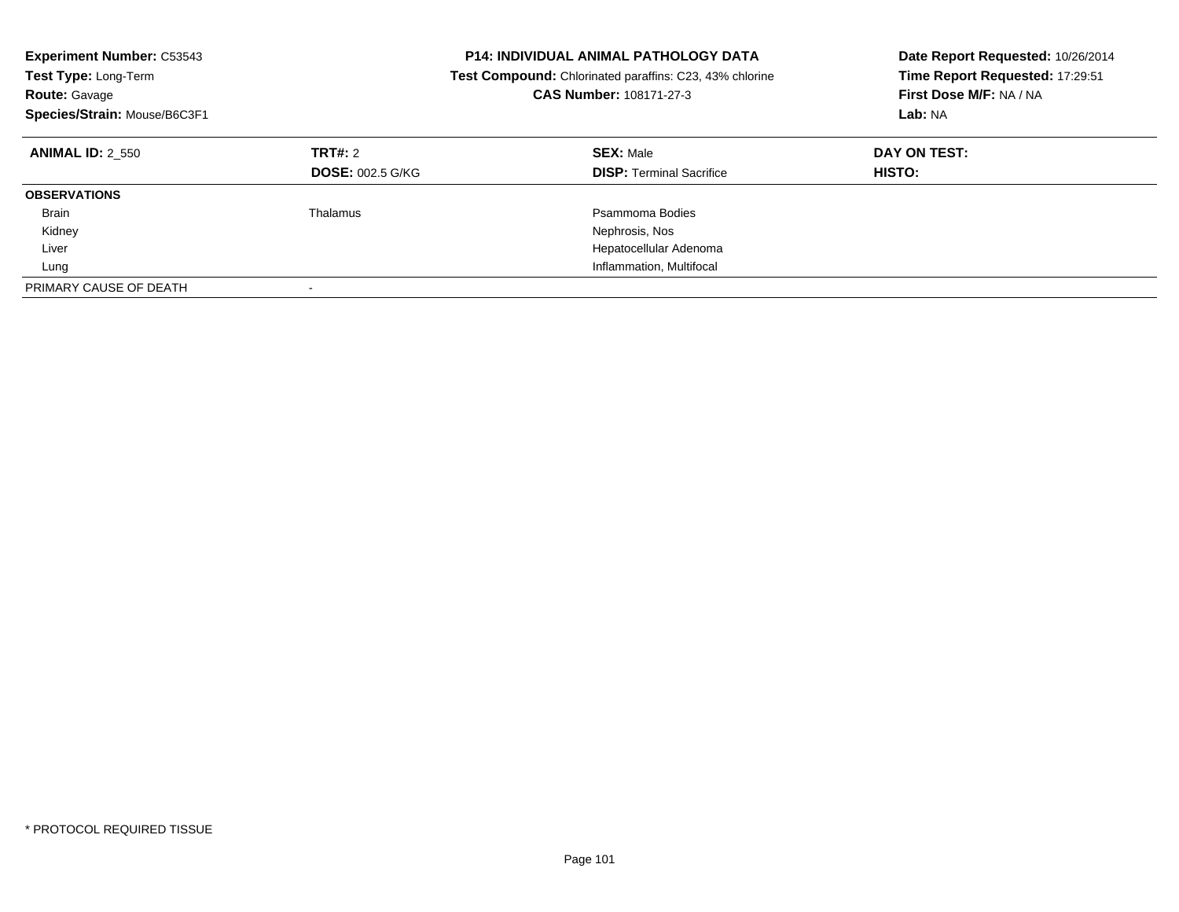**Experiment Number:** C53543
**Test Type:** Long-Term
**Route:** Gavage
**Species/Strain:** Mouse/B6C3F1

**P14: INDIVIDUAL ANIMAL PATHOLOGY DATA**
**Test Compound:** Chlorinated paraffins: C23, 43% chlorine
**CAS Number:** 108171-27-3

**Date Report Requested:** 10/26/2014
**Time Report Requested:** 17:29:51
**First Dose M/F:** NA / NA
**Lab:** NA

| **ANIMAL ID:** 2_550 | **TRT#:** 2 | **SEX:** Male | **DAY ON TEST:** |
|---|---|---|---|
| | **DOSE:** 002.5 G/KG | **DISP:** Terminal Sacrifice | **HISTO:** |
| **OBSERVATIONS** | | | |
| Brain | Thalamus | Psammoma Bodies | |
| Kidney | | Nephrosis, Nos | |
| Liver | | Hepatocellular Adenoma | |
| Lung | | Inflammation, Multifocal | |
| PRIMARY CAUSE OF DEATH | - | | |

* PROTOCOL REQUIRED TISSUE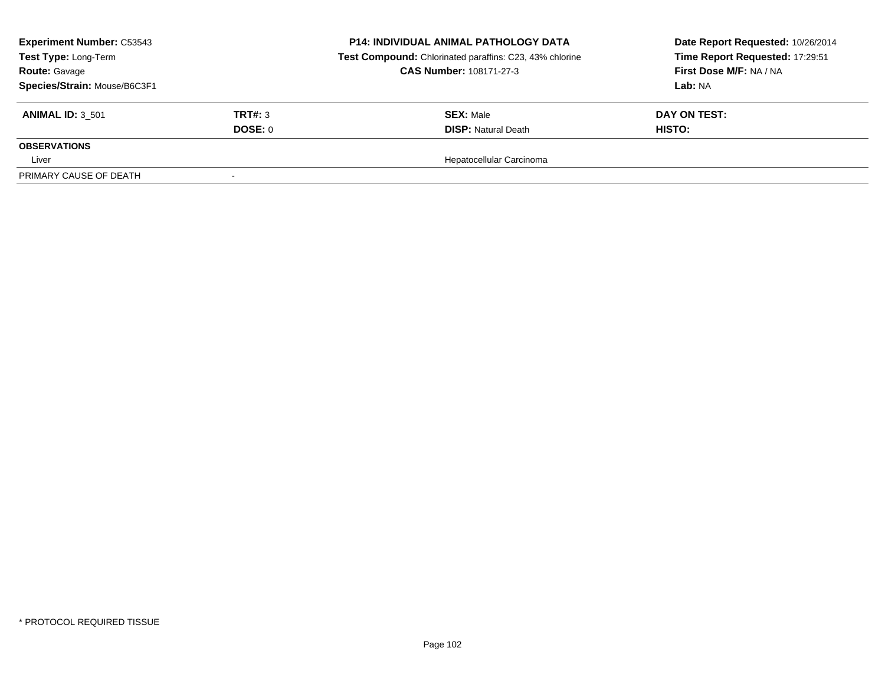**Experiment Number:** C53543
**Test Type:** Long-Term
**Route:** Gavage
**Species/Strain:** Mouse/B6C3F1

**P14: INDIVIDUAL ANIMAL PATHOLOGY DATA**
**Test Compound:** Chlorinated paraffins: C23, 43% chlorine
**CAS Number:** 108171-27-3

**Date Report Requested:** 10/26/2014
**Time Report Requested:** 17:29:51
**First Dose M/F:** NA / NA
**Lab:** NA

| **ANIMAL ID:** 3_501 | **TRT#:** 3 | **SEX:** Male | **DAY ON TEST:** |
|---|---|---|---|
| | **DOSE:** 0 | **DISP:** Natural Death | **HISTO:** |
| **OBSERVATIONS** | | | |
| Liver | | Hepatocellular Carcinoma | |
| PRIMARY CAUSE OF DEATH | - | | |

* PROTOCOL REQUIRED TISSUE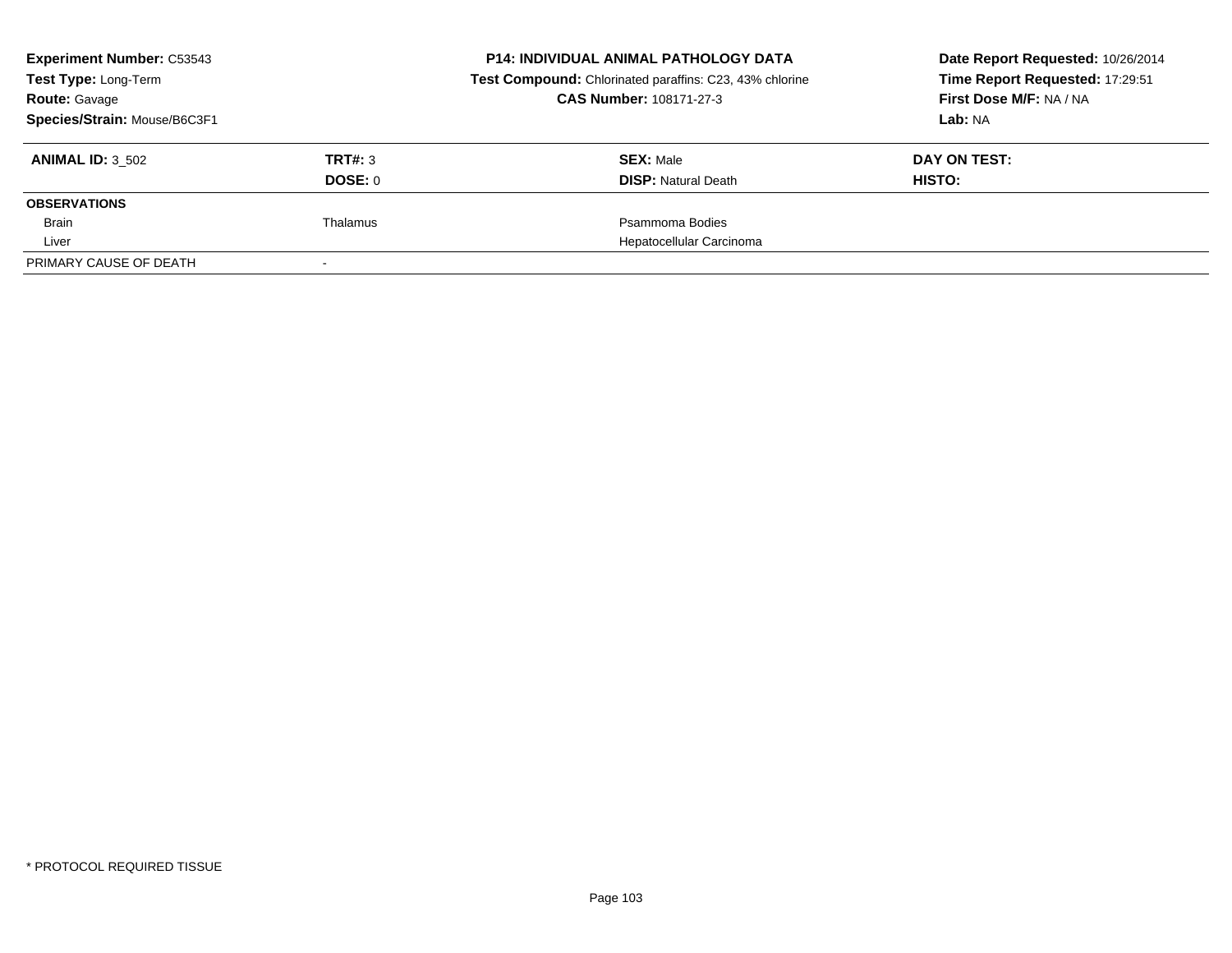**Experiment Number:** C53543
**Test Type:** Long-Term
**Route:** Gavage
**Species/Strain:** Mouse/B6C3F1

**P14: INDIVIDUAL ANIMAL PATHOLOGY DATA**
**Test Compound:** Chlorinated paraffins: C23, 43% chlorine
**CAS Number:** 108171-27-3

**Date Report Requested:** 10/26/2014
**Time Report Requested:** 17:29:51
**First Dose M/F:** NA / NA
**Lab:** NA

| **ANIMAL ID:** 3_502 | **TRT#:** 3 | **SEX:** Male | **DAY ON TEST:** |
|---|---|---|---|
| | **DOSE:** 0 | **DISP:** Natural Death | **HISTO:** |
| **OBSERVATIONS** | | | |
| Brain | Thalamus | Psammoma Bodies | |
| Liver | | Hepatocellular Carcinoma | |
| PRIMARY CAUSE OF DEATH | - | | |

\* PROTOCOL REQUIRED TISSUE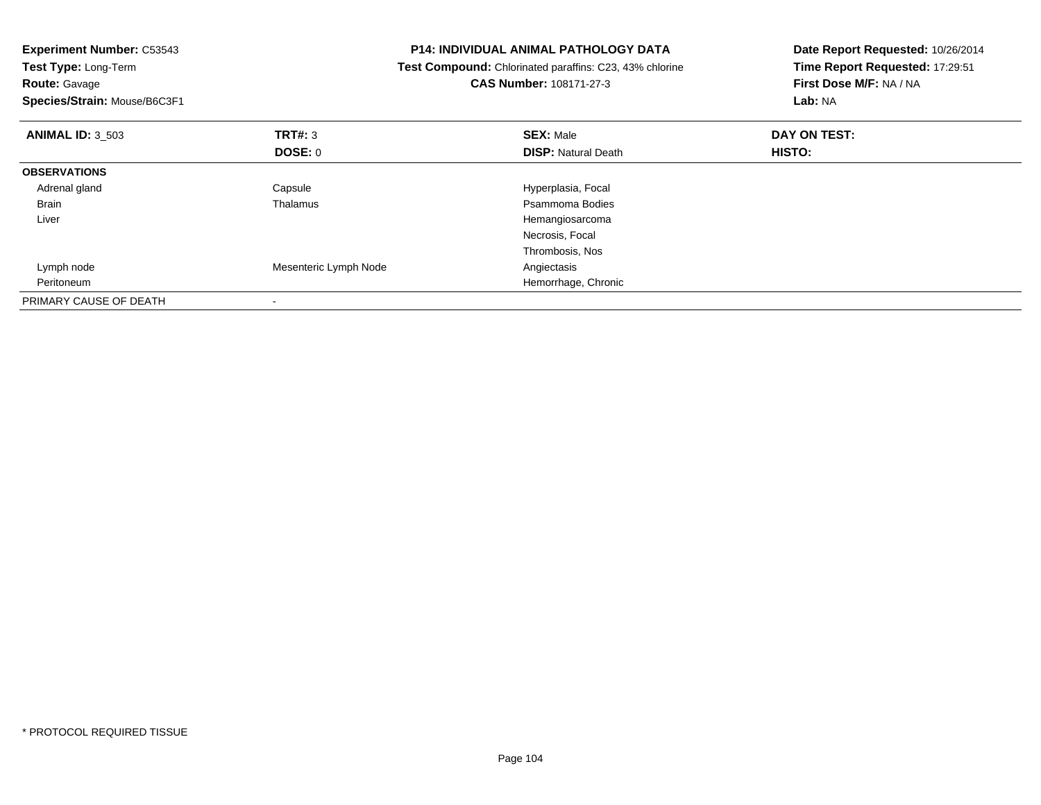**Experiment Number:** C53543
**Test Type:** Long-Term
**Route:** Gavage
**Species/Strain:** Mouse/B6C3F1

**P14: INDIVIDUAL ANIMAL PATHOLOGY DATA**
**Test Compound:** Chlorinated paraffins: C23, 43% chlorine
**CAS Number:** 108171-27-3

**Date Report Requested:** 10/26/2014
**Time Report Requested:** 17:29:51
**First Dose M/F:** NA / NA
**Lab:** NA

| **ANIMAL ID:** 3_503 | **TRT#:** 3 | **SEX:** Male | **DAY ON TEST:** |
|---|---|---|---|
| | **DOSE:** 0 | **DISP:** Natural Death | **HISTO:** |
| **OBSERVATIONS** | | | |
| Adrenal gland | Capsule | Hyperplasia, Focal | |
| Brain | Thalamus | Psammoma Bodies | |
| Liver | | Hemangiosarcoma | |
| | | Necrosis, Focal | |
| | | Thrombosis, Nos | |
| Lymph node | Mesenteric Lymph Node | Angiectasis | |
| Peritoneum | | Hemorrhage, Chronic | |
| PRIMARY CAUSE OF DEATH | - | | |

* PROTOCOL REQUIRED TISSUE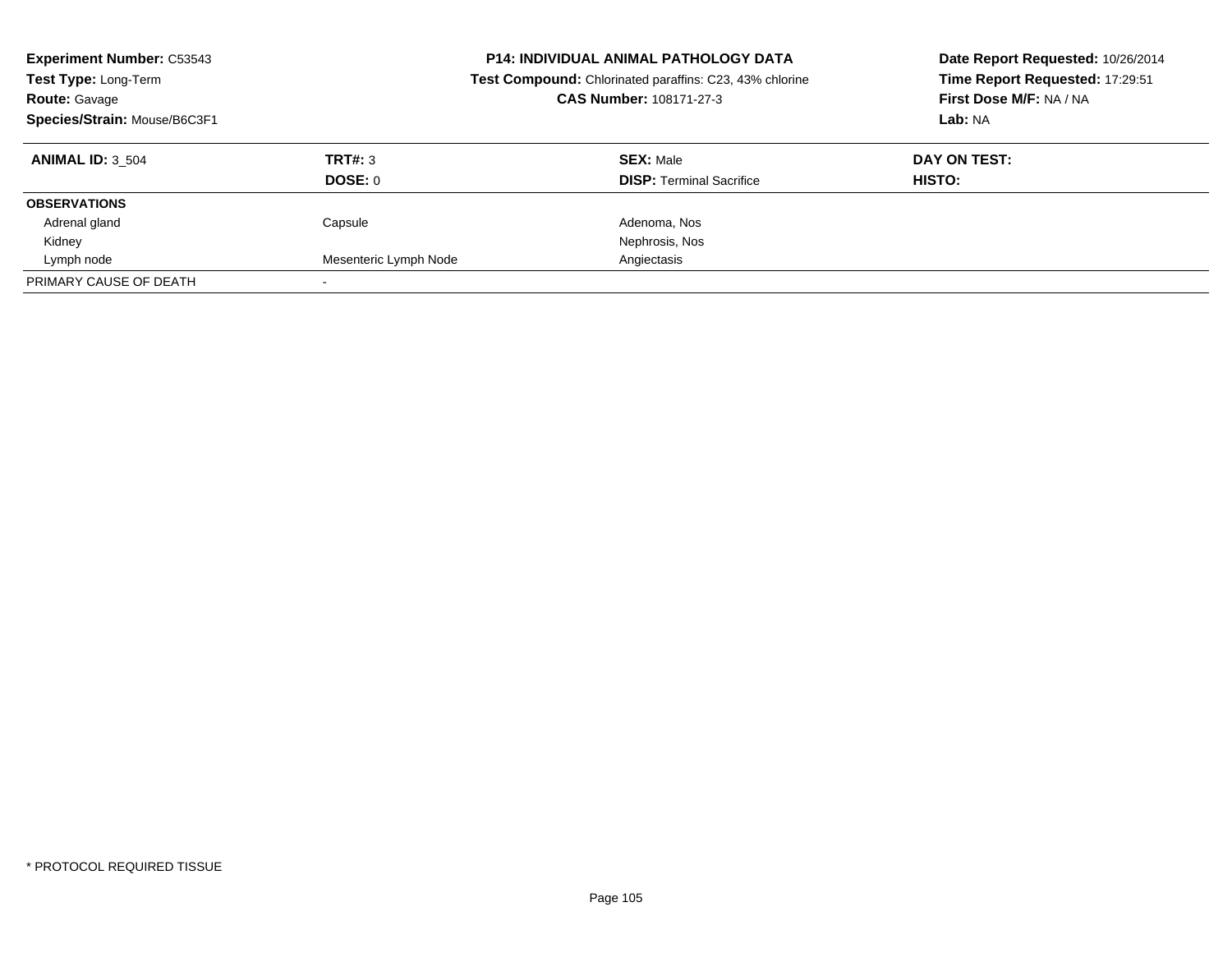**Experiment Number:** C53543
**Test Type:** Long-Term
**Route:** Gavage
**Species/Strain:** Mouse/B6C3F1

**P14: INDIVIDUAL ANIMAL PATHOLOGY DATA**
**Test Compound:** Chlorinated paraffins: C23, 43% chlorine
**CAS Number:** 108171-27-3

**Date Report Requested:** 10/26/2014
**Time Report Requested:** 17:29:51
**First Dose M/F:** NA / NA
**Lab:** NA

| **ANIMAL ID:** 3_504 | **TRT#:** 3 | **SEX:** Male | **DAY ON TEST:** |
|---|---|---|---|
| | **DOSE:** 0 | **DISP:** Terminal Sacrifice | **HISTO:** |
| **OBSERVATIONS** | | | |
| Adrenal gland | Capsule | Adenoma, Nos | |
| Kidney | | Nephrosis, Nos | |
| Lymph node | Mesenteric Lymph Node | Angiectasis | |
| PRIMARY CAUSE OF DEATH | - | | |

* PROTOCOL REQUIRED TISSUE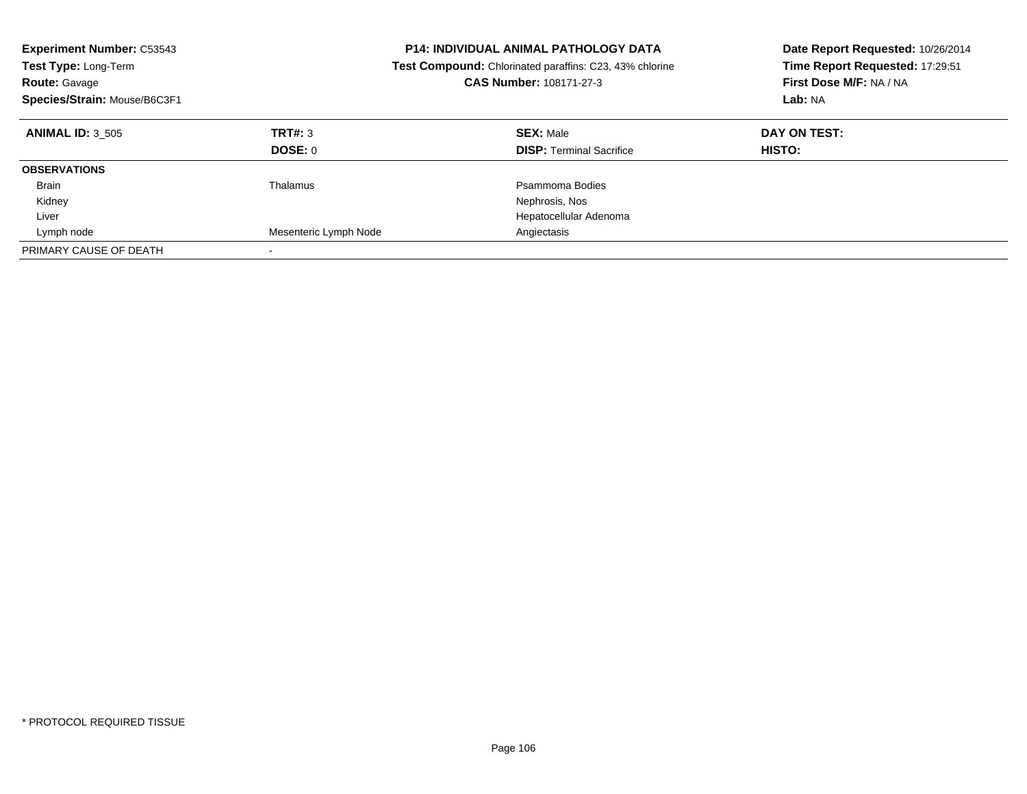**Experiment Number:** C53543
**Test Type:** Long-Term
**Route:** Gavage
**Species/Strain:** Mouse/B6C3F1

**P14: INDIVIDUAL ANIMAL PATHOLOGY DATA**
**Test Compound:** Chlorinated paraffins: C23, 43% chlorine
**CAS Number:** 108171-27-3

**Date Report Requested:** 10/26/2014
**Time Report Requested:** 17:29:51
**First Dose M/F:** NA / NA
**Lab:** NA

| **ANIMAL ID:** 3_505 | **TRT#:** 3 | **SEX:** Male | **DAY ON TEST:** |
|---|---|---|---|
| | **DOSE:** 0 | **DISP:** Terminal Sacrifice | **HISTO:** |
| **OBSERVATIONS** | | | |
| Brain | Thalamus | Psammoma Bodies | |
| Kidney | | Nephrosis, Nos | |
| Liver | | Hepatocellular Adenoma | |
| Lymph node | Mesenteric Lymph Node | Angiectasis | |
| PRIMARY CAUSE OF DEATH | - | | |

* PROTOCOL REQUIRED TISSUE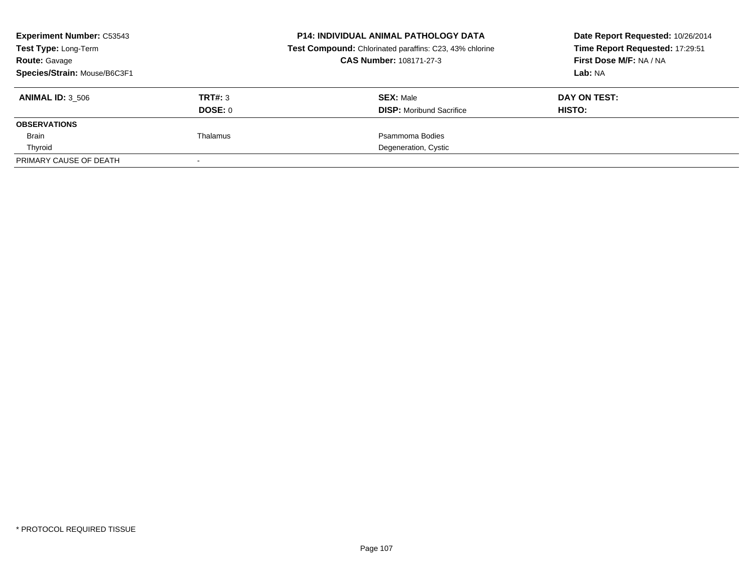**Experiment Number:** C53543
**Test Type:** Long-Term
**Route:** Gavage
**Species/Strain:** Mouse/B6C3F1

**P14: INDIVIDUAL ANIMAL PATHOLOGY DATA**
**Test Compound:** Chlorinated paraffins: C23, 43% chlorine
**CAS Number:** 108171-27-3

**Date Report Requested:** 10/26/2014
**Time Report Requested:** 17:29:51
**First Dose M/F:** NA / NA
**Lab:** NA

| **ANIMAL ID:** 3_506 | **TRT#:** 3 | **SEX:** Male | **DAY ON TEST:** |
|---|---|---|---|
| | **DOSE:** 0 | **DISP:** Moribund Sacrifice | **HISTO:** |
| **OBSERVATIONS** | | | |
| Brain | Thalamus | Psammoma Bodies | |
| Thyroid | | Degeneration, Cystic | |
| PRIMARY CAUSE OF DEATH | - | | |

* PROTOCOL REQUIRED TISSUE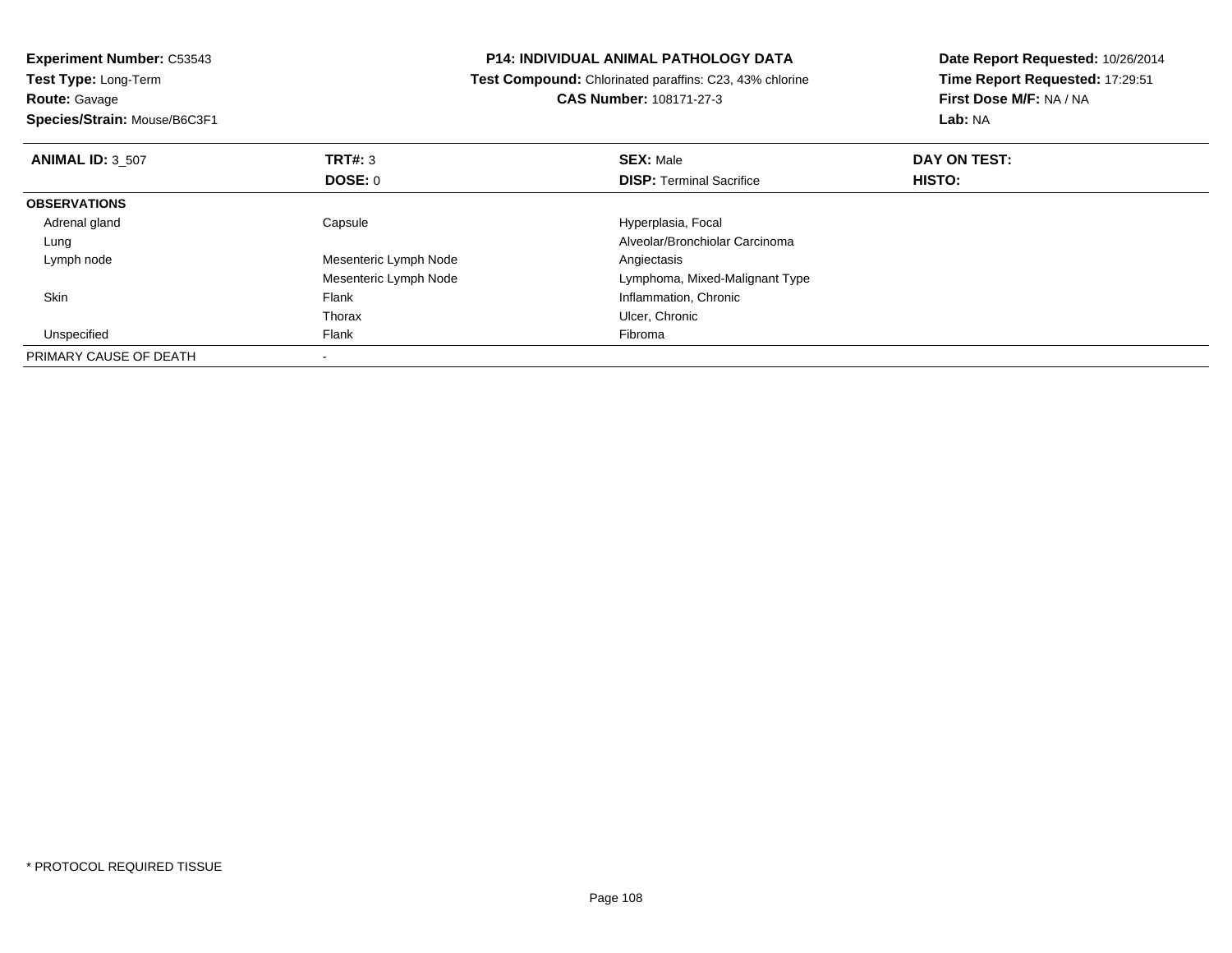**Experiment Number:** C53543
**Test Type:** Long-Term
**Route:** Gavage
**Species/Strain:** Mouse/B6C3F1

**P14: INDIVIDUAL ANIMAL PATHOLOGY DATA**
**Test Compound:** Chlorinated paraffins: C23, 43% chlorine
**CAS Number:** 108171-27-3

**Date Report Requested:** 10/26/2014
**Time Report Requested:** 17:29:51
**First Dose M/F:** NA / NA
**Lab:** NA

| **ANIMAL ID:** 3_507 | **TRT#:** 3 | **SEX:** Male | **DAY ON TEST:** |
|---|---|---|---|
| | **DOSE:** 0 | **DISP:** Terminal Sacrifice | **HISTO:** |
| **OBSERVATIONS** | | | |
| Adrenal gland | Capsule | Hyperplasia, Focal | |
| Lung | | Alveolar/Bronchiolar Carcinoma | |
| Lymph node | Mesenteric Lymph Node | Angiectasis | |
| | Mesenteric Lymph Node | Lymphoma, Mixed-Malignant Type | |
| Skin | Flank | Inflammation, Chronic | |
| | Thorax | Ulcer, Chronic | |
| Unspecified | Flank | Fibroma | |
| PRIMARY CAUSE OF DEATH | - | | |

* PROTOCOL REQUIRED TISSUE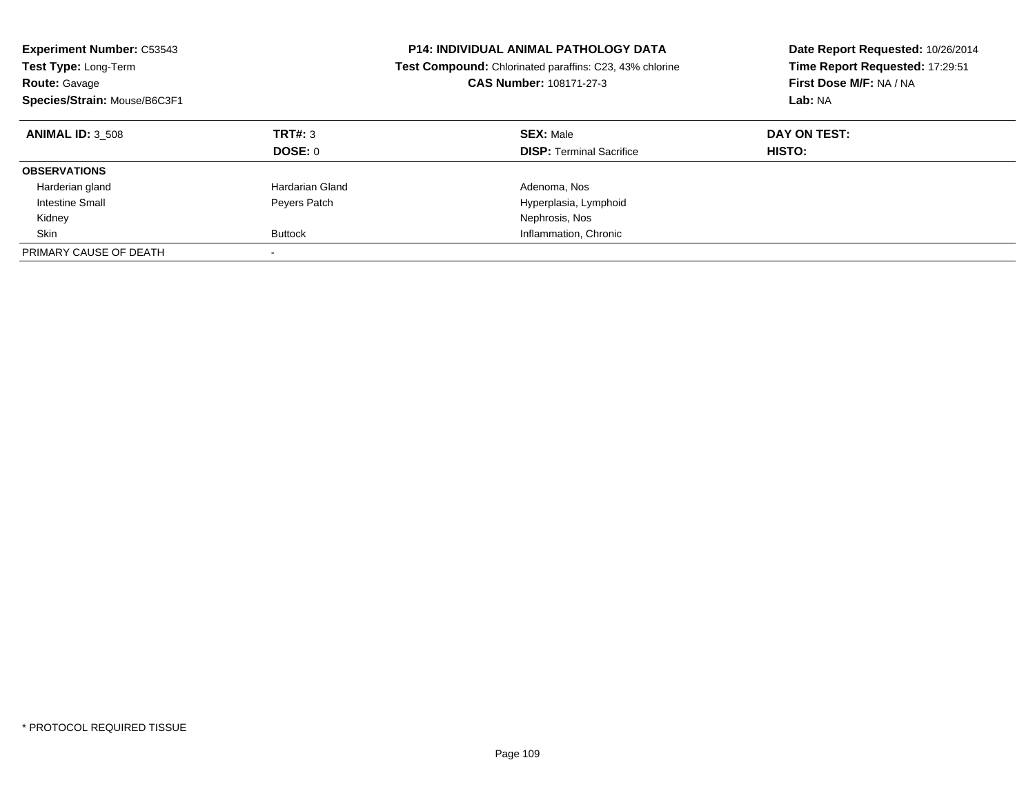**Experiment Number:** C53543
**Test Type:** Long-Term
**Route:** Gavage
**Species/Strain:** Mouse/B6C3F1

**P14: INDIVIDUAL ANIMAL PATHOLOGY DATA**
**Test Compound:** Chlorinated paraffins: C23, 43% chlorine
**CAS Number:** 108171-27-3

**Date Report Requested:** 10/26/2014
**Time Report Requested:** 17:29:51
**First Dose M/F:** NA / NA
**Lab:** NA

| **ANIMAL ID:** 3_508 | **TRT#:** 3 | **SEX:** Male | **DAY ON TEST:** |
|---|---|---|---|
| | **DOSE:** 0 | **DISP:** Terminal Sacrifice | **HISTO:** |
| **OBSERVATIONS** | | | |
| Harderian gland | Hardarian Gland | Adenoma, Nos | |
| Intestine Small | Peyers Patch | Hyperplasia, Lymphoid | |
| Kidney | | Nephrosis, Nos | |
| Skin | Buttock | Inflammation, Chronic | |
| PRIMARY CAUSE OF DEATH | - | | |

* PROTOCOL REQUIRED TISSUE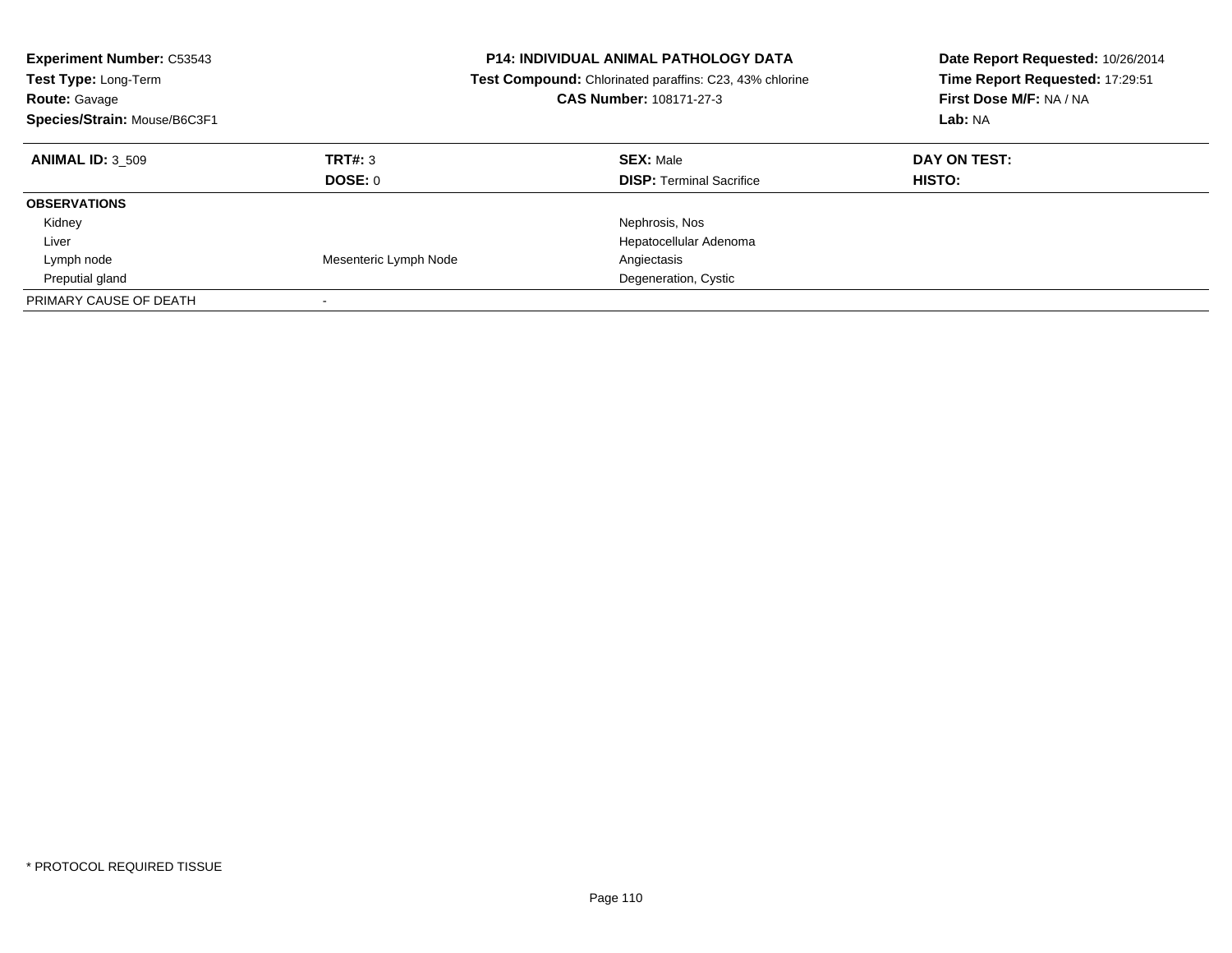**Experiment Number:** C53543
**Test Type:** Long-Term
**Route:** Gavage
**Species/Strain:** Mouse/B6C3F1

**P14: INDIVIDUAL ANIMAL PATHOLOGY DATA**
**Test Compound:** Chlorinated paraffins: C23, 43% chlorine
**CAS Number:** 108171-27-3

**Date Report Requested:** 10/26/2014
**Time Report Requested:** 17:29:51
**First Dose M/F:** NA / NA
**Lab:** NA

| **ANIMAL ID:** 3_509 | **TRT#:** 3<br>**DOSE:** 0 | **SEX:** Male<br>**DISP:** Terminal Sacrifice | **DAY ON TEST:**<br>**HISTO:** |
|---|---|---|---|
| **OBSERVATIONS** | | | |
| Kidney | | Nephrosis, Nos | |
| Liver | | Hepatocellular Adenoma | |
| Lymph node | Mesenteric Lymph Node | Angiectasis | |
| Preputial gland | | Degeneration, Cystic | |
| PRIMARY CAUSE OF DEATH | - | | |

* PROTOCOL REQUIRED TISSUE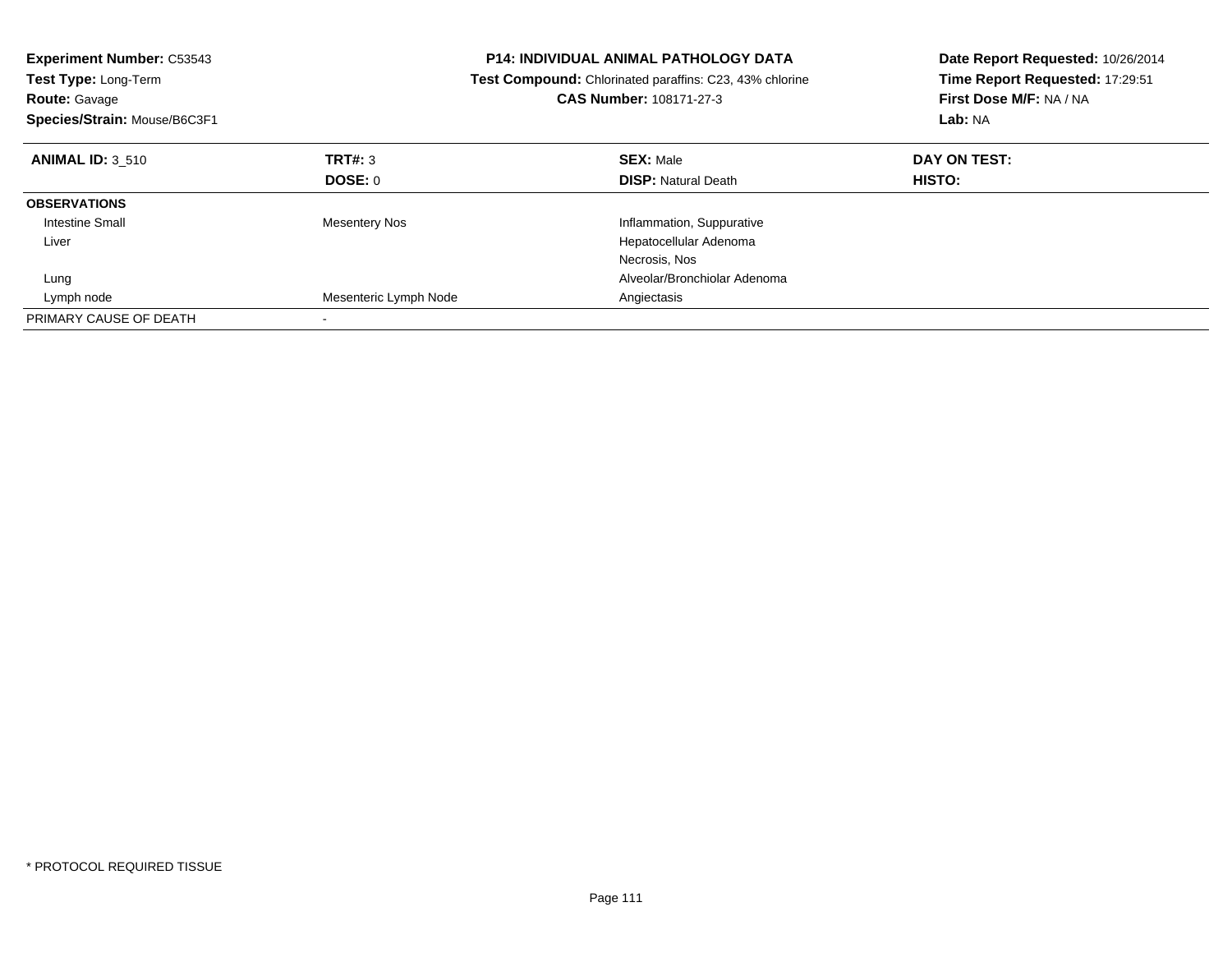**Experiment Number:** C53543
**Test Type:** Long-Term
**Route:** Gavage
**Species/Strain:** Mouse/B6C3F1

**P14: INDIVIDUAL ANIMAL PATHOLOGY DATA**
**Test Compound:** Chlorinated paraffins: C23, 43% chlorine
**CAS Number:** 108171-27-3

**Date Report Requested:** 10/26/2014
**Time Report Requested:** 17:29:51
**First Dose M/F:** NA / NA
**Lab:** NA

| **ANIMAL ID:** 3_510 | **TRT#:** 3 | **SEX:** Male | **DAY ON TEST:** |
|---|---|---|---|
| | **DOSE:** 0 | **DISP:** Natural Death | **HISTO:** |
| **OBSERVATIONS** | | | |
| Intestine Small | Mesentery Nos | Inflammation, Suppurative | |
| Liver | | Hepatocellular Adenoma | |
| | | Necrosis, Nos | |
| Lung | | Alveolar/Bronchiolar Adenoma | |
| Lymph node | Mesenteric Lymph Node | Angiectasis | |
| PRIMARY CAUSE OF DEATH | - | | |

\* PROTOCOL REQUIRED TISSUE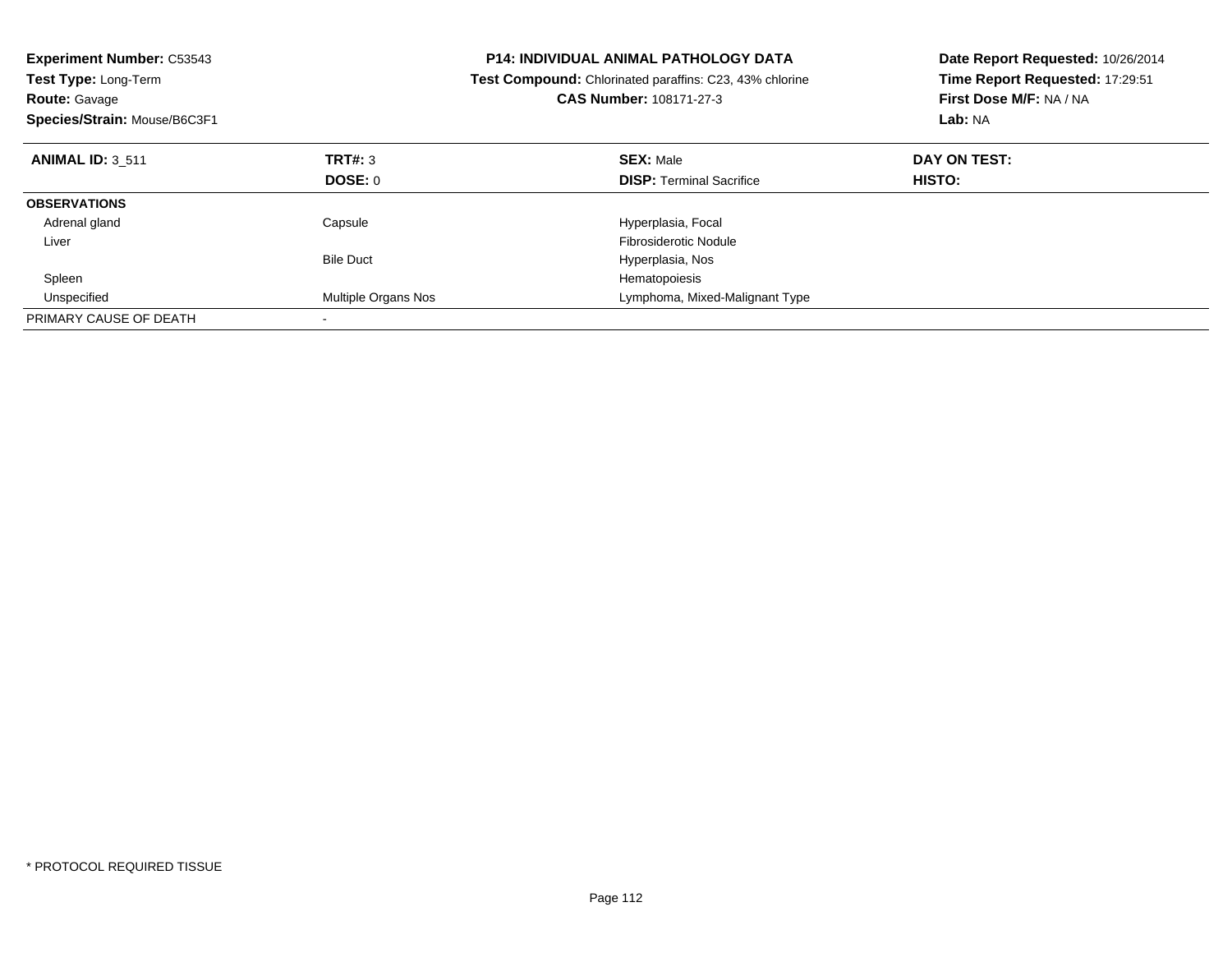**Experiment Number:** C53543
**Test Type:** Long-Term
**Route:** Gavage
**Species/Strain:** Mouse/B6C3F1

**P14: INDIVIDUAL ANIMAL PATHOLOGY DATA**
**Test Compound:** Chlorinated paraffins: C23, 43% chlorine
**CAS Number:** 108171-27-3

**Date Report Requested:** 10/26/2014
**Time Report Requested:** 17:29:51
**First Dose M/F:** NA / NA
**Lab:** NA

| **ANIMAL ID:** 3_511 | **TRT#:** 3 | **SEX:** Male | **DAY ON TEST:** |
|---|---|---|---|
| | **DOSE:** 0 | **DISP:** Terminal Sacrifice | **HISTO:** |
| **OBSERVATIONS** | | | |
| Adrenal gland | Capsule | Hyperplasia, Focal | |
| Liver | | Fibrosiderotic Nodule | |
| | Bile Duct | Hyperplasia, Nos | |
| Spleen | | Hematopoiesis | |
| Unspecified | Multiple Organs Nos | Lymphoma, Mixed-Malignant Type | |
| PRIMARY CAUSE OF DEATH | - | | |

* PROTOCOL REQUIRED TISSUE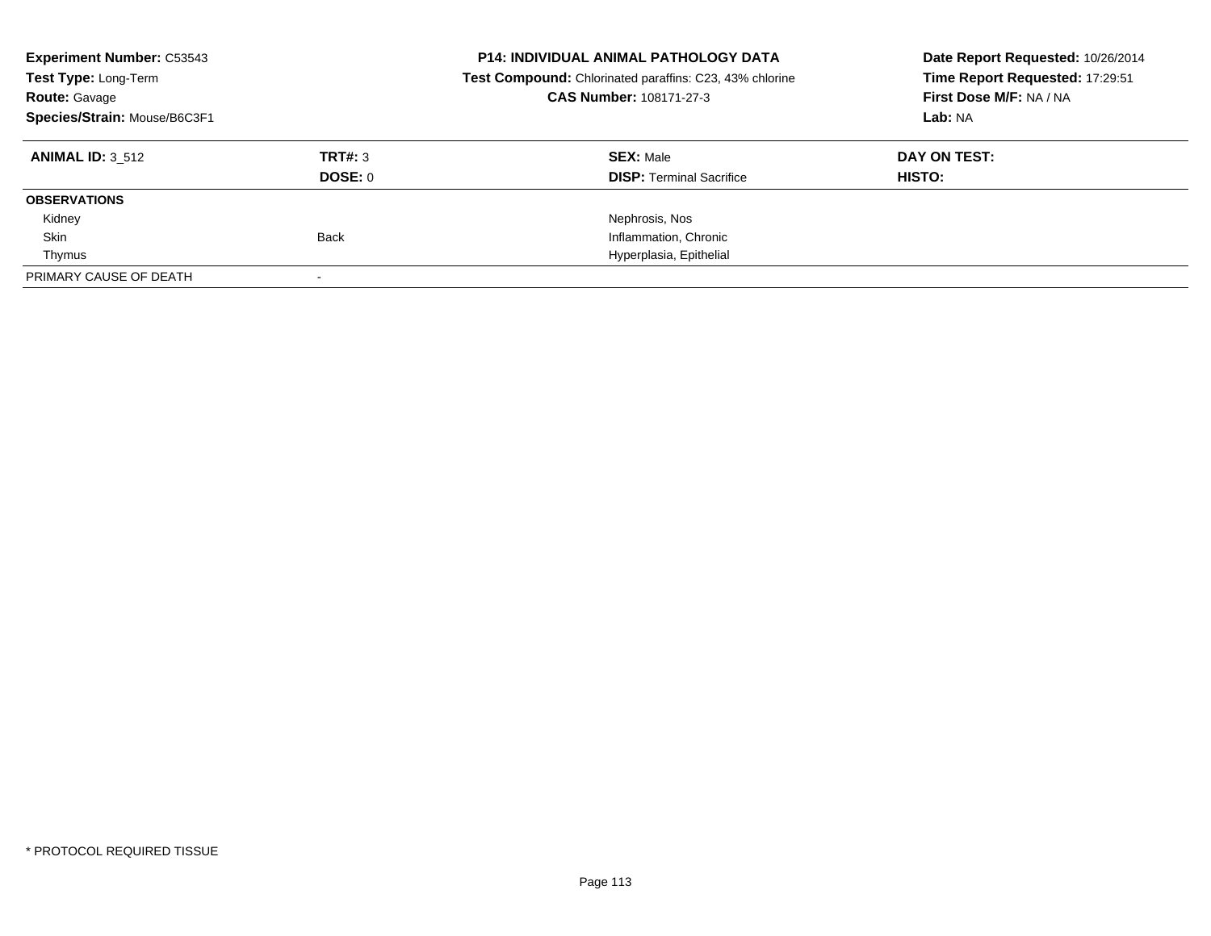**Experiment Number:** C53543
**Test Type:** Long-Term
**Route:** Gavage
**Species/Strain:** Mouse/B6C3F1

**P14: INDIVIDUAL ANIMAL PATHOLOGY DATA**
**Test Compound:** Chlorinated paraffins: C23, 43% chlorine
**CAS Number:** 108171-27-3

**Date Report Requested:** 10/26/2014
**Time Report Requested:** 17:29:51
**First Dose M/F:** NA / NA
**Lab:** NA

| **ANIMAL ID:** 3_512 | **TRT#:** 3 | **SEX:** Male | **DAY ON TEST:** |
|---|---|---|---|
| | **DOSE:** 0 | **DISP:** Terminal Sacrifice | **HISTO:** |
| **OBSERVATIONS** | | | |
| Kidney | | Nephrosis, Nos | |
| Skin | Back | Inflammation, Chronic | |
| Thymus | | Hyperplasia, Epithelial | |
| PRIMARY CAUSE OF DEATH | - | | |

* PROTOCOL REQUIRED TISSUE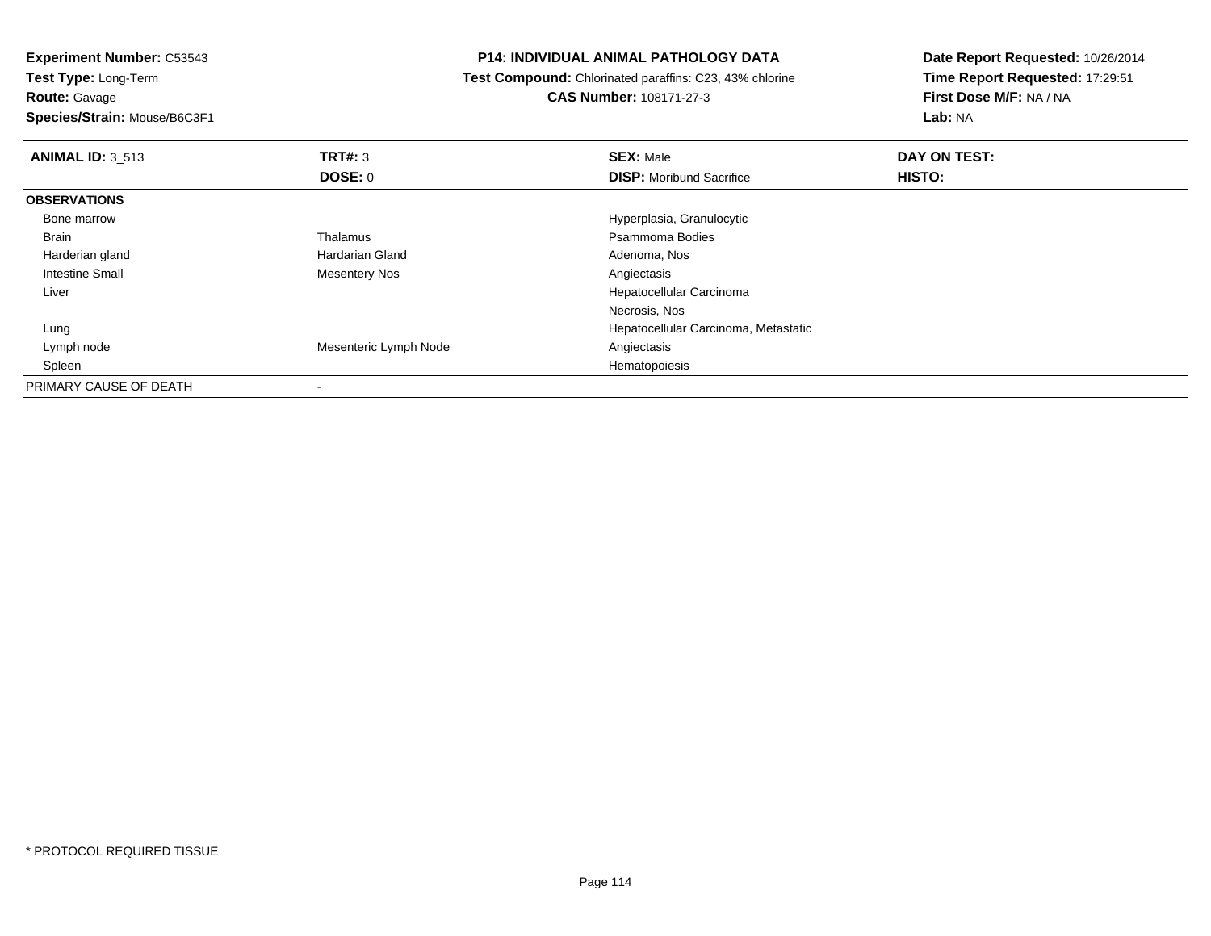**Experiment Number:** C53543
**Test Type:** Long-Term
**Route:** Gavage
**Species/Strain:** Mouse/B6C3F1

**P14: INDIVIDUAL ANIMAL PATHOLOGY DATA**
**Test Compound:** Chlorinated paraffins: C23, 43% chlorine
**CAS Number:** 108171-27-3

**Date Report Requested:** 10/26/2014
**Time Report Requested:** 17:29:51
**First Dose M/F:** NA / NA
**Lab:** NA

| **ANIMAL ID:** 3_513 | **TRT#:** 3 | **SEX:** Male | **DAY ON TEST:** |
|---|---|---|---|
| | **DOSE:** 0 | **DISP:** Moribund Sacrifice | **HISTO:** |
| **OBSERVATIONS** | | | |
| Bone marrow | | Hyperplasia, Granulocytic | |
| Brain | Thalamus | Psammoma Bodies | |
| Harderian gland | Hardarian Gland | Adenoma, Nos | |
| Intestine Small | Mesentery Nos | Angiectasis | |
| Liver | | Hepatocellular Carcinoma | |
| | | Necrosis, Nos | |
| Lung | | Hepatocellular Carcinoma, Metastatic | |
| Lymph node | Mesenteric Lymph Node | Angiectasis | |
| Spleen | | Hematopoiesis | |
| PRIMARY CAUSE OF DEATH | - | | |

\* PROTOCOL REQUIRED TISSUE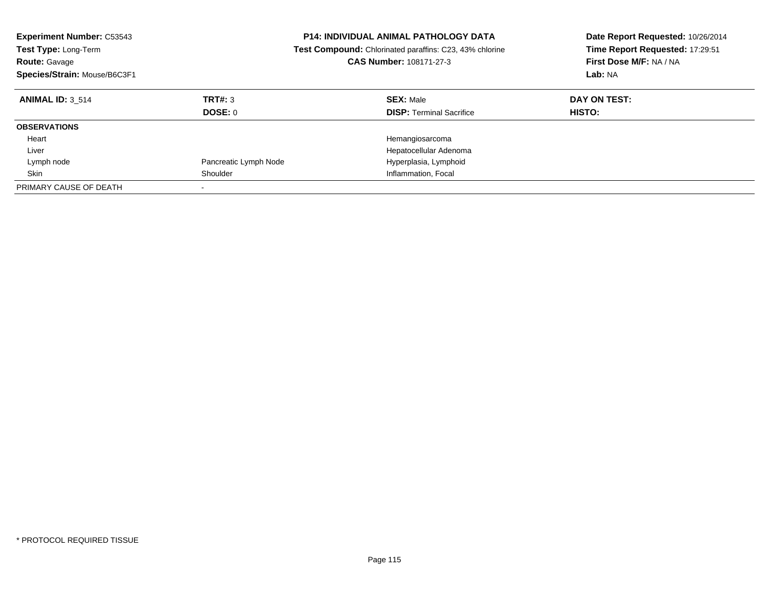**Experiment Number:** C53543
**Test Type:** Long-Term
**Route:** Gavage
**Species/Strain:** Mouse/B6C3F1

**P14: INDIVIDUAL ANIMAL PATHOLOGY DATA**
**Test Compound:** Chlorinated paraffins: C23, 43% chlorine
**CAS Number:** 108171-27-3

**Date Report Requested:** 10/26/2014
**Time Report Requested:** 17:29:51
**First Dose M/F:** NA / NA
**Lab:** NA

| **ANIMAL ID:** 3_514 | **TRT#:** 3 | **SEX:** Male | **DAY ON TEST:** |
|---|---|---|---|
| | **DOSE:** 0 | **DISP:** Terminal Sacrifice | **HISTO:** |
| **OBSERVATIONS** | | | |
| Heart | | Hemangiosarcoma | |
| Liver | | Hepatocellular Adenoma | |
| Lymph node | Pancreatic Lymph Node | Hyperplasia, Lymphoid | |
| Skin | Shoulder | Inflammation, Focal | |
| PRIMARY CAUSE OF DEATH | - | | |

* PROTOCOL REQUIRED TISSUE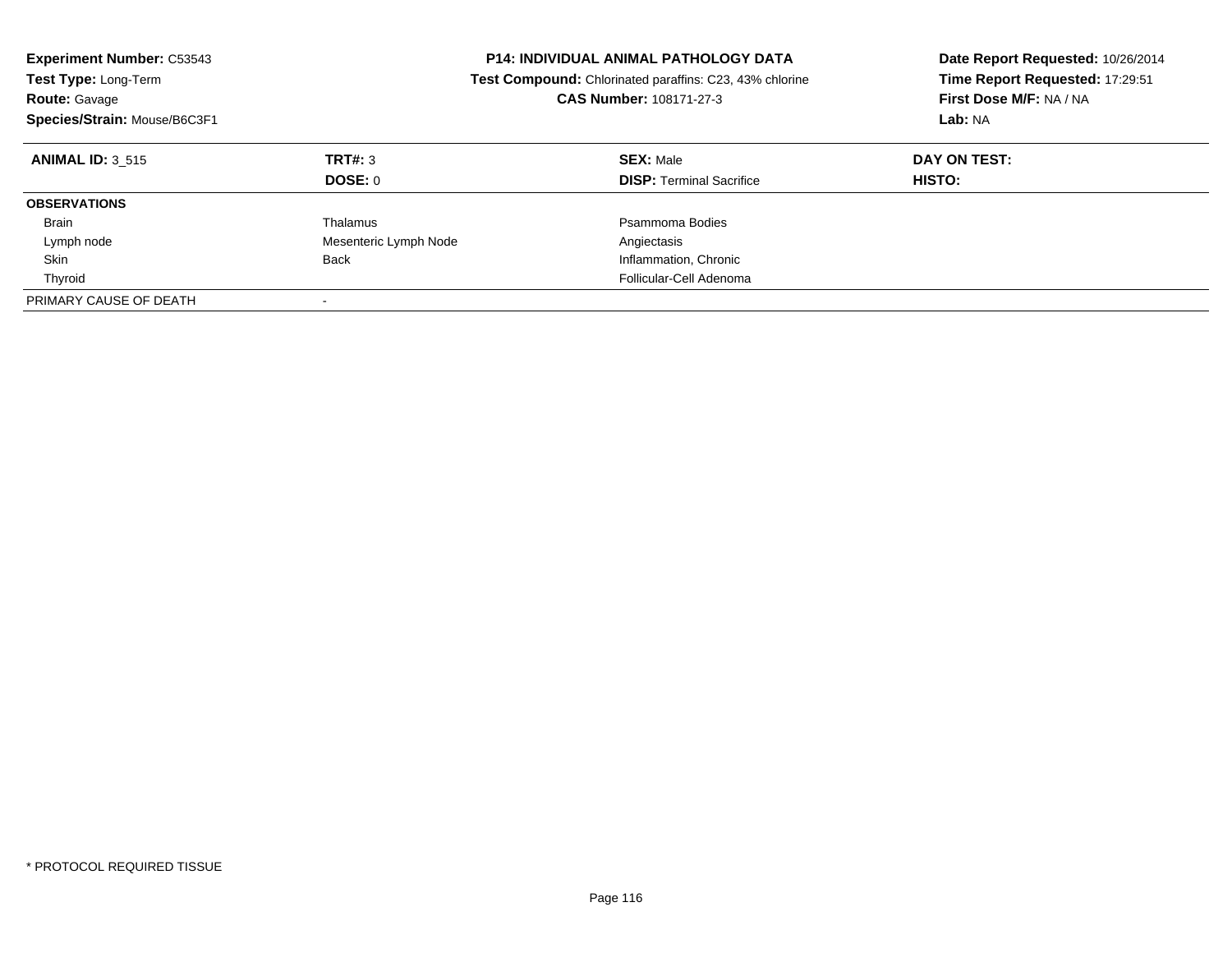**Experiment Number:** C53543
**Test Type:** Long-Term
**Route:** Gavage
**Species/Strain:** Mouse/B6C3F1

**P14: INDIVIDUAL ANIMAL PATHOLOGY DATA**
**Test Compound:** Chlorinated paraffins: C23, 43% chlorine
**CAS Number:** 108171-27-3

**Date Report Requested:** 10/26/2014
**Time Report Requested:** 17:29:51
**First Dose M/F:** NA / NA
**Lab:** NA

| **ANIMAL ID:** 3_515 | **TRT#:** 3 | **SEX:** Male | **DAY ON TEST:** |
|---|---|---|---|
| | **DOSE:** 0 | **DISP:** Terminal Sacrifice | **HISTO:** |
| **OBSERVATIONS** | | | |
| Brain | Thalamus | Psammoma Bodies | |
| Lymph node | Mesenteric Lymph Node | Angiectasis | |
| Skin | Back | Inflammation, Chronic | |
| Thyroid | | Follicular-Cell Adenoma | |
| PRIMARY CAUSE OF DEATH | - | | |

* PROTOCOL REQUIRED TISSUE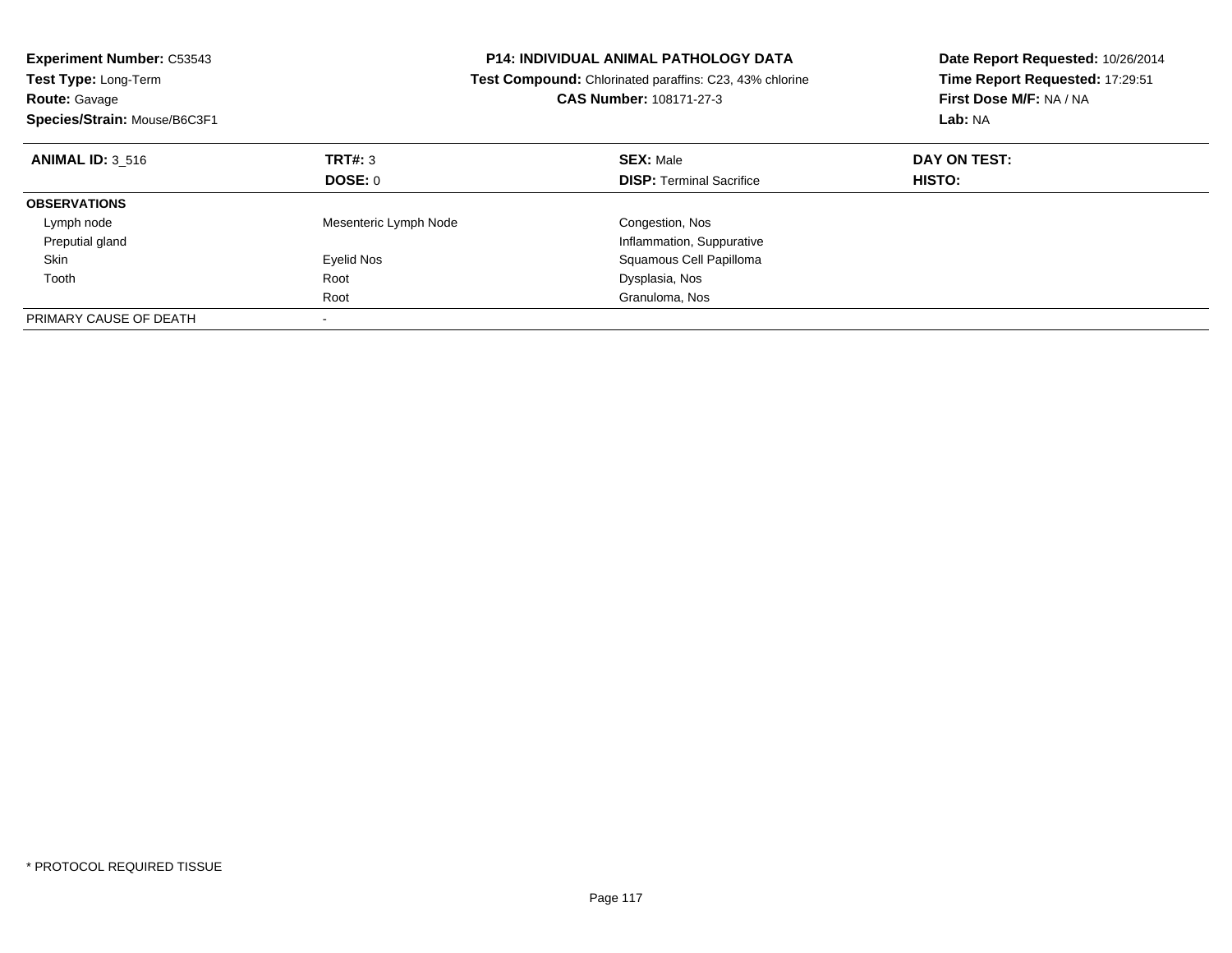**Experiment Number:** C53543
**Test Type:** Long-Term
**Route:** Gavage
**Species/Strain:** Mouse/B6C3F1

**P14: INDIVIDUAL ANIMAL PATHOLOGY DATA**
**Test Compound:** Chlorinated paraffins: C23, 43% chlorine
**CAS Number:** 108171-27-3

**Date Report Requested:** 10/26/2014
**Time Report Requested:** 17:29:51
**First Dose M/F:** NA / NA
**Lab:** NA

| **ANIMAL ID:** 3_516 | **TRT#:** 3 | **SEX:** Male | **DAY ON TEST:** |
|---|---|---|---|
| | **DOSE:** 0 | **DISP:** Terminal Sacrifice | **HISTO:** |
| **OBSERVATIONS** | | | |
| Lymph node | Mesenteric Lymph Node | Congestion, Nos | |
| Preputial gland | | Inflammation, Suppurative | |
| Skin | Eyelid Nos | Squamous Cell Papilloma | |
| Tooth | Root | Dysplasia, Nos | |
| | Root | Granuloma, Nos | |
| PRIMARY CAUSE OF DEATH | - | | |

* PROTOCOL REQUIRED TISSUE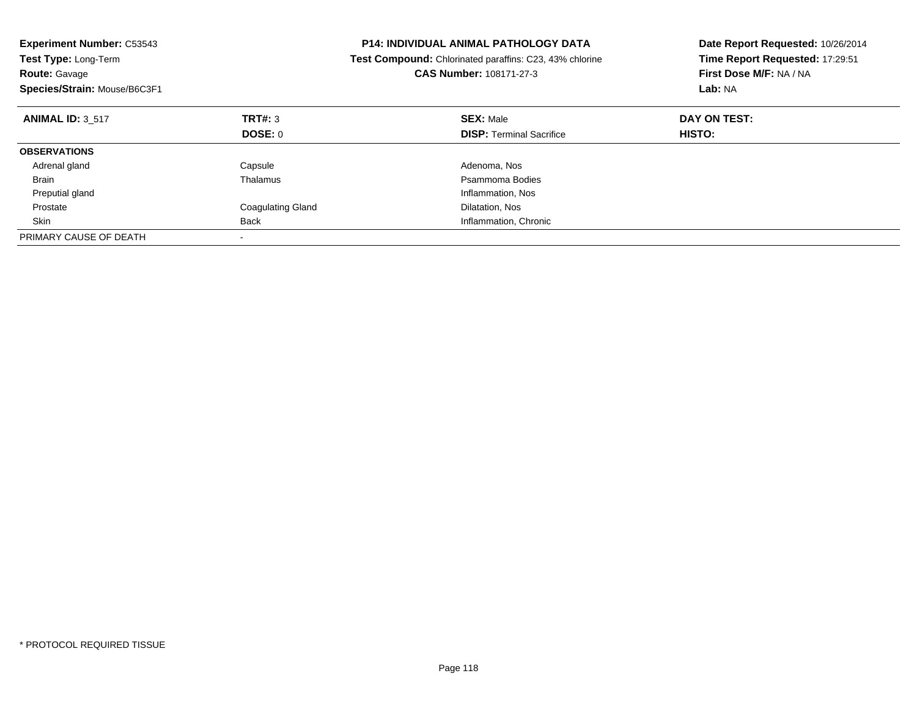**Experiment Number:** C53543
**Test Type:** Long-Term
**Route:** Gavage
**Species/Strain:** Mouse/B6C3F1

**P14: INDIVIDUAL ANIMAL PATHOLOGY DATA**
**Test Compound:** Chlorinated paraffins: C23, 43% chlorine
**CAS Number:** 108171-27-3

**Date Report Requested:** 10/26/2014
**Time Report Requested:** 17:29:51
**First Dose M/F:** NA / NA
**Lab:** NA

| **ANIMAL ID:** 3_517 | **TRT#:** 3 | **SEX:** Male | **DAY ON TEST:** |
|---|---|---|---|
| | **DOSE:** 0 | **DISP:** Terminal Sacrifice | **HISTO:** |
| **OBSERVATIONS** | | | |
| Adrenal gland | Capsule | Adenoma, Nos | |
| Brain | Thalamus | Psammoma Bodies | |
| Preputial gland | | Inflammation, Nos | |
| Prostate | Coagulating Gland | Dilatation, Nos | |
| Skin | Back | Inflammation, Chronic | |
| PRIMARY CAUSE OF DEATH | - | | |

\* PROTOCOL REQUIRED TISSUE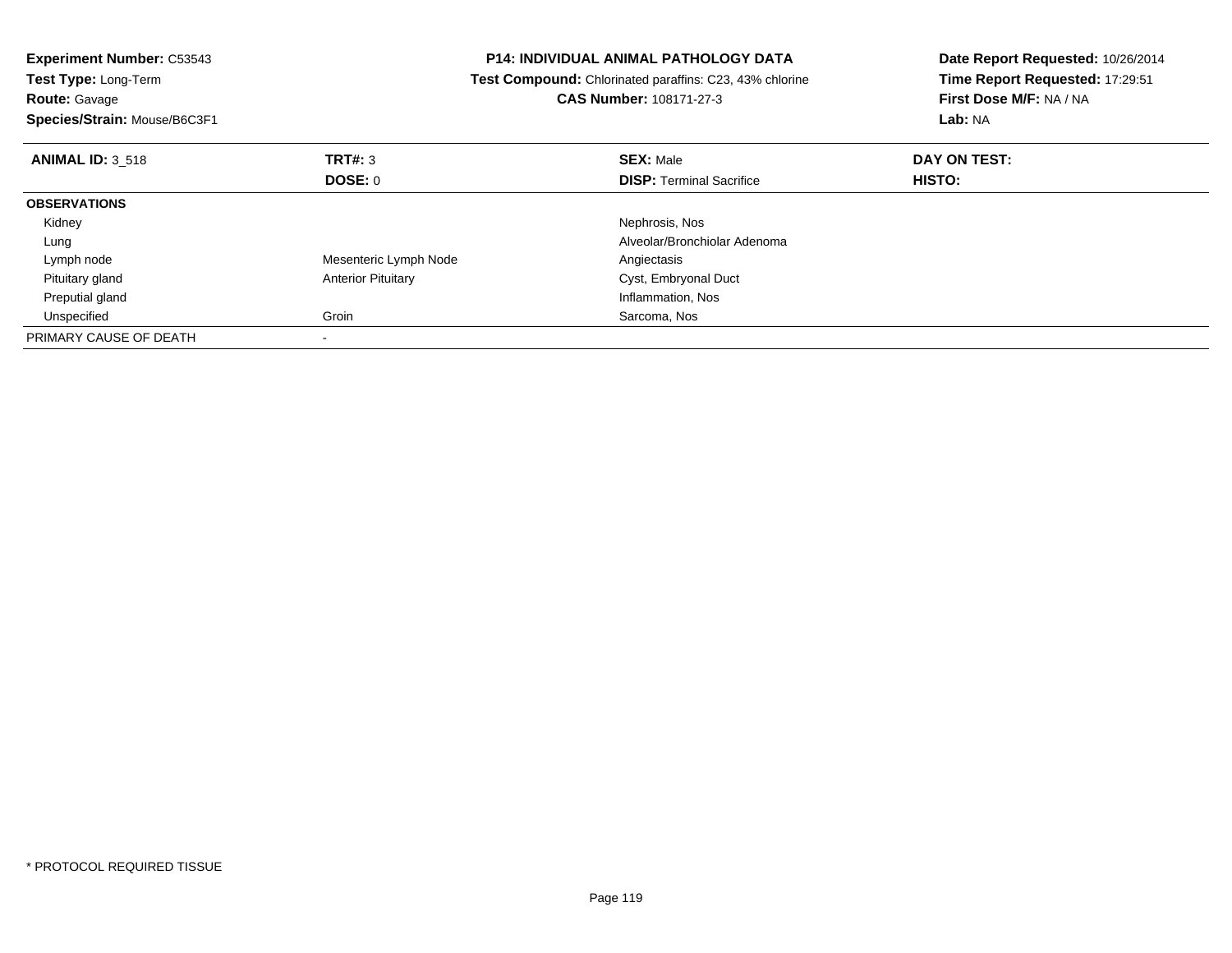**Experiment Number:** C53543
**Test Type:** Long-Term
**Route:** Gavage
**Species/Strain:** Mouse/B6C3F1

**P14: INDIVIDUAL ANIMAL PATHOLOGY DATA**
**Test Compound:** Chlorinated paraffins: C23, 43% chlorine
**CAS Number:** 108171-27-3

**Date Report Requested:** 10/26/2014
**Time Report Requested:** 17:29:51
**First Dose M/F:** NA / NA
**Lab:** NA

| **ANIMAL ID:** 3_518 | **TRT#:** 3 | **SEX:** Male | **DAY ON TEST:** |
|---|---|---|---|
| | **DOSE:** 0 | **DISP:** Terminal Sacrifice | **HISTO:** |
| **OBSERVATIONS** | | | |
| Kidney | | Nephrosis, Nos | |
| Lung | | Alveolar/Bronchiolar Adenoma | |
| Lymph node | Mesenteric Lymph Node | Angiectasis | |
| Pituitary gland | Anterior Pituitary | Cyst, Embryonal Duct | |
| Preputial gland | | Inflammation, Nos | |
| Unspecified | Groin | Sarcoma, Nos | |
| PRIMARY CAUSE OF DEATH | - | | |

* PROTOCOL REQUIRED TISSUE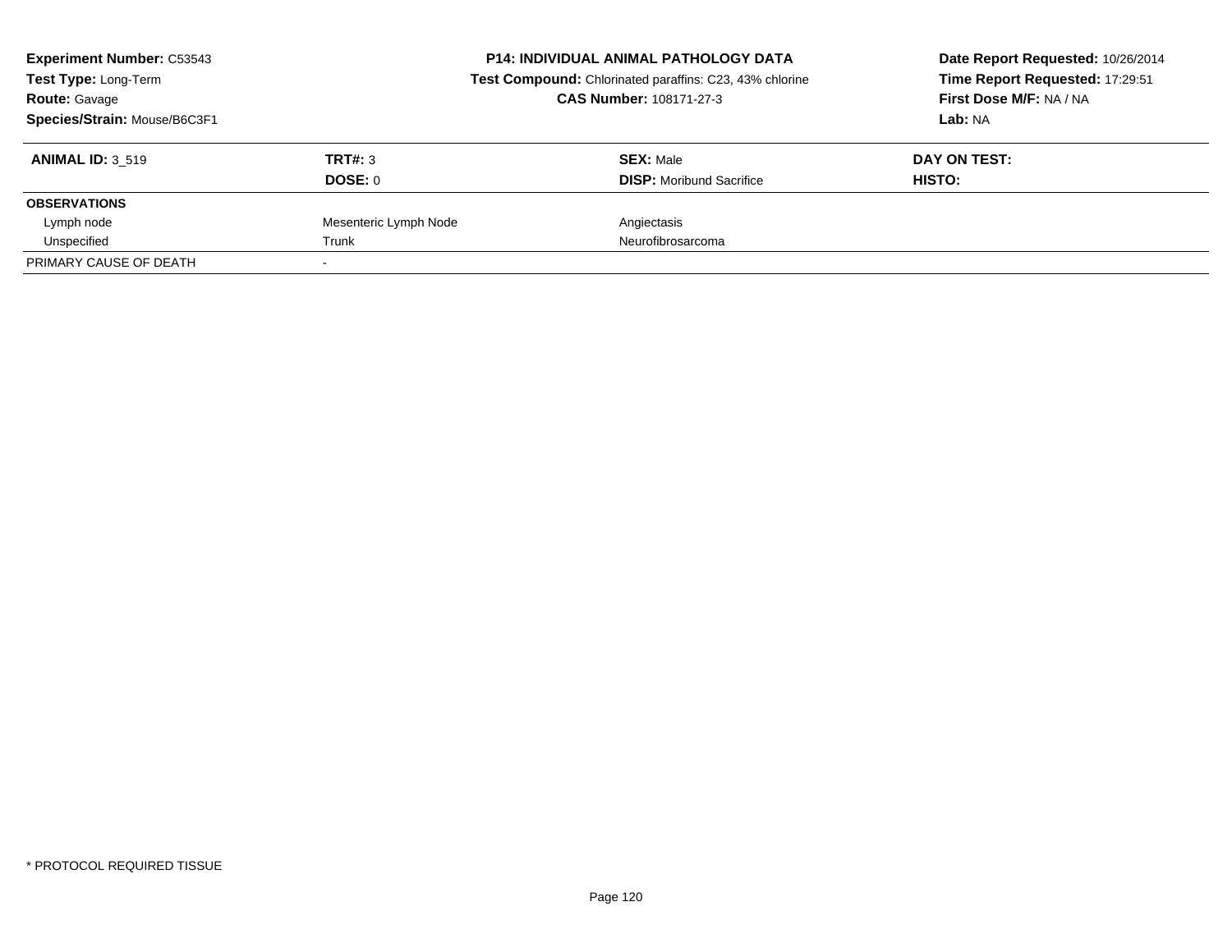**Experiment Number:** C53543
**Test Type:** Long-Term
**Route:** Gavage
**Species/Strain:** Mouse/B6C3F1

**P14: INDIVIDUAL ANIMAL PATHOLOGY DATA**
**Test Compound:** Chlorinated paraffins: C23, 43% chlorine
**CAS Number:** 108171-27-3

**Date Report Requested:** 10/26/2014
**Time Report Requested:** 17:29:51
**First Dose M/F:** NA / NA
**Lab:** NA

| **ANIMAL ID:** 3_519 | **TRT#:** 3 | **SEX:** Male | **DAY ON TEST:** |
|---|---|---|---|
| | **DOSE:** 0 | **DISP:** Moribund Sacrifice | **HISTO:** |
| **OBSERVATIONS** | | | |
| Lymph node | Mesenteric Lymph Node | Angiectasis | |
| Unspecified | Trunk | Neurofibrosarcoma | |
| PRIMARY CAUSE OF DEATH | - | | |

\* PROTOCOL REQUIRED TISSUE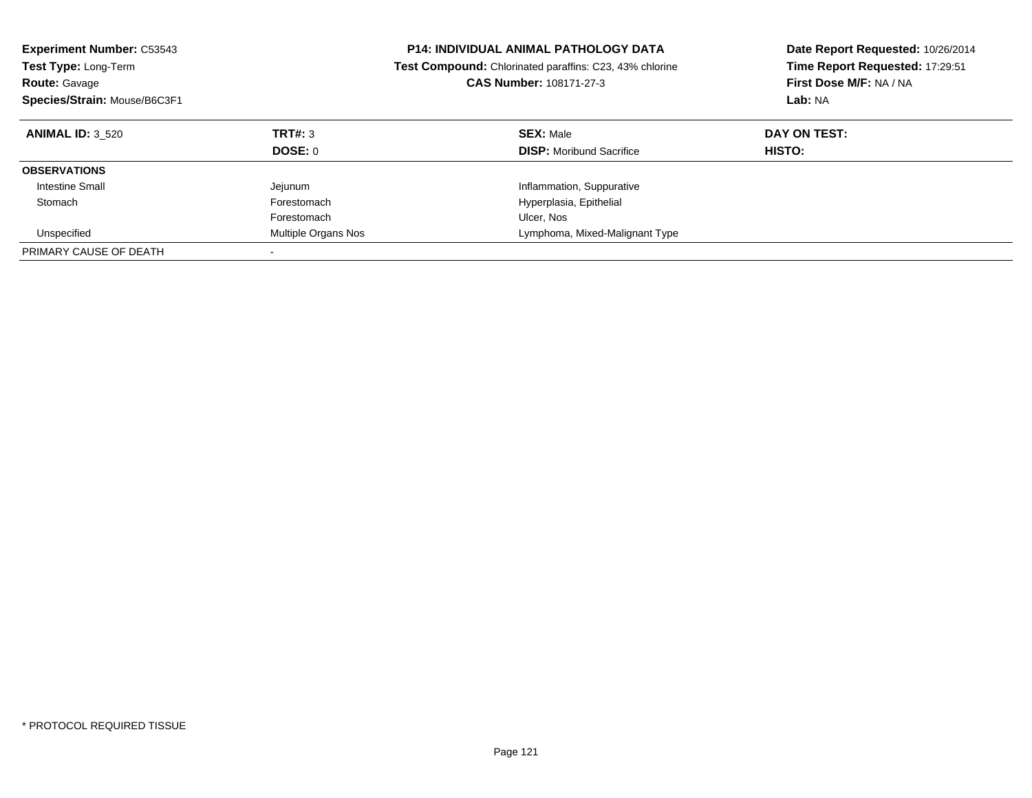**Experiment Number:** C53543
**Test Type:** Long-Term
**Route:** Gavage
**Species/Strain:** Mouse/B6C3F1

**P14: INDIVIDUAL ANIMAL PATHOLOGY DATA**
**Test Compound:** Chlorinated paraffins: C23, 43% chlorine
**CAS Number:** 108171-27-3

**Date Report Requested:** 10/26/2014
**Time Report Requested:** 17:29:51
**First Dose M/F:** NA / NA
**Lab:** NA

| **ANIMAL ID:** 3_520 | **TRT#:** 3 | **SEX:** Male | **DAY ON TEST:** |
|---|---|---|---|
| | **DOSE:** 0 | **DISP:** Moribund Sacrifice | **HISTO:** |
| **OBSERVATIONS** | | | |
| Intestine Small | Jejunum | Inflammation, Suppurative | |
| Stomach | Forestomach | Hyperplasia, Epithelial | |
| | Forestomach | Ulcer, Nos | |
| Unspecified | Multiple Organs Nos | Lymphoma, Mixed-Malignant Type | |
| PRIMARY CAUSE OF DEATH | - | | |

* PROTOCOL REQUIRED TISSUE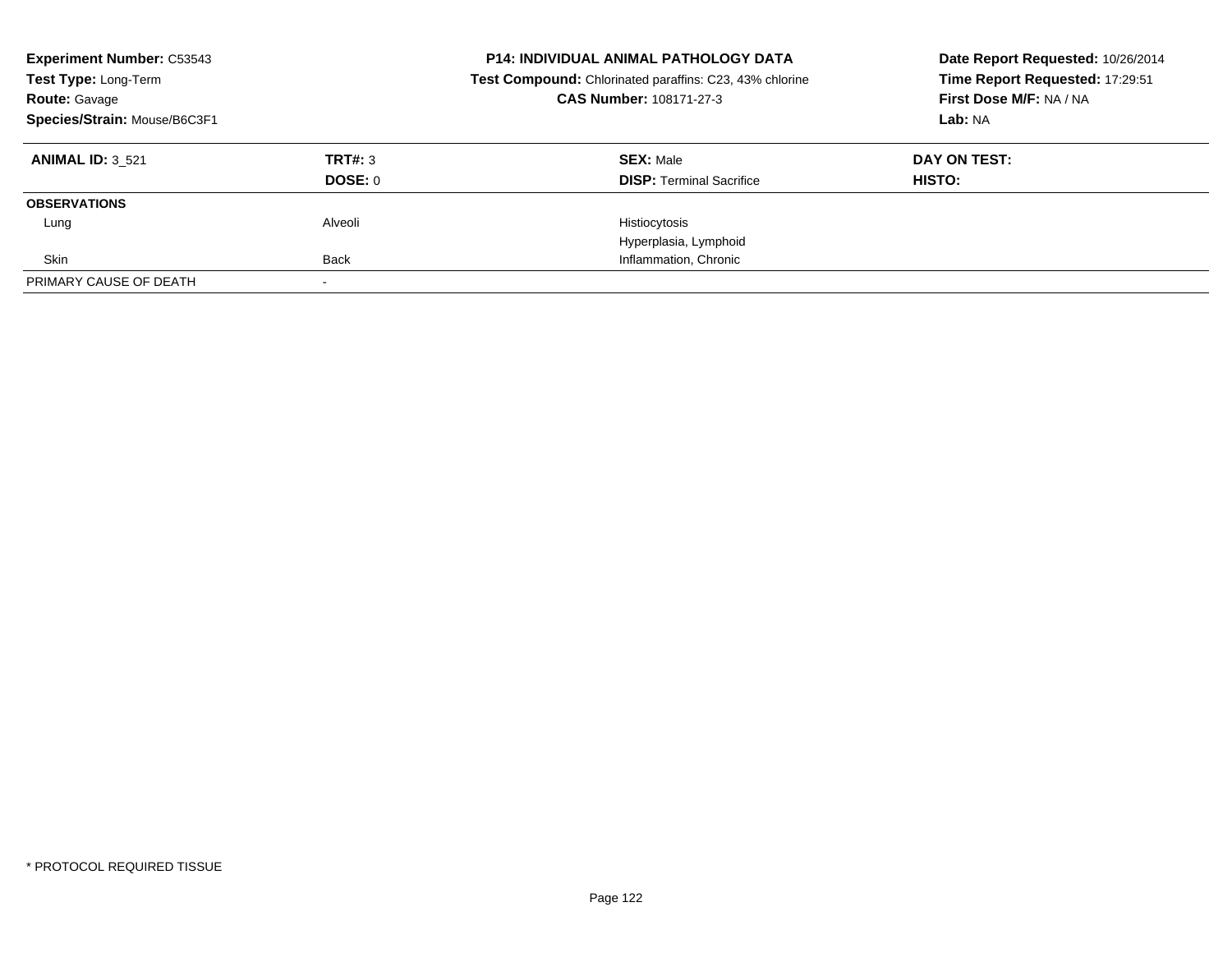**Experiment Number:** C53543
**Test Type:** Long-Term
**Route:** Gavage
**Species/Strain:** Mouse/B6C3F1

**P14: INDIVIDUAL ANIMAL PATHOLOGY DATA**
**Test Compound:** Chlorinated paraffins: C23, 43% chlorine
**CAS Number:** 108171-27-3

**Date Report Requested:** 10/26/2014
**Time Report Requested:** 17:29:51
**First Dose M/F:** NA / NA
**Lab:** NA

| **ANIMAL ID:** 3_521 | **TRT#:** 3 | **SEX:** Male | **DAY ON TEST:** |
|---|---|---|---|
| | **DOSE:** 0 | **DISP:** Terminal Sacrifice | **HISTO:** |
| **OBSERVATIONS** | | | |
| Lung | Alveoli | Histiocytosis | |
| | | Hyperplasia, Lymphoid | |
| Skin | Back | Inflammation, Chronic | |
| PRIMARY CAUSE OF DEATH | - | | |

* PROTOCOL REQUIRED TISSUE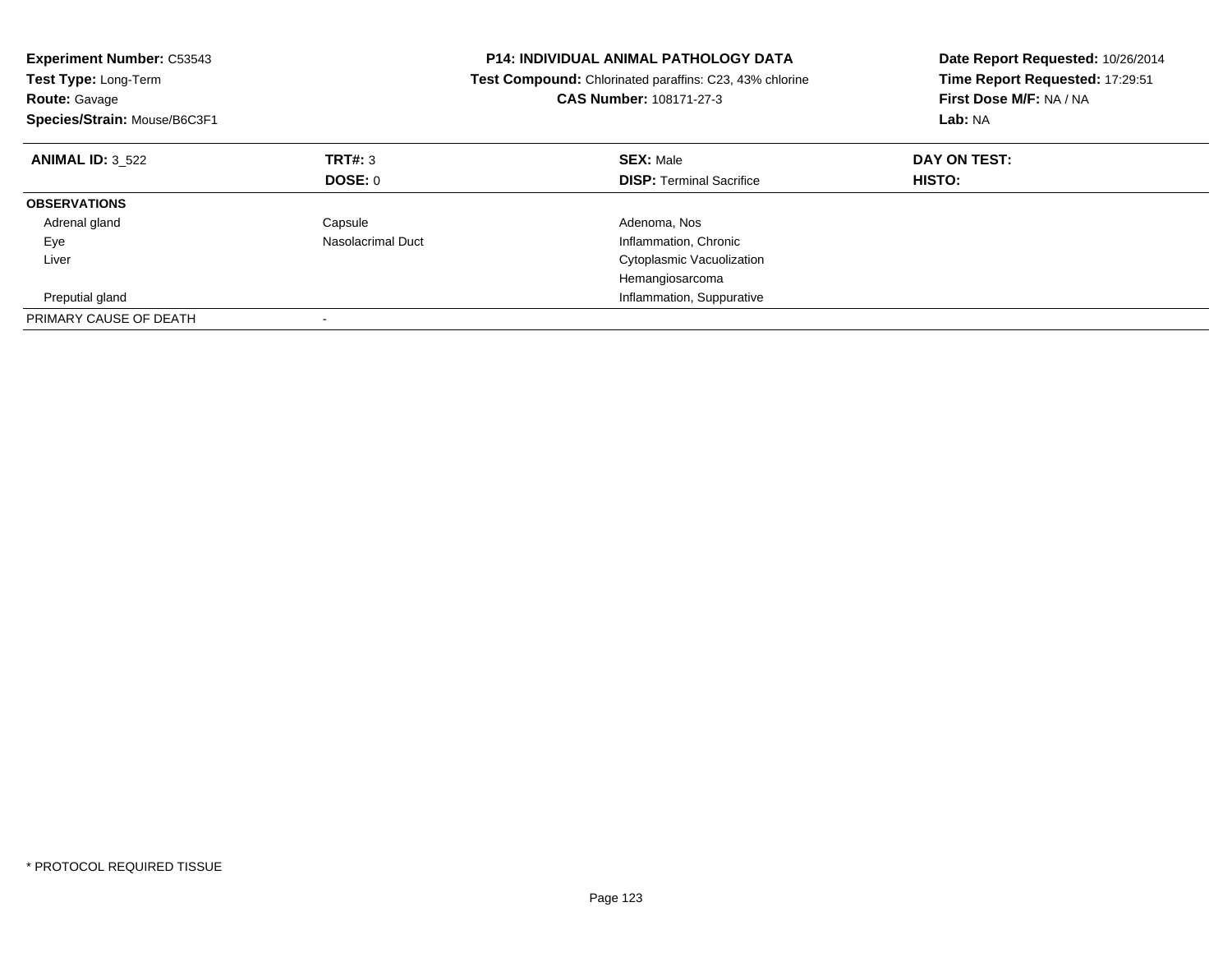**Experiment Number:** C53543
**Test Type:** Long-Term
**Route:** Gavage
**Species/Strain:** Mouse/B6C3F1

**P14: INDIVIDUAL ANIMAL PATHOLOGY DATA**
**Test Compound:** Chlorinated paraffins: C23, 43% chlorine
**CAS Number:** 108171-27-3

**Date Report Requested:** 10/26/2014
**Time Report Requested:** 17:29:51
**First Dose M/F:** NA / NA
**Lab:** NA

| **ANIMAL ID:** 3_522 | **TRT#:** 3 | **SEX:** Male | **DAY ON TEST:** |
|---|---|---|---|
| | **DOSE:** 0 | **DISP:** Terminal Sacrifice | **HISTO:** |
| **OBSERVATIONS** | | | |
| Adrenal gland | Capsule | Adenoma, Nos | |
| Eye | Nasolacrimal Duct | Inflammation, Chronic | |
| Liver | | Cytoplasmic Vacuolization | |
| | | Hemangiosarcoma | |
| Preputial gland | | Inflammation, Suppurative | |
| PRIMARY CAUSE OF DEATH | - | | |

* PROTOCOL REQUIRED TISSUE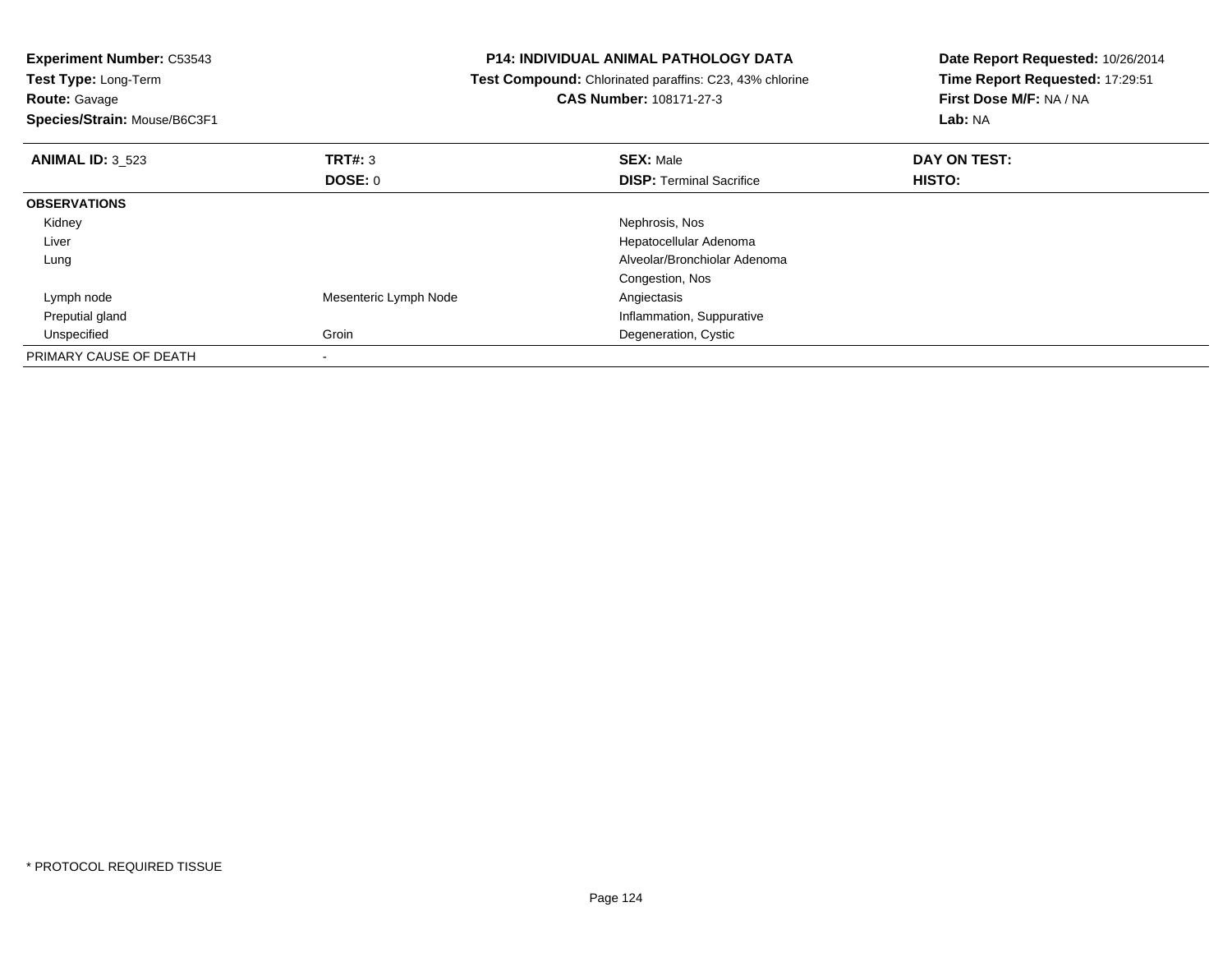**Experiment Number:** C53543
**Test Type:** Long-Term
**Route:** Gavage
**Species/Strain:** Mouse/B6C3F1

**P14: INDIVIDUAL ANIMAL PATHOLOGY DATA**
**Test Compound:** Chlorinated paraffins: C23, 43% chlorine
**CAS Number:** 108171-27-3

**Date Report Requested:** 10/26/2014
**Time Report Requested:** 17:29:51
**First Dose M/F:** NA / NA
**Lab:** NA

| **ANIMAL ID:** 3_523 | **TRT#:** 3 | **SEX:** Male | **DAY ON TEST:** |
|---|---|---|---|
| | **DOSE:** 0 | **DISP:** Terminal Sacrifice | **HISTO:** |
| **OBSERVATIONS** | | | |
| Kidney | | Nephrosis, Nos | |
| Liver | | Hepatocellular Adenoma | |
| Lung | | Alveolar/Bronchiolar Adenoma | |
| | | Congestion, Nos | |
| Lymph node | Mesenteric Lymph Node | Angiectasis | |
| Preputial gland | | Inflammation, Suppurative | |
| Unspecified | Groin | Degeneration, Cystic | |
| PRIMARY CAUSE OF DEATH | - | | |

* PROTOCOL REQUIRED TISSUE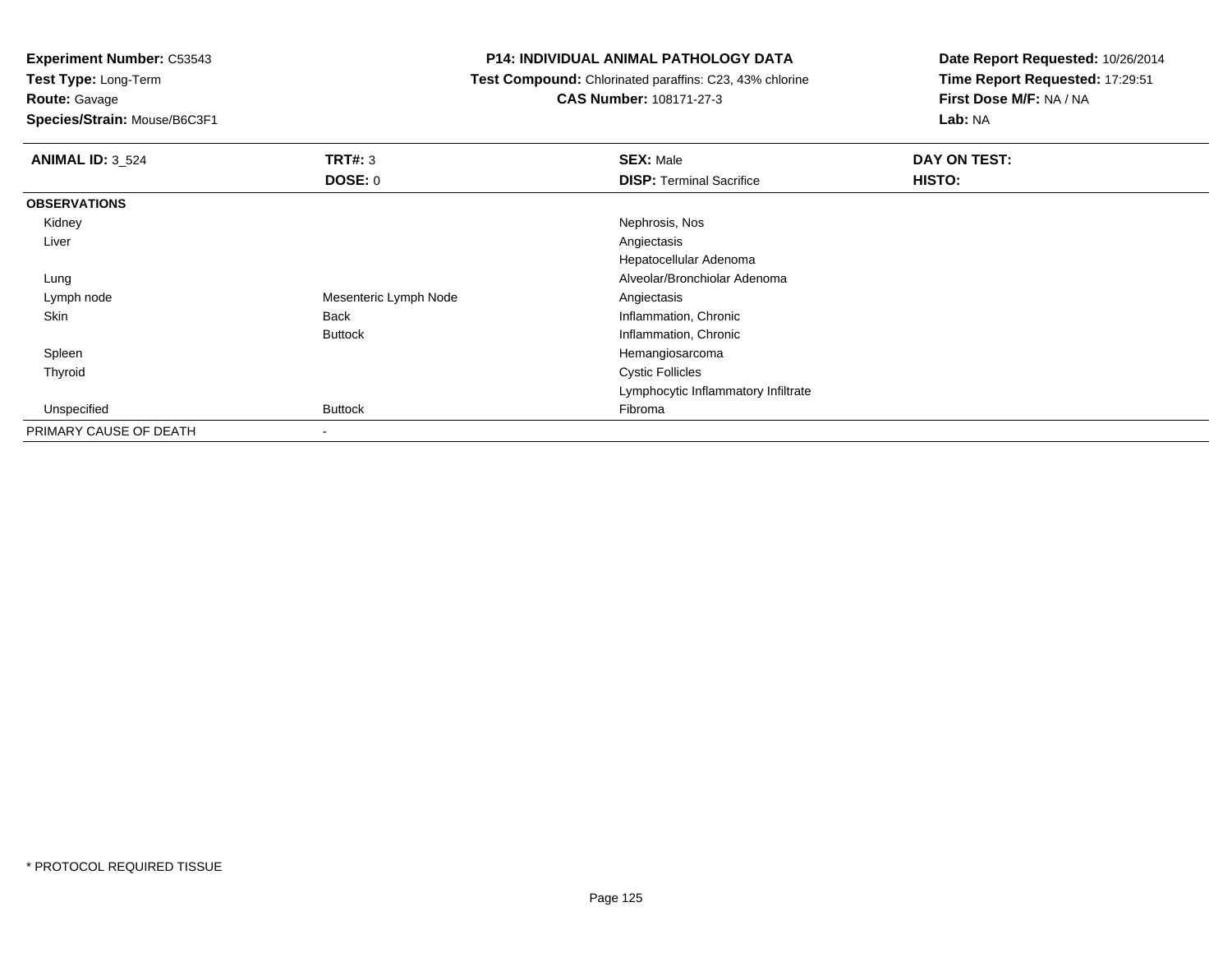**Experiment Number:** C53543
**Test Type:** Long-Term
**Route:** Gavage
**Species/Strain:** Mouse/B6C3F1

**P14: INDIVIDUAL ANIMAL PATHOLOGY DATA**
**Test Compound:** Chlorinated paraffins: C23, 43% chlorine
**CAS Number:** 108171-27-3

**Date Report Requested:** 10/26/2014
**Time Report Requested:** 17:29:51
**First Dose M/F:** NA / NA
**Lab:** NA

| **ANIMAL ID:** 3_524 | **TRT#:** 3 | **SEX:** Male | **DAY ON TEST:** |
|---|---|---|---|
| | **DOSE:** 0 | **DISP:** Terminal Sacrifice | **HISTO:** |
| **OBSERVATIONS** | | | |
| Kidney | | Nephrosis, Nos | |
| Liver | | Angiectasis | |
| | | Hepatocellular Adenoma | |
| Lung | | Alveolar/Bronchiolar Adenoma | |
| Lymph node | Mesenteric Lymph Node | Angiectasis | |
| Skin | Back | Inflammation, Chronic | |
| | Buttock | Inflammation, Chronic | |
| Spleen | | Hemangiosarcoma | |
| Thyroid | | Cystic Follicles | |
| | | Lymphocytic Inflammatory Infiltrate | |
| Unspecified | Buttock | Fibroma | |
| PRIMARY CAUSE OF DEATH | - | | |

\* PROTOCOL REQUIRED TISSUE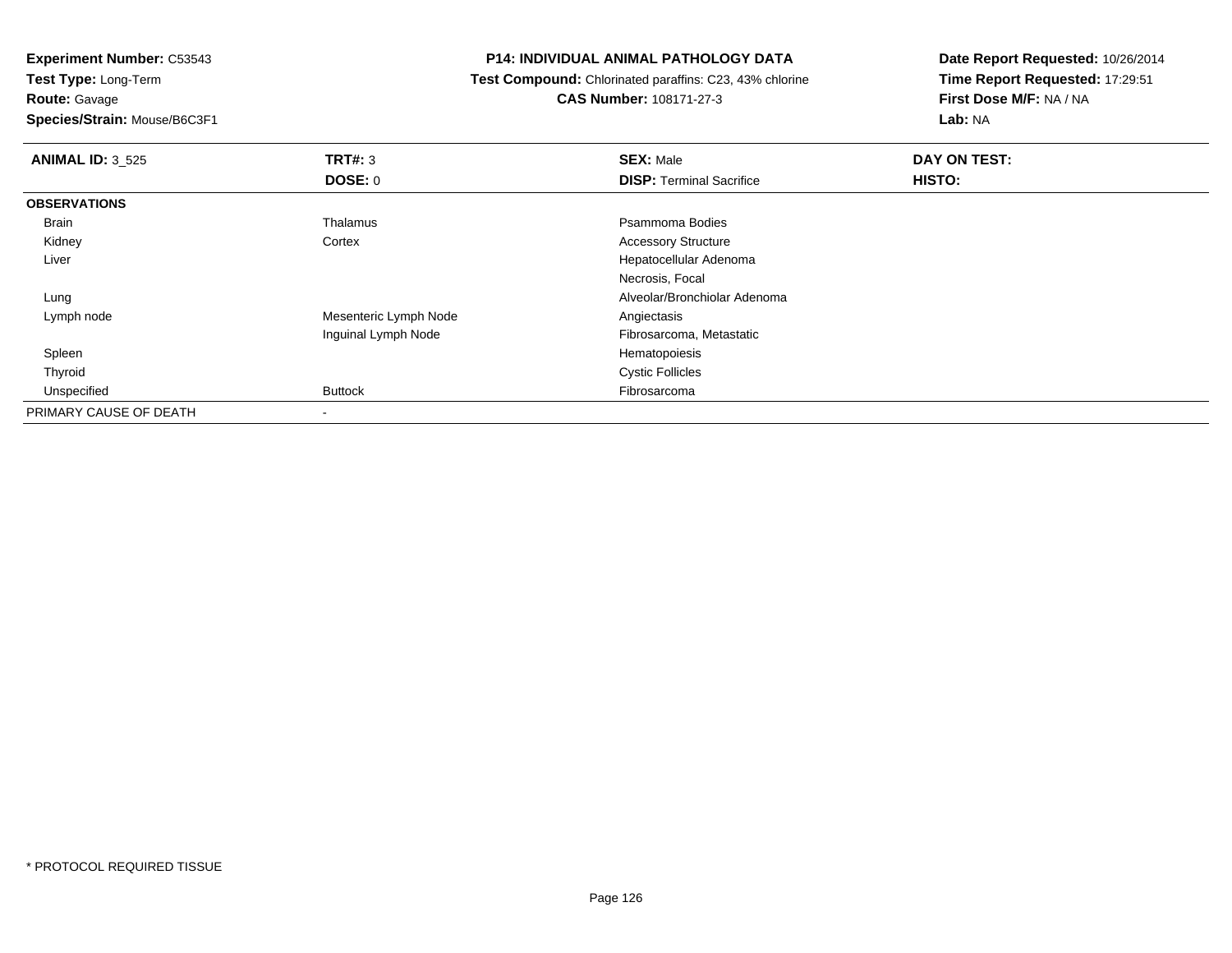**Experiment Number:** C53543
**Test Type:** Long-Term
**Route:** Gavage
**Species/Strain:** Mouse/B6C3F1

**P14: INDIVIDUAL ANIMAL PATHOLOGY DATA**
**Test Compound:** Chlorinated paraffins: C23, 43% chlorine
**CAS Number:** 108171-27-3

**Date Report Requested:** 10/26/2014
**Time Report Requested:** 17:29:51
**First Dose M/F:** NA / NA
**Lab:** NA

| **ANIMAL ID:** 3_525 | **TRT#:** 3 | **SEX:** Male | **DAY ON TEST:** |
|---|---|---|---|
| | **DOSE:** 0 | **DISP:** Terminal Sacrifice | **HISTO:** |
| **OBSERVATIONS** | | | |
| Brain | Thalamus | Psammoma Bodies | |
| Kidney | Cortex | Accessory Structure | |
| Liver | | Hepatocellular Adenoma | |
| | | Necrosis, Focal | |
| Lung | | Alveolar/Bronchiolar Adenoma | |
| Lymph node | Mesenteric Lymph Node | Angiectasis | |
| | Inguinal Lymph Node | Fibrosarcoma, Metastatic | |
| Spleen | | Hematopoiesis | |
| Thyroid | | Cystic Follicles | |
| Unspecified | Buttock | Fibrosarcoma | |
| PRIMARY CAUSE OF DEATH | - | | |

* PROTOCOL REQUIRED TISSUE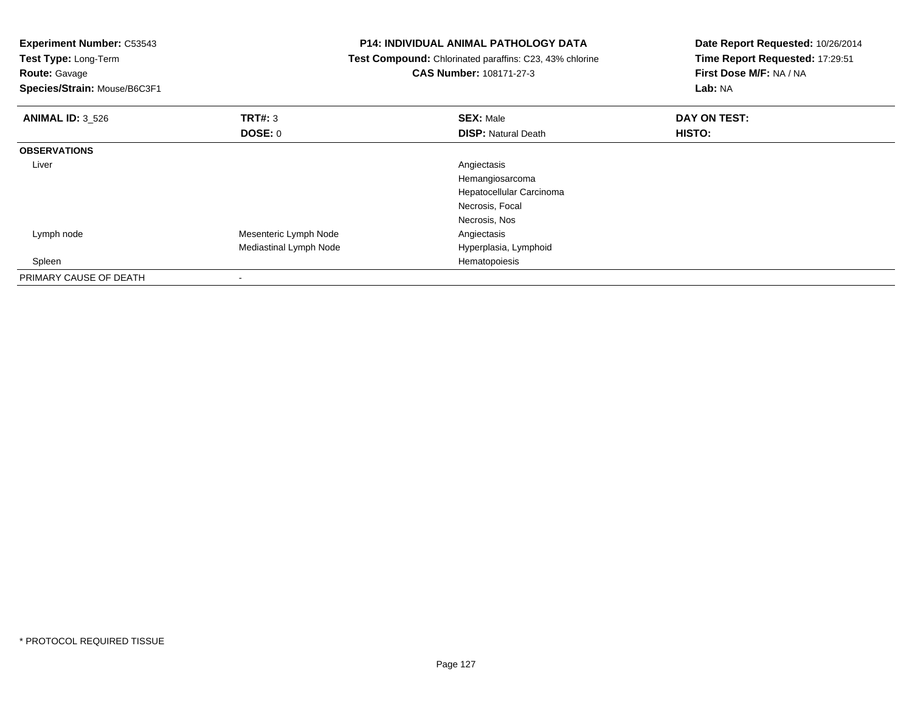**Experiment Number:** C53543
**Test Type:** Long-Term
**Route:** Gavage
**Species/Strain:** Mouse/B6C3F1

**P14: INDIVIDUAL ANIMAL PATHOLOGY DATA**
**Test Compound:** Chlorinated paraffins: C23, 43% chlorine
**CAS Number:** 108171-27-3

**Date Report Requested:** 10/26/2014
**Time Report Requested:** 17:29:51
**First Dose M/F:** NA / NA
**Lab:** NA

| **ANIMAL ID:** 3_526 | **TRT#:** 3 | **SEX:** Male | **DAY ON TEST:** |
|---|---|---|---|
| | **DOSE:** 0 | **DISP:** Natural Death | **HISTO:** |
| **OBSERVATIONS** | | | |
| Liver | | Angiectasis | |
| | | Hemangiosarcoma | |
| | | Hepatocellular Carcinoma | |
| | | Necrosis, Focal | |
| | | Necrosis, Nos | |
| Lymph node | Mesenteric Lymph Node | Angiectasis | |
| | Mediastinal Lymph Node | Hyperplasia, Lymphoid | |
| Spleen | | Hematopoiesis | |
| PRIMARY CAUSE OF DEATH | - | | |

* PROTOCOL REQUIRED TISSUE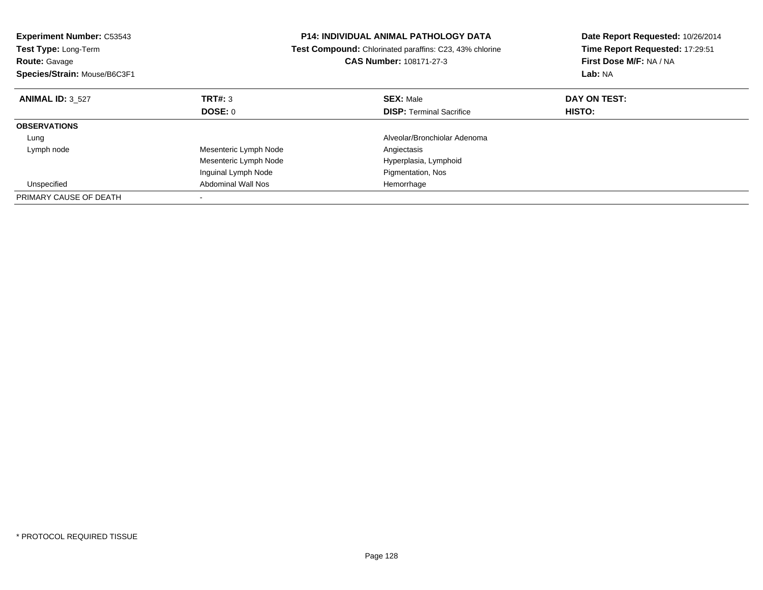**Experiment Number:** C53543
**Test Type:** Long-Term
**Route:** Gavage
**Species/Strain:** Mouse/B6C3F1

**P14: INDIVIDUAL ANIMAL PATHOLOGY DATA**
**Test Compound:** Chlorinated paraffins: C23, 43% chlorine
**CAS Number:** 108171-27-3

**Date Report Requested:** 10/26/2014
**Time Report Requested:** 17:29:51
**First Dose M/F:** NA / NA
**Lab:** NA

| **ANIMAL ID:** 3_527 | **TRT#:** 3 | **SEX:** Male | **DAY ON TEST:** |
|---|---|---|---|
| | **DOSE:** 0 | **DISP:** Terminal Sacrifice | **HISTO:** |
| **OBSERVATIONS** | | | |
| Lung | | Alveolar/Bronchiolar Adenoma | |
| Lymph node | Mesenteric Lymph Node | Angiectasis | |
| | Mesenteric Lymph Node | Hyperplasia, Lymphoid | |
| | Inguinal Lymph Node | Pigmentation, Nos | |
| Unspecified | Abdominal Wall Nos | Hemorrhage | |
| PRIMARY CAUSE OF DEATH | - | | |

* PROTOCOL REQUIRED TISSUE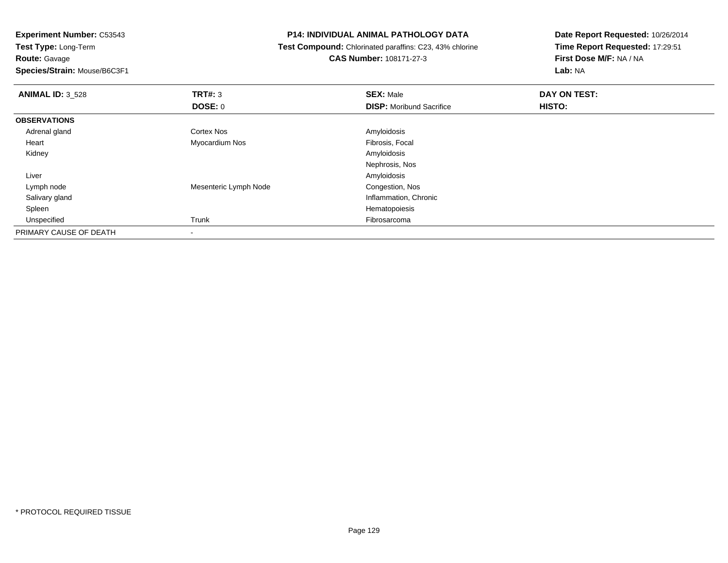**Experiment Number:** C53543
**Test Type:** Long-Term
**Route:** Gavage
**Species/Strain:** Mouse/B6C3F1

**P14: INDIVIDUAL ANIMAL PATHOLOGY DATA**
**Test Compound:** Chlorinated paraffins: C23, 43% chlorine
**CAS Number:** 108171-27-3

**Date Report Requested:** 10/26/2014
**Time Report Requested:** 17:29:51
**First Dose M/F:** NA / NA
**Lab:** NA

| **ANIMAL ID:** 3_528 | **TRT#:** 3 | **SEX:** Male | **DAY ON TEST:** |
|---|---|---|---|
| | **DOSE:** 0 | **DISP:** Moribund Sacrifice | **HISTO:** |
| **OBSERVATIONS** | | | |
| Adrenal gland | Cortex Nos | Amyloidosis | |
| Heart | Myocardium Nos | Fibrosis, Focal | |
| Kidney | | Amyloidosis | |
| | | Nephrosis, Nos | |
| Liver | | Amyloidosis | |
| Lymph node | Mesenteric Lymph Node | Congestion, Nos | |
| Salivary gland | | Inflammation, Chronic | |
| Spleen | | Hematopoiesis | |
| Unspecified | Trunk | Fibrosarcoma | |
| PRIMARY CAUSE OF DEATH | - | | |

\* PROTOCOL REQUIRED TISSUE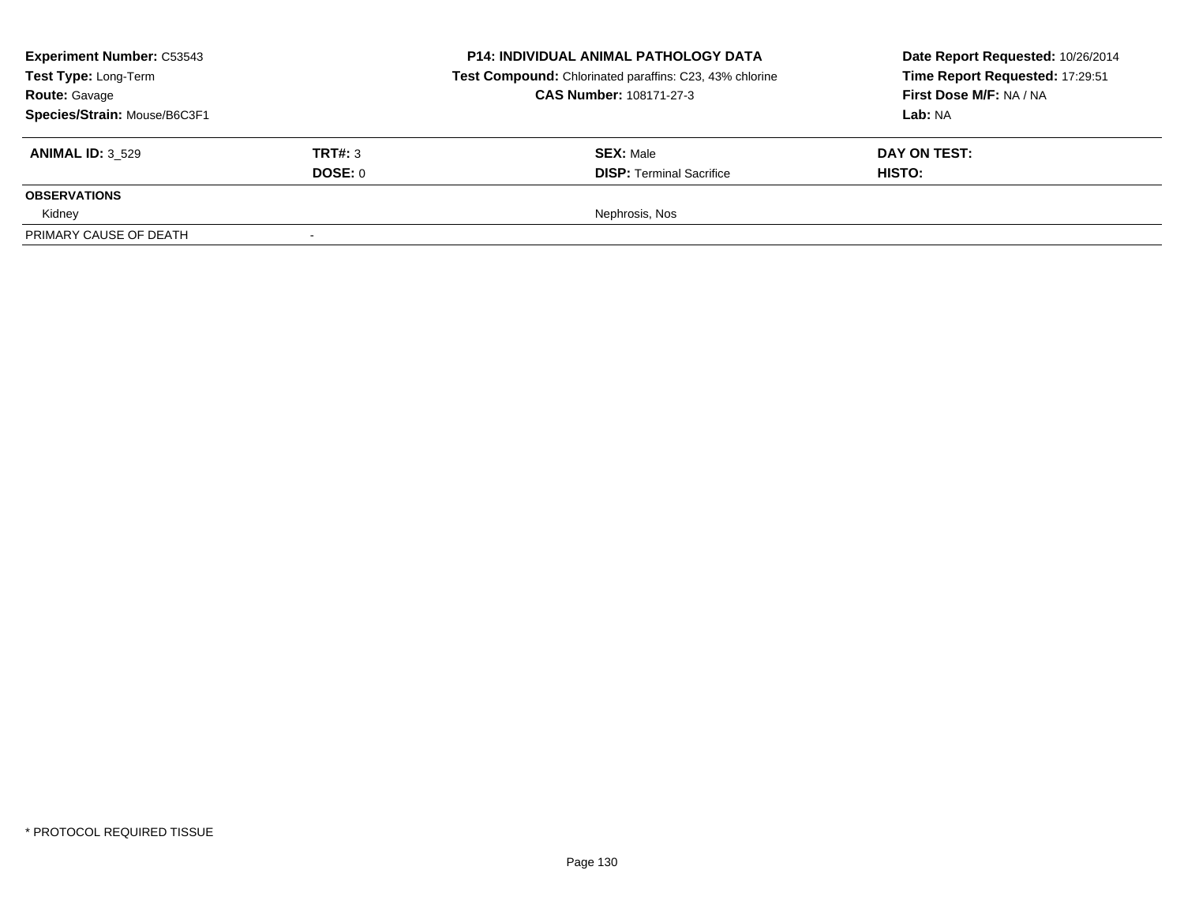**Experiment Number:** C53543
**Test Type:** Long-Term
**Route:** Gavage
**Species/Strain:** Mouse/B6C3F1

**P14: INDIVIDUAL ANIMAL PATHOLOGY DATA**
**Test Compound:** Chlorinated paraffins: C23, 43% chlorine
**CAS Number:** 108171-27-3

**Date Report Requested:** 10/26/2014
**Time Report Requested:** 17:29:51
**First Dose M/F:** NA / NA
**Lab:** NA

| **ANIMAL ID:** 3_529 | **TRT#:** 3 | **SEX:** Male | **DAY ON TEST:** |
|---|---|---|---|
| | **DOSE:** 0 | **DISP:** Terminal Sacrifice | **HISTO:** |
| **OBSERVATIONS** | | | |
| Kidney | | Nephrosis, Nos | |
| PRIMARY CAUSE OF DEATH | - | | |

* PROTOCOL REQUIRED TISSUE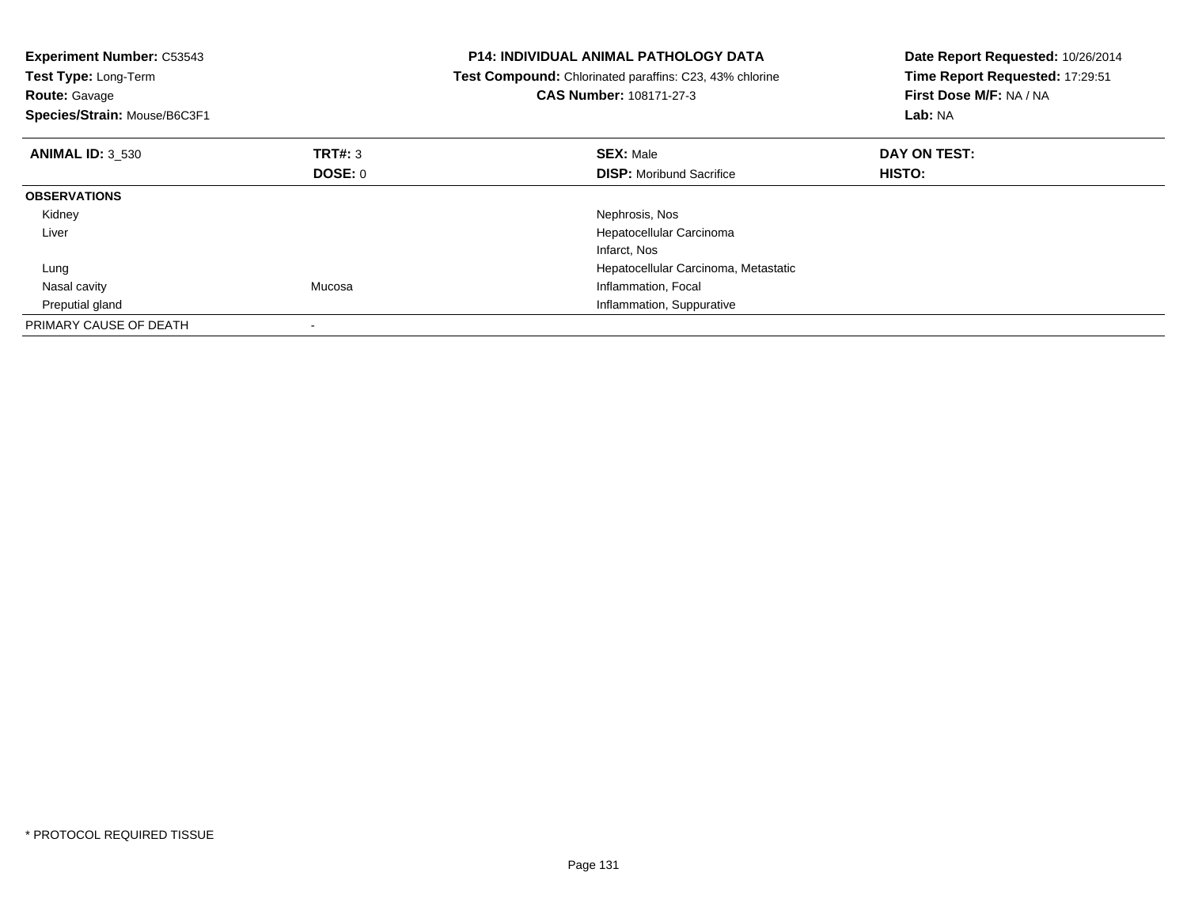**Experiment Number:** C53543
**Test Type:** Long-Term
**Route:** Gavage
**Species/Strain:** Mouse/B6C3F1

**P14: INDIVIDUAL ANIMAL PATHOLOGY DATA**
**Test Compound:** Chlorinated paraffins: C23, 43% chlorine
**CAS Number:** 108171-27-3

**Date Report Requested:** 10/26/2014
**Time Report Requested:** 17:29:51
**First Dose M/F:** NA / NA
**Lab:** NA

| **ANIMAL ID:** 3_530 | **TRT#:** 3 | **SEX:** Male | **DAY ON TEST:** |
|---|---|---|---|
| | **DOSE:** 0 | **DISP:** Moribund Sacrifice | **HISTO:** |
| **OBSERVATIONS** | | | |
| Kidney | | Nephrosis, Nos | |
| Liver | | Hepatocellular Carcinoma | |
| | | Infarct, Nos | |
| Lung | | Hepatocellular Carcinoma, Metastatic | |
| Nasal cavity | Mucosa | Inflammation, Focal | |
| Preputial gland | | Inflammation, Suppurative | |
| PRIMARY CAUSE OF DEATH | - | | |

* PROTOCOL REQUIRED TISSUE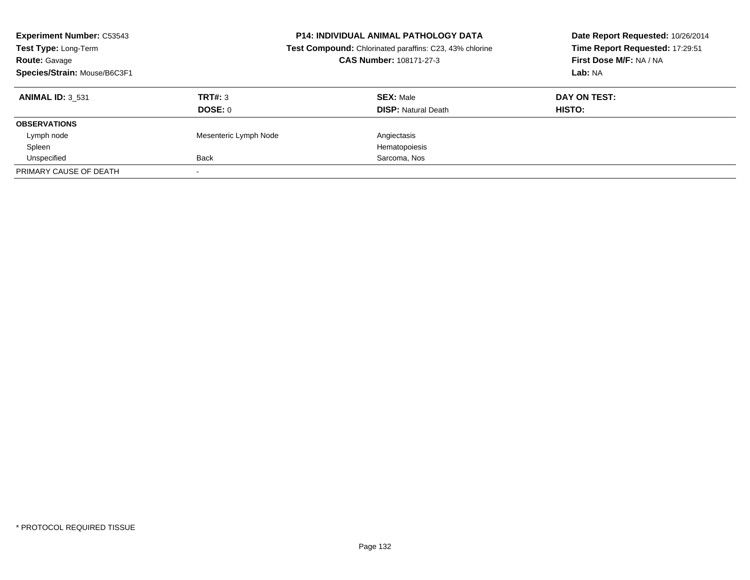**Experiment Number:** C53543
**Test Type:** Long-Term
**Route:** Gavage
**Species/Strain:** Mouse/B6C3F1

**P14: INDIVIDUAL ANIMAL PATHOLOGY DATA**
**Test Compound:** Chlorinated paraffins: C23, 43% chlorine
**CAS Number:** 108171-27-3

**Date Report Requested:** 10/26/2014
**Time Report Requested:** 17:29:51
**First Dose M/F:** NA / NA
**Lab:** NA

| **ANIMAL ID:** 3_531 | **TRT#:** 3 | **SEX:** Male | **DAY ON TEST:** |
|---|---|---|---|
| | **DOSE:** 0 | **DISP:** Natural Death | **HISTO:** |
| **OBSERVATIONS** | | | |
| Lymph node | Mesenteric Lymph Node | Angiectasis | |
| Spleen | | Hematopoiesis | |
| Unspecified | Back | Sarcoma, Nos | |
| PRIMARY CAUSE OF DEATH | - | | |

* PROTOCOL REQUIRED TISSUE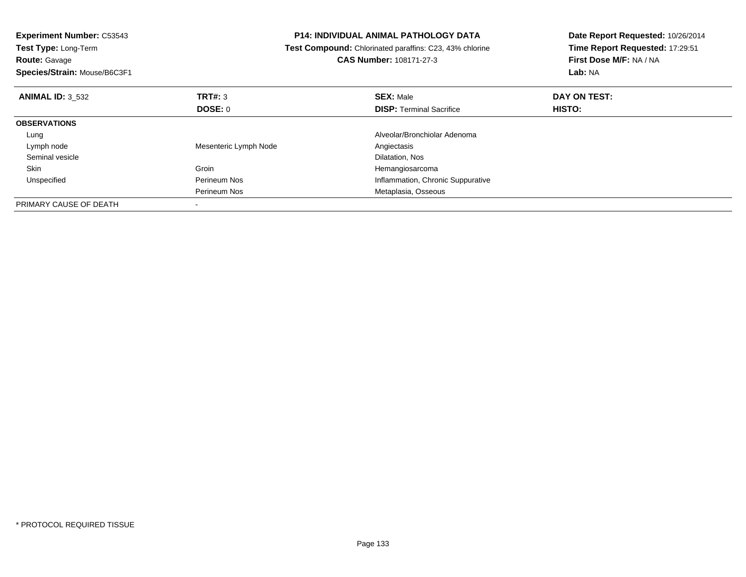**Experiment Number:** C53543
**Test Type:** Long-Term
**Route:** Gavage
**Species/Strain:** Mouse/B6C3F1

**P14: INDIVIDUAL ANIMAL PATHOLOGY DATA**
**Test Compound:** Chlorinated paraffins: C23, 43% chlorine
**CAS Number:** 108171-27-3

**Date Report Requested:** 10/26/2014
**Time Report Requested:** 17:29:51
**First Dose M/F:** NA / NA
**Lab:** NA

| **ANIMAL ID:** 3_532 | **TRT#:** 3 | **SEX:** Male | **DAY ON TEST:** |
|---|---|---|---|
| | **DOSE:** 0 | **DISP:** Terminal Sacrifice | **HISTO:** |
| **OBSERVATIONS** | | | |
| Lung | | Alveolar/Bronchiolar Adenoma | |
| Lymph node | Mesenteric Lymph Node | Angiectasis | |
| Seminal vesicle | | Dilatation, Nos | |
| Skin | Groin | Hemangiosarcoma | |
| Unspecified | Perineum Nos | Inflammation, Chronic Suppurative | |
| | Perineum Nos | Metaplasia, Osseous | |
| PRIMARY CAUSE OF DEATH | - | | |

* PROTOCOL REQUIRED TISSUE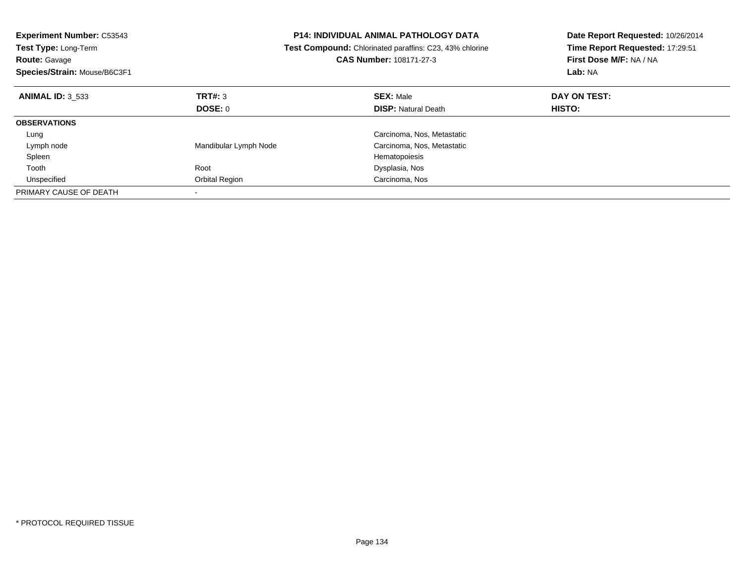**Experiment Number:** C53543
**Test Type:** Long-Term
**Route:** Gavage
**Species/Strain:** Mouse/B6C3F1

**P14: INDIVIDUAL ANIMAL PATHOLOGY DATA**
**Test Compound:** Chlorinated paraffins: C23, 43% chlorine
**CAS Number:** 108171-27-3

**Date Report Requested:** 10/26/2014
**Time Report Requested:** 17:29:51
**First Dose M/F:** NA / NA
**Lab:** NA

| **ANIMAL ID:** 3_533 | **TRT#:** 3 | **SEX:** Male | **DAY ON TEST:** |
|---|---|---|---|
| | **DOSE:** 0 | **DISP:** Natural Death | **HISTO:** |
| **OBSERVATIONS** | | | |
| Lung | | Carcinoma, Nos, Metastatic | |
| Lymph node | Mandibular Lymph Node | Carcinoma, Nos, Metastatic | |
| Spleen | | Hematopoiesis | |
| Tooth | Root | Dysplasia, Nos | |
| Unspecified | Orbital Region | Carcinoma, Nos | |
| PRIMARY CAUSE OF DEATH | - | | |

* PROTOCOL REQUIRED TISSUE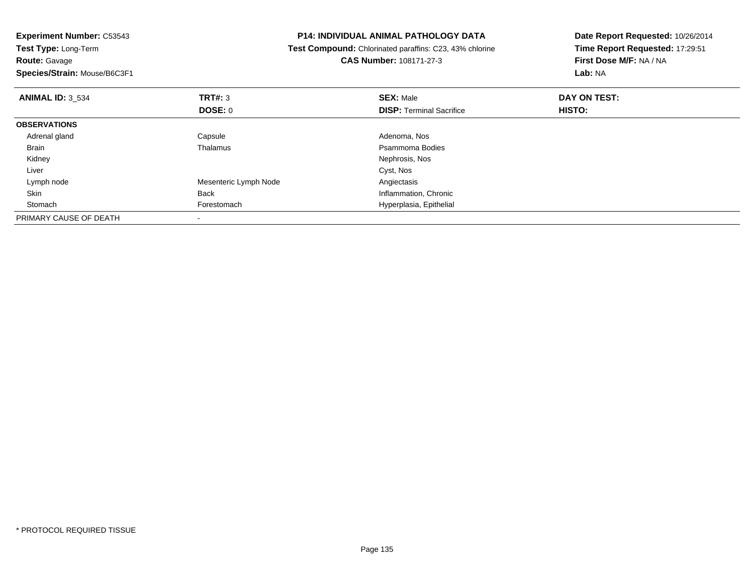**Experiment Number:** C53543
**Test Type:** Long-Term
**Route:** Gavage
**Species/Strain:** Mouse/B6C3F1

**P14: INDIVIDUAL ANIMAL PATHOLOGY DATA**
**Test Compound:** Chlorinated paraffins: C23, 43% chlorine
**CAS Number:** 108171-27-3

**Date Report Requested:** 10/26/2014
**Time Report Requested:** 17:29:51
**First Dose M/F:** NA / NA
**Lab:** NA

| **ANIMAL ID:** 3_534 | **TRT#:** 3 | **SEX:** Male | **DAY ON TEST:** |
|---|---|---|---|
| | **DOSE:** 0 | **DISP:** Terminal Sacrifice | **HISTO:** |
| **OBSERVATIONS** | | | |
| Adrenal gland | Capsule | Adenoma, Nos | |
| Brain | Thalamus | Psammoma Bodies | |
| Kidney | | Nephrosis, Nos | |
| Liver | | Cyst, Nos | |
| Lymph node | Mesenteric Lymph Node | Angiectasis | |
| Skin | Back | Inflammation, Chronic | |
| Stomach | Forestomach | Hyperplasia, Epithelial | |
| PRIMARY CAUSE OF DEATH | - | | |

* PROTOCOL REQUIRED TISSUE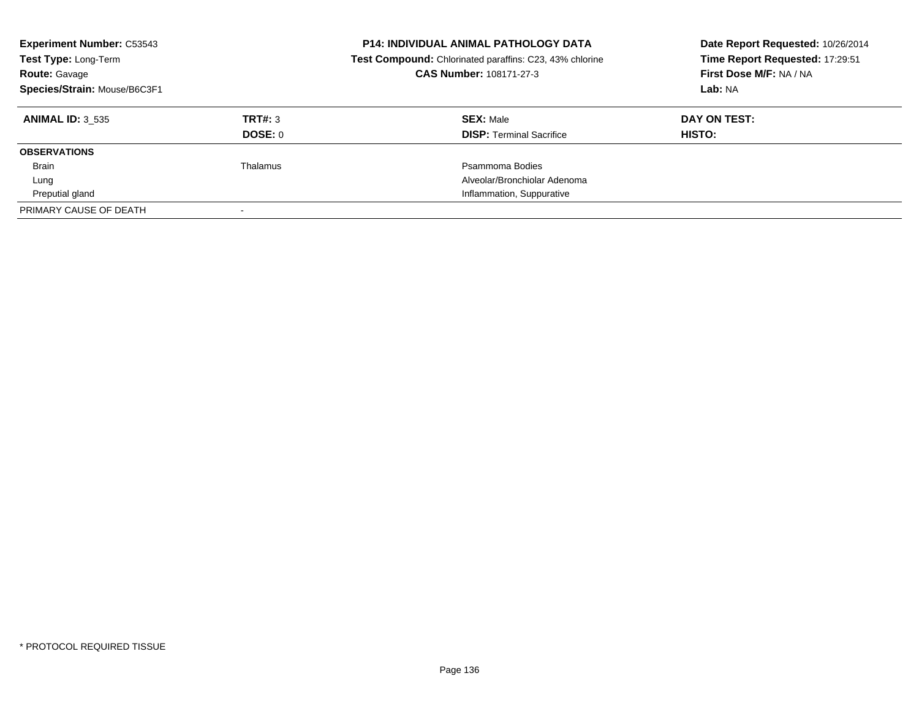**Experiment Number:** C53543
**Test Type:** Long-Term
**Route:** Gavage
**Species/Strain:** Mouse/B6C3F1

**P14: INDIVIDUAL ANIMAL PATHOLOGY DATA**
**Test Compound:** Chlorinated paraffins: C23, 43% chlorine
**CAS Number:** 108171-27-3

**Date Report Requested:** 10/26/2014
**Time Report Requested:** 17:29:51
**First Dose M/F:** NA / NA
**Lab:** NA

| **ANIMAL ID:** 3_535 | **TRT#:** 3 | **SEX:** Male | **DAY ON TEST:** |
|---|---|---|---|
| | **DOSE:** 0 | **DISP:** Terminal Sacrifice | **HISTO:** |
| **OBSERVATIONS** | | | |
| Brain | Thalamus | Psammoma Bodies | |
| Lung | | Alveolar/Bronchiolar Adenoma | |
| Preputial gland | | Inflammation, Suppurative | |
| PRIMARY CAUSE OF DEATH | - | | |

* PROTOCOL REQUIRED TISSUE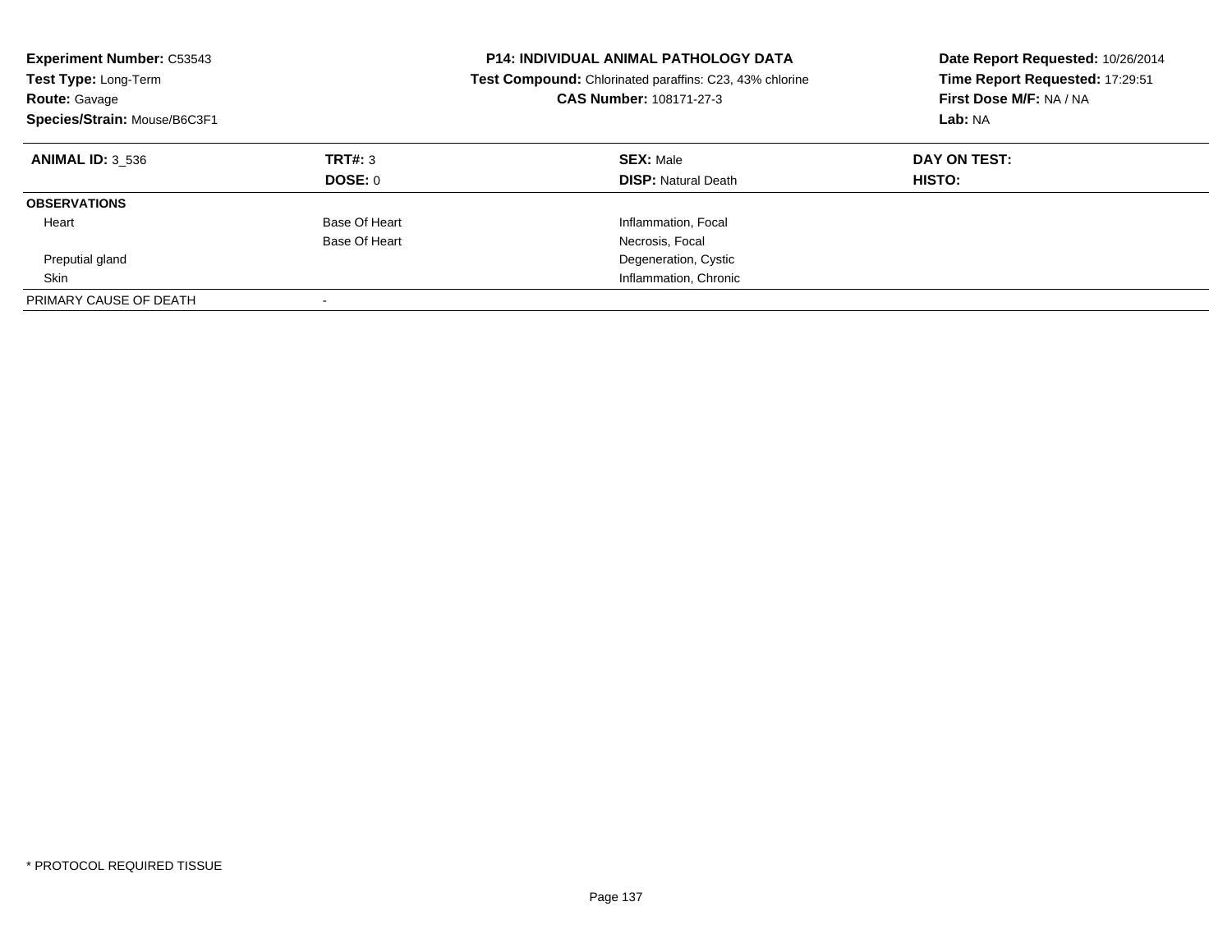**Experiment Number:** C53543
**Test Type:** Long-Term
**Route:** Gavage
**Species/Strain:** Mouse/B6C3F1

**P14: INDIVIDUAL ANIMAL PATHOLOGY DATA**
**Test Compound:** Chlorinated paraffins: C23, 43% chlorine
**CAS Number:** 108171-27-3

**Date Report Requested:** 10/26/2014
**Time Report Requested:** 17:29:51
**First Dose M/F:** NA / NA
**Lab:** NA

| **ANIMAL ID:** 3_536 | **TRT#:** 3 | **SEX:** Male | **DAY ON TEST:** |
|---|---|---|---|
| | **DOSE:** 0 | **DISP:** Natural Death | **HISTO:** |
| **OBSERVATIONS** | | | |
| Heart | Base Of Heart | Inflammation, Focal | |
| | Base Of Heart | Necrosis, Focal | |
| Preputial gland | | Degeneration, Cystic | |
| Skin | | Inflammation, Chronic | |
| PRIMARY CAUSE OF DEATH | - | | |

* PROTOCOL REQUIRED TISSUE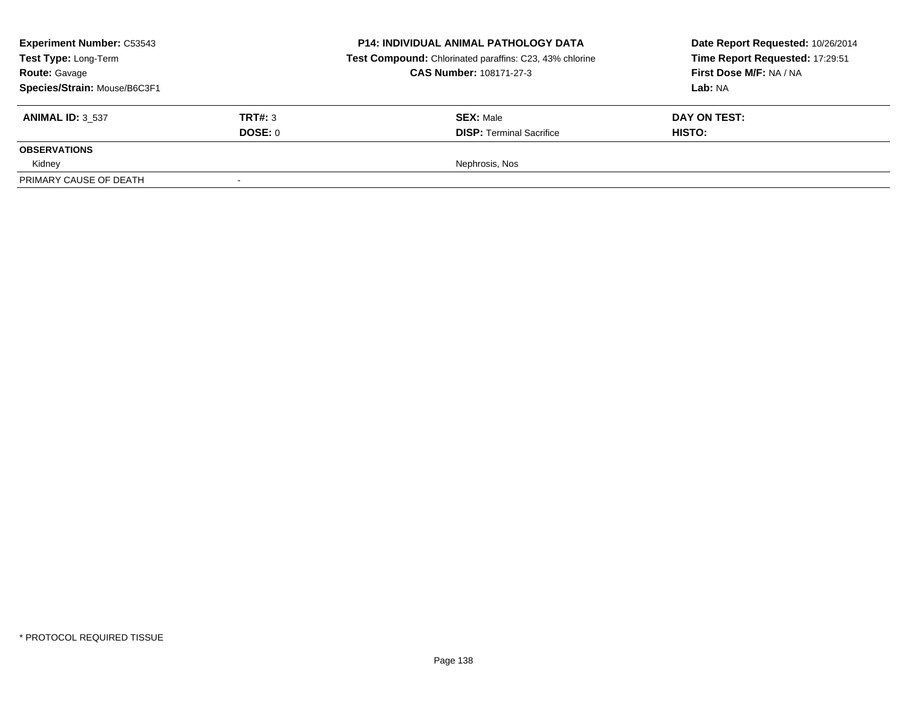| **Experiment Number:** C53543 | **P14: INDIVIDUAL ANIMAL PATHOLOGY DATA** | **Date Report Requested:** 10/26/2014 |
|---|---|---|
| **Test Type:** Long-Term | **Test Compound:** Chlorinated paraffins: C23, 43% chlorine | **Time Report Requested:** 17:29:51 |
| **Route:** Gavage | **CAS Number:** 108171-27-3 | **First Dose M/F:** NA / NA |
| **Species/Strain:** Mouse/B6C3F1 | | **Lab:** NA |

| **ANIMAL ID:** 3_537 | **TRT#:** 3 | **SEX:** Male | **DAY ON TEST:** |
|---|---|---|---|
| | **DOSE:** 0 | **DISP:** Terminal Sacrifice | **HISTO:** |
| **OBSERVATIONS** | | | |
| Kidney | | Nephrosis, Nos | |
| PRIMARY CAUSE OF DEATH | - | | |

* PROTOCOL REQUIRED TISSUE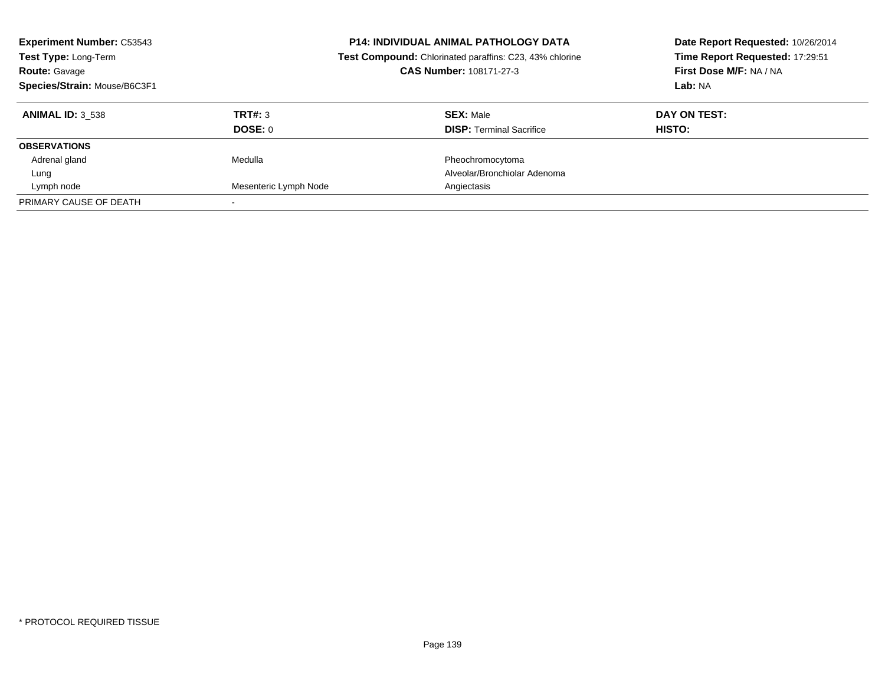**Experiment Number:** C53543
**Test Type:** Long-Term
**Route:** Gavage
**Species/Strain:** Mouse/B6C3F1

**P14: INDIVIDUAL ANIMAL PATHOLOGY DATA**
**Test Compound:** Chlorinated paraffins: C23, 43% chlorine
**CAS Number:** 108171-27-3

**Date Report Requested:** 10/26/2014
**Time Report Requested:** 17:29:51
**First Dose M/F:** NA / NA
**Lab:** NA

| **ANIMAL ID:** 3_538 | **TRT#:** 3 | **SEX:** Male | **DAY ON TEST:** |
|---|---|---|---|
| | **DOSE:** 0 | **DISP:** Terminal Sacrifice | **HISTO:** |
| **OBSERVATIONS** | | | |
| Adrenal gland | Medulla | Pheochromocytoma | |
| Lung | | Alveolar/Bronchiolar Adenoma | |
| Lymph node | Mesenteric Lymph Node | Angiectasis | |
| PRIMARY CAUSE OF DEATH | - | | |

* PROTOCOL REQUIRED TISSUE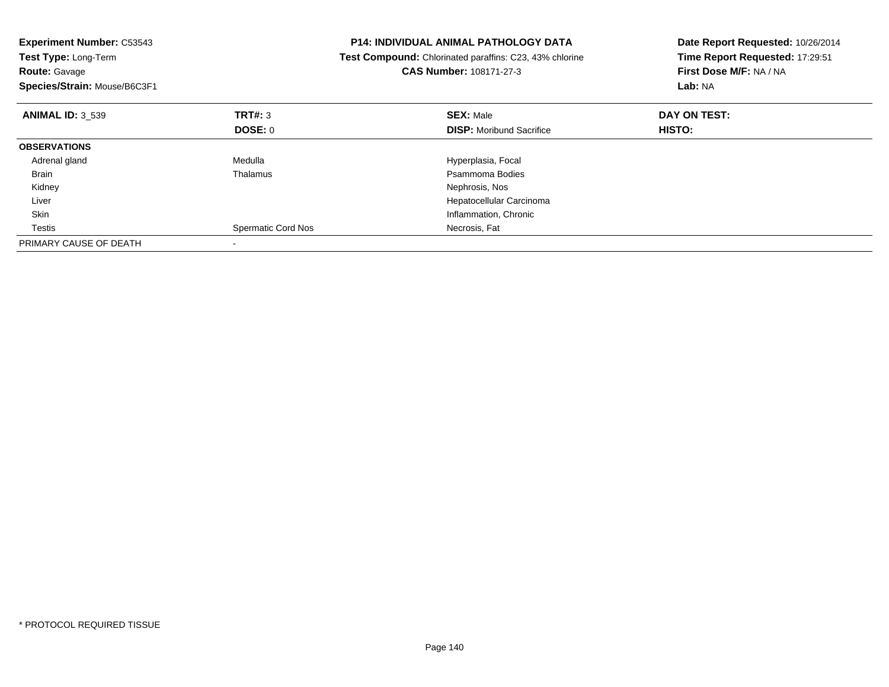**Experiment Number:** C53543
**Test Type:** Long-Term
**Route:** Gavage
**Species/Strain:** Mouse/B6C3F1

**P14: INDIVIDUAL ANIMAL PATHOLOGY DATA**
**Test Compound:** Chlorinated paraffins: C23, 43% chlorine
**CAS Number:** 108171-27-3

**Date Report Requested:** 10/26/2014
**Time Report Requested:** 17:29:51
**First Dose M/F:** NA / NA
**Lab:** NA

| **ANIMAL ID:** 3_539 | **TRT#:** 3<br>**DOSE:** 0 | **SEX:** Male<br>**DISP:** Moribund Sacrifice | **DAY ON TEST:**<br>**HISTO:** |
|---|---|---|---|
| **OBSERVATIONS** | | | |
| Adrenal gland | Medulla | Hyperplasia, Focal | |
| Brain | Thalamus | Psammoma Bodies | |
| Kidney | | Nephrosis, Nos | |
| Liver | | Hepatocellular Carcinoma | |
| Skin | | Inflammation, Chronic | |
| Testis | Spermatic Cord Nos | Necrosis, Fat | |
| PRIMARY CAUSE OF DEATH | - | | |

* PROTOCOL REQUIRED TISSUE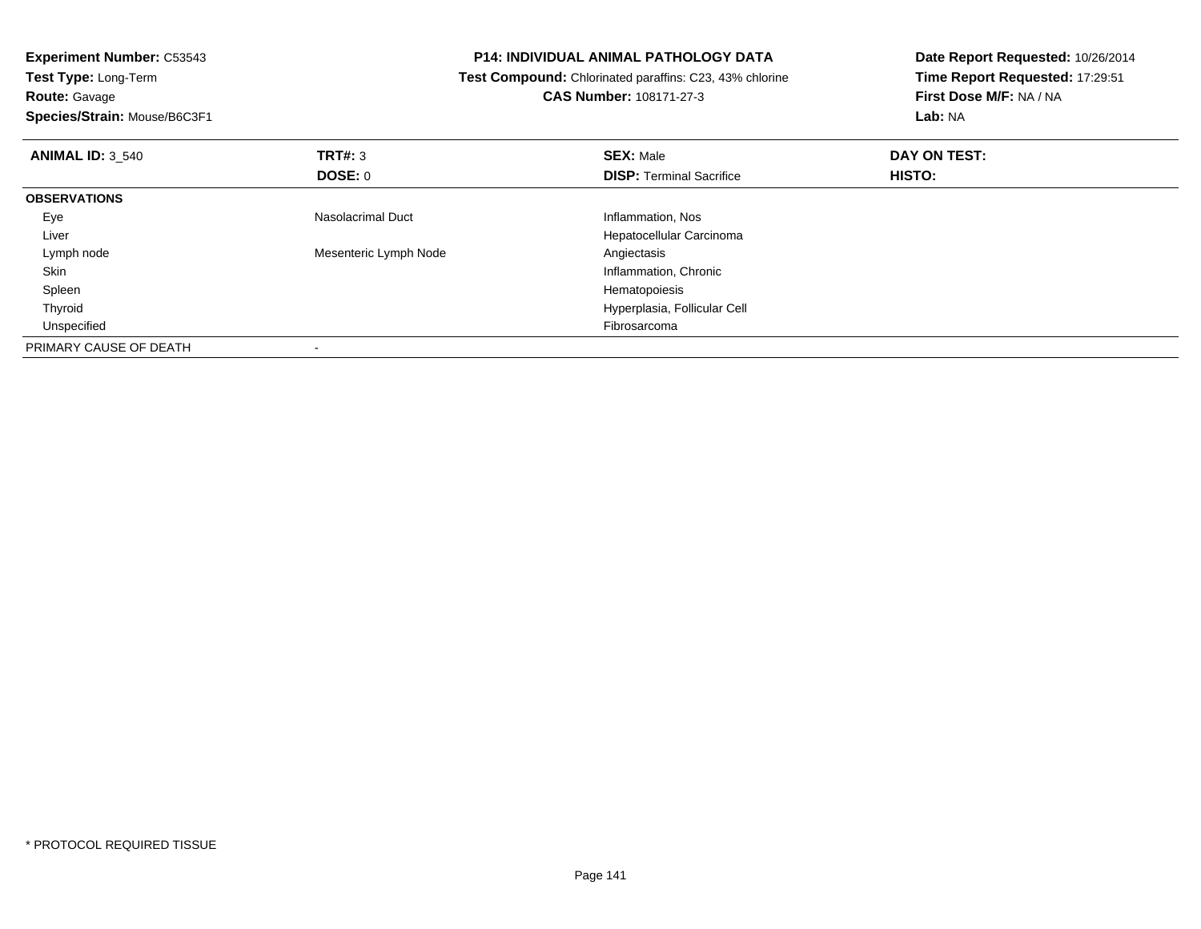**Experiment Number:** C53543
**Test Type:** Long-Term
**Route:** Gavage
**Species/Strain:** Mouse/B6C3F1

**P14: INDIVIDUAL ANIMAL PATHOLOGY DATA**
**Test Compound:** Chlorinated paraffins: C23, 43% chlorine
**CAS Number:** 108171-27-3

**Date Report Requested:** 10/26/2014
**Time Report Requested:** 17:29:51
**First Dose M/F:** NA / NA
**Lab:** NA

| **ANIMAL ID:** 3_540 | **TRT#:** 3 | **SEX:** Male | **DAY ON TEST:** |
|---|---|---|---|
| | **DOSE:** 0 | **DISP:** Terminal Sacrifice | **HISTO:** |
| **OBSERVATIONS** | | | |
| Eye | Nasolacrimal Duct | Inflammation, Nos | |
| Liver | | Hepatocellular Carcinoma | |
| Lymph node | Mesenteric Lymph Node | Angiectasis | |
| Skin | | Inflammation, Chronic | |
| Spleen | | Hematopoiesis | |
| Thyroid | | Hyperplasia, Follicular Cell | |
| Unspecified | | Fibrosarcoma | |
| PRIMARY CAUSE OF DEATH | - | | |

* PROTOCOL REQUIRED TISSUE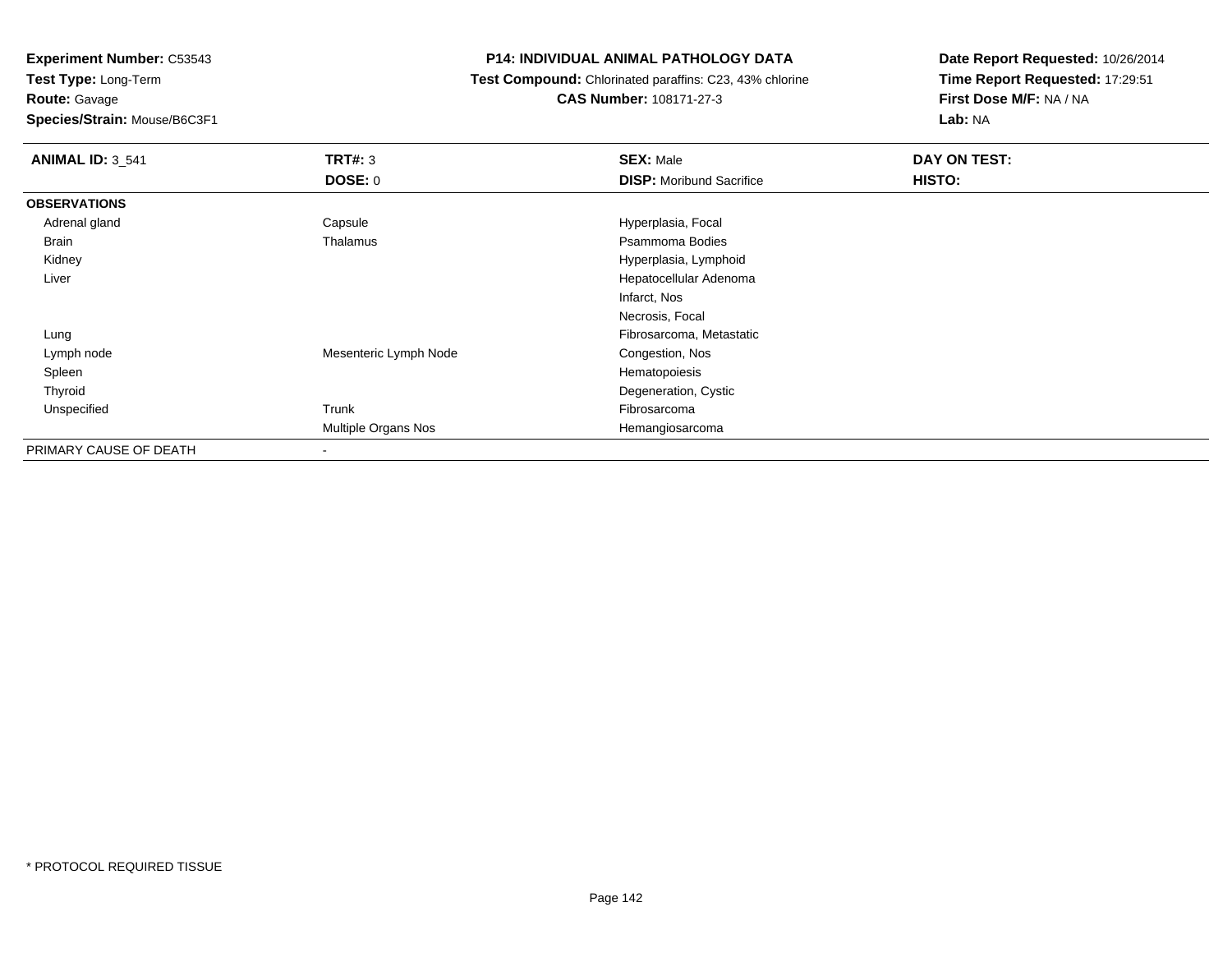**Experiment Number:** C53543
**Test Type:** Long-Term
**Route:** Gavage
**Species/Strain:** Mouse/B6C3F1

**P14: INDIVIDUAL ANIMAL PATHOLOGY DATA**
**Test Compound:** Chlorinated paraffins: C23, 43% chlorine
**CAS Number:** 108171-27-3

**Date Report Requested:** 10/26/2014
**Time Report Requested:** 17:29:51
**First Dose M/F:** NA / NA
**Lab:** NA

| **ANIMAL ID:** 3_541 | **TRT#:** 3 | **SEX:** Male | **DAY ON TEST:** |
|---|---|---|---|
| | **DOSE:** 0 | **DISP:** Moribund Sacrifice | **HISTO:** |
| **OBSERVATIONS** | | | |
| Adrenal gland | Capsule | Hyperplasia, Focal | |
| Brain | Thalamus | Psammoma Bodies | |
| Kidney | | Hyperplasia, Lymphoid | |
| Liver | | Hepatocellular Adenoma | |
| | | Infarct, Nos | |
| | | Necrosis, Focal | |
| Lung | | Fibrosarcoma, Metastatic | |
| Lymph node | Mesenteric Lymph Node | Congestion, Nos | |
| Spleen | | Hematopoiesis | |
| Thyroid | | Degeneration, Cystic | |
| Unspecified | Trunk | Fibrosarcoma | |
| | Multiple Organs Nos | Hemangiosarcoma | |
| PRIMARY CAUSE OF DEATH | - | | |

\* PROTOCOL REQUIRED TISSUE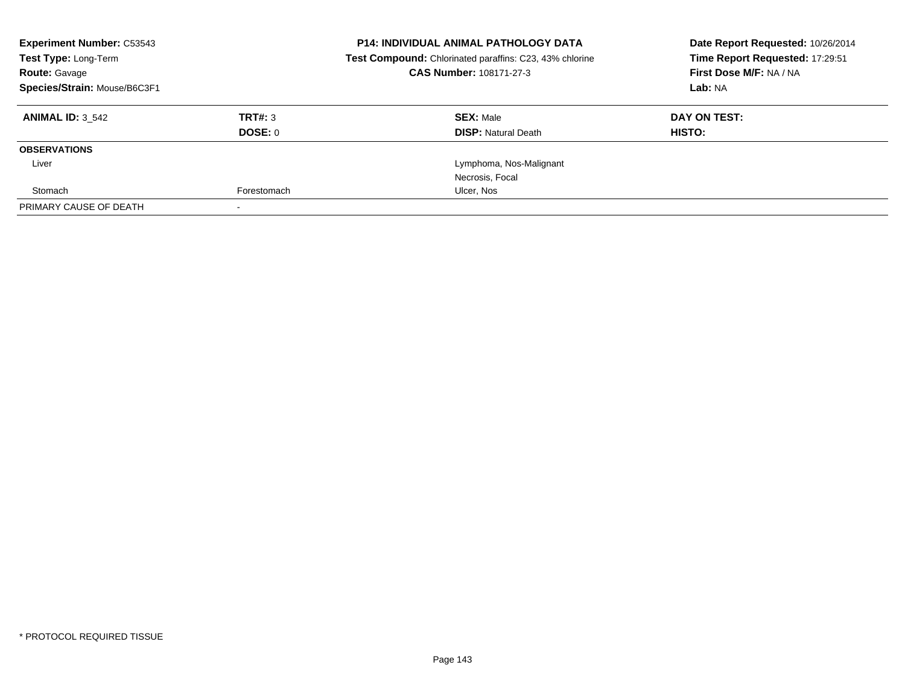**Experiment Number:** C53543
**Test Type:** Long-Term
**Route:** Gavage
**Species/Strain:** Mouse/B6C3F1

**P14: INDIVIDUAL ANIMAL PATHOLOGY DATA**
**Test Compound:** Chlorinated paraffins: C23, 43% chlorine
**CAS Number:** 108171-27-3

**Date Report Requested:** 10/26/2014
**Time Report Requested:** 17:29:51
**First Dose M/F:** NA / NA
**Lab:** NA

| **ANIMAL ID:** 3_542 | **TRT#:** 3 | **SEX:** Male | **DAY ON TEST:** |
|---|---|---|---|
| | **DOSE:** 0 | **DISP:** Natural Death | **HISTO:** |
| **OBSERVATIONS** | | | |
| Liver | | Lymphoma, Nos-Malignant | |
| | | Necrosis, Focal | |
| Stomach | Forestomach | Ulcer, Nos | |
| PRIMARY CAUSE OF DEATH | - | | |

* PROTOCOL REQUIRED TISSUE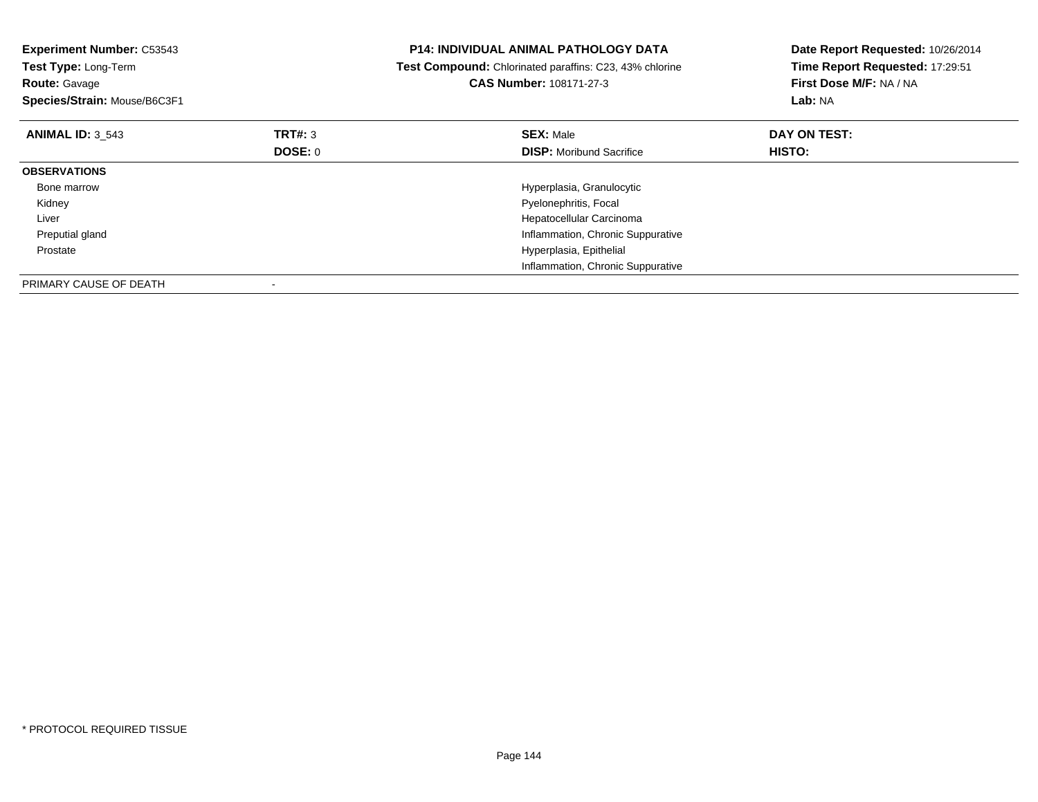**Experiment Number:** C53543
**Test Type:** Long-Term
**Route:** Gavage
**Species/Strain:** Mouse/B6C3F1

**P14: INDIVIDUAL ANIMAL PATHOLOGY DATA**
**Test Compound:** Chlorinated paraffins: C23, 43% chlorine
**CAS Number:** 108171-27-3

**Date Report Requested:** 10/26/2014
**Time Report Requested:** 17:29:51
**First Dose M/F:** NA / NA
**Lab:** NA

| **ANIMAL ID:** 3_543 | **TRT#:** 3 | **SEX:** Male | **DAY ON TEST:** |
|---|---|---|---|
| | **DOSE:** 0 | **DISP:** Moribund Sacrifice | **HISTO:** |
| **OBSERVATIONS** | | | |
| Bone marrow | | Hyperplasia, Granulocytic | |
| Kidney | | Pyelonephritis, Focal | |
| Liver | | Hepatocellular Carcinoma | |
| Preputial gland | | Inflammation, Chronic Suppurative | |
| Prostate | | Hyperplasia, Epithelial | |
| | | Inflammation, Chronic Suppurative | |
| PRIMARY CAUSE OF DEATH | - | | |

* PROTOCOL REQUIRED TISSUE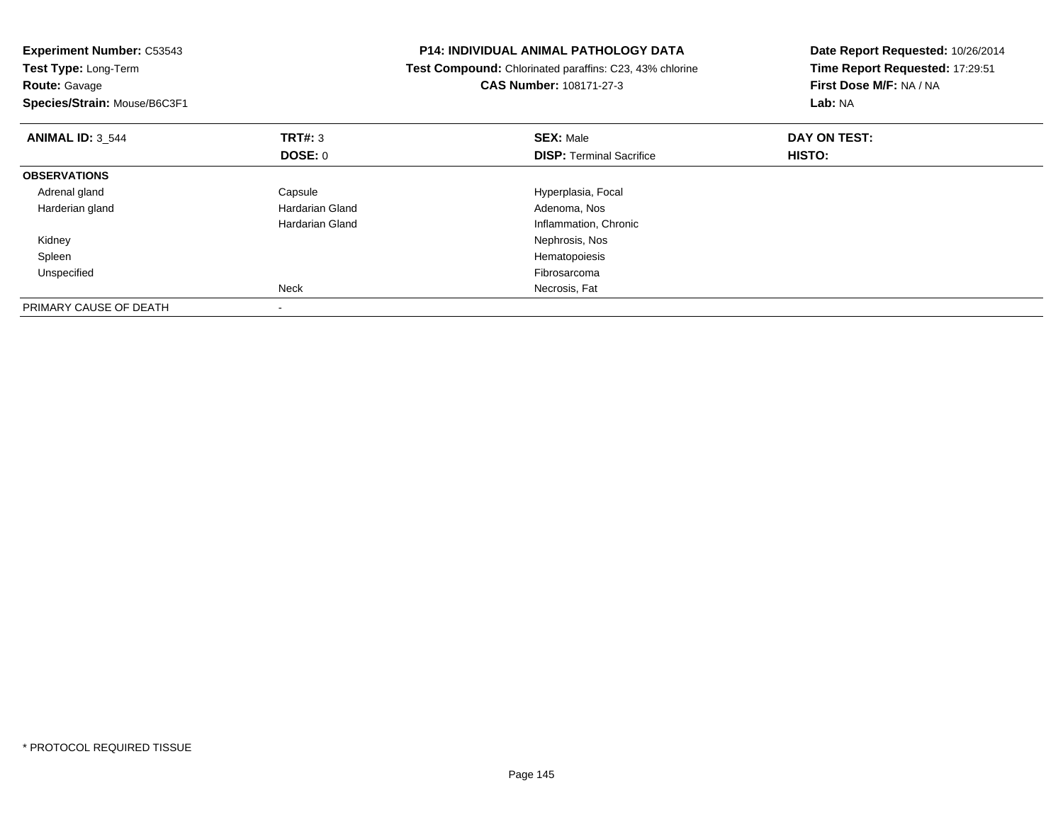**Experiment Number:** C53543
**Test Type:** Long-Term
**Route:** Gavage
**Species/Strain:** Mouse/B6C3F1

**P14: INDIVIDUAL ANIMAL PATHOLOGY DATA**
**Test Compound:** Chlorinated paraffins: C23, 43% chlorine
**CAS Number:** 108171-27-3

**Date Report Requested:** 10/26/2014
**Time Report Requested:** 17:29:51
**First Dose M/F:** NA / NA
**Lab:** NA

| **ANIMAL ID:** 3_544 | **TRT#:** 3 | **SEX:** Male | **DAY ON TEST:** |
|---|---|---|---|
| | **DOSE:** 0 | **DISP:** Terminal Sacrifice | **HISTO:** |
| **OBSERVATIONS** | | | |
| Adrenal gland | Capsule | Hyperplasia, Focal | |
| Harderian gland | Hardarian Gland | Adenoma, Nos | |
| | Hardarian Gland | Inflammation, Chronic | |
| Kidney | | Nephrosis, Nos | |
| Spleen | | Hematopoiesis | |
| Unspecified | | Fibrosarcoma | |
| | Neck | Necrosis, Fat | |
| PRIMARY CAUSE OF DEATH | - | | |

* PROTOCOL REQUIRED TISSUE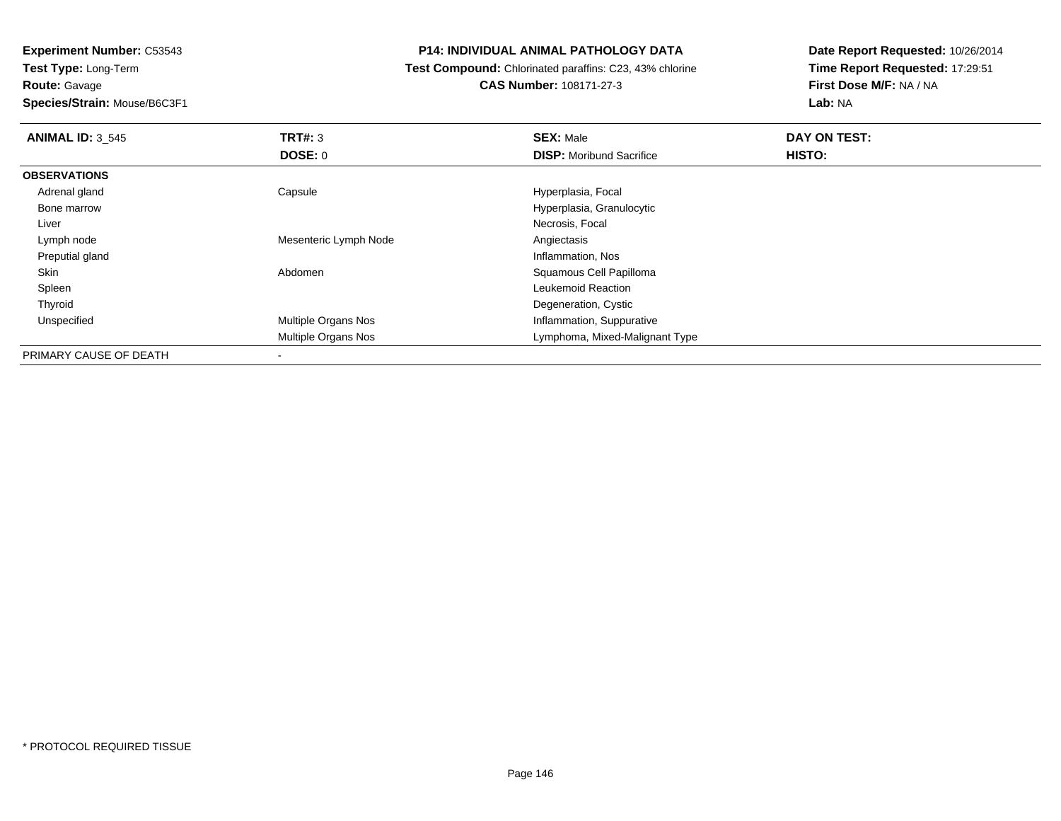**Experiment Number:** C53543
**Test Type:** Long-Term
**Route:** Gavage
**Species/Strain:** Mouse/B6C3F1

**P14: INDIVIDUAL ANIMAL PATHOLOGY DATA**
**Test Compound:** Chlorinated paraffins: C23, 43% chlorine
**CAS Number:** 108171-27-3

**Date Report Requested:** 10/26/2014
**Time Report Requested:** 17:29:51
**First Dose M/F:** NA / NA
**Lab:** NA

| **ANIMAL ID:** 3_545 | **TRT#:** 3 | **SEX:** Male | **DAY ON TEST:** |
|---|---|---|---|
| | **DOSE:** 0 | **DISP:** Moribund Sacrifice | **HISTO:** |
| **OBSERVATIONS** | | | |
| Adrenal gland | Capsule | Hyperplasia, Focal | |
| Bone marrow | | Hyperplasia, Granulocytic | |
| Liver | | Necrosis, Focal | |
| Lymph node | Mesenteric Lymph Node | Angiectasis | |
| Preputial gland | | Inflammation, Nos | |
| Skin | Abdomen | Squamous Cell Papilloma | |
| Spleen | | Leukemoid Reaction | |
| Thyroid | | Degeneration, Cystic | |
| Unspecified | Multiple Organs Nos | Inflammation, Suppurative | |
| | Multiple Organs Nos | Lymphoma, Mixed-Malignant Type | |
| PRIMARY CAUSE OF DEATH | - | | |

* PROTOCOL REQUIRED TISSUE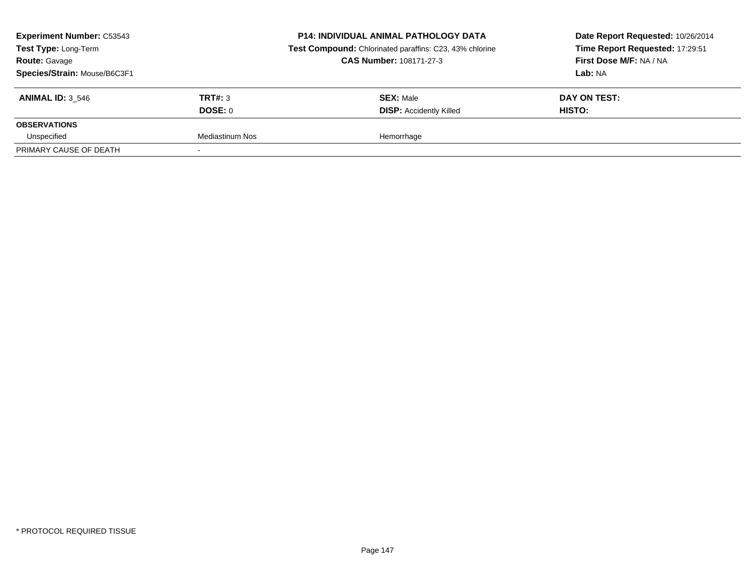**Experiment Number:** C53543
**Test Type:** Long-Term
**Route:** Gavage
**Species/Strain:** Mouse/B6C3F1

**P14: INDIVIDUAL ANIMAL PATHOLOGY DATA**
**Test Compound:** Chlorinated paraffins: C23, 43% chlorine
**CAS Number:** 108171-27-3

**Date Report Requested:** 10/26/2014
**Time Report Requested:** 17:29:51
**First Dose M/F:** NA / NA
**Lab:** NA

| **ANIMAL ID:** 3_546 | **TRT#:** 3 | **SEX:** Male | **DAY ON TEST:** |
|---|---|---|---|
| | **DOSE:** 0 | **DISP:** Accidently Killed | **HISTO:** |
| **OBSERVATIONS** | | | |
| Unspecified | Mediastinum Nos | Hemorrhage | |
| PRIMARY CAUSE OF DEATH | - | | |

* PROTOCOL REQUIRED TISSUE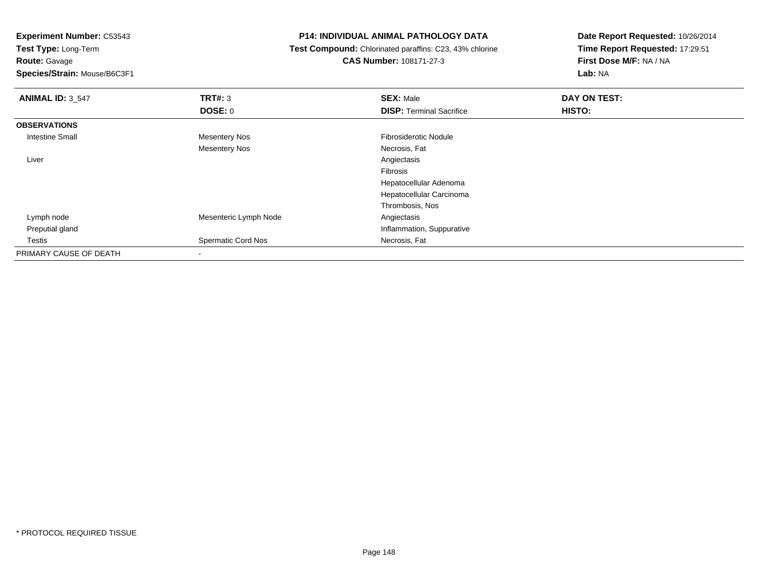**Experiment Number:** C53543
**Test Type:** Long-Term
**Route:** Gavage
**Species/Strain:** Mouse/B6C3F1

**P14: INDIVIDUAL ANIMAL PATHOLOGY DATA**
**Test Compound:** Chlorinated paraffins: C23, 43% chlorine
**CAS Number:** 108171-27-3

**Date Report Requested:** 10/26/2014
**Time Report Requested:** 17:29:51
**First Dose M/F:** NA / NA
**Lab:** NA

| **ANIMAL ID:** 3_547 | **TRT#:** 3 | **SEX:** Male | **DAY ON TEST:** |
|---|---|---|---|
| | **DOSE:** 0 | **DISP:** Terminal Sacrifice | **HISTO:** |
| **OBSERVATIONS** | | | |
| Intestine Small | Mesentery Nos | Fibrosiderotic Nodule | |
| | Mesentery Nos | Necrosis, Fat | |
| Liver | | Angiectasis | |
| | | Fibrosis | |
| | | Hepatocellular Adenoma | |
| | | Hepatocellular Carcinoma | |
| | | Thrombosis, Nos | |
| Lymph node | Mesenteric Lymph Node | Angiectasis | |
| Preputial gland | | Inflammation, Suppurative | |
| Testis | Spermatic Cord Nos | Necrosis, Fat | |
| PRIMARY CAUSE OF DEATH | - | | |

\* PROTOCOL REQUIRED TISSUE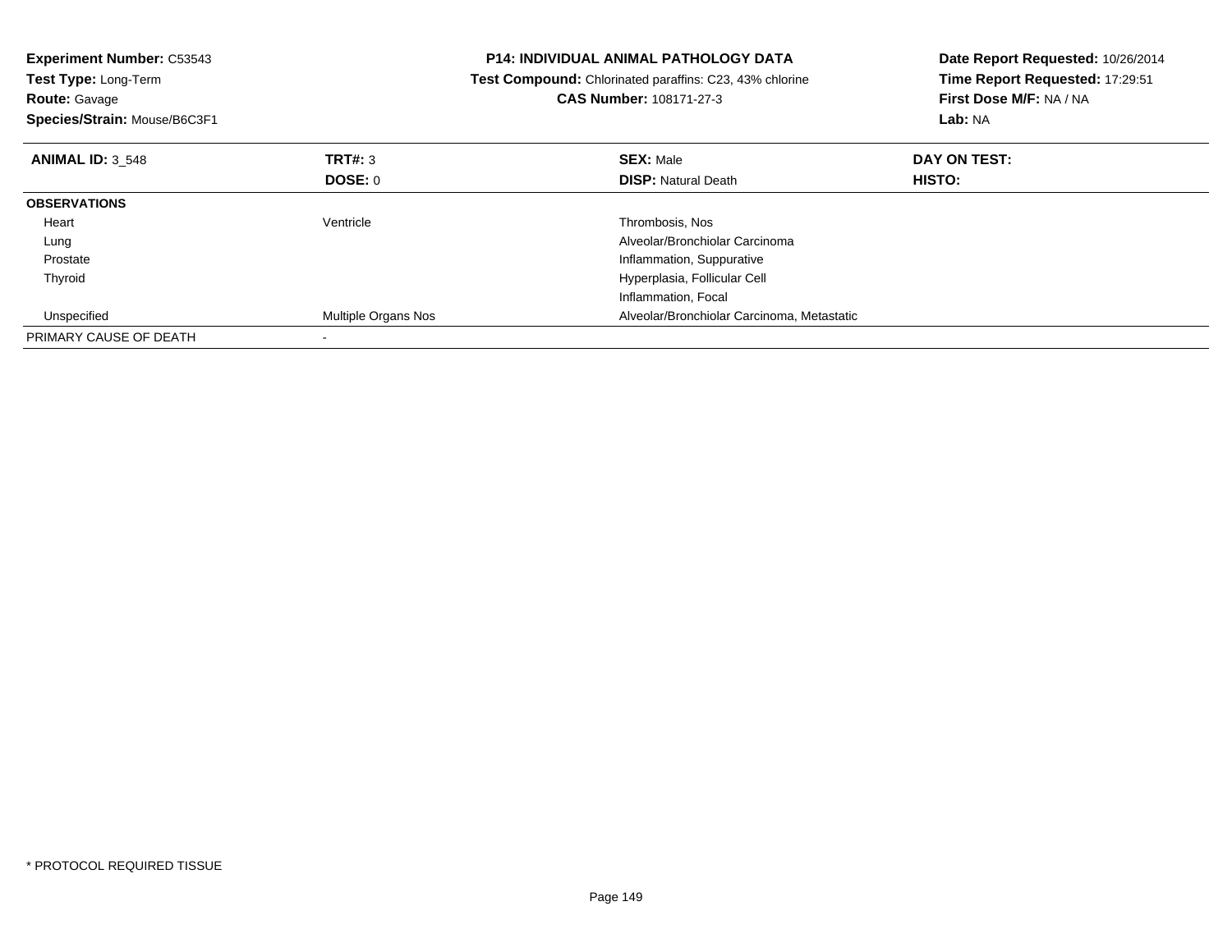**Experiment Number:** C53543
**Test Type:** Long-Term
**Route:** Gavage
**Species/Strain:** Mouse/B6C3F1

**P14: INDIVIDUAL ANIMAL PATHOLOGY DATA**
**Test Compound:** Chlorinated paraffins: C23, 43% chlorine
**CAS Number:** 108171-27-3

**Date Report Requested:** 10/26/2014
**Time Report Requested:** 17:29:51
**First Dose M/F:** NA / NA
**Lab:** NA

| **ANIMAL ID:** 3_548 | **TRT#:** 3 | **SEX:** Male | **DAY ON TEST:** |
|---|---|---|---|
| | **DOSE:** 0 | **DISP:** Natural Death | **HISTO:** |
| **OBSERVATIONS** | | | |
| Heart | Ventricle | Thrombosis, Nos | |
| Lung | | Alveolar/Bronchiolar Carcinoma | |
| Prostate | | Inflammation, Suppurative | |
| Thyroid | | Hyperplasia, Follicular Cell | |
| | | Inflammation, Focal | |
| Unspecified | Multiple Organs Nos | Alveolar/Bronchiolar Carcinoma, Metastatic | |
| PRIMARY CAUSE OF DEATH | - | | |

* PROTOCOL REQUIRED TISSUE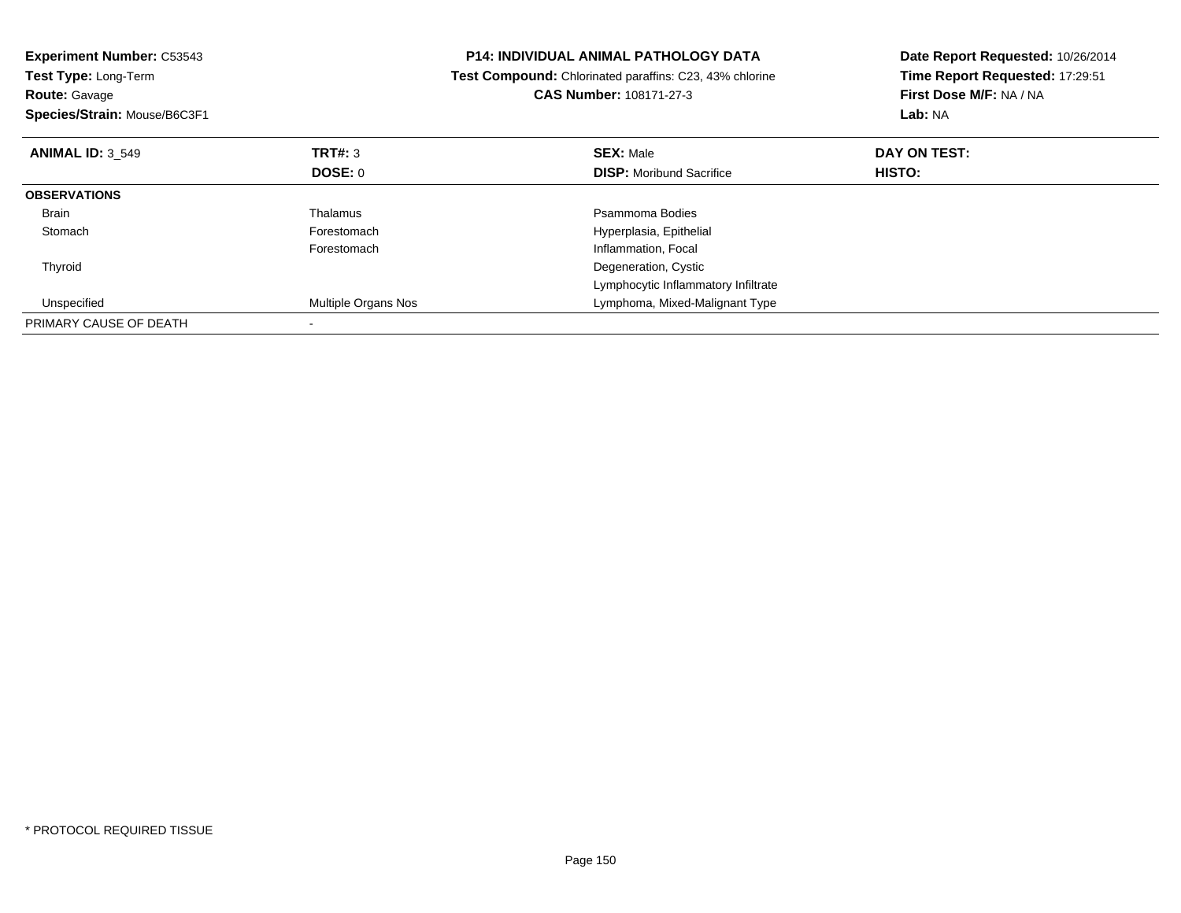**Experiment Number:** C53543
**Test Type:** Long-Term
**Route:** Gavage
**Species/Strain:** Mouse/B6C3F1

**P14: INDIVIDUAL ANIMAL PATHOLOGY DATA**
**Test Compound:** Chlorinated paraffins: C23, 43% chlorine
**CAS Number:** 108171-27-3

**Date Report Requested:** 10/26/2014
**Time Report Requested:** 17:29:51
**First Dose M/F:** NA / NA
**Lab:** NA

| **ANIMAL ID:** 3_549 | **TRT#:** 3 | **SEX:** Male | **DAY ON TEST:** |
|---|---|---|---|
| | **DOSE:** 0 | **DISP:** Moribund Sacrifice | **HISTO:** |
| **OBSERVATIONS** | | | |
| Brain | Thalamus | Psammoma Bodies | |
| Stomach | Forestomach | Hyperplasia, Epithelial | |
| | Forestomach | Inflammation, Focal | |
| Thyroid | | Degeneration, Cystic | |
| | | Lymphocytic Inflammatory Infiltrate | |
| Unspecified | Multiple Organs Nos | Lymphoma, Mixed-Malignant Type | |
| PRIMARY CAUSE OF DEATH | - | | |

* PROTOCOL REQUIRED TISSUE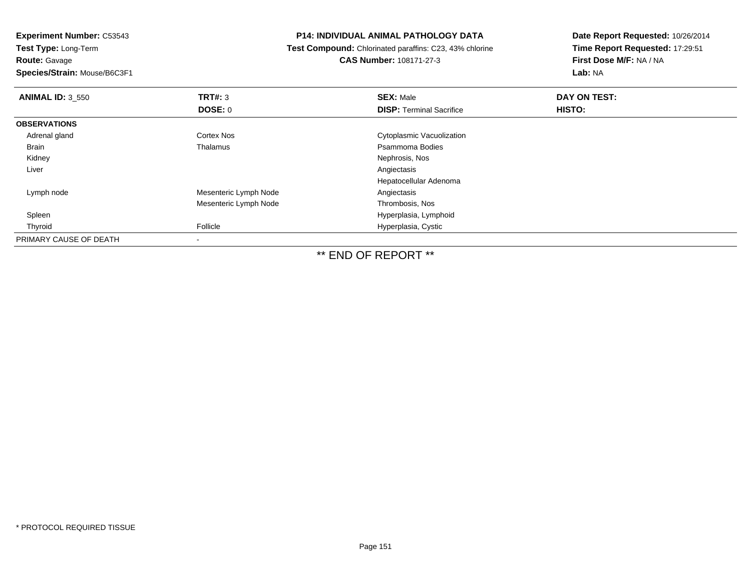**Experiment Number:** C53543
**Test Type:** Long-Term
**Route:** Gavage
**Species/Strain:** Mouse/B6C3F1

**P14: INDIVIDUAL ANIMAL PATHOLOGY DATA**
**Test Compound:** Chlorinated paraffins: C23, 43% chlorine
**CAS Number:** 108171-27-3

**Date Report Requested:** 10/26/2014
**Time Report Requested:** 17:29:51
**First Dose M/F:** NA / NA
**Lab:** NA

| **ANIMAL ID:** 3_550 | **TRT#:** 3 | **SEX:** Male | **DAY ON TEST:** |
|---|---|---|---|
| | **DOSE:** 0 | **DISP:** Terminal Sacrifice | **HISTO:** |
| **OBSERVATIONS** | | | |
| Adrenal gland | Cortex Nos | Cytoplasmic Vacuolization | |
| Brain | Thalamus | Psammoma Bodies | |
| Kidney | | Nephrosis, Nos | |
| Liver | | Angiectasis | |
| | | Hepatocellular Adenoma | |
| Lymph node | Mesenteric Lymph Node | Angiectasis | |
| | Mesenteric Lymph Node | Thrombosis, Nos | |
| Spleen | | Hyperplasia, Lymphoid | |
| Thyroid | Follicle | Hyperplasia, Cystic | |
| PRIMARY CAUSE OF DEATH | - | | |

** END OF REPORT **

* PROTOCOL REQUIRED TISSUE